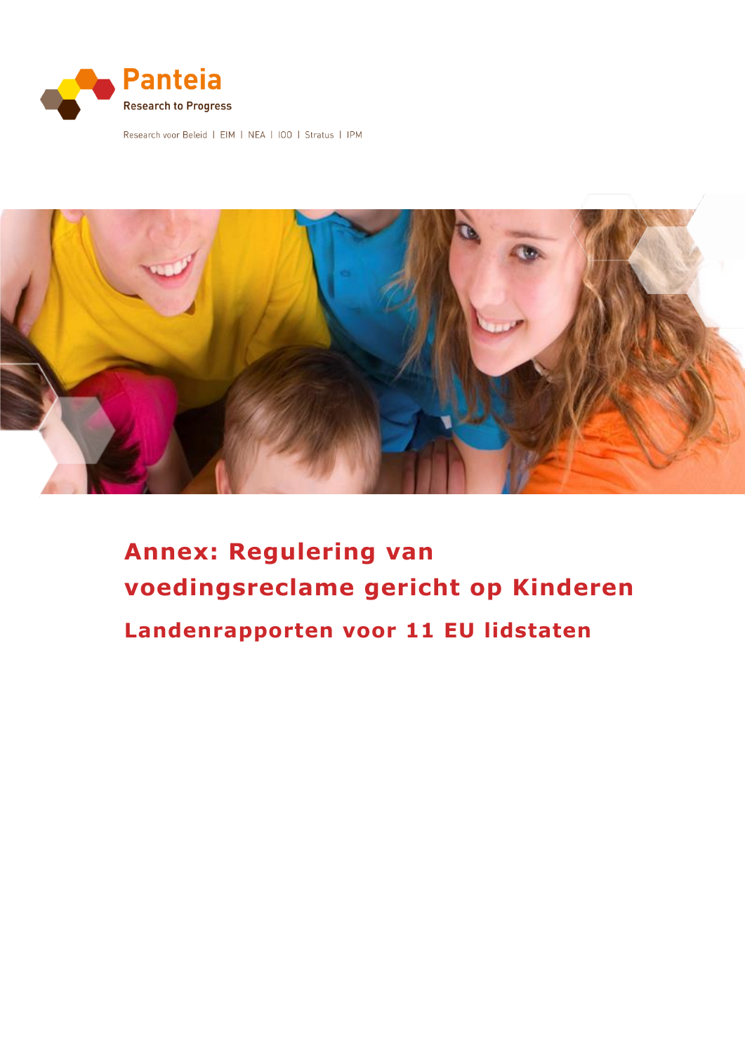Panteia

Research to Progress

Research voor Beleid | EIM | NEA | IOO | Stratus | IPM

# Annex: Regulering van voedingsreclame gericht op Kinderen

## Landenrapporten voor 11 EU lidstaten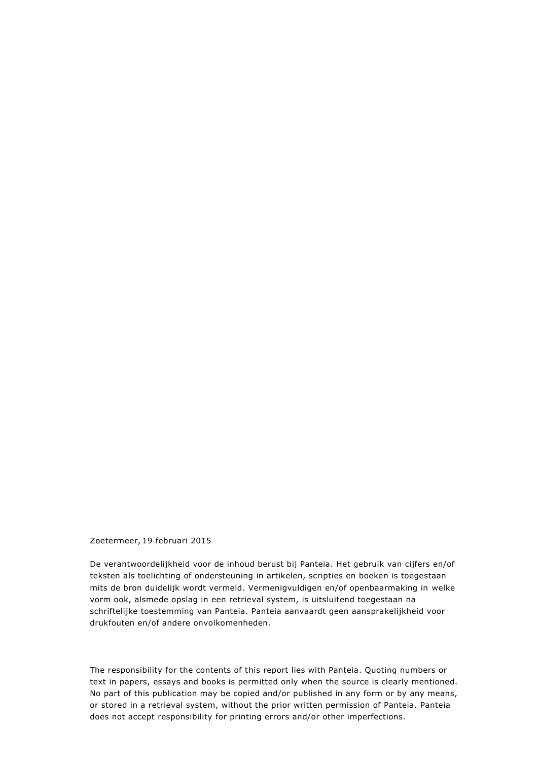Zoetermeer, 19 februari 2015

De verantwoordelijkheid voor de inhoud berust bij Panteia. Het gebruik van cijfers en/of teksten als toelichting of ondersteuning in artikelen, scripties en boeken is toegestaan mits de bron duidelijk wordt vermeld. Vermenigvuldigen en/of openbaarmaking in welke vorm ook, alsmede opslag in een retrieval system, is uitsluitend toegestaan na schriftelijke toestemming van Panteia. Panteia aanvaardt geen aansprakelijkheid voor drukfouten en/of andere onvolkomenheden.

The responsibility for the contents of this report lies with Panteia. Quoting numbers or text in papers, essays and books is permitted only when the source is clearly mentioned. No part of this publication may be copied and/or published in any form or by any means, or stored in a retrieval system, without the prior written permission of Panteia. Panteia does not accept responsibility for printing errors and/or other imperfections.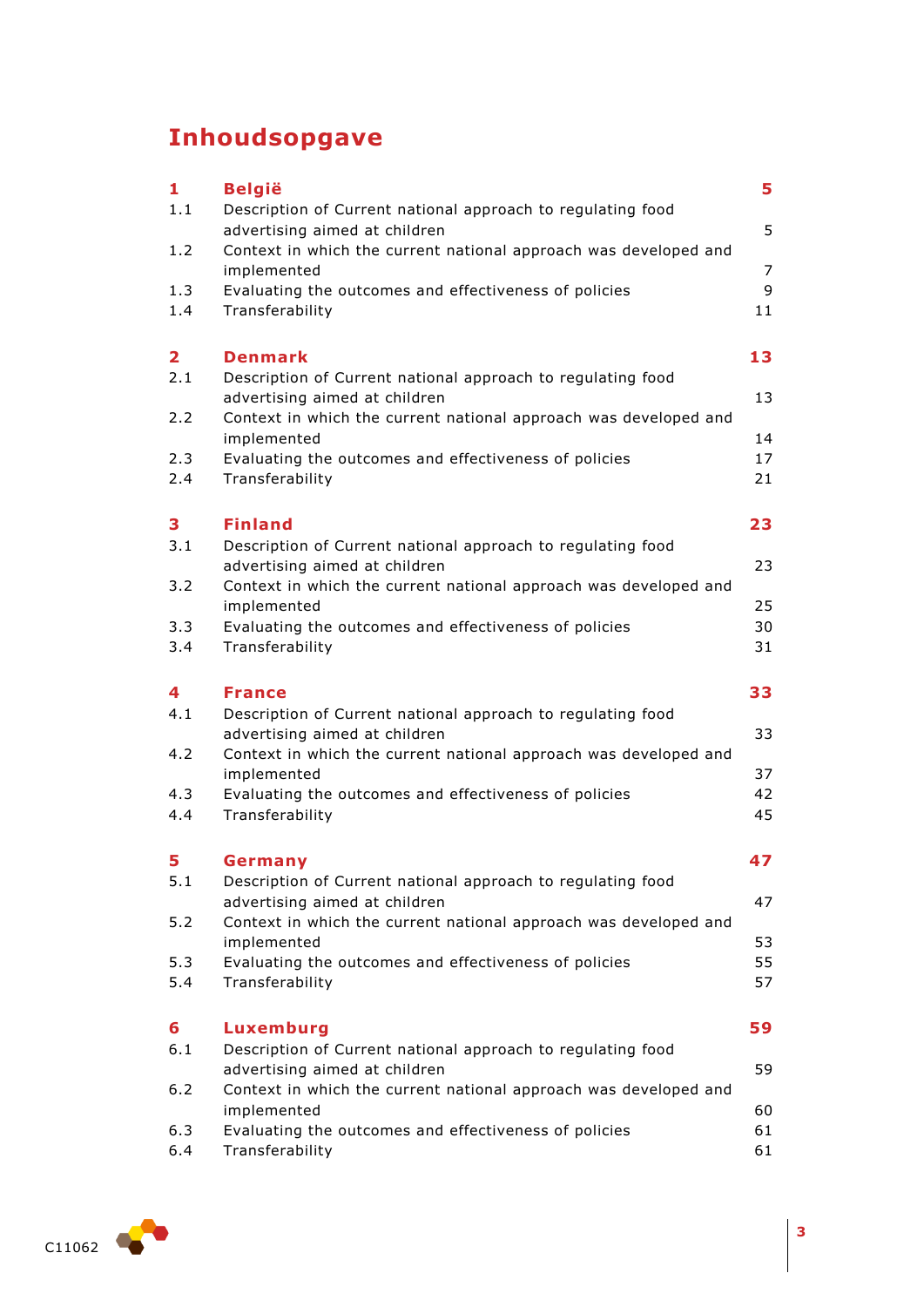# Inhoudsopgave

| | | |
|---|---|---|
| **1** | **België** | **5** |
| 1.1 | Description of Current national approach to regulating food advertising aimed at children | 5 |
| 1.2 | Context in which the current national approach was developed and implemented | 7 |
| 1.3 | Evaluating the outcomes and effectiveness of policies | 9 |
| 1.4 | Transferability | 11 |
| **2** | **Denmark** | **13** |
| 2.1 | Description of Current national approach to regulating food advertising aimed at children | 13 |
| 2.2 | Context in which the current national approach was developed and implemented | 14 |
| 2.3 | Evaluating the outcomes and effectiveness of policies | 17 |
| 2.4 | Transferability | 21 |
| **3** | **Finland** | **23** |
| 3.1 | Description of Current national approach to regulating food advertising aimed at children | 23 |
| 3.2 | Context in which the current national approach was developed and implemented | 25 |
| 3.3 | Evaluating the outcomes and effectiveness of policies | 30 |
| 3.4 | Transferability | 31 |
| **4** | **France** | **33** |
| 4.1 | Description of Current national approach to regulating food advertising aimed at children | 33 |
| 4.2 | Context in which the current national approach was developed and implemented | 37 |
| 4.3 | Evaluating the outcomes and effectiveness of policies | 42 |
| 4.4 | Transferability | 45 |
| **5** | **Germany** | **47** |
| 5.1 | Description of Current national approach to regulating food advertising aimed at children | 47 |
| 5.2 | Context in which the current national approach was developed and implemented | 53 |
| 5.3 | Evaluating the outcomes and effectiveness of policies | 55 |
| 5.4 | Transferability | 57 |
| **6** | **Luxemburg** | **59** |
| 6.1 | Description of Current national approach to regulating food advertising aimed at children | 59 |
| 6.2 | Context in which the current national approach was developed and implemented | 60 |
| 6.3 | Evaluating the outcomes and effectiveness of policies | 61 |
| 6.4 | Transferability | 61 |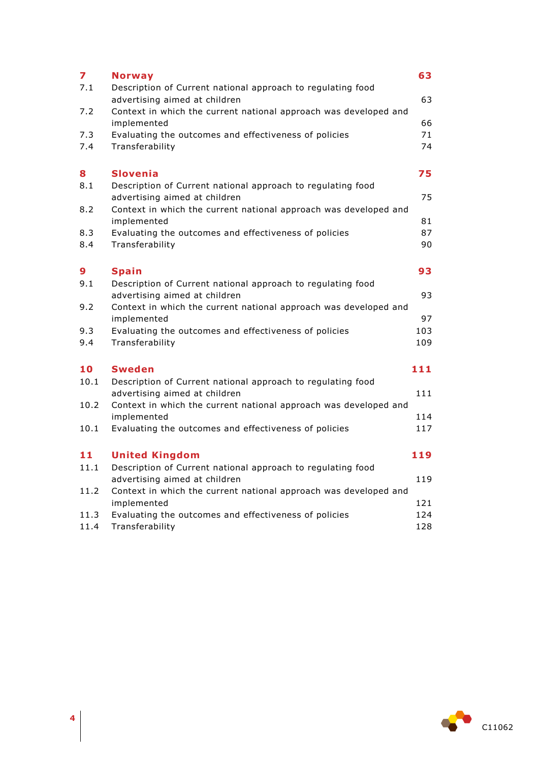| | | |
|---|---|---|
| **7** | **Norway** | **63** |
| 7.1 | Description of Current national approach to regulating food advertising aimed at children | 63 |
| 7.2 | Context in which the current national approach was developed and implemented | 66 |
| 7.3 | Evaluating the outcomes and effectiveness of policies | 71 |
| 7.4 | Transferability | 74 |
| **8** | **Slovenia** | **75** |
| 8.1 | Description of Current national approach to regulating food advertising aimed at children | 75 |
| 8.2 | Context in which the current national approach was developed and implemented | 81 |
| 8.3 | Evaluating the outcomes and effectiveness of policies | 87 |
| 8.4 | Transferability | 90 |
| **9** | **Spain** | **93** |
| 9.1 | Description of Current national approach to regulating food advertising aimed at children | 93 |
| 9.2 | Context in which the current national approach was developed and implemented | 97 |
| 9.3 | Evaluating the outcomes and effectiveness of policies | 103 |
| 9.4 | Transferability | 109 |
| **10** | **Sweden** | **111** |
| 10.1 | Description of Current national approach to regulating food advertising aimed at children | 111 |
| 10.2 | Context in which the current national approach was developed and implemented | 114 |
| 10.1 | Evaluating the outcomes and effectiveness of policies | 117 |
| **11** | **United Kingdom** | **119** |
| 11.1 | Description of Current national approach to regulating food advertising aimed at children | 119 |
| 11.2 | Context in which the current national approach was developed and implemented | 121 |
| 11.3 | Evaluating the outcomes and effectiveness of policies | 124 |
| 11.4 | Transferability | 128 |

C11062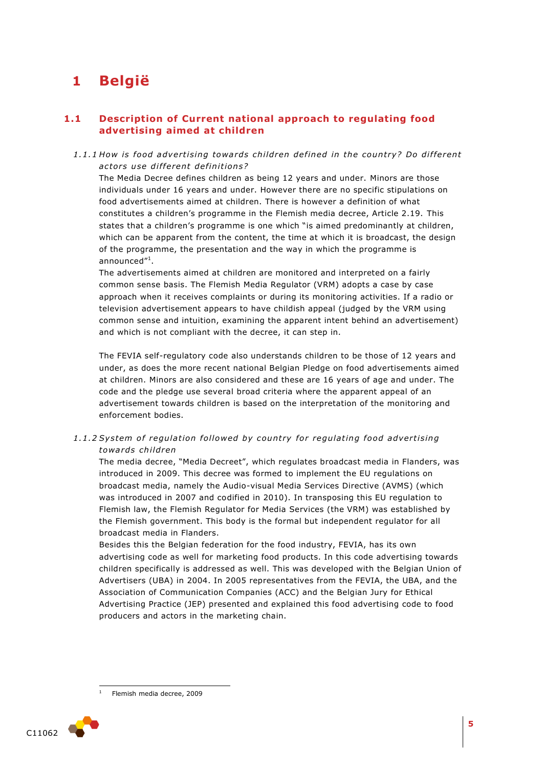# 1 België

## 1.1 Description of Current national approach to regulating food advertising aimed at children

### *1.1.1 How is food advertising towards children defined in the country? Do different actors use different definitions?*

The Media Decree defines children as being 12 years and under. Minors are those individuals under 16 years and under. However there are no specific stipulations on food advertisements aimed at children. There is however a definition of what constitutes a children's programme in the Flemish media decree, Article 2.19. This states that a children's programme is one which "is aimed predominantly at children, which can be apparent from the content, the time at which it is broadcast, the design of the programme, the presentation and the way in which the programme is announced"[1].

The advertisements aimed at children are monitored and interpreted on a fairly common sense basis. The Flemish Media Regulator (VRM) adopts a case by case approach when it receives complaints or during its monitoring activities. If a radio or television advertisement appears to have childish appeal (judged by the VRM using common sense and intuition, examining the apparent intent behind an advertisement) and which is not compliant with the decree, it can step in.

The FEVIA self-regulatory code also understands children to be those of 12 years and under, as does the more recent national Belgian Pledge on food advertisements aimed at children. Minors are also considered and these are 16 years of age and under. The code and the pledge use several broad criteria where the apparent appeal of an advertisement towards children is based on the interpretation of the monitoring and enforcement bodies.

### *1.1.2 System of regulation followed by country for regulating food advertising towards children*

The media decree, "Media Decreet", which regulates broadcast media in Flanders, was introduced in 2009. This decree was formed to implement the EU regulations on broadcast media, namely the Audio-visual Media Services Directive (AVMS) (which was introduced in 2007 and codified in 2010). In transposing this EU regulation to Flemish law, the Flemish Regulator for Media Services (the VRM) was established by the Flemish government. This body is the formal but independent regulator for all broadcast media in Flanders.

Besides this the Belgian federation for the food industry, FEVIA, has its own advertising code as well for marketing food products. In this code advertising towards children specifically is addressed as well. This was developed with the Belgian Union of Advertisers (UBA) in 2004. In 2005 representatives from the FEVIA, the UBA, and the Association of Communication Companies (ACC) and the Belgian Jury for Ethical Advertising Practice (JEP) presented and explained this food advertising code to food producers and actors in the marketing chain.

---

[1] Flemish media decree, 2009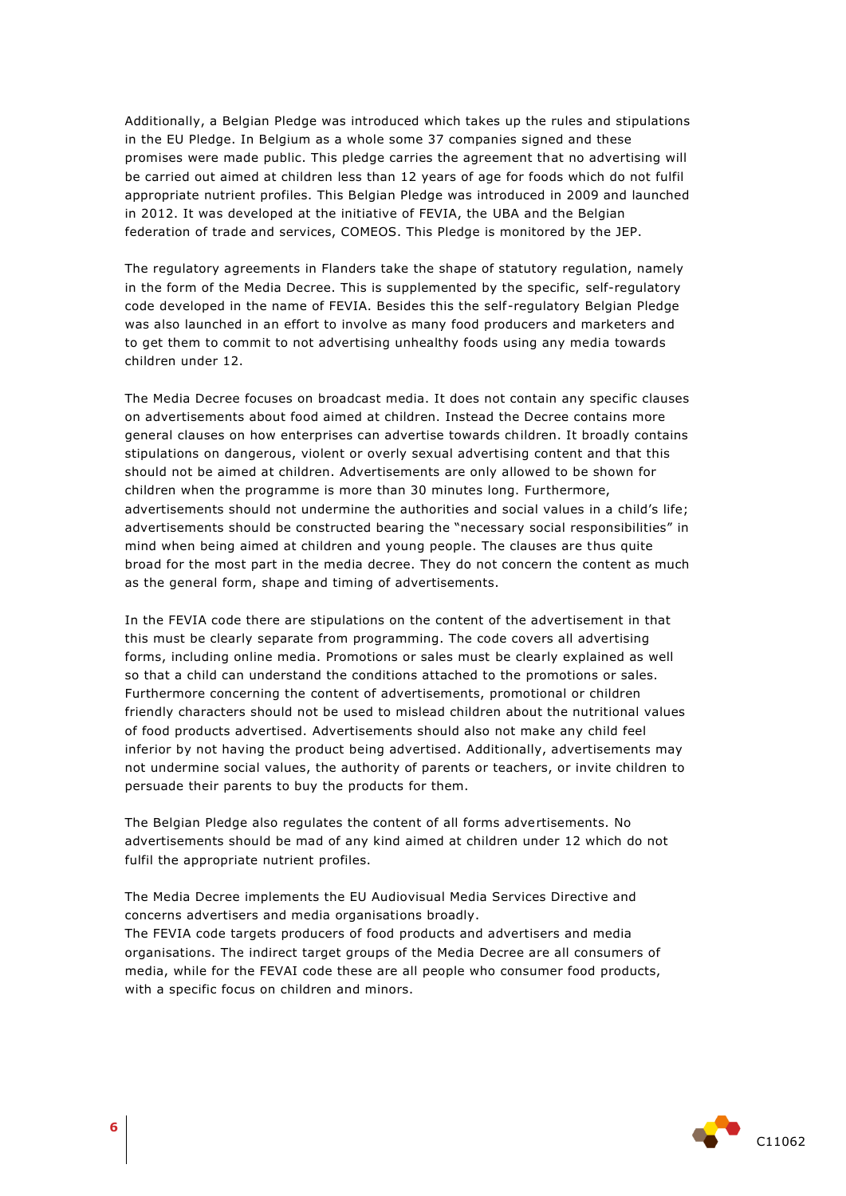Additionally, a Belgian Pledge was introduced which takes up the rules and stipulations in the EU Pledge. In Belgium as a whole some 37 companies signed and these promises were made public. This pledge carries the agreement that no advertising will be carried out aimed at children less than 12 years of age for foods which do not fulfil appropriate nutrient profiles. This Belgian Pledge was introduced in 2009 and launched in 2012. It was developed at the initiative of FEVIA, the UBA and the Belgian federation of trade and services, COMEOS. This Pledge is monitored by the JEP.

The regulatory agreements in Flanders take the shape of statutory regulation, namely in the form of the Media Decree. This is supplemented by the specific, self-regulatory code developed in the name of FEVIA. Besides this the self-regulatory Belgian Pledge was also launched in an effort to involve as many food producers and marketers and to get them to commit to not advertising unhealthy foods using any media towards children under 12.

The Media Decree focuses on broadcast media. It does not contain any specific clauses on advertisements about food aimed at children. Instead the Decree contains more general clauses on how enterprises can advertise towards children. It broadly contains stipulations on dangerous, violent or overly sexual advertising content and that this should not be aimed at children. Advertisements are only allowed to be shown for children when the programme is more than 30 minutes long. Furthermore, advertisements should not undermine the authorities and social values in a child's life; advertisements should be constructed bearing the "necessary social responsibilities" in mind when being aimed at children and young people. The clauses are thus quite broad for the most part in the media decree. They do not concern the content as much as the general form, shape and timing of advertisements.

In the FEVIA code there are stipulations on the content of the advertisement in that this must be clearly separate from programming. The code covers all advertising forms, including online media. Promotions or sales must be clearly explained as well so that a child can understand the conditions attached to the promotions or sales. Furthermore concerning the content of advertisements, promotional or children friendly characters should not be used to mislead children about the nutritional values of food products advertised. Advertisements should also not make any child feel inferior by not having the product being advertised. Additionally, advertisements may not undermine social values, the authority of parents or teachers, or invite children to persuade their parents to buy the products for them.

The Belgian Pledge also regulates the content of all forms advertisements. No advertisements should be mad of any kind aimed at children under 12 which do not fulfil the appropriate nutrient profiles.

The Media Decree implements the EU Audiovisual Media Services Directive and concerns advertisers and media organisations broadly.
The FEVIA code targets producers of food products and advertisers and media organisations. The indirect target groups of the Media Decree are all consumers of media, while for the FEVAI code these are all people who consumer food products, with a specific focus on children and minors.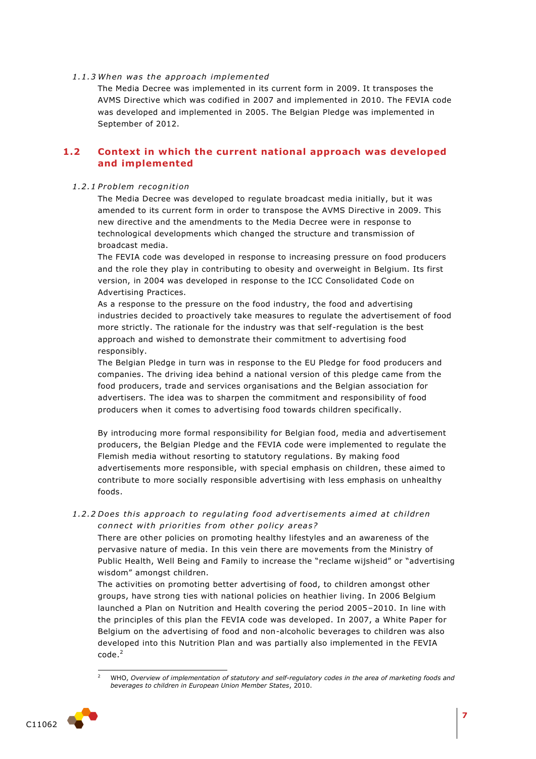#### 1.1.3 When was the approach implemented

The Media Decree was implemented in its current form in 2009. It transposes the AVMS Directive which was codified in 2007 and implemented in 2010. The FEVIA code was developed and implemented in 2005. The Belgian Pledge was implemented in September of 2012.

## 1.2 Context in which the current national approach was developed and implemented

#### 1.2.1 Problem recognition

The Media Decree was developed to regulate broadcast media initially, but it was amended to its current form in order to transpose the AVMS Directive in 2009. This new directive and the amendments to the Media Decree were in response to technological developments which changed the structure and transmission of broadcast media.

The FEVIA code was developed in response to increasing pressure on food producers and the role they play in contributing to obesity and overweight in Belgium. Its first version, in 2004 was developed in response to the ICC Consolidated Code on Advertising Practices.

As a response to the pressure on the food industry, the food and advertising industries decided to proactively take measures to regulate the advertisement of food more strictly. The rationale for the industry was that self-regulation is the best approach and wished to demonstrate their commitment to advertising food responsibly.

The Belgian Pledge in turn was in response to the EU Pledge for food producers and companies. The driving idea behind a national version of this pledge came from the food producers, trade and services organisations and the Belgian association for advertisers. The idea was to sharpen the commitment and responsibility of food producers when it comes to advertising food towards children specifically.

By introducing more formal responsibility for Belgian food, media and advertisement producers, the Belgian Pledge and the FEVIA code were implemented to regulate the Flemish media without resorting to statutory regulations. By making food advertisements more responsible, with special emphasis on children, these aimed to contribute to more socially responsible advertising with less emphasis on unhealthy foods.

#### 1.2.2 Does this approach to regulating food advertisements aimed at children connect with priorities from other policy areas?

There are other policies on promoting healthy lifestyles and an awareness of the pervasive nature of media. In this vein there are movements from the Ministry of Public Health, Well Being and Family to increase the "reclame wijsheid" or "advertising wisdom" amongst children.

The activities on promoting better advertising of food, to children amongst other groups, have strong ties with national policies on heathier living. In 2006 Belgium launched a Plan on Nutrition and Health covering the period 2005–2010. In line with the principles of this plan the FEVIA code was developed. In 2007, a White Paper for Belgium on the advertising of food and non-alcoholic beverages to children was also developed into this Nutrition Plan and was partially also implemented in the FEVIA code.[2]

[2] WHO, *Overview of implementation of statutory and self-regulatory codes in the area of marketing foods and beverages to children in European Union Member States*, 2010.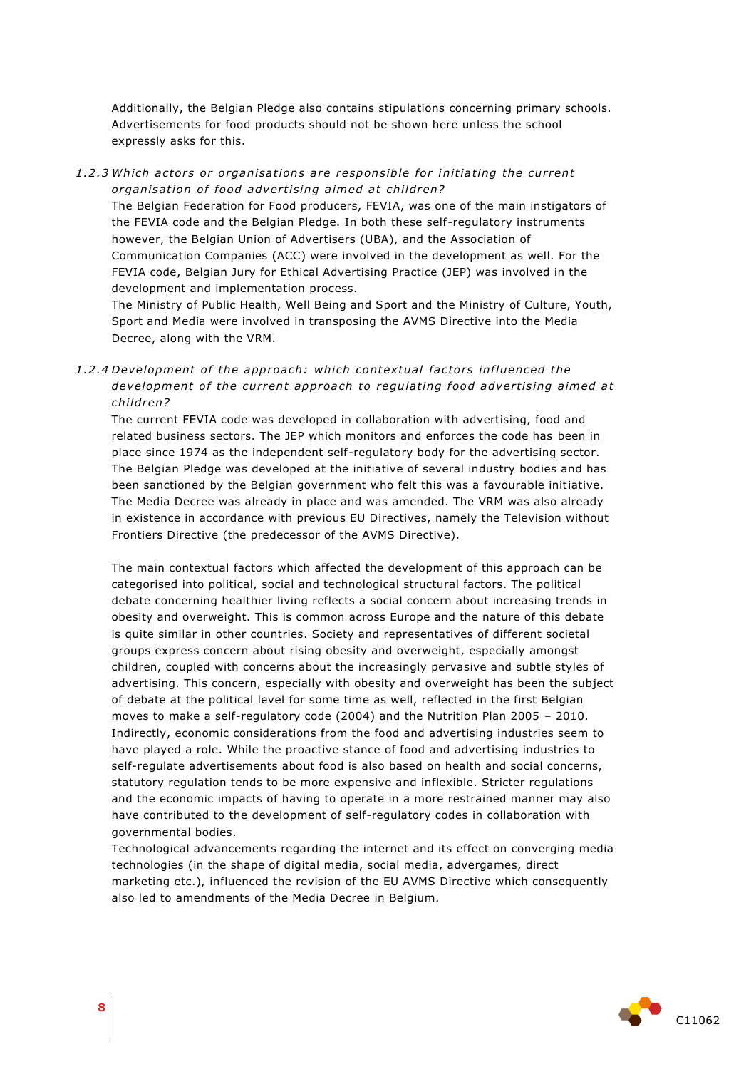Additionally, the Belgian Pledge also contains stipulations concerning primary schools. Advertisements for food products should not be shown here unless the school expressly asks for this.

### *1.2.3 Which actors or organisations are responsible for initiating the current organisation of food advertising aimed at children?*

The Belgian Federation for Food producers, FEVIA, was one of the main instigators of the FEVIA code and the Belgian Pledge. In both these self-regulatory instruments however, the Belgian Union of Advertisers (UBA), and the Association of Communication Companies (ACC) were involved in the development as well. For the FEVIA code, Belgian Jury for Ethical Advertising Practice (JEP) was involved in the development and implementation process.

The Ministry of Public Health, Well Being and Sport and the Ministry of Culture, Youth, Sport and Media were involved in transposing the AVMS Directive into the Media Decree, along with the VRM.

### *1.2.4 Development of the approach: which contextual factors influenced the development of the current approach to regulating food advertising aimed at children?*

The current FEVIA code was developed in collaboration with advertising, food and related business sectors. The JEP which monitors and enforces the code has been in place since 1974 as the independent self-regulatory body for the advertising sector. The Belgian Pledge was developed at the initiative of several industry bodies and has been sanctioned by the Belgian government who felt this was a favourable initiative. The Media Decree was already in place and was amended. The VRM was also already in existence in accordance with previous EU Directives, namely the Television without Frontiers Directive (the predecessor of the AVMS Directive).

The main contextual factors which affected the development of this approach can be categorised into political, social and technological structural factors. The political debate concerning healthier living reflects a social concern about increasing trends in obesity and overweight. This is common across Europe and the nature of this debate is quite similar in other countries. Society and representatives of different societal groups express concern about rising obesity and overweight, especially amongst children, coupled with concerns about the increasingly pervasive and subtle styles of advertising. This concern, especially with obesity and overweight has been the subject of debate at the political level for some time as well, reflected in the first Belgian moves to make a self-regulatory code (2004) and the Nutrition Plan 2005 – 2010. Indirectly, economic considerations from the food and advertising industries seem to have played a role. While the proactive stance of food and advertising industries to self-regulate advertisements about food is also based on health and social concerns, statutory regulation tends to be more expensive and inflexible. Stricter regulations and the economic impacts of having to operate in a more restrained manner may also have contributed to the development of self-regulatory codes in collaboration with governmental bodies.

Technological advancements regarding the internet and its effect on converging media technologies (in the shape of digital media, social media, advergames, direct marketing etc.), influenced the revision of the EU AVMS Directive which consequently also led to amendments of the Media Decree in Belgium.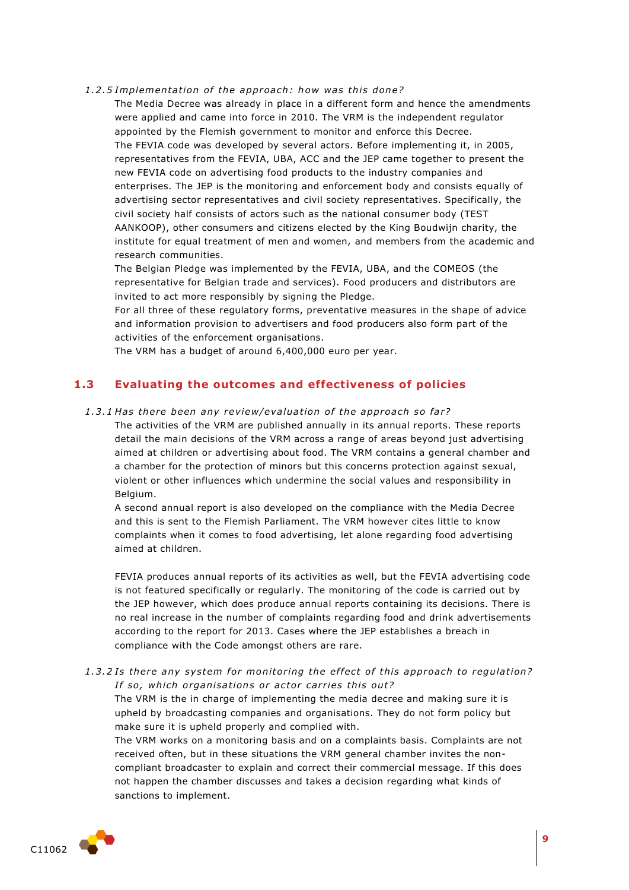#### *1.2.5 Implementation of the approach: how was this done?*

The Media Decree was already in place in a different form and hence the amendments were applied and came into force in 2010. The VRM is the independent regulator appointed by the Flemish government to monitor and enforce this Decree.

The FEVIA code was developed by several actors. Before implementing it, in 2005, representatives from the FEVIA, UBA, ACC and the JEP came together to present the new FEVIA code on advertising food products to the industry companies and enterprises. The JEP is the monitoring and enforcement body and consists equally of advertising sector representatives and civil society representatives. Specifically, the civil society half consists of actors such as the national consumer body (TEST AANKOOP), other consumers and citizens elected by the King Boudwijn charity, the institute for equal treatment of men and women, and members from the academic and research communities.

The Belgian Pledge was implemented by the FEVIA, UBA, and the COMEOS (the representative for Belgian trade and services). Food producers and distributors are invited to act more responsibly by signing the Pledge.

For all three of these regulatory forms, preventative measures in the shape of advice and information provision to advertisers and food producers also form part of the activities of the enforcement organisations.

The VRM has a budget of around 6,400,000 euro per year.

## 1.3 Evaluating the outcomes and effectiveness of policies

#### *1.3.1 Has there been any review/evaluation of the approach so far?*

The activities of the VRM are published annually in its annual reports. These reports detail the main decisions of the VRM across a range of areas beyond just advertising aimed at children or advertising about food. The VRM contains a general chamber and a chamber for the protection of minors but this concerns protection against sexual, violent or other influences which undermine the social values and responsibility in Belgium.

A second annual report is also developed on the compliance with the Media Decree and this is sent to the Flemish Parliament. The VRM however cites little to know complaints when it comes to food advertising, let alone regarding food advertising aimed at children.

FEVIA produces annual reports of its activities as well, but the FEVIA advertising code is not featured specifically or regularly. The monitoring of the code is carried out by the JEP however, which does produce annual reports containing its decisions. There is no real increase in the number of complaints regarding food and drink advertisements according to the report for 2013. Cases where the JEP establishes a breach in compliance with the Code amongst others are rare.

#### *1.3.2 Is there any system for monitoring the effect of this approach to regulation? If so, which organisations or actor carries this out?*

The VRM is the in charge of implementing the media decree and making sure it is upheld by broadcasting companies and organisations. They do not form policy but make sure it is upheld properly and complied with.

The VRM works on a monitoring basis and on a complaints basis. Complaints are not received often, but in these situations the VRM general chamber invites the non-compliant broadcaster to explain and correct their commercial message. If this does not happen the chamber discusses and takes a decision regarding what kinds of sanctions to implement.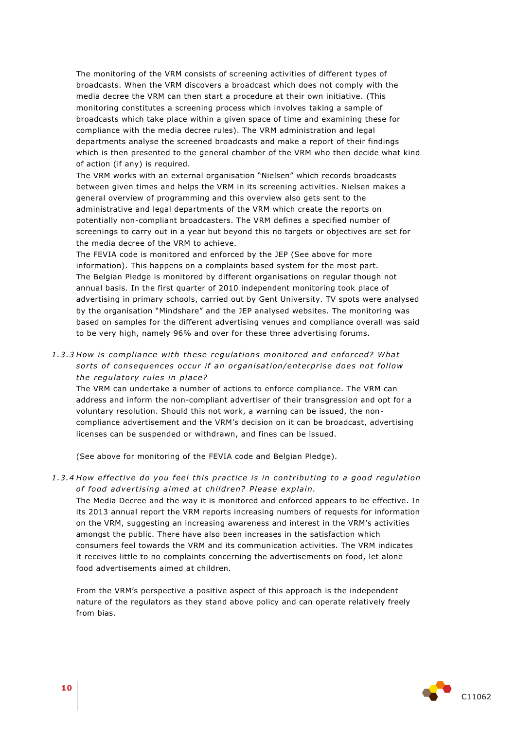The monitoring of the VRM consists of screening activities of different types of broadcasts. When the VRM discovers a broadcast which does not comply with the media decree the VRM can then start a procedure at their own initiative. (This monitoring constitutes a screening process which involves taking a sample of broadcasts which take place within a given space of time and examining these for compliance with the media decree rules). The VRM administration and legal departments analyse the screened broadcasts and make a report of their findings which is then presented to the general chamber of the VRM who then decide what kind of action (if any) is required.

The VRM works with an external organisation "Nielsen" which records broadcasts between given times and helps the VRM in its screening activities. Nielsen makes a general overview of programming and this overview also gets sent to the administrative and legal departments of the VRM which create the reports on potentially non-compliant broadcasters. The VRM defines a specified number of screenings to carry out in a year but beyond this no targets or objectives are set for the media decree of the VRM to achieve.

The FEVIA code is monitored and enforced by the JEP (See above for more information). This happens on a complaints based system for the most part.

The Belgian Pledge is monitored by different organisations on regular though not annual basis. In the first quarter of 2010 independent monitoring took place of advertising in primary schools, carried out by Gent University. TV spots were analysed by the organisation "Mindshare" and the JEP analysed websites. The monitoring was based on samples for the different advertising venues and compliance overall was said to be very high, namely 96% and over for these three advertising forums.

*1.3.3 How is compliance with these regulations monitored and enforced? What sorts of consequences occur if an organisation/enterprise does not follow the regulatory rules in place?*

The VRM can undertake a number of actions to enforce compliance. The VRM can address and inform the non-compliant advertiser of their transgression and opt for a voluntary resolution. Should this not work, a warning can be issued, the non-compliance advertisement and the VRM's decision on it can be broadcast, advertising licenses can be suspended or withdrawn, and fines can be issued.

(See above for monitoring of the FEVIA code and Belgian Pledge).

*1.3.4 How effective do you feel this practice is in contributing to a good regulation of food advertising aimed at children? Please explain.*

The Media Decree and the way it is monitored and enforced appears to be effective. In its 2013 annual report the VRM reports increasing numbers of requests for information on the VRM, suggesting an increasing awareness and interest in the VRM's activities amongst the public. There have also been increases in the satisfaction which consumers feel towards the VRM and its communication activities. The VRM indicates it receives little to no complaints concerning the advertisements on food, let alone food advertisements aimed at children.

From the VRM's perspective a positive aspect of this approach is the independent nature of the regulators as they stand above policy and can operate relatively freely from bias.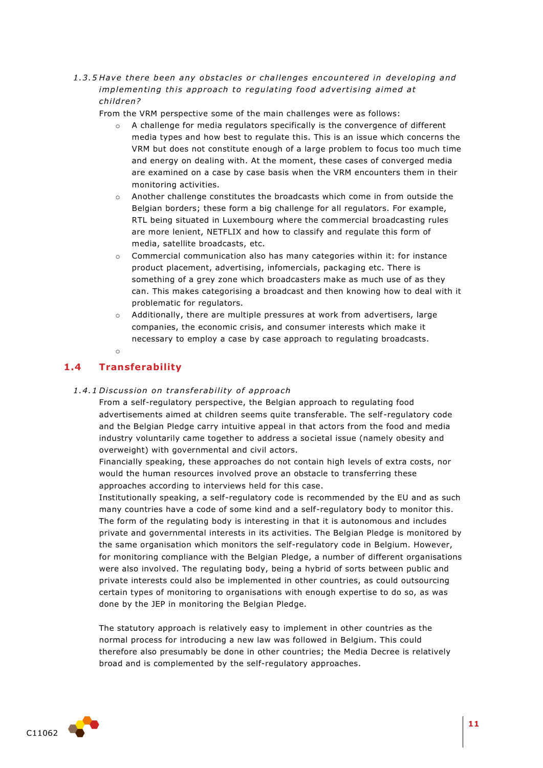*1.3.5 Have there been any obstacles or challenges encountered in developing and implementing this approach to regulating food advertising aimed at children?*

From the VRM perspective some of the main challenges were as follows:

- A challenge for media regulators specifically is the convergence of different media types and how best to regulate this. This is an issue which concerns the VRM but does not constitute enough of a large problem to focus too much time and energy on dealing with. At the moment, these cases of converged media are examined on a case by case basis when the VRM encounters them in their monitoring activities.
- Another challenge constitutes the broadcasts which come in from outside the Belgian borders; these form a big challenge for all regulators. For example, RTL being situated in Luxembourg where the commercial broadcasting rules are more lenient, NETFLIX and how to classify and regulate this form of media, satellite broadcasts, etc.
- Commercial communication also has many categories within it: for instance product placement, advertising, infomercials, packaging etc. There is something of a grey zone which broadcasters make as much use of as they can. This makes categorising a broadcast and then knowing how to deal with it problematic for regulators.
- Additionally, there are multiple pressures at work from advertisers, large companies, the economic crisis, and consumer interests which make it necessary to employ a case by case approach to regulating broadcasts.

## 1.4 Transferability

*1.4.1 Discussion on transferability of approach*

From a self-regulatory perspective, the Belgian approach to regulating food advertisements aimed at children seems quite transferable. The self-regulatory code and the Belgian Pledge carry intuitive appeal in that actors from the food and media industry voluntarily came together to address a societal issue (namely obesity and overweight) with governmental and civil actors.

Financially speaking, these approaches do not contain high levels of extra costs, nor would the human resources involved prove an obstacle to transferring these approaches according to interviews held for this case.

Institutionally speaking, a self-regulatory code is recommended by the EU and as such many countries have a code of some kind and a self-regulatory body to monitor this. The form of the regulating body is interesting in that it is autonomous and includes private and governmental interests in its activities. The Belgian Pledge is monitored by the same organisation which monitors the self-regulatory code in Belgium. However, for monitoring compliance with the Belgian Pledge, a number of different organisations were also involved. The regulating body, being a hybrid of sorts between public and private interests could also be implemented in other countries, as could outsourcing certain types of monitoring to organisations with enough expertise to do so, as was done by the JEP in monitoring the Belgian Pledge.

The statutory approach is relatively easy to implement in other countries as the normal process for introducing a new law was followed in Belgium. This could therefore also presumably be done in other countries; the Media Decree is relatively broad and is complemented by the self-regulatory approaches.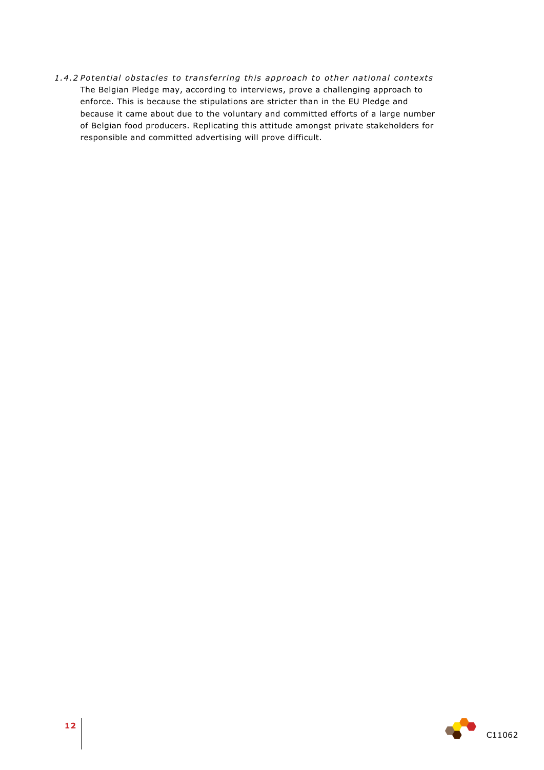#### *1.4.2 Potential obstacles to transferring this approach to other national contexts*

The Belgian Pledge may, according to interviews, prove a challenging approach to enforce. This is because the stipulations are stricter than in the EU Pledge and because it came about due to the voluntary and committed efforts of a large number of Belgian food producers. Replicating this attitude amongst private stakeholders for responsible and committed advertising will prove difficult.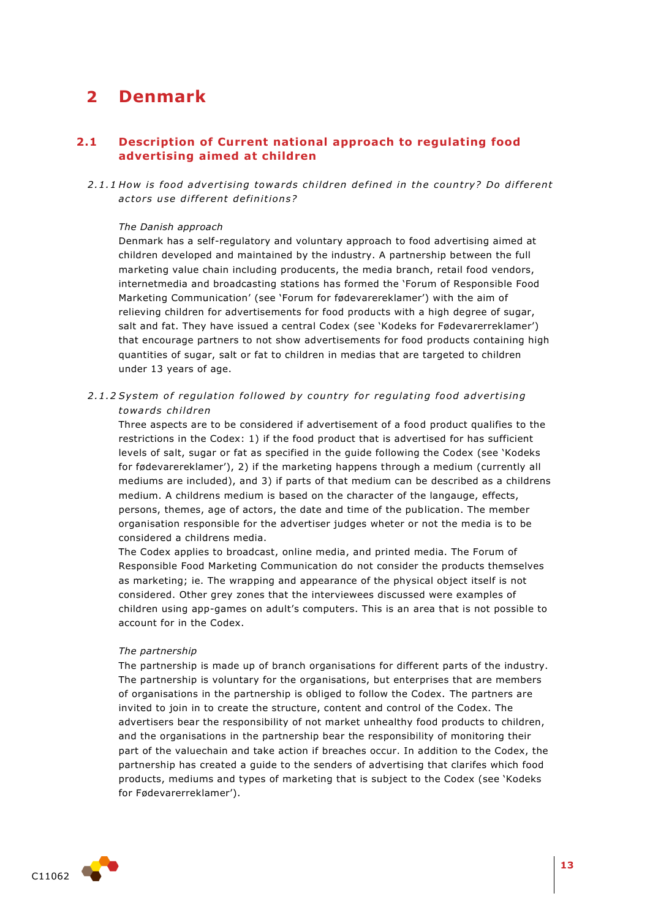# 2 Denmark

## 2.1 Description of Current national approach to regulating food advertising aimed at children

### 2.1.1 How is food advertising towards children defined in the country? Do different actors use different definitions?

*The Danish approach*

Denmark has a self-regulatory and voluntary approach to food advertising aimed at children developed and maintained by the industry. A partnership between the full marketing value chain including producents, the media branch, retail food vendors, internetmedia and broadcasting stations has formed the 'Forum of Responsible Food Marketing Communication' (see 'Forum for fødevarereklamer') with the aim of relieving children for advertisements for food products with a high degree of sugar, salt and fat. They have issued a central Codex (see 'Kodeks for Fødevarerreklamer') that encourage partners to not show advertisements for food products containing high quantities of sugar, salt or fat to children in medias that are targeted to children under 13 years of age.

### 2.1.2 System of regulation followed by country for regulating food advertising towards children

Three aspects are to be considered if advertisement of a food product qualifies to the restrictions in the Codex: 1) if the food product that is advertised for has sufficient levels of salt, sugar or fat as specified in the guide following the Codex (see 'Kodeks for fødevarereklamer'), 2) if the marketing happens through a medium (currently all mediums are included), and 3) if parts of that medium can be described as a childrens medium. A childrens medium is based on the character of the langauge, effects, persons, themes, age of actors, the date and time of the publication. The member organisation responsible for the advertiser judges wheter or not the media is to be considered a childrens media.

The Codex applies to broadcast, online media, and printed media. The Forum of Responsible Food Marketing Communication do not consider the products themselves as marketing; ie. The wrapping and appearance of the physical object itself is not considered. Other grey zones that the interviewees discussed were examples of children using app-games on adult's computers. This is an area that is not possible to account for in the Codex.

*The partnership*

The partnership is made up of branch organisations for different parts of the industry. The partnership is voluntary for the organisations, but enterprises that are members of organisations in the partnership is obliged to follow the Codex. The partners are invited to join in to create the structure, content and control of the Codex. The advertisers bear the responsibility of not market unhealthy food products to children, and the organisations in the partnership bear the responsibility of monitoring their part of the valuechain and take action if breaches occur. In addition to the Codex, the partnership has created a guide to the senders of advertising that clarifes which food products, mediums and types of marketing that is subject to the Codex (see 'Kodeks for Fødevarerreklamer').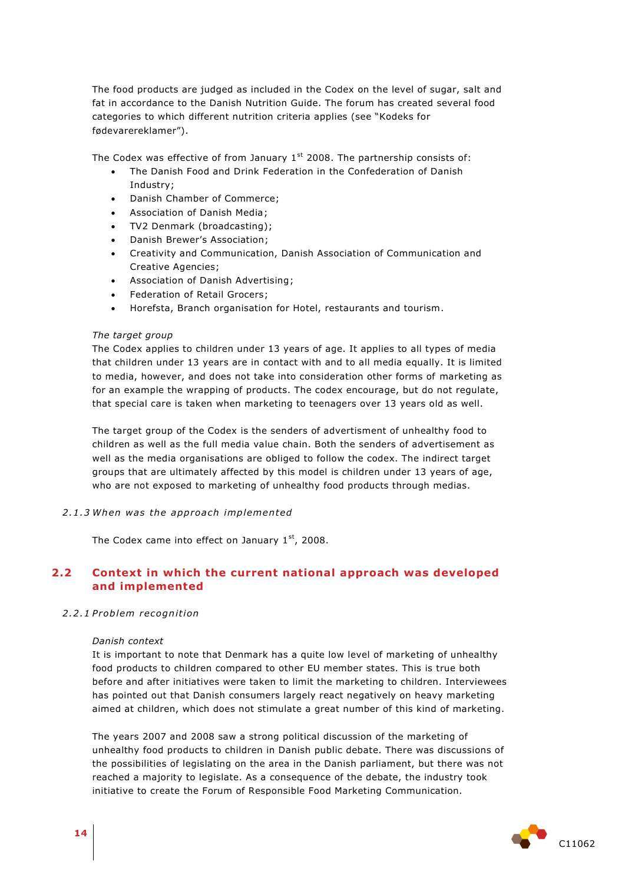The food products are judged as included in the Codex on the level of sugar, salt and fat in accordance to the Danish Nutrition Guide. The forum has created several food categories to which different nutrition criteria applies (see "Kodeks for fødevarereklamer").

The Codex was effective of from January 1st 2008. The partnership consists of:

- The Danish Food and Drink Federation in the Confederation of Danish Industry;
- Danish Chamber of Commerce;
- Association of Danish Media;
- TV2 Denmark (broadcasting);
- Danish Brewer's Association;
- Creativity and Communication, Danish Association of Communication and Creative Agencies;
- Association of Danish Advertising;
- Federation of Retail Grocers;
- Horefsta, Branch organisation for Hotel, restaurants and tourism.

*The target group*

The Codex applies to children under 13 years of age. It applies to all types of media that children under 13 years are in contact with and to all media equally. It is limited to media, however, and does not take into consideration other forms of marketing as for an example the wrapping of products. The codex encourage, but do not regulate, that special care is taken when marketing to teenagers over 13 years old as well.

The target group of the Codex is the senders of advertisment of unhealthy food to children as well as the full media value chain. Both the senders of advertisement as well as the media organisations are obliged to follow the codex. The indirect target groups that are ultimately affected by this model is children under 13 years of age, who are not exposed to marketing of unhealthy food products through medias.

### 2.1.3 When was the approach implemented

The Codex came into effect on January 1st, 2008.

## 2.2 Context in which the current national approach was developed and implemented

### 2.2.1 Problem recognition

*Danish context*

It is important to note that Denmark has a quite low level of marketing of unhealthy food products to children compared to other EU member states. This is true both before and after initiatives were taken to limit the marketing to children. Interviewees has pointed out that Danish consumers largely react negatively on heavy marketing aimed at children, which does not stimulate a great number of this kind of marketing.

The years 2007 and 2008 saw a strong political discussion of the marketing of unhealthy food products to children in Danish public debate. There was discussions of the possibilities of legislating on the area in the Danish parliament, but there was not reached a majority to legislate. As a consequence of the debate, the industry took initiative to create the Forum of Responsible Food Marketing Communication.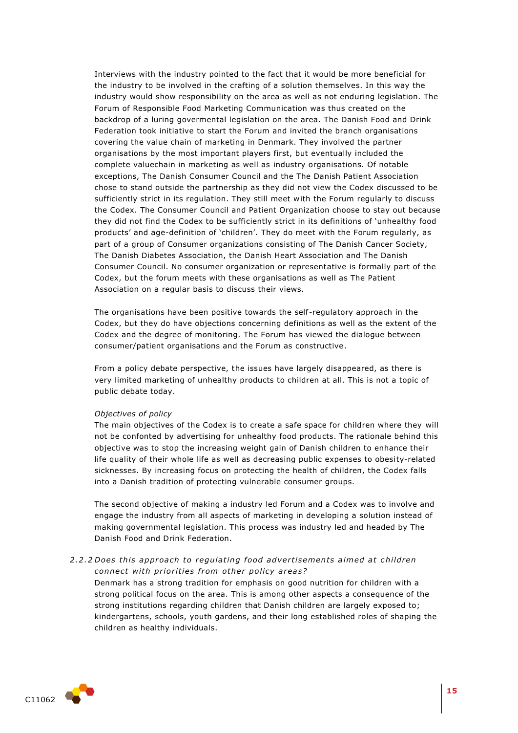Interviews with the industry pointed to the fact that it would be more beneficial for the industry to be involved in the crafting of a solution themselves. In this way the industry would show responsibility on the area as well as not enduring legislation. The Forum of Responsible Food Marketing Communication was thus created on the backdrop of a luring govermental legislation on the area. The Danish Food and Drink Federation took initiative to start the Forum and invited the branch organisations covering the value chain of marketing in Denmark. They involved the partner organisations by the most important players first, but eventually included the complete valuechain in marketing as well as industry organisations. Of notable exceptions, The Danish Consumer Council and the The Danish Patient Association chose to stand outside the partnership as they did not view the Codex discussed to be sufficiently strict in its regulation. They still meet with the Forum regularly to discuss the Codex. The Consumer Council and Patient Organization choose to stay out because they did not find the Codex to be sufficiently strict in its definitions of 'unhealthy food products' and age-definition of 'children'. They do meet with the Forum regularly, as part of a group of Consumer organizations consisting of The Danish Cancer Society, The Danish Diabetes Association, the Danish Heart Association and The Danish Consumer Council. No consumer organization or representative is formally part of the Codex, but the forum meets with these organisations as well as The Patient Association on a regular basis to discuss their views.

The organisations have been positive towards the self-regulatory approach in the Codex, but they do have objections concerning definitions as well as the extent of the Codex and the degree of monitoring. The Forum has viewed the dialogue between consumer/patient organisations and the Forum as constructive.

From a policy debate perspective, the issues have largely disappeared, as there is very limited marketing of unhealthy products to children at all. This is not a topic of public debate today.

*Objectives of policy*

The main objectives of the Codex is to create a safe space for children where they will not be confonted by advertising for unhealthy food products. The rationale behind this objective was to stop the increasing weight gain of Danish children to enhance their life quality of their whole life as well as decreasing public expenses to obesity-related sicknesses. By increasing focus on protecting the health of children, the Codex falls into a Danish tradition of protecting vulnerable consumer groups.

The second objective of making a industry led Forum and a Codex was to involve and engage the industry from all aspects of marketing in developing a solution instead of making governmental legislation. This process was industry led and headed by The Danish Food and Drink Federation.

### *2.2.2 Does this approach to regulating food advertisements aimed at children connect with priorities from other policy areas?*

Denmark has a strong tradition for emphasis on good nutrition for children with a strong political focus on the area. This is among other aspects a consequence of the strong institutions regarding children that Danish children are largely exposed to; kindergartens, schools, youth gardens, and their long established roles of shaping the children as healthy individuals.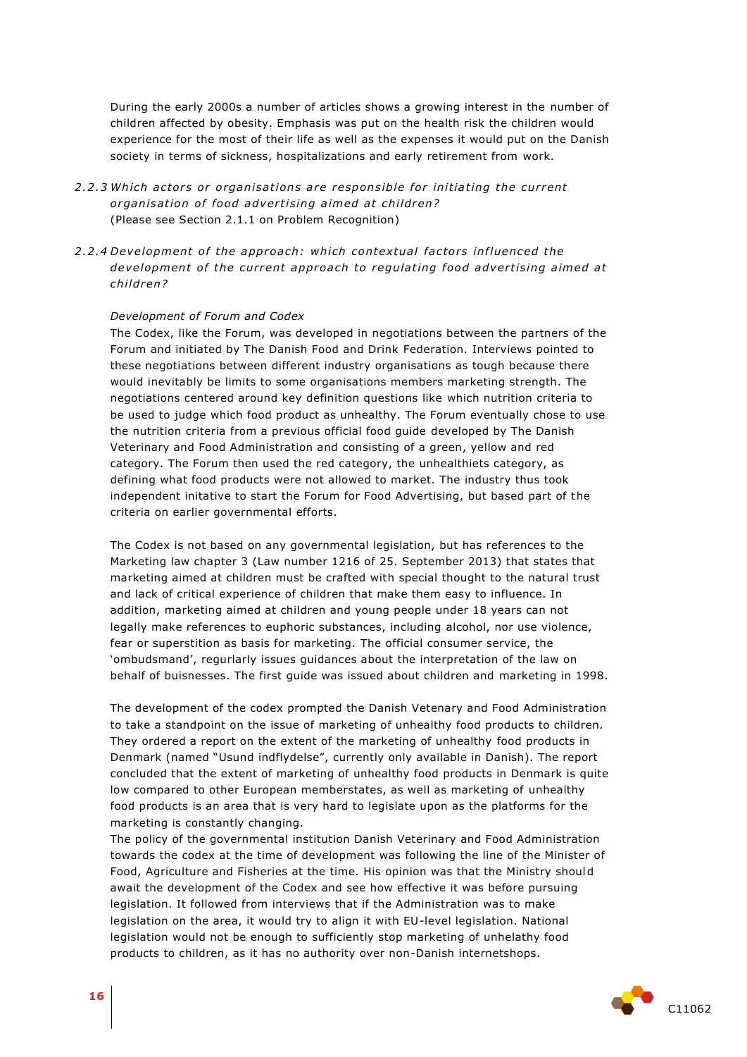During the early 2000s a number of articles shows a growing interest in the number of children affected by obesity. Emphasis was put on the health risk the children would experience for the most of their life as well as the expenses it would put on the Danish society in terms of sickness, hospitalizations and early retirement from work.

### 2.2.3 *Which actors or organisations are responsible for initiating the current organisation of food advertising aimed at children?*

(Please see Section 2.1.1 on Problem Recognition)

### 2.2.4 *Development of the approach: which contextual factors influenced the development of the current approach to regulating food advertising aimed at children?*

*Development of Forum and Codex*

The Codex, like the Forum, was developed in negotiations between the partners of the Forum and initiated by The Danish Food and Drink Federation. Interviews pointed to these negotiations between different industry organisations as tough because there would inevitably be limits to some organisations members marketing strength. The negotiations centered around key definition questions like which nutrition criteria to be used to judge which food product as unhealthy. The Forum eventually chose to use the nutrition criteria from a previous official food guide developed by The Danish Veterinary and Food Administration and consisting of a green, yellow and red category. The Forum then used the red category, the unhealthiets category, as defining what food products were not allowed to market. The industry thus took independent initative to start the Forum for Food Advertising, but based part of the criteria on earlier governmental efforts.

The Codex is not based on any governmental legislation, but has references to the Marketing law chapter 3 (Law number 1216 of 25. September 2013) that states that marketing aimed at children must be crafted with special thought to the natural trust and lack of critical experience of children that make them easy to influence. In addition, marketing aimed at children and young people under 18 years can not legally make references to euphoric substances, including alcohol, nor use violence, fear or superstition as basis for marketing. The official consumer service, the 'ombudsmand', regurlarly issues guidances about the interpretation of the law on behalf of buisnesses. The first guide was issued about children and marketing in 1998.

The development of the codex prompted the Danish Vetenary and Food Administration to take a standpoint on the issue of marketing of unhealthy food products to children. They ordered a report on the extent of the marketing of unhealthy food products in Denmark (named "Usund indflydelse", currently only available in Danish). The report concluded that the extent of marketing of unhealthy food products in Denmark is quite low compared to other European memberstates, as well as marketing of unhealthy food products is an area that is very hard to legislate upon as the platforms for the marketing is constantly changing.

The policy of the governmental institution Danish Veterinary and Food Administration towards the codex at the time of development was following the line of the Minister of Food, Agriculture and Fisheries at the time. His opinion was that the Ministry should await the development of the Codex and see how effective it was before pursuing legislation. It followed from interviews that if the Administration was to make legislation on the area, it would try to align it with EU-level legislation. National legislation would not be enough to sufficiently stop marketing of unhelathy food products to children, as it has no authority over non-Danish internetshops.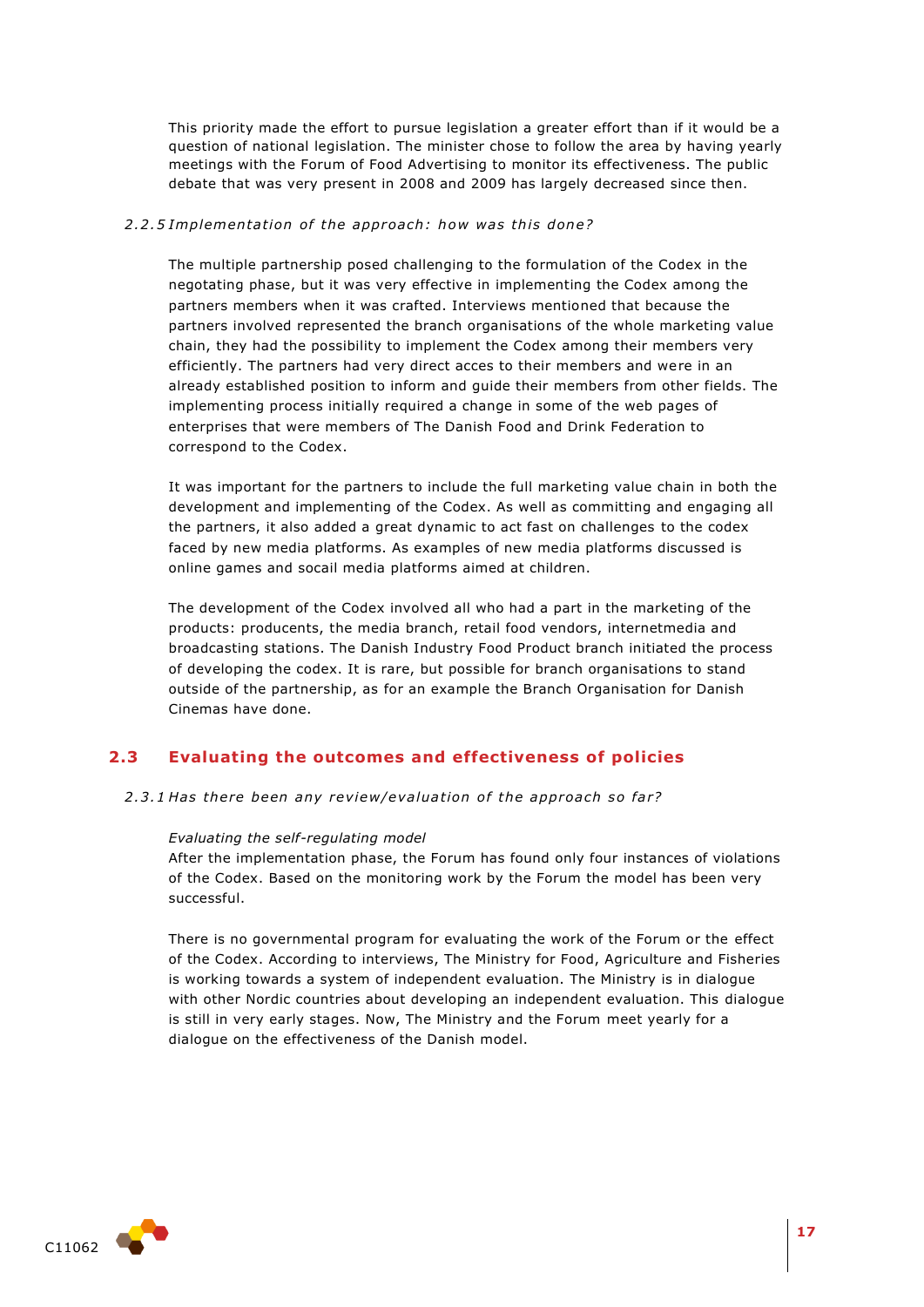This priority made the effort to pursue legislation a greater effort than if it would be a question of national legislation. The minister chose to follow the area by having yearly meetings with the Forum of Food Advertising to monitor its effectiveness. The public debate that was very present in 2008 and 2009 has largely decreased since then.

#### *2.2.5 Implementation of the approach: how was this done?*

The multiple partnership posed challenging to the formulation of the Codex in the negotating phase, but it was very effective in implementing the Codex among the partners members when it was crafted. Interviews mentioned that because the partners involved represented the branch organisations of the whole marketing value chain, they had the possibility to implement the Codex among their members very efficiently. The partners had very direct acces to their members and were in an already established position to inform and guide their members from other fields. The implementing process initially required a change in some of the web pages of enterprises that were members of The Danish Food and Drink Federation to correspond to the Codex.

It was important for the partners to include the full marketing value chain in both the development and implementing of the Codex. As well as committing and engaging all the partners, it also added a great dynamic to act fast on challenges to the codex faced by new media platforms. As examples of new media platforms discussed is online games and socail media platforms aimed at children.

The development of the Codex involved all who had a part in the marketing of the products: producents, the media branch, retail food vendors, internetmedia and broadcasting stations. The Danish Industry Food Product branch initiated the process of developing the codex. It is rare, but possible for branch organisations to stand outside of the partnership, as for an example the Branch Organisation for Danish Cinemas have done.

## 2.3 Evaluating the outcomes and effectiveness of policies

#### *2.3.1 Has there been any review/evaluation of the approach so far?*

*Evaluating the self-regulating model*
After the implementation phase, the Forum has found only four instances of violations of the Codex. Based on the monitoring work by the Forum the model has been very successful.

There is no governmental program for evaluating the work of the Forum or the effect of the Codex. According to interviews, The Ministry for Food, Agriculture and Fisheries is working towards a system of independent evaluation. The Ministry is in dialogue with other Nordic countries about developing an independent evaluation. This dialogue is still in very early stages. Now, The Ministry and the Forum meet yearly for a dialogue on the effectiveness of the Danish model.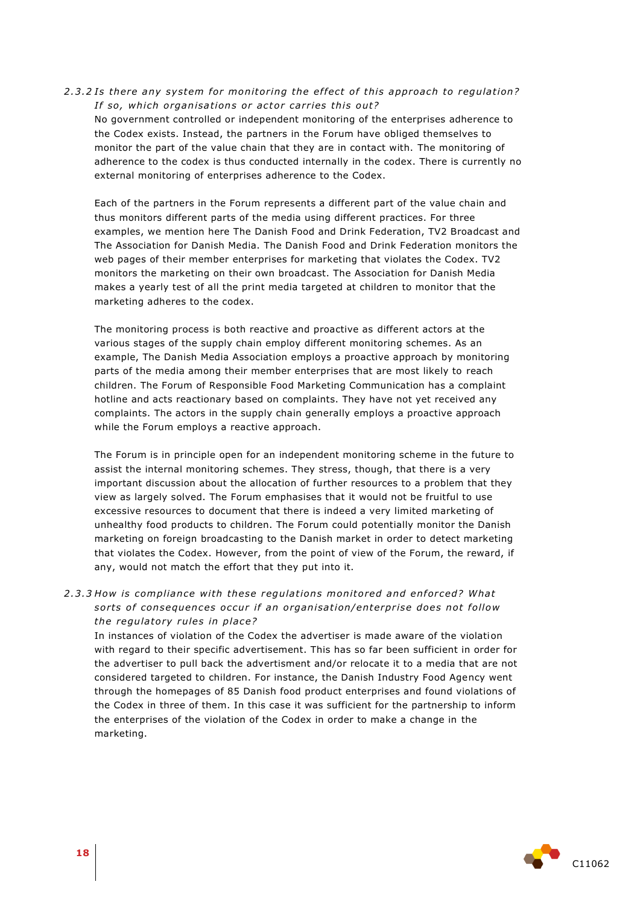### *2.3.2 Is there any system for monitoring the effect of this approach to regulation? If so, which organisations or actor carries this out?*

No government controlled or independent monitoring of the enterprises adherence to the Codex exists. Instead, the partners in the Forum have obliged themselves to monitor the part of the value chain that they are in contact with. The monitoring of adherence to the codex is thus conducted internally in the codex. There is currently no external monitoring of enterprises adherence to the Codex.

Each of the partners in the Forum represents a different part of the value chain and thus monitors different parts of the media using different practices. For three examples, we mention here The Danish Food and Drink Federation, TV2 Broadcast and The Association for Danish Media. The Danish Food and Drink Federation monitors the web pages of their member enterprises for marketing that violates the Codex. TV2 monitors the marketing on their own broadcast. The Association for Danish Media makes a yearly test of all the print media targeted at children to monitor that the marketing adheres to the codex.

The monitoring process is both reactive and proactive as different actors at the various stages of the supply chain employ different monitoring schemes. As an example, The Danish Media Association employs a proactive approach by monitoring parts of the media among their member enterprises that are most likely to reach children. The Forum of Responsible Food Marketing Communication has a complaint hotline and acts reactionary based on complaints. They have not yet received any complaints. The actors in the supply chain generally employs a proactive approach while the Forum employs a reactive approach.

The Forum is in principle open for an independent monitoring scheme in the future to assist the internal monitoring schemes. They stress, though, that there is a very important discussion about the allocation of further resources to a problem that they view as largely solved. The Forum emphasises that it would not be fruitful to use excessive resources to document that there is indeed a very limited marketing of unhealthy food products to children. The Forum could potentially monitor the Danish marketing on foreign broadcasting to the Danish market in order to detect marketing that violates the Codex. However, from the point of view of the Forum, the reward, if any, would not match the effort that they put into it.

### *2.3.3 How is compliance with these regulations monitored and enforced? What sorts of consequences occur if an organisation/enterprise does not follow the regulatory rules in place?*

In instances of violation of the Codex the advertiser is made aware of the violation with regard to their specific advertisement. This has so far been sufficient in order for the advertiser to pull back the advertisment and/or relocate it to a media that are not considered targeted to children. For instance, the Danish Industry Food Agency went through the homepages of 85 Danish food product enterprises and found violations of the Codex in three of them. In this case it was sufficient for the partnership to inform the enterprises of the violation of the Codex in order to make a change in the marketing.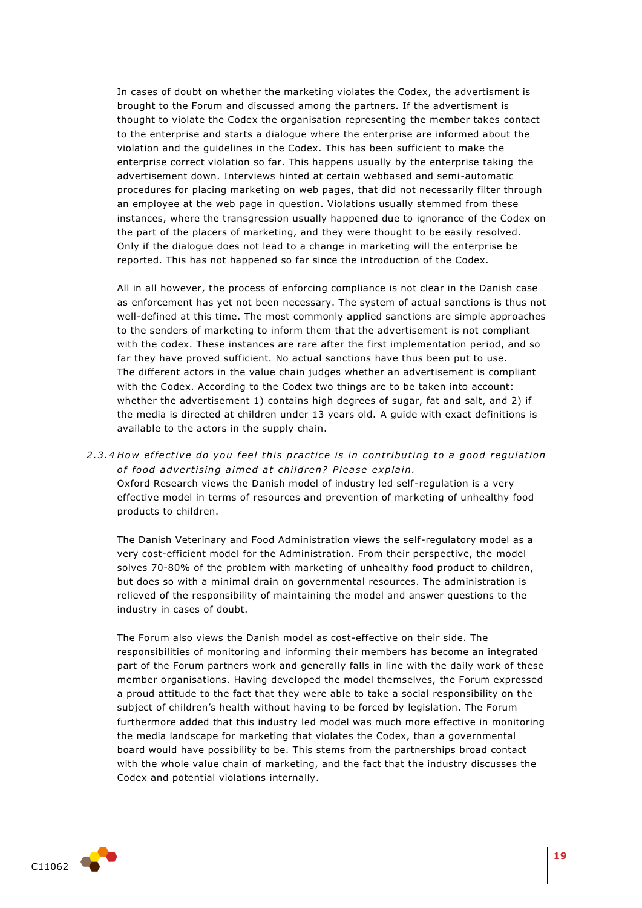In cases of doubt on whether the marketing violates the Codex, the advertisment is brought to the Forum and discussed among the partners. If the advertisment is thought to violate the Codex the organisation representing the member takes contact to the enterprise and starts a dialogue where the enterprise are informed about the violation and the guidelines in the Codex. This has been sufficient to make the enterprise correct violation so far. This happens usually by the enterprise taking the advertisement down. Interviews hinted at certain webbased and semi-automatic procedures for placing marketing on web pages, that did not necessarily filter through an employee at the web page in question. Violations usually stemmed from these instances, where the transgression usually happened due to ignorance of the Codex on the part of the placers of marketing, and they were thought to be easily resolved. Only if the dialogue does not lead to a change in marketing will the enterprise be reported. This has not happened so far since the introduction of the Codex.

All in all however, the process of enforcing compliance is not clear in the Danish case as enforcement has yet not been necessary. The system of actual sanctions is thus not well-defined at this time. The most commonly applied sanctions are simple approaches to the senders of marketing to inform them that the advertisement is not compliant with the codex. These instances are rare after the first implementation period, and so far they have proved sufficient. No actual sanctions have thus been put to use. The different actors in the value chain judges whether an advertisement is compliant with the Codex. According to the Codex two things are to be taken into account: whether the advertisement 1) contains high degrees of sugar, fat and salt, and 2) if the media is directed at children under 13 years old. A guide with exact definitions is available to the actors in the supply chain.

### *2.3.4 How effective do you feel this practice is in contributing to a good regulation of food advertising aimed at children? Please explain.*

Oxford Research views the Danish model of industry led self-regulation is a very effective model in terms of resources and prevention of marketing of unhealthy food products to children.

The Danish Veterinary and Food Administration views the self-regulatory model as a very cost-efficient model for the Administration. From their perspective, the model solves 70-80% of the problem with marketing of unhealthy food product to children, but does so with a minimal drain on governmental resources. The administration is relieved of the responsibility of maintaining the model and answer questions to the industry in cases of doubt.

The Forum also views the Danish model as cost-effective on their side. The responsibilities of monitoring and informing their members has become an integrated part of the Forum partners work and generally falls in line with the daily work of these member organisations. Having developed the model themselves, the Forum expressed a proud attitude to the fact that they were able to take a social responsibility on the subject of children's health without having to be forced by legislation. The Forum furthermore added that this industry led model was much more effective in monitoring the media landscape for marketing that violates the Codex, than a governmental board would have possibility to be. This stems from the partnerships broad contact with the whole value chain of marketing, and the fact that the industry discusses the Codex and potential violations internally.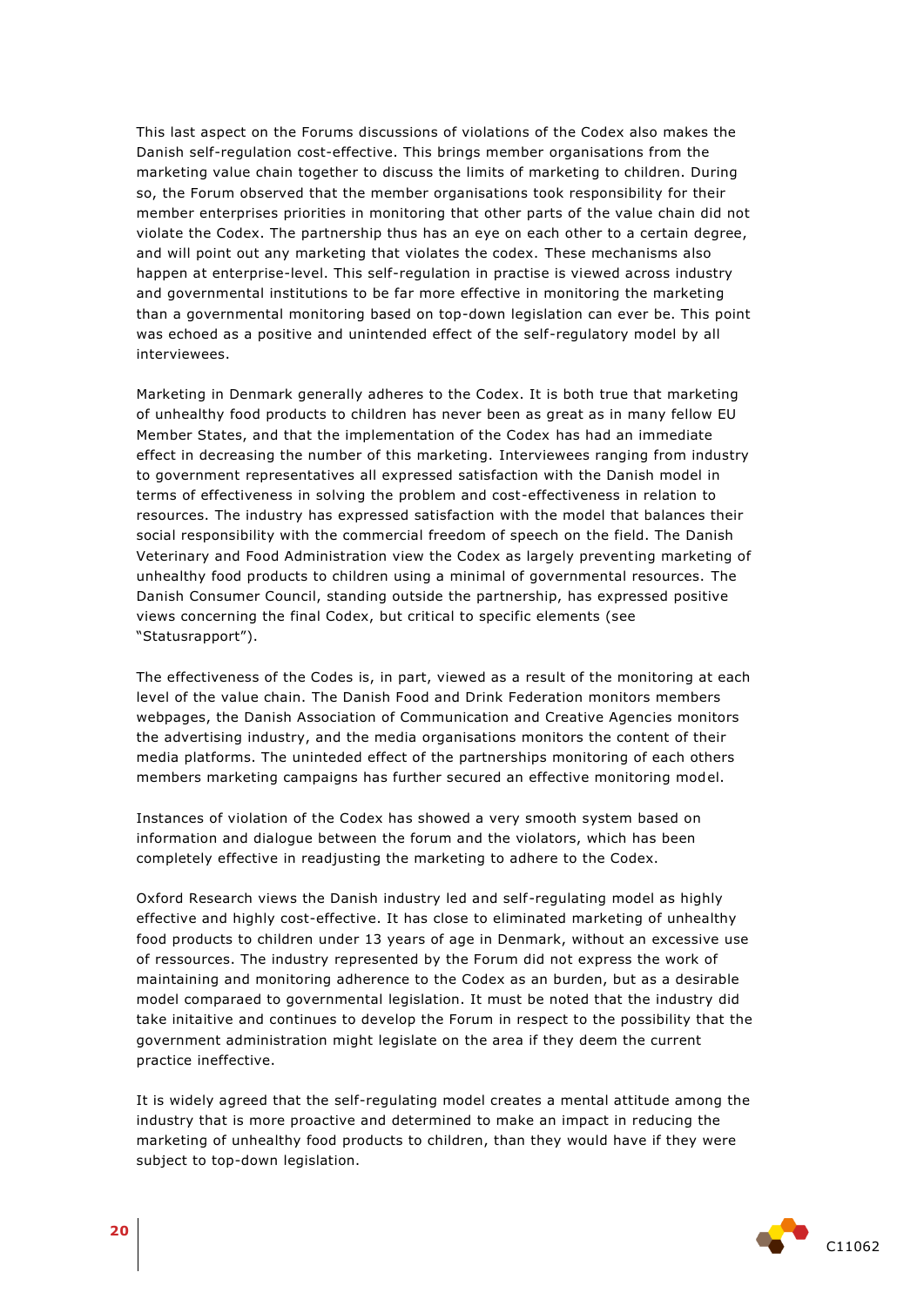This last aspect on the Forums discussions of violations of the Codex also makes the Danish self-regulation cost-effective. This brings member organisations from the marketing value chain together to discuss the limits of marketing to children. During so, the Forum observed that the member organisations took responsibility for their member enterprises priorities in monitoring that other parts of the value chain did not violate the Codex. The partnership thus has an eye on each other to a certain degree, and will point out any marketing that violates the codex. These mechanisms also happen at enterprise-level. This self-regulation in practise is viewed across industry and governmental institutions to be far more effective in monitoring the marketing than a governmental monitoring based on top-down legislation can ever be. This point was echoed as a positive and unintended effect of the self-regulatory model by all interviewees.

Marketing in Denmark generally adheres to the Codex. It is both true that marketing of unhealthy food products to children has never been as great as in many fellow EU Member States, and that the implementation of the Codex has had an immediate effect in decreasing the number of this marketing. Interviewees ranging from industry to government representatives all expressed satisfaction with the Danish model in terms of effectiveness in solving the problem and cost-effectiveness in relation to resources. The industry has expressed satisfaction with the model that balances their social responsibility with the commercial freedom of speech on the field. The Danish Veterinary and Food Administration view the Codex as largely preventing marketing of unhealthy food products to children using a minimal of governmental resources. The Danish Consumer Council, standing outside the partnership, has expressed positive views concerning the final Codex, but critical to specific elements (see "Statusrapport").

The effectiveness of the Codes is, in part, viewed as a result of the monitoring at each level of the value chain. The Danish Food and Drink Federation monitors members webpages, the Danish Association of Communication and Creative Agencies monitors the advertising industry, and the media organisations monitors the content of their media platforms. The uninteded effect of the partnerships monitoring of each others members marketing campaigns has further secured an effective monitoring model.

Instances of violation of the Codex has showed a very smooth system based on information and dialogue between the forum and the violators, which has been completely effective in readjusting the marketing to adhere to the Codex.

Oxford Research views the Danish industry led and self-regulating model as highly effective and highly cost-effective. It has close to eliminated marketing of unhealthy food products to children under 13 years of age in Denmark, without an excessive use of ressources. The industry represented by the Forum did not express the work of maintaining and monitoring adherence to the Codex as an burden, but as a desirable model comparaed to governmental legislation. It must be noted that the industry did take initaitive and continues to develop the Forum in respect to the possibility that the government administration might legislate on the area if they deem the current practice ineffective.

It is widely agreed that the self-regulating model creates a mental attitude among the industry that is more proactive and determined to make an impact in reducing the marketing of unhealthy food products to children, than they would have if they were subject to top-down legislation.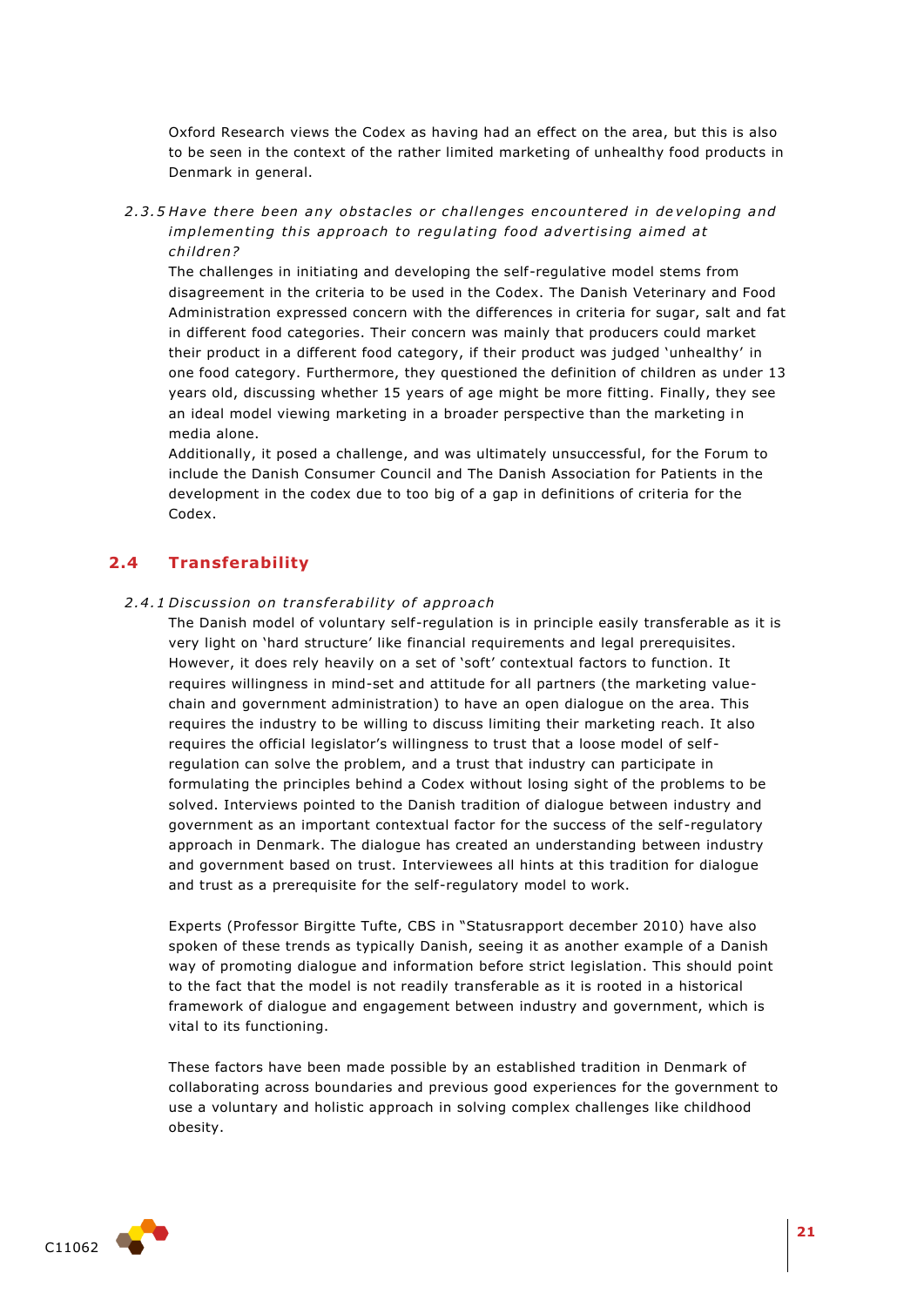Oxford Research views the Codex as having had an effect on the area, but this is also to be seen in the context of the rather limited marketing of unhealthy food products in Denmark in general.

#### *2.3.5 Have there been any obstacles or challenges encountered in developing and implementing this approach to regulating food advertising aimed at children?*

The challenges in initiating and developing the self-regulative model stems from disagreement in the criteria to be used in the Codex. The Danish Veterinary and Food Administration expressed concern with the differences in criteria for sugar, salt and fat in different food categories. Their concern was mainly that producers could market their product in a different food category, if their product was judged 'unhealthy' in one food category. Furthermore, they questioned the definition of children as under 13 years old, discussing whether 15 years of age might be more fitting. Finally, they see an ideal model viewing marketing in a broader perspective than the marketing in media alone.

Additionally, it posed a challenge, and was ultimately unsuccessful, for the Forum to include the Danish Consumer Council and The Danish Association for Patients in the development in the codex due to too big of a gap in definitions of criteria for the Codex.

## 2.4 Transferability

#### *2.4.1 Discussion on transferability of approach*

The Danish model of voluntary self-regulation is in principle easily transferable as it is very light on 'hard structure' like financial requirements and legal prerequisites. However, it does rely heavily on a set of 'soft' contextual factors to function. It requires willingness in mind-set and attitude for all partners (the marketing value-chain and government administration) to have an open dialogue on the area. This requires the industry to be willing to discuss limiting their marketing reach. It also requires the official legislator's willingness to trust that a loose model of self-regulation can solve the problem, and a trust that industry can participate in formulating the principles behind a Codex without losing sight of the problems to be solved. Interviews pointed to the Danish tradition of dialogue between industry and government as an important contextual factor for the success of the self-regulatory approach in Denmark. The dialogue has created an understanding between industry and government based on trust. Interviewees all hints at this tradition for dialogue and trust as a prerequisite for the self-regulatory model to work.

Experts (Professor Birgitte Tufte, CBS in "Statusrapport december 2010) have also spoken of these trends as typically Danish, seeing it as another example of a Danish way of promoting dialogue and information before strict legislation. This should point to the fact that the model is not readily transferable as it is rooted in a historical framework of dialogue and engagement between industry and government, which is vital to its functioning.

These factors have been made possible by an established tradition in Denmark of collaborating across boundaries and previous good experiences for the government to use a voluntary and holistic approach in solving complex challenges like childhood obesity.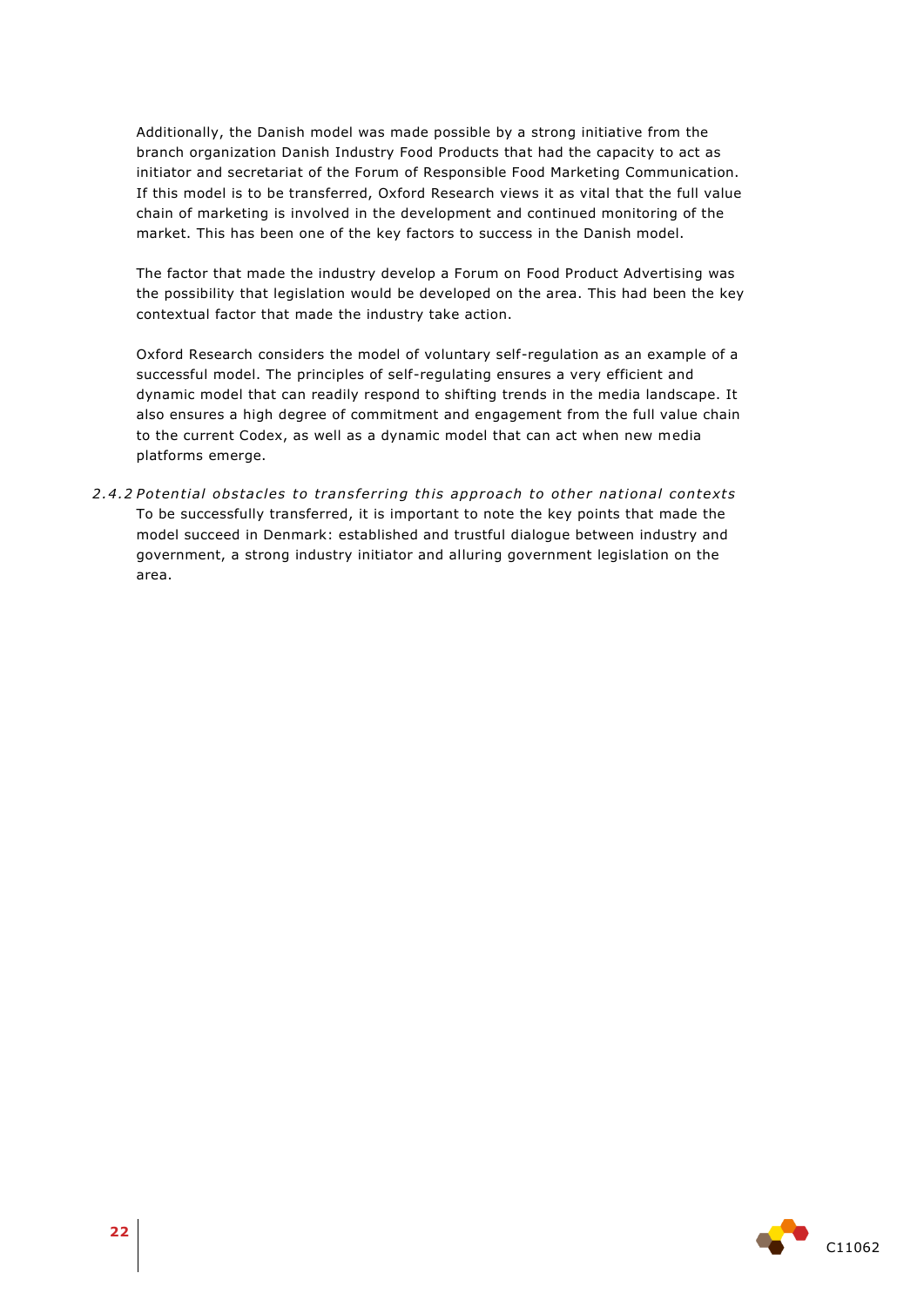Additionally, the Danish model was made possible by a strong initiative from the branch organization Danish Industry Food Products that had the capacity to act as initiator and secretariat of the Forum of Responsible Food Marketing Communication. If this model is to be transferred, Oxford Research views it as vital that the full value chain of marketing is involved in the development and continued monitoring of the market. This has been one of the key factors to success in the Danish model.

The factor that made the industry develop a Forum on Food Product Advertising was the possibility that legislation would be developed on the area. This had been the key contextual factor that made the industry take action.

Oxford Research considers the model of voluntary self-regulation as an example of a successful model. The principles of self-regulating ensures a very efficient and dynamic model that can readily respond to shifting trends in the media landscape. It also ensures a high degree of commitment and engagement from the full value chain to the current Codex, as well as a dynamic model that can act when new media platforms emerge.

#### *2.4.2 Potential obstacles to transferring this approach to other national contexts*

To be successfully transferred, it is important to note the key points that made the model succeed in Denmark: established and trustful dialogue between industry and government, a strong industry initiator and alluring government legislation on the area.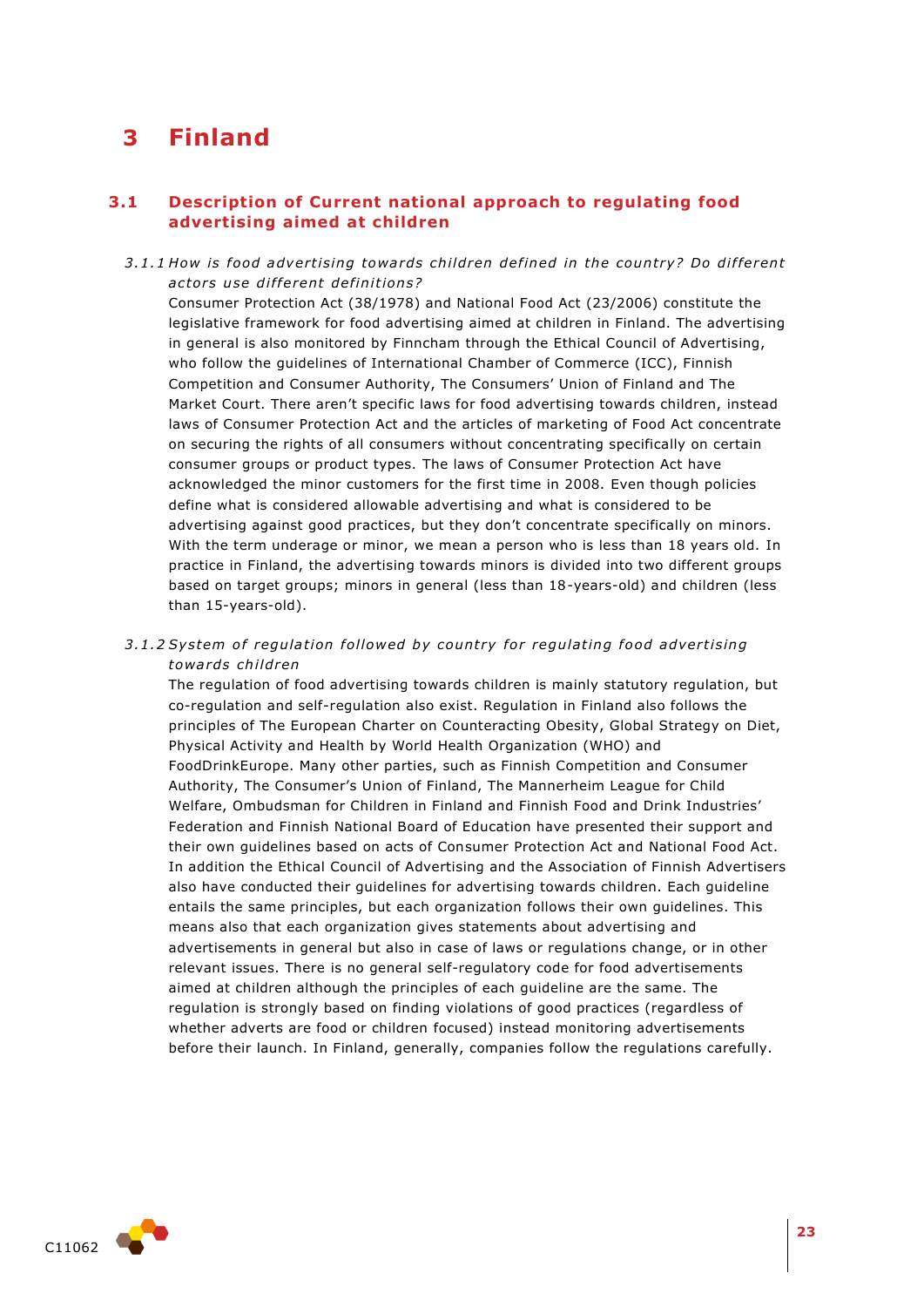# 3 Finland

## 3.1 Description of Current national approach to regulating food advertising aimed at children

### *3.1.1 How is food advertising towards children defined in the country? Do different actors use different definitions?*

Consumer Protection Act (38/1978) and National Food Act (23/2006) constitute the legislative framework for food advertising aimed at children in Finland. The advertising in general is also monitored by Finncham through the Ethical Council of Advertising, who follow the guidelines of International Chamber of Commerce (ICC), Finnish Competition and Consumer Authority, The Consumers' Union of Finland and The Market Court. There aren't specific laws for food advertising towards children, instead laws of Consumer Protection Act and the articles of marketing of Food Act concentrate on securing the rights of all consumers without concentrating specifically on certain consumer groups or product types. The laws of Consumer Protection Act have acknowledged the minor customers for the first time in 2008. Even though policies define what is considered allowable advertising and what is considered to be advertising against good practices, but they don't concentrate specifically on minors. With the term underage or minor, we mean a person who is less than 18 years old. In practice in Finland, the advertising towards minors is divided into two different groups based on target groups; minors in general (less than 18-years-old) and children (less than 15-years-old).

### *3.1.2 System of regulation followed by country for regulating food advertising towards children*

The regulation of food advertising towards children is mainly statutory regulation, but co-regulation and self-regulation also exist. Regulation in Finland also follows the principles of The European Charter on Counteracting Obesity, Global Strategy on Diet, Physical Activity and Health by World Health Organization (WHO) and FoodDrinkEurope. Many other parties, such as Finnish Competition and Consumer Authority, The Consumer's Union of Finland, The Mannerheim League for Child Welfare, Ombudsman for Children in Finland and Finnish Food and Drink Industries' Federation and Finnish National Board of Education have presented their support and their own guidelines based on acts of Consumer Protection Act and National Food Act. In addition the Ethical Council of Advertising and the Association of Finnish Advertisers also have conducted their guidelines for advertising towards children. Each guideline entails the same principles, but each organization follows their own guidelines. This means also that each organization gives statements about advertising and advertisements in general but also in case of laws or regulations change, or in other relevant issues. There is no general self-regulatory code for food advertisements aimed at children although the principles of each guideline are the same. The regulation is strongly based on finding violations of good practices (regardless of whether adverts are food or children focused) instead monitoring advertisements before their launch. In Finland, generally, companies follow the regulations carefully.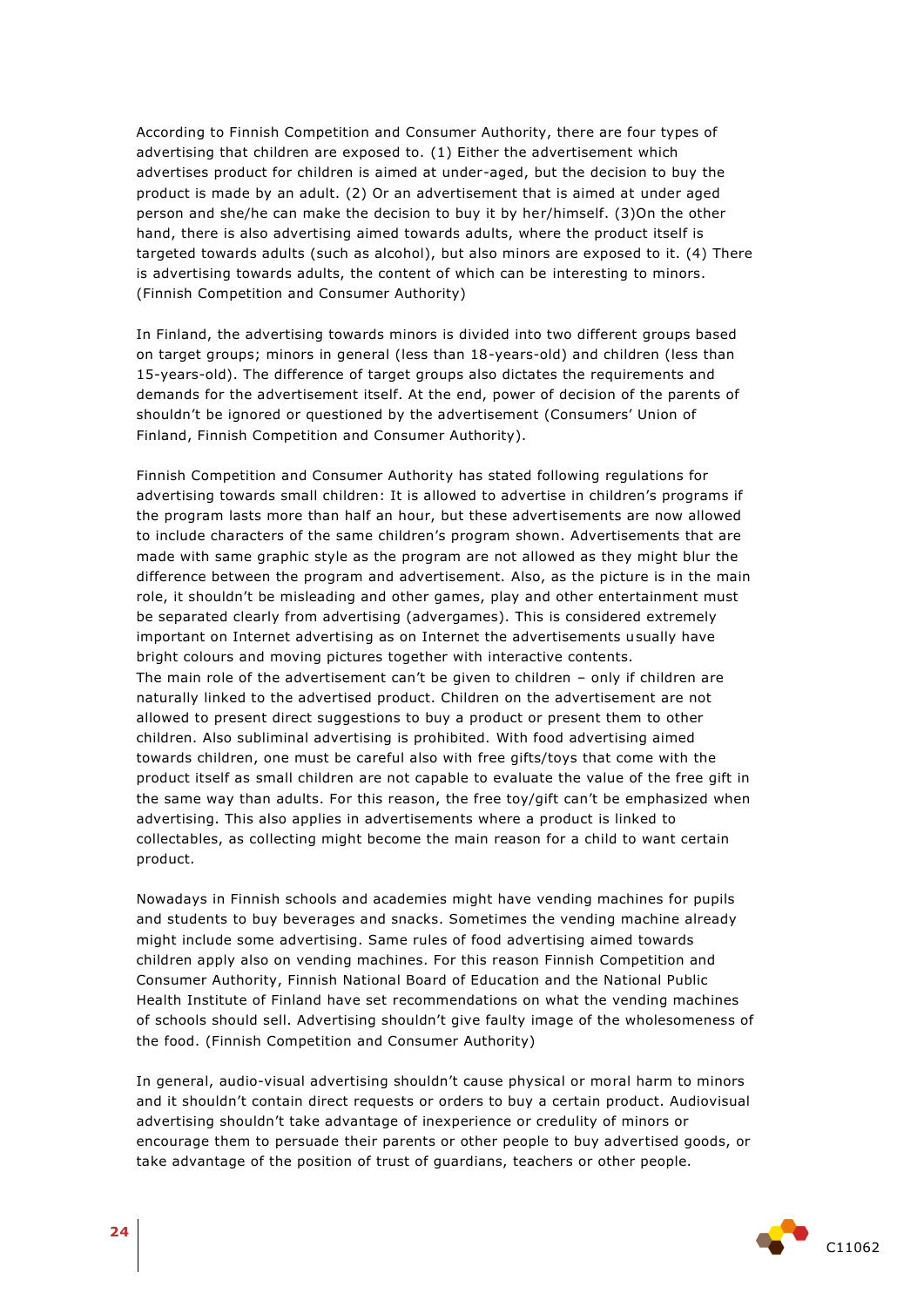According to Finnish Competition and Consumer Authority, there are four types of advertising that children are exposed to. (1) Either the advertisement which advertises product for children is aimed at under-aged, but the decision to buy the product is made by an adult. (2) Or an advertisement that is aimed at under aged person and she/he can make the decision to buy it by her/himself. (3)On the other hand, there is also advertising aimed towards adults, where the product itself is targeted towards adults (such as alcohol), but also minors are exposed to it. (4) There is advertising towards adults, the content of which can be interesting to minors. (Finnish Competition and Consumer Authority)

In Finland, the advertising towards minors is divided into two different groups based on target groups; minors in general (less than 18-years-old) and children (less than 15-years-old). The difference of target groups also dictates the requirements and demands for the advertisement itself. At the end, power of decision of the parents of shouldn't be ignored or questioned by the advertisement (Consumers' Union of Finland, Finnish Competition and Consumer Authority).

Finnish Competition and Consumer Authority has stated following regulations for advertising towards small children: It is allowed to advertise in children's programs if the program lasts more than half an hour, but these advertisements are now allowed to include characters of the same children's program shown. Advertisements that are made with same graphic style as the program are not allowed as they might blur the difference between the program and advertisement. Also, as the picture is in the main role, it shouldn't be misleading and other games, play and other entertainment must be separated clearly from advertising (advergames). This is considered extremely important on Internet advertising as on Internet the advertisements usually have bright colours and moving pictures together with interactive contents.
The main role of the advertisement can't be given to children – only if children are naturally linked to the advertised product. Children on the advertisement are not allowed to present direct suggestions to buy a product or present them to other children. Also subliminal advertising is prohibited. With food advertising aimed towards children, one must be careful also with free gifts/toys that come with the product itself as small children are not capable to evaluate the value of the free gift in the same way than adults. For this reason, the free toy/gift can't be emphasized when advertising. This also applies in advertisements where a product is linked to collectables, as collecting might become the main reason for a child to want certain product.

Nowadays in Finnish schools and academies might have vending machines for pupils and students to buy beverages and snacks. Sometimes the vending machine already might include some advertising. Same rules of food advertising aimed towards children apply also on vending machines. For this reason Finnish Competition and Consumer Authority, Finnish National Board of Education and the National Public Health Institute of Finland have set recommendations on what the vending machines of schools should sell. Advertising shouldn't give faulty image of the wholesomeness of the food. (Finnish Competition and Consumer Authority)

In general, audio-visual advertising shouldn't cause physical or moral harm to minors and it shouldn't contain direct requests or orders to buy a certain product. Audiovisual advertising shouldn't take advantage of inexperience or credulity of minors or encourage them to persuade their parents or other people to buy advertised goods, or take advantage of the position of trust of guardians, teachers or other people.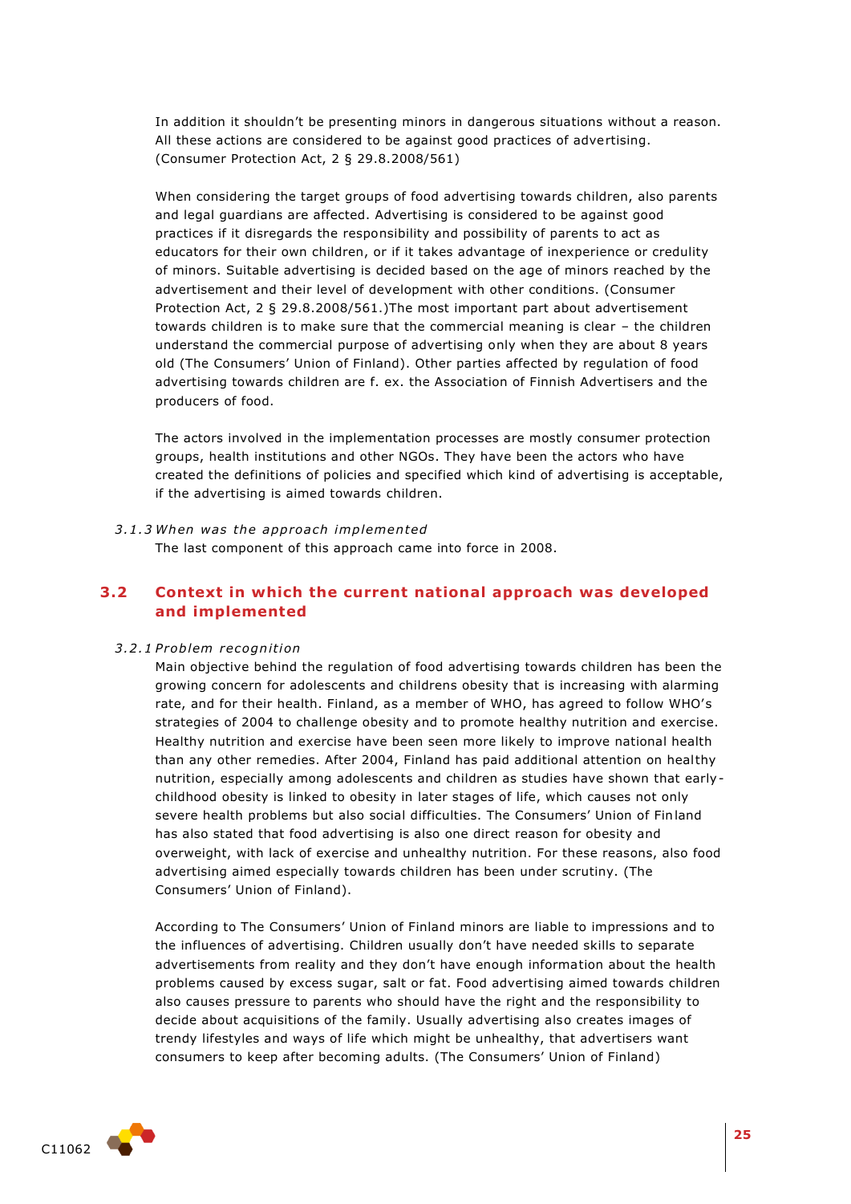In addition it shouldn't be presenting minors in dangerous situations without a reason. All these actions are considered to be against good practices of advertising. (Consumer Protection Act, 2 § 29.8.2008/561)

When considering the target groups of food advertising towards children, also parents and legal guardians are affected. Advertising is considered to be against good practices if it disregards the responsibility and possibility of parents to act as educators for their own children, or if it takes advantage of inexperience or credulity of minors. Suitable advertising is decided based on the age of minors reached by the advertisement and their level of development with other conditions. (Consumer Protection Act, 2 § 29.8.2008/561.)The most important part about advertisement towards children is to make sure that the commercial meaning is clear – the children understand the commercial purpose of advertising only when they are about 8 years old (The Consumers' Union of Finland). Other parties affected by regulation of food advertising towards children are f. ex. the Association of Finnish Advertisers and the producers of food.

The actors involved in the implementation processes are mostly consumer protection groups, health institutions and other NGOs. They have been the actors who have created the definitions of policies and specified which kind of advertising is acceptable, if the advertising is aimed towards children.

#### *3.1.3 When was the approach implemented*

The last component of this approach came into force in 2008.

## 3.2 Context in which the current national approach was developed and implemented

#### *3.2.1 Problem recognition*

Main objective behind the regulation of food advertising towards children has been the growing concern for adolescents and childrens obesity that is increasing with alarming rate, and for their health. Finland, as a member of WHO, has agreed to follow WHO's strategies of 2004 to challenge obesity and to promote healthy nutrition and exercise. Healthy nutrition and exercise have been seen more likely to improve national health than any other remedies. After 2004, Finland has paid additional attention on healthy nutrition, especially among adolescents and children as studies have shown that early-childhood obesity is linked to obesity in later stages of life, which causes not only severe health problems but also social difficulties. The Consumers' Union of Finland has also stated that food advertising is also one direct reason for obesity and overweight, with lack of exercise and unhealthy nutrition. For these reasons, also food advertising aimed especially towards children has been under scrutiny. (The Consumers' Union of Finland).

According to The Consumers' Union of Finland minors are liable to impressions and to the influences of advertising. Children usually don't have needed skills to separate advertisements from reality and they don't have enough information about the health problems caused by excess sugar, salt or fat. Food advertising aimed towards children also causes pressure to parents who should have the right and the responsibility to decide about acquisitions of the family. Usually advertising also creates images of trendy lifestyles and ways of life which might be unhealthy, that advertisers want consumers to keep after becoming adults. (The Consumers' Union of Finland)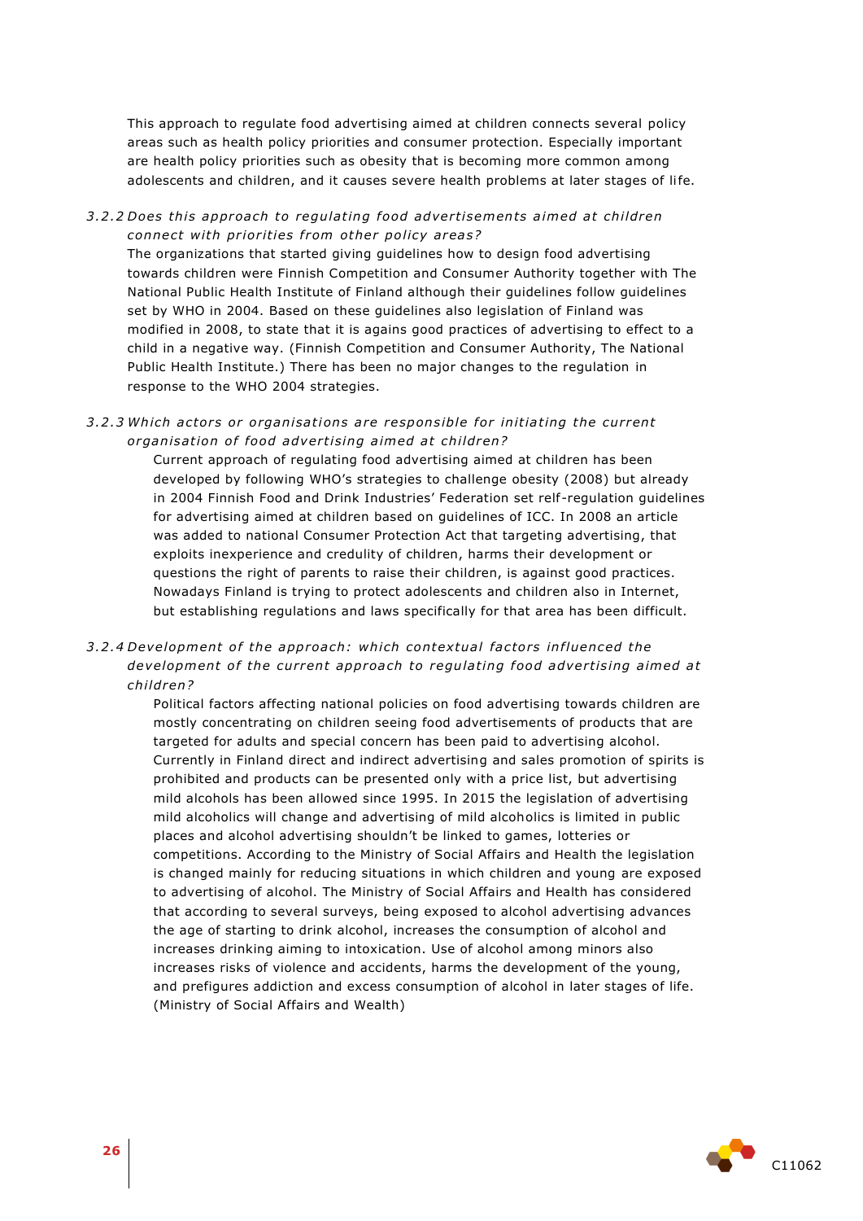This approach to regulate food advertising aimed at children connects several policy areas such as health policy priorities and consumer protection. Especially important are health policy priorities such as obesity that is becoming more common among adolescents and children, and it causes severe health problems at later stages of life.

### *3.2.2 Does this approach to regulating food advertisements aimed at children connect with priorities from other policy areas?*

The organizations that started giving guidelines how to design food advertising towards children were Finnish Competition and Consumer Authority together with The National Public Health Institute of Finland although their guidelines follow guidelines set by WHO in 2004. Based on these guidelines also legislation of Finland was modified in 2008, to state that it is agains good practices of advertising to effect to a child in a negative way. (Finnish Competition and Consumer Authority, The National Public Health Institute.) There has been no major changes to the regulation in response to the WHO 2004 strategies.

### *3.2.3 Which actors or organisations are responsible for initiating the current organisation of food advertising aimed at children?*

Current approach of regulating food advertising aimed at children has been developed by following WHO's strategies to challenge obesity (2008) but already in 2004 Finnish Food and Drink Industries' Federation set self-regulation guidelines for advertising aimed at children based on guidelines of ICC. In 2008 an article was added to national Consumer Protection Act that targeting advertising, that exploits inexperience and credulity of children, harms their development or questions the right of parents to raise their children, is against good practices. Nowadays Finland is trying to protect adolescents and children also in Internet, but establishing regulations and laws specifically for that area has been difficult.

### *3.2.4 Development of the approach: which contextual factors influenced the development of the current approach to regulating food advertising aimed at children?*

Political factors affecting national policies on food advertising towards children are mostly concentrating on children seeing food advertisements of products that are targeted for adults and special concern has been paid to advertising alcohol. Currently in Finland direct and indirect advertising and sales promotion of spirits is prohibited and products can be presented only with a price list, but advertising mild alcohols has been allowed since 1995. In 2015 the legislation of advertising mild alcoholics will change and advertising of mild alcoholics is limited in public places and alcohol advertising shouldn't be linked to games, lotteries or competitions. According to the Ministry of Social Affairs and Health the legislation is changed mainly for reducing situations in which children and young are exposed to advertising of alcohol. The Ministry of Social Affairs and Health has considered that according to several surveys, being exposed to alcohol advertising advances the age of starting to drink alcohol, increases the consumption of alcohol and increases drinking aiming to intoxication. Use of alcohol among minors also increases risks of violence and accidents, harms the development of the young, and prefigures addiction and excess consumption of alcohol in later stages of life. (Ministry of Social Affairs and Wealth)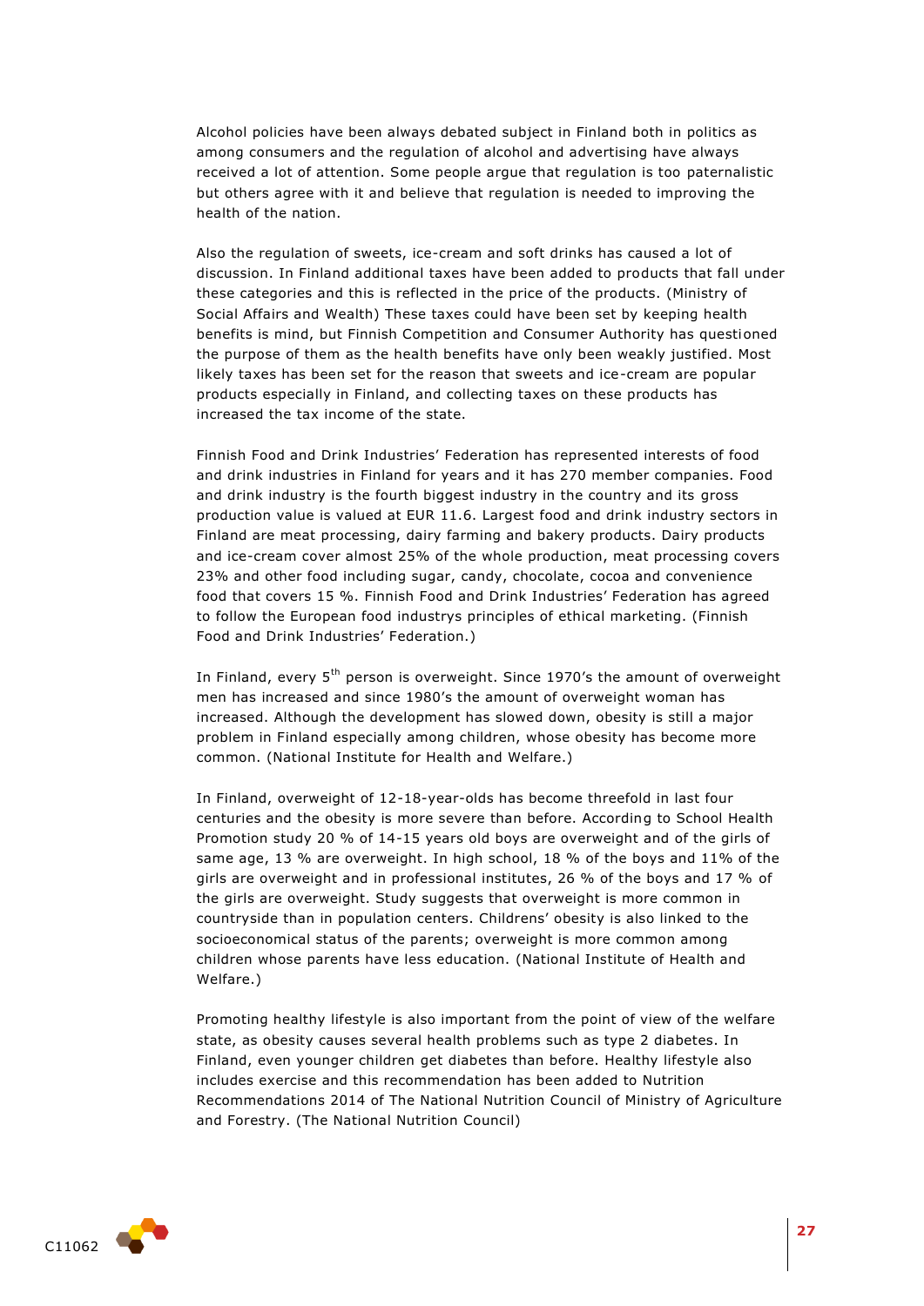Alcohol policies have been always debated subject in Finland both in politics as among consumers and the regulation of alcohol and advertising have always received a lot of attention. Some people argue that regulation is too paternalistic but others agree with it and believe that regulation is needed to improving the health of the nation.

Also the regulation of sweets, ice-cream and soft drinks has caused a lot of discussion. In Finland additional taxes have been added to products that fall under these categories and this is reflected in the price of the products. (Ministry of Social Affairs and Wealth) These taxes could have been set by keeping health benefits is mind, but Finnish Competition and Consumer Authority has questioned the purpose of them as the health benefits have only been weakly justified. Most likely taxes has been set for the reason that sweets and ice-cream are popular products especially in Finland, and collecting taxes on these products has increased the tax income of the state.

Finnish Food and Drink Industries' Federation has represented interests of food and drink industries in Finland for years and it has 270 member companies. Food and drink industry is the fourth biggest industry in the country and its gross production value is valued at EUR 11.6. Largest food and drink industry sectors in Finland are meat processing, dairy farming and bakery products. Dairy products and ice-cream cover almost 25% of the whole production, meat processing covers 23% and other food including sugar, candy, chocolate, cocoa and convenience food that covers 15 %. Finnish Food and Drink Industries' Federation has agreed to follow the European food industrys principles of ethical marketing. (Finnish Food and Drink Industries' Federation.)

In Finland, every 5th person is overweight. Since 1970's the amount of overweight men has increased and since 1980's the amount of overweight woman has increased. Although the development has slowed down, obesity is still a major problem in Finland especially among children, whose obesity has become more common. (National Institute for Health and Welfare.)

In Finland, overweight of 12-18-year-olds has become threefold in last four centuries and the obesity is more severe than before. According to School Health Promotion study 20 % of 14-15 years old boys are overweight and of the girls of same age, 13 % are overweight. In high school, 18 % of the boys and 11% of the girls are overweight and in professional institutes, 26 % of the boys and 17 % of the girls are overweight. Study suggests that overweight is more common in countryside than in population centers. Childrens' obesity is also linked to the socioeconomical status of the parents; overweight is more common among children whose parents have less education. (National Institute of Health and Welfare.)

Promoting healthy lifestyle is also important from the point of view of the welfare state, as obesity causes several health problems such as type 2 diabetes. In Finland, even younger children get diabetes than before. Healthy lifestyle also includes exercise and this recommendation has been added to Nutrition Recommendations 2014 of The National Nutrition Council of Ministry of Agriculture and Forestry. (The National Nutrition Council)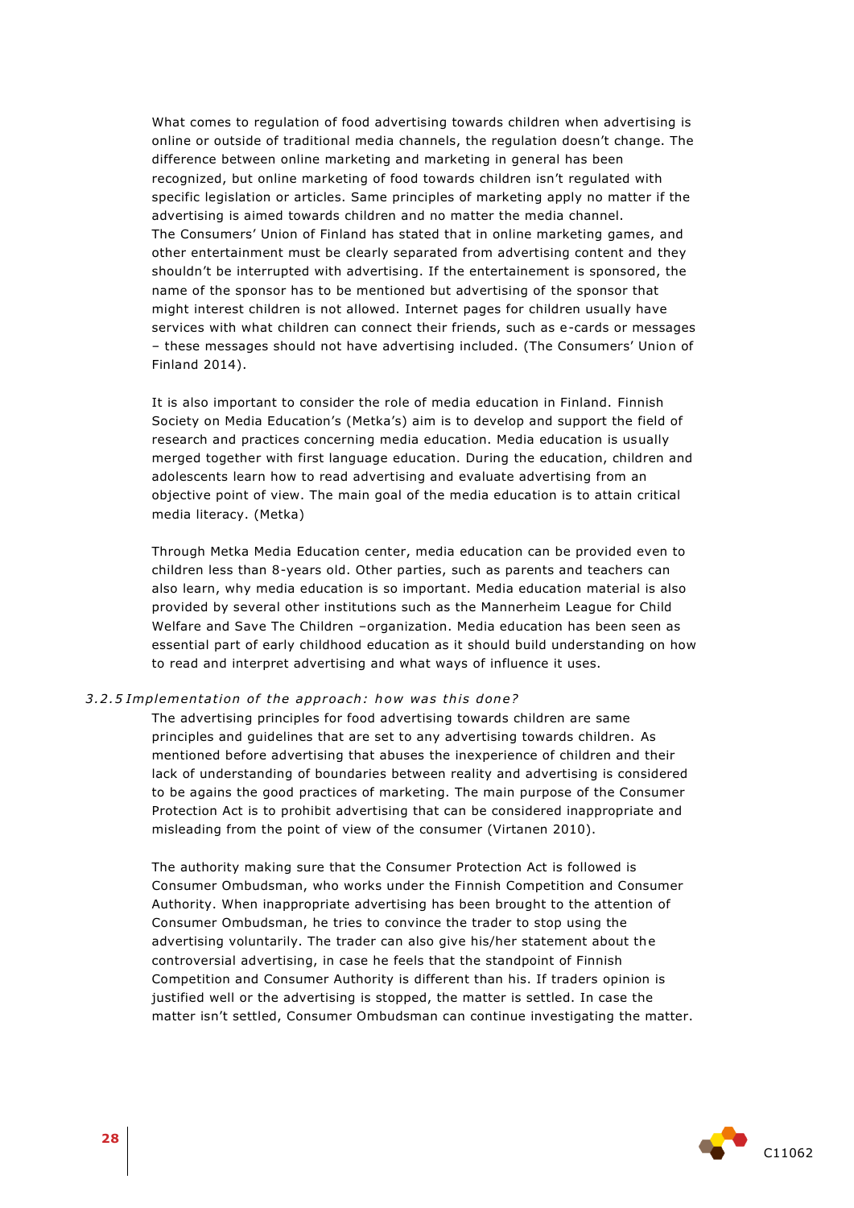What comes to regulation of food advertising towards children when advertising is online or outside of traditional media channels, the regulation doesn't change. The difference between online marketing and marketing in general has been recognized, but online marketing of food towards children isn't regulated with specific legislation or articles. Same principles of marketing apply no matter if the advertising is aimed towards children and no matter the media channel. The Consumers' Union of Finland has stated that in online marketing games, and other entertainment must be clearly separated from advertising content and they shouldn't be interrupted with advertising. If the entertainement is sponsored, the name of the sponsor has to be mentioned but advertising of the sponsor that might interest children is not allowed. Internet pages for children usually have services with what children can connect their friends, such as e-cards or messages – these messages should not have advertising included. (The Consumers' Union of Finland 2014).

It is also important to consider the role of media education in Finland. Finnish Society on Media Education's (Metka's) aim is to develop and support the field of research and practices concerning media education. Media education is usually merged together with first language education. During the education, children and adolescents learn how to read advertising and evaluate advertising from an objective point of view. The main goal of the media education is to attain critical media literacy. (Metka)

Through Metka Media Education center, media education can be provided even to children less than 8-years old. Other parties, such as parents and teachers can also learn, why media education is so important. Media education material is also provided by several other institutions such as the Mannerheim League for Child Welfare and Save The Children –organization. Media education has been seen as essential part of early childhood education as it should build understanding on how to read and interpret advertising and what ways of influence it uses.

### *3.2.5 Implementation of the approach: how was this done?*

The advertising principles for food advertising towards children are same principles and guidelines that are set to any advertising towards children. As mentioned before advertising that abuses the inexperience of children and their lack of understanding of boundaries between reality and advertising is considered to be agains the good practices of marketing. The main purpose of the Consumer Protection Act is to prohibit advertising that can be considered inappropriate and misleading from the point of view of the consumer (Virtanen 2010).

The authority making sure that the Consumer Protection Act is followed is Consumer Ombudsman, who works under the Finnish Competition and Consumer Authority. When inappropriate advertising has been brought to the attention of Consumer Ombudsman, he tries to convince the trader to stop using the advertising voluntarily. The trader can also give his/her statement about the controversial advertising, in case he feels that the standpoint of Finnish Competition and Consumer Authority is different than his. If traders opinion is justified well or the advertising is stopped, the matter is settled. In case the matter isn't settled, Consumer Ombudsman can continue investigating the matter.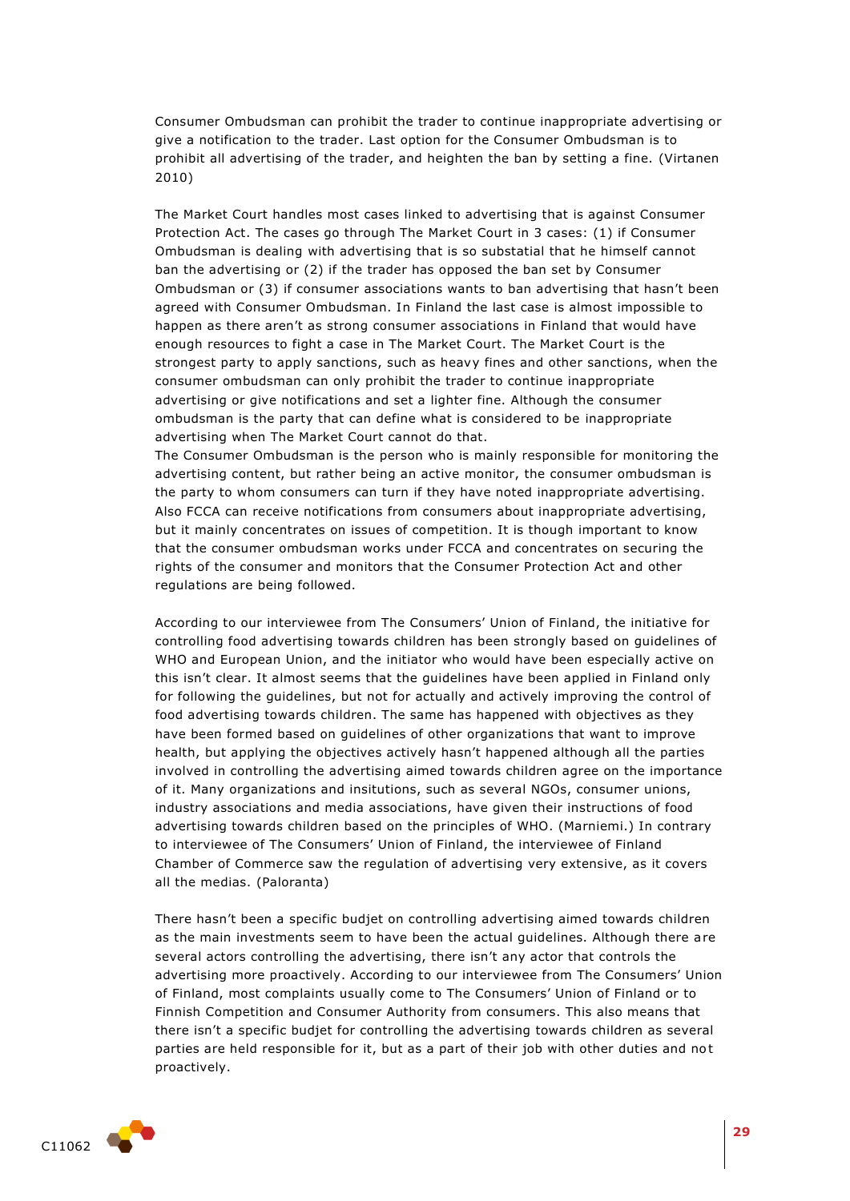Consumer Ombudsman can prohibit the trader to continue inappropriate advertising or give a notification to the trader. Last option for the Consumer Ombudsman is to prohibit all advertising of the trader, and heighten the ban by setting a fine. (Virtanen 2010)

The Market Court handles most cases linked to advertising that is against Consumer Protection Act. The cases go through The Market Court in 3 cases: (1) if Consumer Ombudsman is dealing with advertising that is so substatial that he himself cannot ban the advertising or (2) if the trader has opposed the ban set by Consumer Ombudsman or (3) if consumer associations wants to ban advertising that hasn't been agreed with Consumer Ombudsman. In Finland the last case is almost impossible to happen as there aren't as strong consumer associations in Finland that would have enough resources to fight a case in The Market Court. The Market Court is the strongest party to apply sanctions, such as heavy fines and other sanctions, when the consumer ombudsman can only prohibit the trader to continue inappropriate advertising or give notifications and set a lighter fine. Although the consumer ombudsman is the party that can define what is considered to be inappropriate advertising when The Market Court cannot do that.
The Consumer Ombudsman is the person who is mainly responsible for monitoring the advertising content, but rather being an active monitor, the consumer ombudsman is the party to whom consumers can turn if they have noted inappropriate advertising. Also FCCA can receive notifications from consumers about inappropriate advertising, but it mainly concentrates on issues of competition. It is though important to know that the consumer ombudsman works under FCCA and concentrates on securing the rights of the consumer and monitors that the Consumer Protection Act and other regulations are being followed.

According to our interviewee from The Consumers' Union of Finland, the initiative for controlling food advertising towards children has been strongly based on guidelines of WHO and European Union, and the initiator who would have been especially active on this isn't clear. It almost seems that the guidelines have been applied in Finland only for following the guidelines, but not for actually and actively improving the control of food advertising towards children. The same has happened with objectives as they have been formed based on guidelines of other organizations that want to improve health, but applying the objectives actively hasn't happened although all the parties involved in controlling the advertising aimed towards children agree on the importance of it. Many organizations and insitutions, such as several NGOs, consumer unions, industry associations and media associations, have given their instructions of food advertising towards children based on the principles of WHO. (Marniemi.) In contrary to interviewee of The Consumers' Union of Finland, the interviewee of Finland Chamber of Commerce saw the regulation of advertising very extensive, as it covers all the medias. (Paloranta)

There hasn't been a specific budjet on controlling advertising aimed towards children as the main investments seem to have been the actual guidelines. Although there are several actors controlling the advertising, there isn't any actor that controls the advertising more proactively. According to our interviewee from The Consumers' Union of Finland, most complaints usually come to The Consumers' Union of Finland or to Finnish Competition and Consumer Authority from consumers. This also means that there isn't a specific budjet for controlling the advertising towards children as several parties are held responsible for it, but as a part of their job with other duties and not proactively.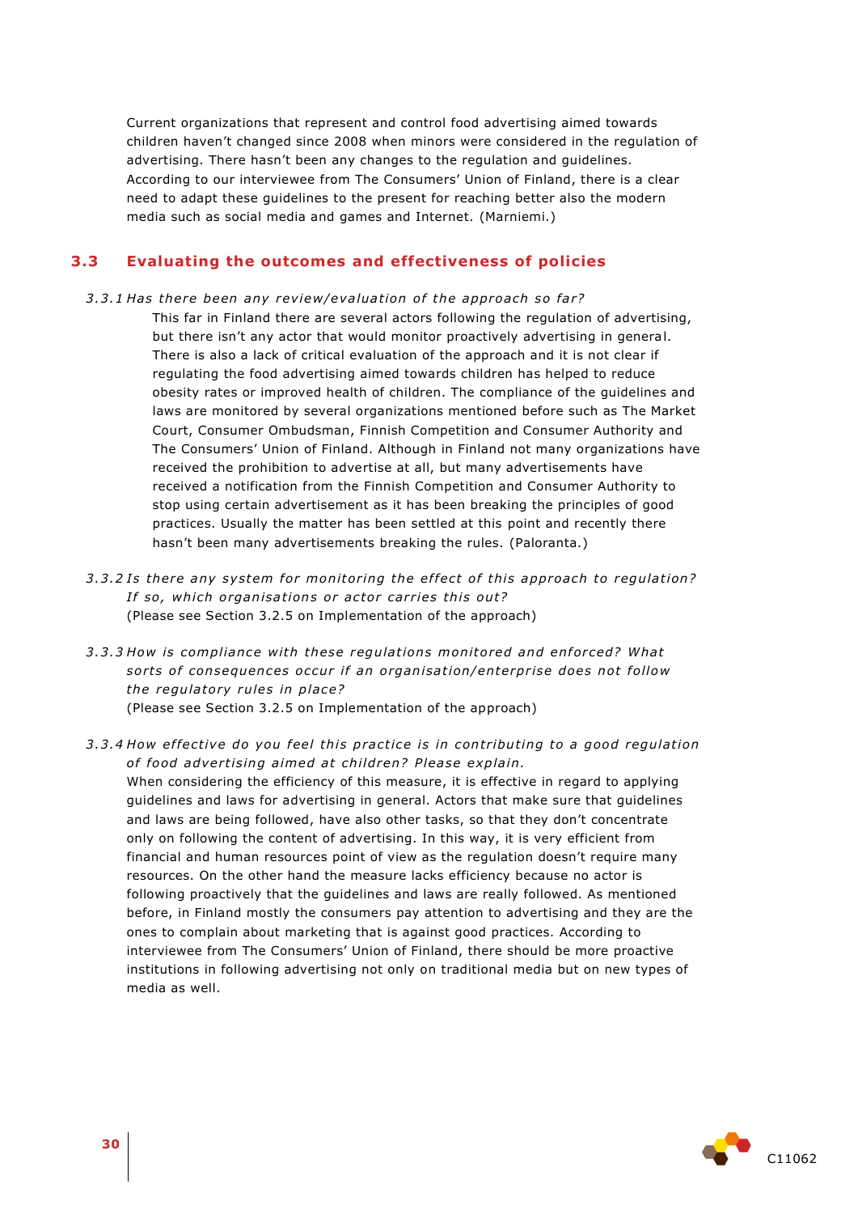Current organizations that represent and control food advertising aimed towards children haven't changed since 2008 when minors were considered in the regulation of advertising. There hasn't been any changes to the regulation and guidelines. According to our interviewee from The Consumers' Union of Finland, there is a clear need to adapt these guidelines to the present for reaching better also the modern media such as social media and games and Internet. (Marniemi.)

## 3.3 Evaluating the outcomes and effectiveness of policies

*3.3.1 Has there been any review/evaluation of the approach so far?*

This far in Finland there are several actors following the regulation of advertising, but there isn't any actor that would monitor proactively advertising in general. There is also a lack of critical evaluation of the approach and it is not clear if regulating the food advertising aimed towards children has helped to reduce obesity rates or improved health of children. The compliance of the guidelines and laws are monitored by several organizations mentioned before such as The Market Court, Consumer Ombudsman, Finnish Competition and Consumer Authority and The Consumers' Union of Finland. Although in Finland not many organizations have received the prohibition to advertise at all, but many advertisements have received a notification from the Finnish Competition and Consumer Authority to stop using certain advertisement as it has been breaking the principles of good practices. Usually the matter has been settled at this point and recently there hasn't been many advertisements breaking the rules. (Paloranta.)

*3.3.2 Is there any system for monitoring the effect of this approach to regulation? If so, which organisations or actor carries this out?*

(Please see Section 3.2.5 on Implementation of the approach)

*3.3.3 How is compliance with these regulations monitored and enforced? What sorts of consequences occur if an organisation/enterprise does not follow the regulatory rules in place?*

(Please see Section 3.2.5 on Implementation of the approach)

*3.3.4 How effective do you feel this practice is in contributing to a good regulation of food advertising aimed at children? Please explain.*

When considering the efficiency of this measure, it is effective in regard to applying guidelines and laws for advertising in general. Actors that make sure that guidelines and laws are being followed, have also other tasks, so that they don't concentrate only on following the content of advertising. In this way, it is very efficient from financial and human resources point of view as the regulation doesn't require many resources. On the other hand the measure lacks efficiency because no actor is following proactively that the guidelines and laws are really followed. As mentioned before, in Finland mostly the consumers pay attention to advertising and they are the ones to complain about marketing that is against good practices. According to interviewee from The Consumers' Union of Finland, there should be more proactive institutions in following advertising not only on traditional media but on new types of media as well.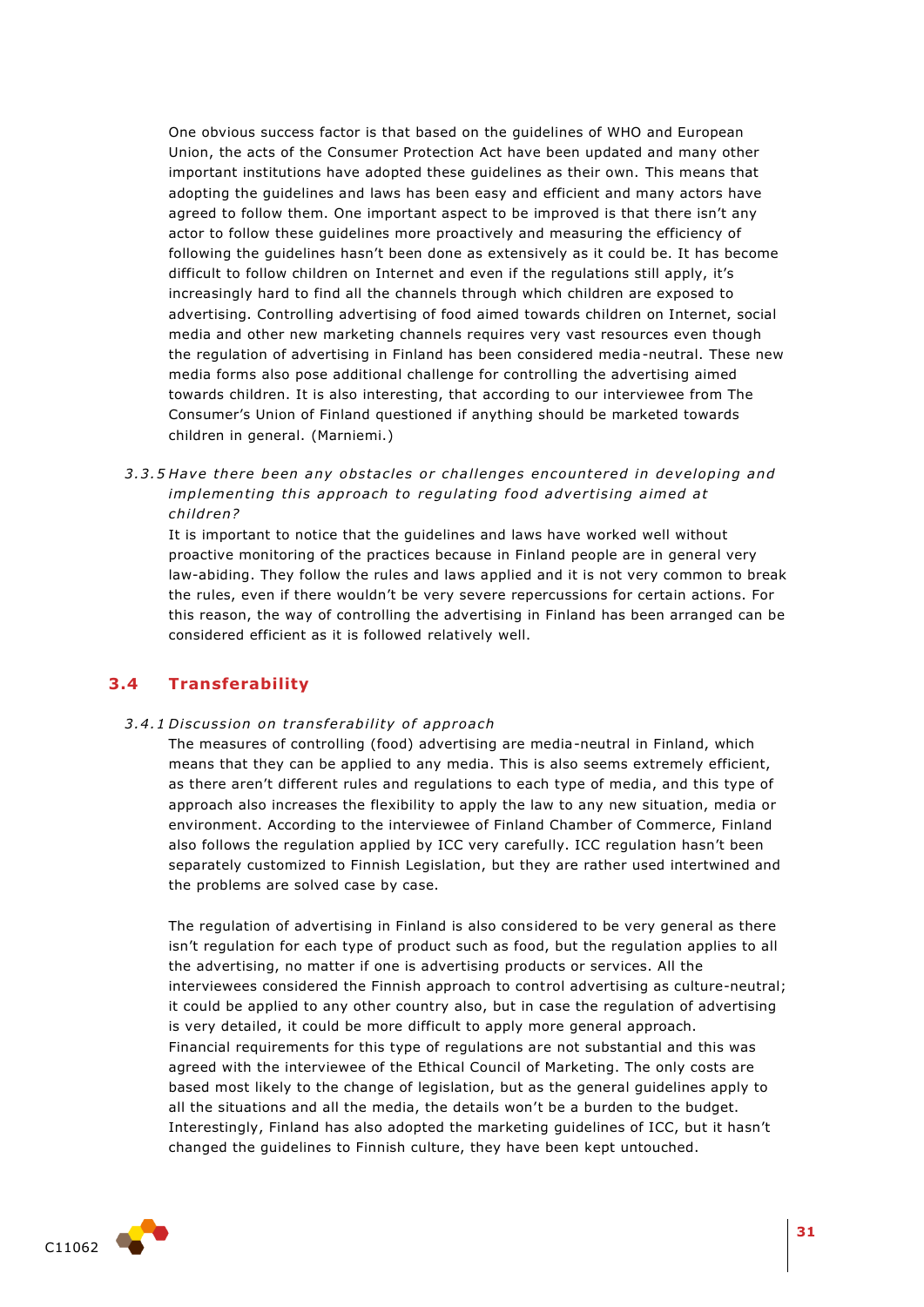One obvious success factor is that based on the guidelines of WHO and European Union, the acts of the Consumer Protection Act have been updated and many other important institutions have adopted these guidelines as their own. This means that adopting the guidelines and laws has been easy and efficient and many actors have agreed to follow them. One important aspect to be improved is that there isn't any actor to follow these guidelines more proactively and measuring the efficiency of following the guidelines hasn't been done as extensively as it could be. It has become difficult to follow children on Internet and even if the regulations still apply, it's increasingly hard to find all the channels through which children are exposed to advertising. Controlling advertising of food aimed towards children on Internet, social media and other new marketing channels requires very vast resources even though the regulation of advertising in Finland has been considered media-neutral. These new media forms also pose additional challenge for controlling the advertising aimed towards children. It is also interesting, that according to our interviewee from The Consumer's Union of Finland questioned if anything should be marketed towards children in general. (Marniemi.)

### 3.3.5 *Have there been any obstacles or challenges encountered in developing and implementing this approach to regulating food advertising aimed at children?*

It is important to notice that the guidelines and laws have worked well without proactive monitoring of the practices because in Finland people are in general very law-abiding. They follow the rules and laws applied and it is not very common to break the rules, even if there wouldn't be very severe repercussions for certain actions. For this reason, the way of controlling the advertising in Finland has been arranged can be considered efficient as it is followed relatively well.

## 3.4 Transferability

### 3.4.1 *Discussion on transferability of approach*

The measures of controlling (food) advertising are media-neutral in Finland, which means that they can be applied to any media. This is also seems extremely efficient, as there aren't different rules and regulations to each type of media, and this type of approach also increases the flexibility to apply the law to any new situation, media or environment. According to the interviewee of Finland Chamber of Commerce, Finland also follows the regulation applied by ICC very carefully. ICC regulation hasn't been separately customized to Finnish Legislation, but they are rather used intertwined and the problems are solved case by case.

The regulation of advertising in Finland is also considered to be very general as there isn't regulation for each type of product such as food, but the regulation applies to all the advertising, no matter if one is advertising products or services. All the interviewees considered the Finnish approach to control advertising as culture-neutral; it could be applied to any other country also, but in case the regulation of advertising is very detailed, it could be more difficult to apply more general approach. Financial requirements for this type of regulations are not substantial and this was agreed with the interviewee of the Ethical Council of Marketing. The only costs are based most likely to the change of legislation, but as the general guidelines apply to all the situations and all the media, the details won't be a burden to the budget. Interestingly, Finland has also adopted the marketing guidelines of ICC, but it hasn't changed the guidelines to Finnish culture, they have been kept untouched.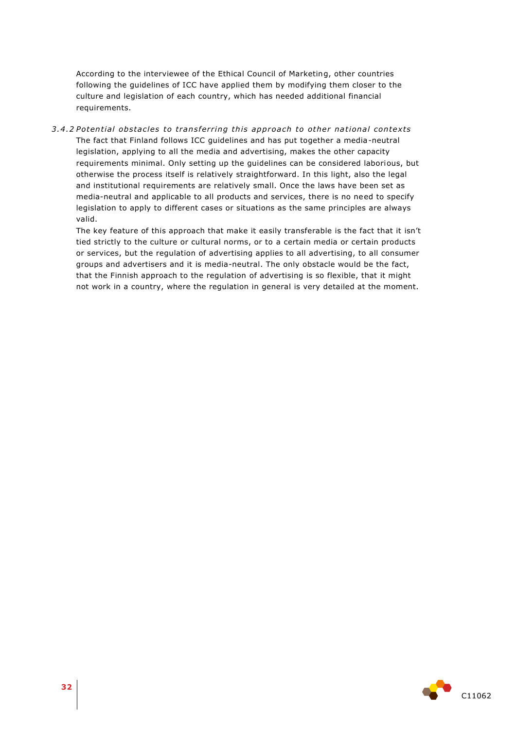According to the interviewee of the Ethical Council of Marketing, other countries following the guidelines of ICC have applied them by modifying them closer to the culture and legislation of each country, which has needed additional financial requirements.

### *3.4.2 Potential obstacles to transferring this approach to other national contexts*

The fact that Finland follows ICC guidelines and has put together a media-neutral legislation, applying to all the media and advertising, makes the other capacity requirements minimal. Only setting up the guidelines can be considered laborious, but otherwise the process itself is relatively straightforward. In this light, also the legal and institutional requirements are relatively small. Once the laws have been set as media-neutral and applicable to all products and services, there is no need to specify legislation to apply to different cases or situations as the same principles are always valid.

The key feature of this approach that make it easily transferable is the fact that it isn't tied strictly to the culture or cultural norms, or to a certain media or certain products or services, but the regulation of advertising applies to all advertising, to all consumer groups and advertisers and it is media-neutral. The only obstacle would be the fact, that the Finnish approach to the regulation of advertising is so flexible, that it might not work in a country, where the regulation in general is very detailed at the moment.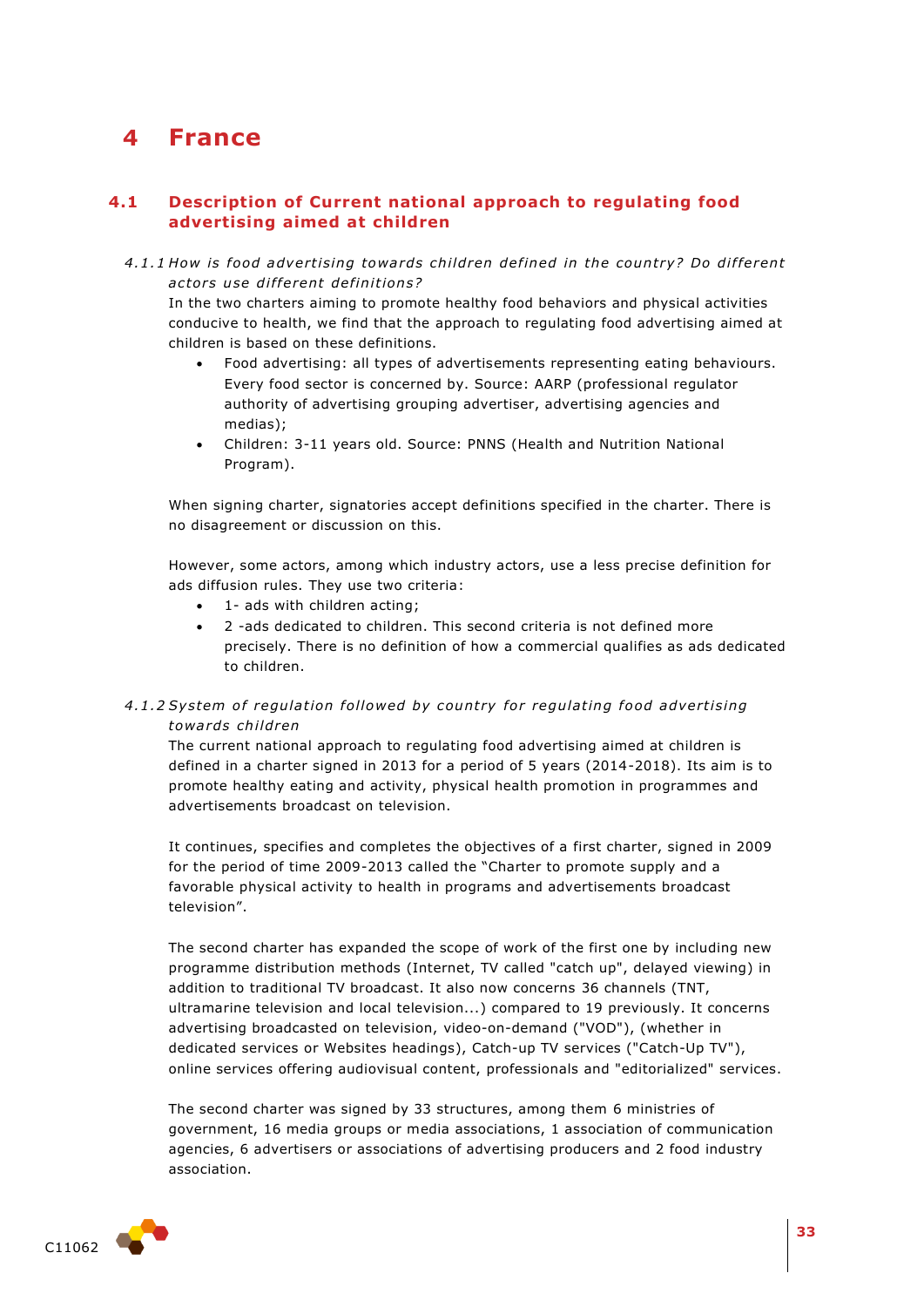# 4 France

## 4.1 Description of Current national approach to regulating food advertising aimed at children

### 4.1.1 *How is food advertising towards children defined in the country? Do different actors use different definitions?*

In the two charters aiming to promote healthy food behaviors and physical activities conducive to health, we find that the approach to regulating food advertising aimed at children is based on these definitions.

- Food advertising: all types of advertisements representing eating behaviours. Every food sector is concerned by. Source: AARP (professional regulator authority of advertising grouping advertiser, advertising agencies and medias);
- Children: 3-11 years old. Source: PNNS (Health and Nutrition National Program).

When signing charter, signatories accept definitions specified in the charter. There is no disagreement or discussion on this.

However, some actors, among which industry actors, use a less precise definition for ads diffusion rules. They use two criteria:

- 1- ads with children acting;
- 2 -ads dedicated to children. This second criteria is not defined more precisely. There is no definition of how a commercial qualifies as ads dedicated to children.

### 4.1.2 *System of regulation followed by country for regulating food advertising towards children*

The current national approach to regulating food advertising aimed at children is defined in a charter signed in 2013 for a period of 5 years (2014-2018). Its aim is to promote healthy eating and activity, physical health promotion in programmes and advertisements broadcast on television.

It continues, specifies and completes the objectives of a first charter, signed in 2009 for the period of time 2009-2013 called the "Charter to promote supply and a favorable physical activity to health in programs and advertisements broadcast television".

The second charter has expanded the scope of work of the first one by including new programme distribution methods (Internet, TV called "catch up", delayed viewing) in addition to traditional TV broadcast. It also now concerns 36 channels (TNT, ultramarine television and local television...) compared to 19 previously. It concerns advertising broadcasted on television, video-on-demand ("VOD"), (whether in dedicated services or Websites headings), Catch-up TV services ("Catch-Up TV"), online services offering audiovisual content, professionals and "editorialized" services.

The second charter was signed by 33 structures, among them 6 ministries of government, 16 media groups or media associations, 1 association of communication agencies, 6 advertisers or associations of advertising producers and 2 food industry association.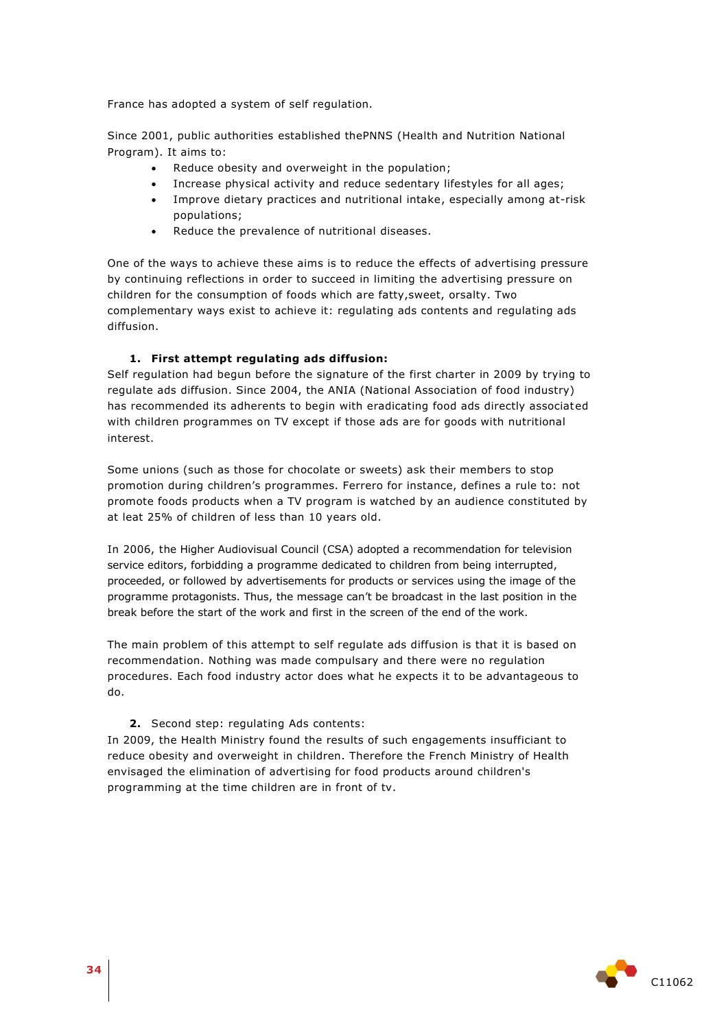France has adopted a system of self regulation.

Since 2001, public authorities established thePNNS (Health and Nutrition National Program). It aims to:

- Reduce obesity and overweight in the population;
- Increase physical activity and reduce sedentary lifestyles for all ages;
- Improve dietary practices and nutritional intake, especially among at-risk populations;
- Reduce the prevalence of nutritional diseases.

One of the ways to achieve these aims is to reduce the effects of advertising pressure by continuing reflections in order to succeed in limiting the advertising pressure on children for the consumption of foods which are fatty,sweet, orsalty. Two complementary ways exist to achieve it: regulating ads contents and regulating ads diffusion.

**1. First attempt regulating ads diffusion:**

Self regulation had begun before the signature of the first charter in 2009 by trying to regulate ads diffusion. Since 2004, the ANIA (National Association of food industry) has recommended its adherents to begin with eradicating food ads directly associated with children programmes on TV except if those ads are for goods with nutritional interest.

Some unions (such as those for chocolate or sweets) ask their members to stop promotion during children's programmes. Ferrero for instance, defines a rule to: not promote foods products when a TV program is watched by an audience constituted by at leat 25% of children of less than 10 years old.

In 2006, the Higher Audiovisual Council (CSA) adopted a recommendation for television service editors, forbidding a programme dedicated to children from being interrupted, proceeded, or followed by advertisements for products or services using the image of the programme protagonists. Thus, the message can't be broadcast in the last position in the break before the start of the work and first in the screen of the end of the work.

The main problem of this attempt to self regulate ads diffusion is that it is based on recommendation. Nothing was made compulsary and there were no regulation procedures. Each food industry actor does what he expects it to be advantageous to do.

**2.** Second step: regulating Ads contents:

In 2009, the Health Ministry found the results of such engagements insufficiant to reduce obesity and overweight in children. Therefore the French Ministry of Health envisaged the elimination of advertising for food products around children's programming at the time children are in front of tv.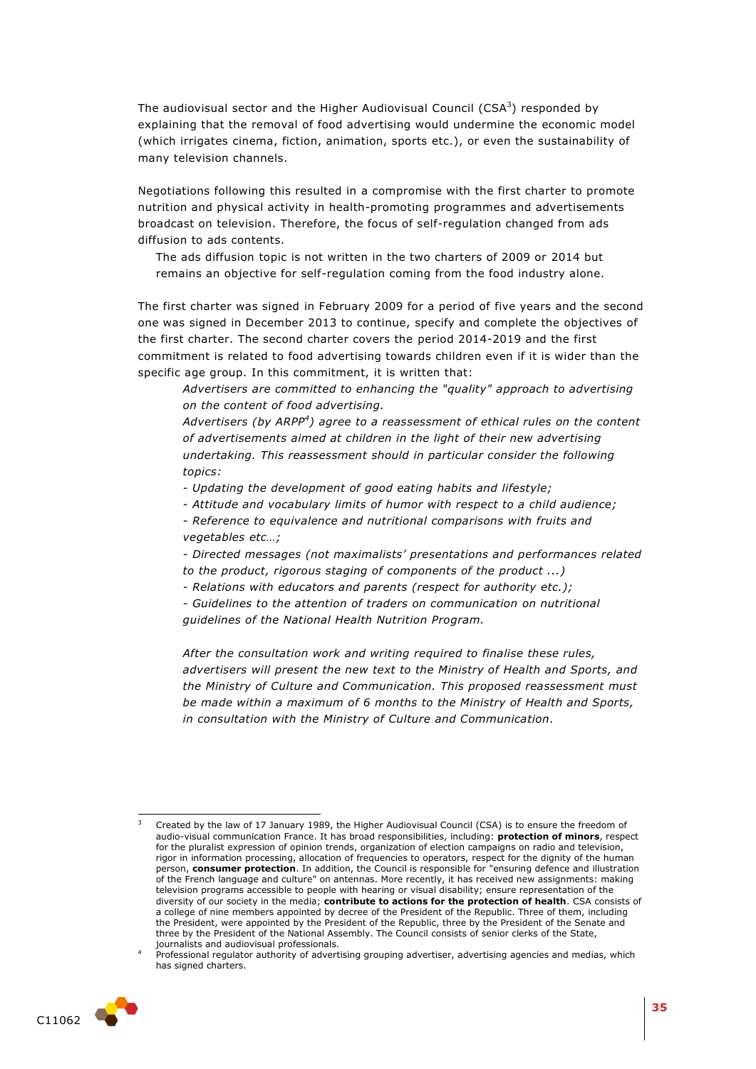The audiovisual sector and the Higher Audiovisual Council (CSA[3]) responded by explaining that the removal of food advertising would undermine the economic model (which irrigates cinema, fiction, animation, sports etc.), or even the sustainability of many television channels.

Negotiations following this resulted in a compromise with the first charter to promote nutrition and physical activity in health-promoting programmes and advertisements broadcast on television. Therefore, the focus of self-regulation changed from ads diffusion to ads contents.

The ads diffusion topic is not written in the two charters of 2009 or 2014 but remains an objective for self-regulation coming from the food industry alone.

The first charter was signed in February 2009 for a period of five years and the second one was signed in December 2013 to continue, specify and complete the objectives of the first charter. The second charter covers the period 2014-2019 and the first commitment is related to food advertising towards children even if it is wider than the specific age group. In this commitment, it is written that:

> *Advertisers are committed to enhancing the "quality" approach to advertising on the content of food advertising.*
>
> *Advertisers (by ARPP[4]) agree to a reassessment of ethical rules on the content of advertisements aimed at children in the light of their new advertising undertaking. This reassessment should in particular consider the following topics:*
>
> *- Updating the development of good eating habits and lifestyle;*
>
> *- Attitude and vocabulary limits of humor with respect to a child audience;*
>
> *- Reference to equivalence and nutritional comparisons with fruits and vegetables etc…;*
>
> *- Directed messages (not maximalists' presentations and performances related to the product, rigorous staging of components of the product ...)*
>
> *- Relations with educators and parents (respect for authority etc.);*
>
> *- Guidelines to the attention of traders on communication on nutritional guidelines of the National Health Nutrition Program.*
>
> *After the consultation work and writing required to finalise these rules, advertisers will present the new text to the Ministry of Health and Sports, and the Ministry of Culture and Communication. This proposed reassessment must be made within a maximum of 6 months to the Ministry of Health and Sports, in consultation with the Ministry of Culture and Communication.*

---

[3] Created by the law of 17 January 1989, the Higher Audiovisual Council (CSA) is to ensure the freedom of audio-visual communication France. It has broad responsibilities, including: **protection of minors**, respect for the pluralist expression of opinion trends, organization of election campaigns on radio and television, rigor in information processing, allocation of frequencies to operators, respect for the dignity of the human person, **consumer protection**. In addition, the Council is responsible for "ensuring defence and illustration of the French language and culture" on antennas. More recently, it has received new assignments: making television programs accessible to people with hearing or visual disability; ensure representation of the diversity of our society in the media; **contribute to actions for the protection of health**. CSA consists of a college of nine members appointed by decree of the President of the Republic. Three of them, including the President, were appointed by the President of the Republic, three by the President of the Senate and three by the President of the National Assembly. The Council consists of senior clerks of the State, journalists and audiovisual professionals.

[4] Professional regulator authority of advertising grouping advertiser, advertising agencies and medias, which has signed charters.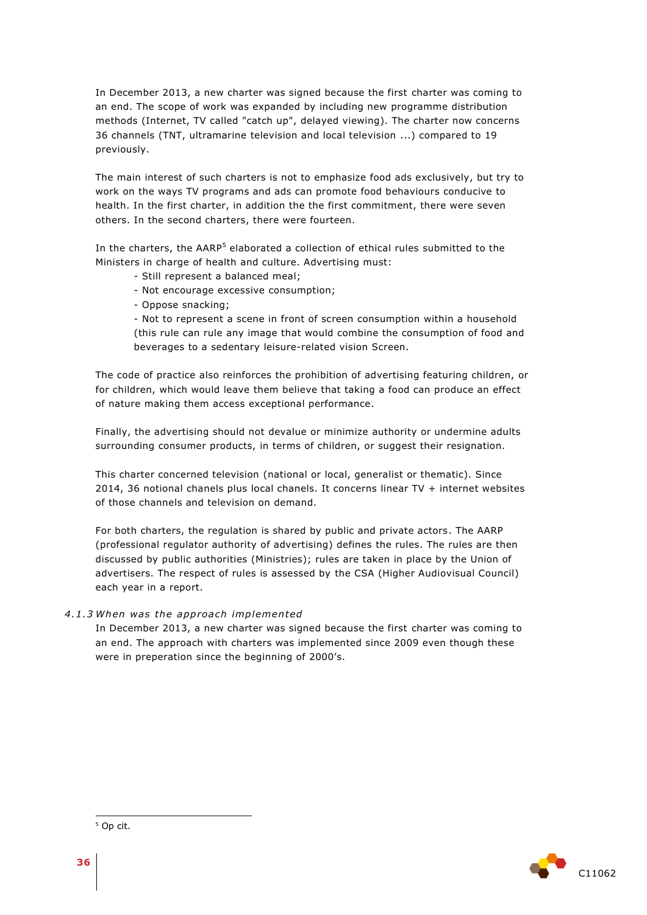In December 2013, a new charter was signed because the first charter was coming to an end. The scope of work was expanded by including new programme distribution methods (Internet, TV called "catch up", delayed viewing). The charter now concerns 36 channels (TNT, ultramarine television and local television ...) compared to 19 previously.

The main interest of such charters is not to emphasize food ads exclusively, but try to work on the ways TV programs and ads can promote food behaviours conducive to health. In the first charter, in addition the the first commitment, there were seven others. In the second charters, there were fourteen.

In the charters, the AARP[5] elaborated a collection of ethical rules submitted to the Ministers in charge of health and culture. Advertising must:

- Still represent a balanced meal;
- Not encourage excessive consumption;
- Oppose snacking;
- Not to represent a scene in front of screen consumption within a household (this rule can rule any image that would combine the consumption of food and beverages to a sedentary leisure-related vision Screen.

The code of practice also reinforces the prohibition of advertising featuring children, or for children, which would leave them believe that taking a food can produce an effect of nature making them access exceptional performance.

Finally, the advertising should not devalue or minimize authority or undermine adults surrounding consumer products, in terms of children, or suggest their resignation.

This charter concerned television (national or local, generalist or thematic). Since 2014, 36 notional chanels plus local chanels. It concerns linear TV + internet websites of those channels and television on demand.

For both charters, the regulation is shared by public and private actors. The AARP (professional regulator authority of advertising) defines the rules. The rules are then discussed by public authorities (Ministries); rules are taken in place by the Union of advertisers. The respect of rules is assessed by the CSA (Higher Audiovisual Council) each year in a report.

#### *4.1.3 When was the approach implemented*

In December 2013, a new charter was signed because the first charter was coming to an end. The approach with charters was implemented since 2009 even though these were in preperation since the beginning of 2000's.

[5] Op cit.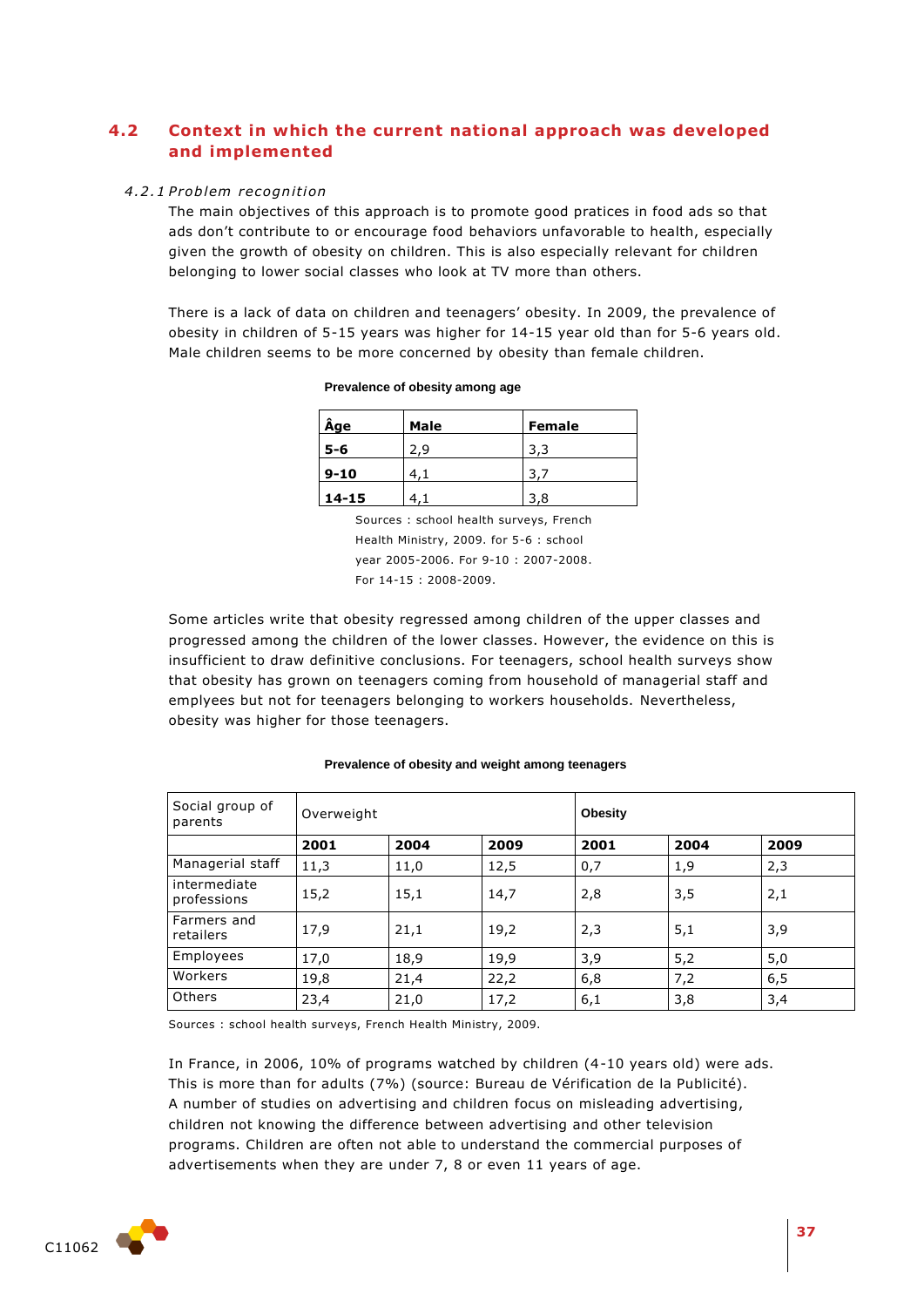## 4.2 Context in which the current national approach was developed and implemented

### *4.2.1 Problem recognition*

The main objectives of this approach is to promote good pratices in food ads so that ads don't contribute to or encourage food behaviors unfavorable to health, especially given the growth of obesity on children. This is also especially relevant for children belonging to lower social classes who look at TV more than others.

There is a lack of data on children and teenagers' obesity. In 2009, the prevalence of obesity in children of 5-15 years was higher for 14-15 year old than for 5-6 years old. Male children seems to be more concerned by obesity than female children.

**Prevalence of obesity among age**

| Âge | Male | Female |
|---|---|---|
| **5-6** | 2,9 | 3,3 |
| **9-10** | 4,1 | 3,7 |
| **14-15** | 4,1 | 3,8 |

Sources : school health surveys, French Health Ministry, 2009. for 5-6 : school year 2005-2006. For 9-10 : 2007-2008. For 14-15 : 2008-2009.

Some articles write that obesity regressed among children of the upper classes and progressed among the children of the lower classes. However, the evidence on this is insufficient to draw definitive conclusions. For teenagers, school health surveys show that obesity has grown on teenagers coming from household of managerial staff and emplyees but not for teenagers belonging to workers households. Nevertheless, obesity was higher for those teenagers.

**Prevalence of obesity and weight among teenagers**

| Social group of parents | Overweight | | | **Obesity** | | |
|---|---|---|---|---|---|---|
| | **2001** | **2004** | **2009** | **2001** | **2004** | **2009** |
| Managerial staff | 11,3 | 11,0 | 12,5 | 0,7 | 1,9 | 2,3 |
| intermediate professions | 15,2 | 15,1 | 14,7 | 2,8 | 3,5 | 2,1 |
| Farmers and retailers | 17,9 | 21,1 | 19,2 | 2,3 | 5,1 | 3,9 |
| Employees | 17,0 | 18,9 | 19,9 | 3,9 | 5,2 | 5,0 |
| Workers | 19,8 | 21,4 | 22,2 | 6,8 | 7,2 | 6,5 |
| Others | 23,4 | 21,0 | 17,2 | 6,1 | 3,8 | 3,4 |

Sources : school health surveys, French Health Ministry, 2009.

In France, in 2006, 10% of programs watched by children (4-10 years old) were ads. This is more than for adults (7%) (source: Bureau de Vérification de la Publicité). A number of studies on advertising and children focus on misleading advertising, children not knowing the difference between advertising and other television programs. Children are often not able to understand the commercial purposes of advertisements when they are under 7, 8 or even 11 years of age.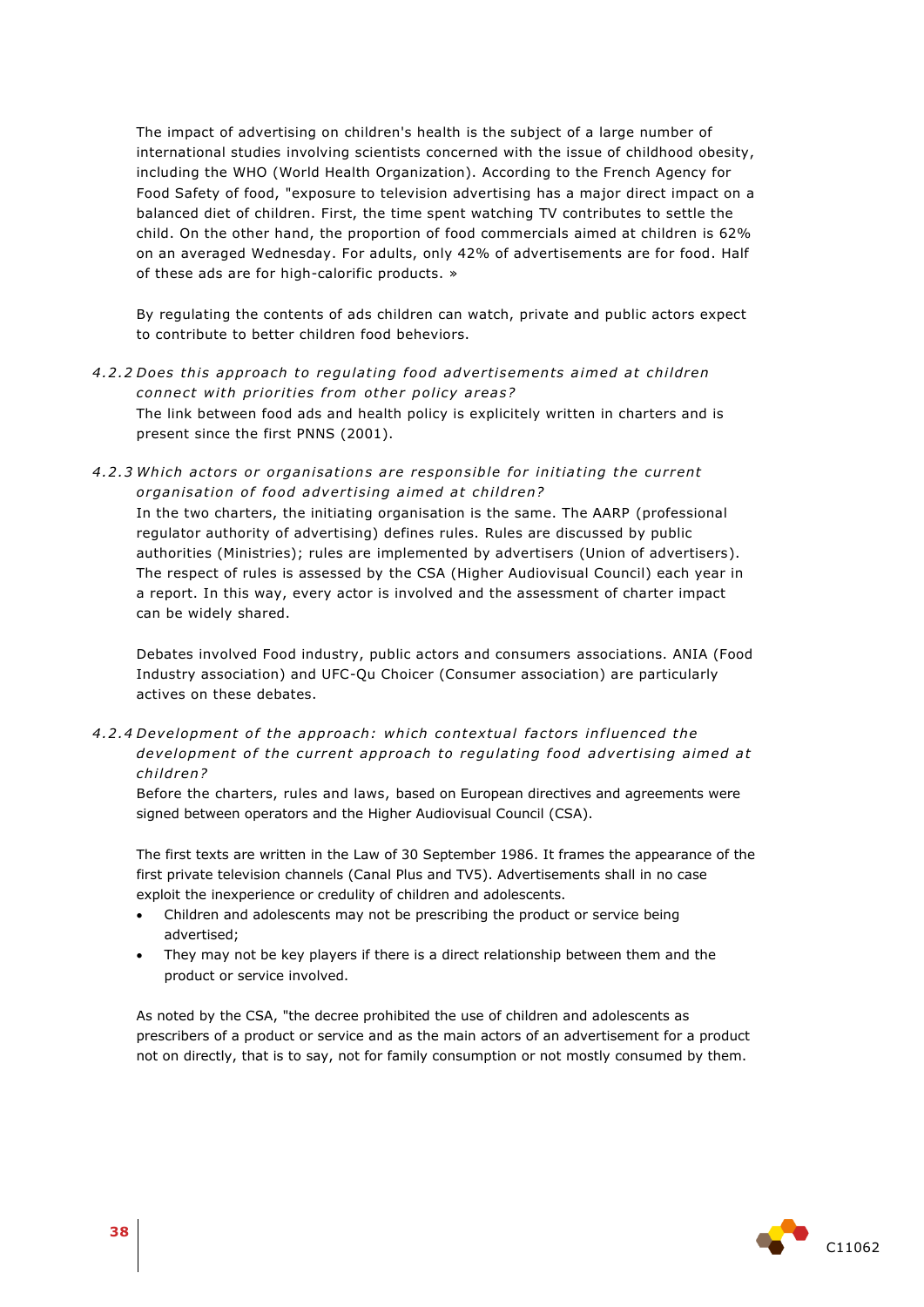The impact of advertising on children's health is the subject of a large number of international studies involving scientists concerned with the issue of childhood obesity, including the WHO (World Health Organization). According to the French Agency for Food Safety of food, "exposure to television advertising has a major direct impact on a balanced diet of children. First, the time spent watching TV contributes to settle the child. On the other hand, the proportion of food commercials aimed at children is 62% on an averaged Wednesday. For adults, only 42% of advertisements are for food. Half of these ads are for high-calorific products. »

By regulating the contents of ads children can watch, private and public actors expect to contribute to better children food behaviors.

#### *4.2.2 Does this approach to regulating food advertisements aimed at children connect with priorities from other policy areas?*

The link between food ads and health policy is explicitely written in charters and is present since the first PNNS (2001).

#### *4.2.3 Which actors or organisations are responsible for initiating the current organisation of food advertising aimed at children?*

In the two charters, the initiating organisation is the same. The AARP (professional regulator authority of advertising) defines rules. Rules are discussed by public authorities (Ministries); rules are implemented by advertisers (Union of advertisers). The respect of rules is assessed by the CSA (Higher Audiovisual Council) each year in a report. In this way, every actor is involved and the assessment of charter impact can be widely shared.

Debates involved Food industry, public actors and consumers associations. ANIA (Food Industry association) and UFC-Qu Choicer (Consumer association) are particularly actives on these debates.

#### *4.2.4 Development of the approach: which contextual factors influenced the development of the current approach to regulating food advertising aimed at children?*

Before the charters, rules and laws, based on European directives and agreements were signed between operators and the Higher Audiovisual Council (CSA).

The first texts are written in the Law of 30 September 1986. It frames the appearance of the first private television channels (Canal Plus and TV5). Advertisements shall in no case exploit the inexperience or credulity of children and adolescents.

- Children and adolescents may not be prescribing the product or service being advertised;
- They may not be key players if there is a direct relationship between them and the product or service involved.

As noted by the CSA, "the decree prohibited the use of children and adolescents as prescribers of a product or service and as the main actors of an advertisement for a product not on directly, that is to say, not for family consumption or not mostly consumed by them.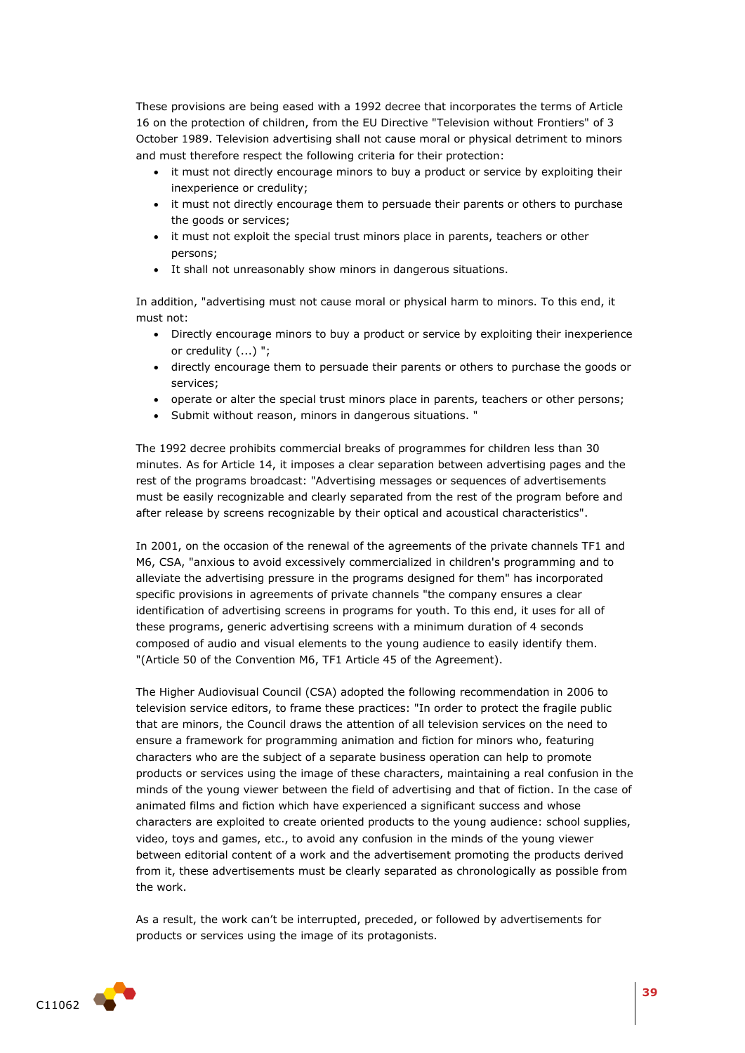These provisions are being eased with a 1992 decree that incorporates the terms of Article 16 on the protection of children, from the EU Directive "Television without Frontiers" of 3 October 1989. Television advertising shall not cause moral or physical detriment to minors and must therefore respect the following criteria for their protection:

- it must not directly encourage minors to buy a product or service by exploiting their inexperience or credulity;
- it must not directly encourage them to persuade their parents or others to purchase the goods or services;
- it must not exploit the special trust minors place in parents, teachers or other persons;
- It shall not unreasonably show minors in dangerous situations.

In addition, "advertising must not cause moral or physical harm to minors. To this end, it must not:

- Directly encourage minors to buy a product or service by exploiting their inexperience or credulity (...) ";
- directly encourage them to persuade their parents or others to purchase the goods or services;
- operate or alter the special trust minors place in parents, teachers or other persons;
- Submit without reason, minors in dangerous situations. "

The 1992 decree prohibits commercial breaks of programmes for children less than 30 minutes. As for Article 14, it imposes a clear separation between advertising pages and the rest of the programs broadcast: "Advertising messages or sequences of advertisements must be easily recognizable and clearly separated from the rest of the program before and after release by screens recognizable by their optical and acoustical characteristics".

In 2001, on the occasion of the renewal of the agreements of the private channels TF1 and M6, CSA, "anxious to avoid excessively commercialized in children's programming and to alleviate the advertising pressure in the programs designed for them" has incorporated specific provisions in agreements of private channels "the company ensures a clear identification of advertising screens in programs for youth. To this end, it uses for all of these programs, generic advertising screens with a minimum duration of 4 seconds composed of audio and visual elements to the young audience to easily identify them. "(Article 50 of the Convention M6, TF1 Article 45 of the Agreement).

The Higher Audiovisual Council (CSA) adopted the following recommendation in 2006 to television service editors, to frame these practices: "In order to protect the fragile public that are minors, the Council draws the attention of all television services on the need to ensure a framework for programming animation and fiction for minors who, featuring characters who are the subject of a separate business operation can help to promote products or services using the image of these characters, maintaining a real confusion in the minds of the young viewer between the field of advertising and that of fiction. In the case of animated films and fiction which have experienced a significant success and whose characters are exploited to create oriented products to the young audience: school supplies, video, toys and games, etc., to avoid any confusion in the minds of the young viewer between editorial content of a work and the advertisement promoting the products derived from it, these advertisements must be clearly separated as chronologically as possible from the work.

As a result, the work can't be interrupted, preceded, or followed by advertisements for products or services using the image of its protagonists.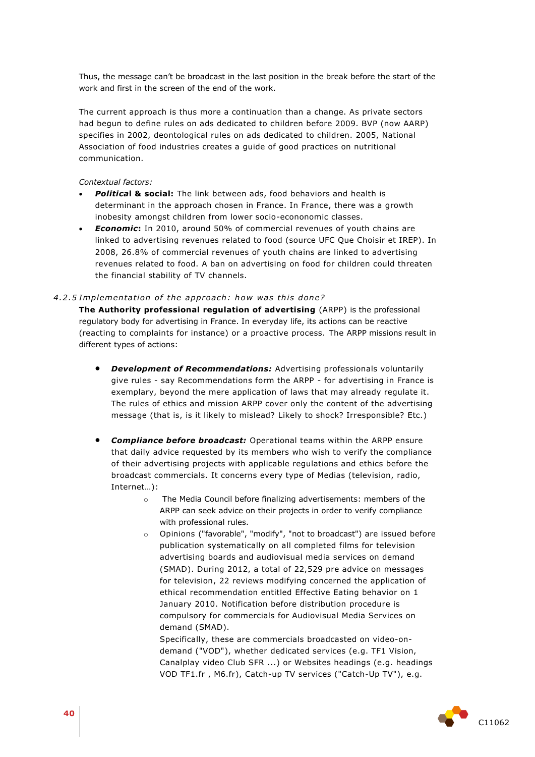Thus, the message can't be broadcast in the last position in the break before the start of the work and first in the screen of the end of the work.

The current approach is thus more a continuation than a change. As private sectors had begun to define rules on ads dedicated to children before 2009. BVP (now AARP) specifies in 2002, deontological rules on ads dedicated to children. 2005, National Association of food industries creates a guide of good practices on nutritional communication.

*Contextual factors:*

- ***Political* & social:** The link between ads, food behaviors and health is determinant in the approach chosen in France. In France, there was a growth inobesity amongst children from lower socio-econonomic classes.
- ***Economic*:** In 2010, around 50% of commercial revenues of youth chains are linked to advertising revenues related to food (source UFC Que Choisir et IREP). In 2008, 26.8% of commercial revenues of youth chains are linked to advertising revenues related to food. A ban on advertising on food for children could threaten the financial stability of TV channels.

### 4.2.5 *Implementation of the approach: how was this done?*

**The Authority professional regulation of advertising** (ARPP) is the professional regulatory body for advertising in France. In everyday life, its actions can be reactive (reacting to complaints for instance) or a proactive process. The ARPP missions result in different types of actions:

- ***Development of Recommendations:*** Advertising professionals voluntarily give rules - say Recommendations form the ARPP - for advertising in France is exemplary, beyond the mere application of laws that may already regulate it. The rules of ethics and mission ARPP cover only the content of the advertising message (that is, is it likely to mislead? Likely to shock? Irresponsible? Etc.)

- ***Compliance before broadcast:*** Operational teams within the ARPP ensure that daily advice requested by its members who wish to verify the compliance of their advertising projects with applicable regulations and ethics before the broadcast commercials. It concerns every type of Medias (television, radio, Internet…):
    - The Media Council before finalizing advertisements: members of the ARPP can seek advice on their projects in order to verify compliance with professional rules.
    - Opinions ("favorable", "modify", "not to broadcast") are issued before publication systematically on all completed films for television advertising boards and audiovisual media services on demand (SMAD). During 2012, a total of 22,529 pre advice on messages for television, 22 reviews modifying concerned the application of ethical recommendation entitled Effective Eating behavior on 1 January 2010. Notification before distribution procedure is compulsory for commercials for Audiovisual Media Services on demand (SMAD).

      Specifically, these are commercials broadcasted on video-on-demand ("VOD"), whether dedicated services (e.g. TF1 Vision, Canalplay video Club SFR ...) or Websites headings (e.g. headings VOD TF1.fr , M6.fr), Catch-up TV services ("Catch-Up TV"), e.g.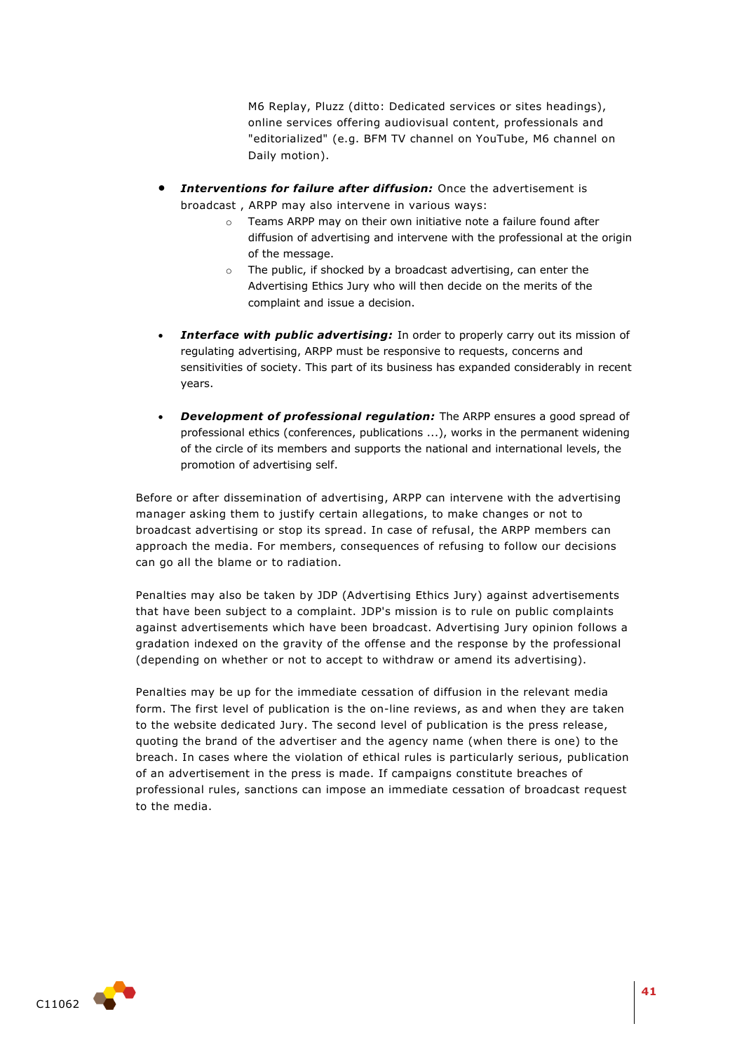M6 Replay, Pluzz (ditto: Dedicated services or sites headings), online services offering audiovisual content, professionals and "editorialized" (e.g. BFM TV channel on YouTube, M6 channel on Daily motion).

- ***Interventions for failure after diffusion:*** Once the advertisement is broadcast , ARPP may also intervene in various ways:
  - Teams ARPP may on their own initiative note a failure found after diffusion of advertising and intervene with the professional at the origin of the message.
  - The public, if shocked by a broadcast advertising, can enter the Advertising Ethics Jury who will then decide on the merits of the complaint and issue a decision.

- ***Interface with public advertising:*** In order to properly carry out its mission of regulating advertising, ARPP must be responsive to requests, concerns and sensitivities of society. This part of its business has expanded considerably in recent years.

- ***Development of professional regulation:*** The ARPP ensures a good spread of professional ethics (conferences, publications ...), works in the permanent widening of the circle of its members and supports the national and international levels, the promotion of advertising self.

Before or after dissemination of advertising, ARPP can intervene with the advertising manager asking them to justify certain allegations, to make changes or not to broadcast advertising or stop its spread. In case of refusal, the ARPP members can approach the media. For members, consequences of refusing to follow our decisions can go all the blame or to radiation.

Penalties may also be taken by JDP (Advertising Ethics Jury) against advertisements that have been subject to a complaint. JDP's mission is to rule on public complaints against advertisements which have been broadcast. Advertising Jury opinion follows a gradation indexed on the gravity of the offense and the response by the professional (depending on whether or not to accept to withdraw or amend its advertising).

Penalties may be up for the immediate cessation of diffusion in the relevant media form. The first level of publication is the on-line reviews, as and when they are taken to the website dedicated Jury. The second level of publication is the press release, quoting the brand of the advertiser and the agency name (when there is one) to the breach. In cases where the violation of ethical rules is particularly serious, publication of an advertisement in the press is made. If campaigns constitute breaches of professional rules, sanctions can impose an immediate cessation of broadcast request to the media.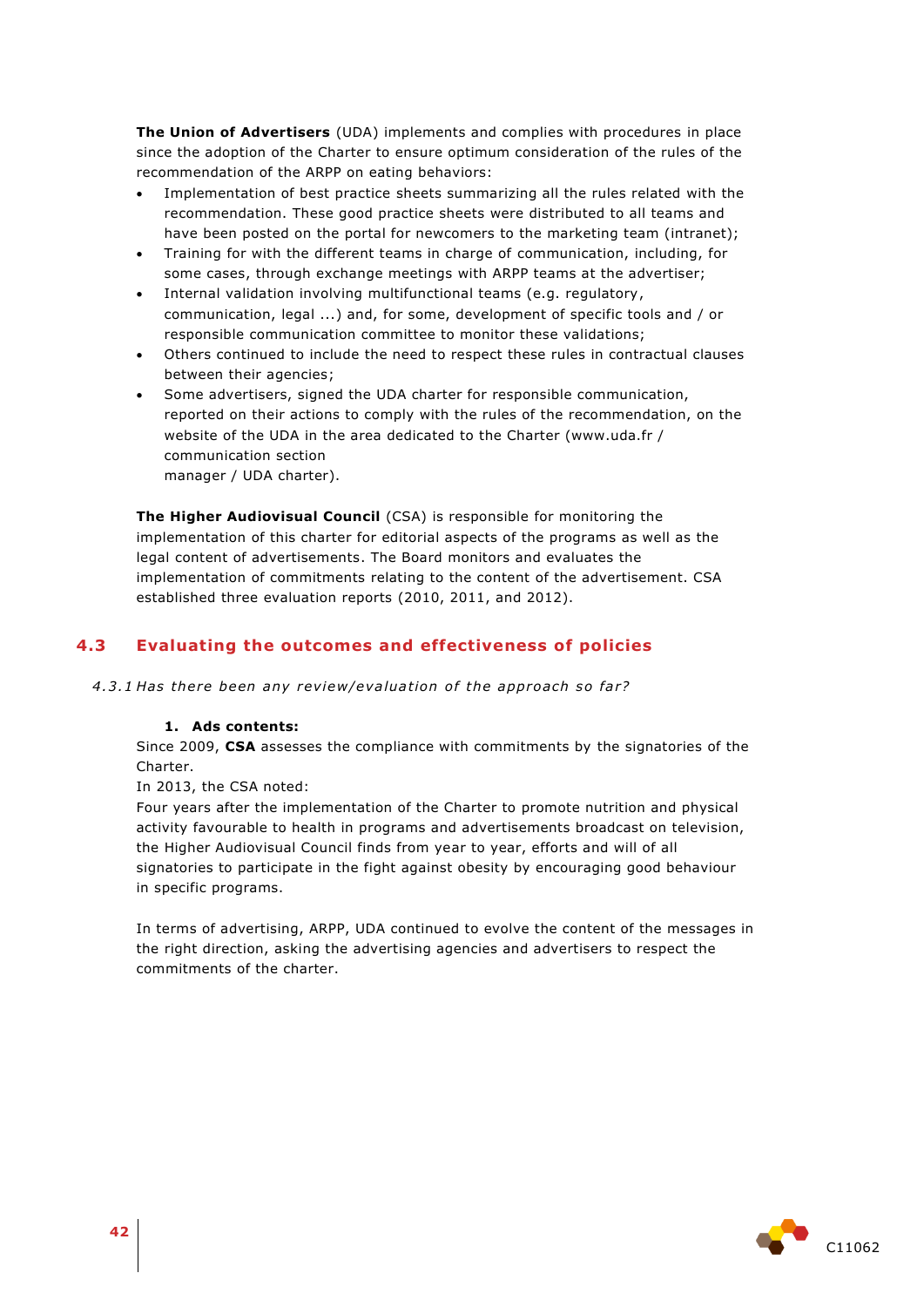**The Union of Advertisers** (UDA) implements and complies with procedures in place since the adoption of the Charter to ensure optimum consideration of the rules of the recommendation of the ARPP on eating behaviors:

- Implementation of best practice sheets summarizing all the rules related with the recommendation. These good practice sheets were distributed to all teams and have been posted on the portal for newcomers to the marketing team (intranet);
- Training for with the different teams in charge of communication, including, for some cases, through exchange meetings with ARPP teams at the advertiser;
- Internal validation involving multifunctional teams (e.g. regulatory, communication, legal ...) and, for some, development of specific tools and / or responsible communication committee to monitor these validations;
- Others continued to include the need to respect these rules in contractual clauses between their agencies;
- Some advertisers, signed the UDA charter for responsible communication, reported on their actions to comply with the rules of the recommendation, on the website of the UDA in the area dedicated to the Charter (www.uda.fr / communication section manager / UDA charter).

**The Higher Audiovisual Council** (CSA) is responsible for monitoring the implementation of this charter for editorial aspects of the programs as well as the legal content of advertisements. The Board monitors and evaluates the implementation of commitments relating to the content of the advertisement. CSA established three evaluation reports (2010, 2011, and 2012).

## 4.3 Evaluating the outcomes and effectiveness of policies

*4.3.1 Has there been any review/evaluation of the approach so far?*

1. **Ads contents:**

Since 2009, **CSA** assesses the compliance with commitments by the signatories of the Charter.

In 2013, the CSA noted:

Four years after the implementation of the Charter to promote nutrition and physical activity favourable to health in programs and advertisements broadcast on television, the Higher Audiovisual Council finds from year to year, efforts and will of all signatories to participate in the fight against obesity by encouraging good behaviour in specific programs.

In terms of advertising, ARPP, UDA continued to evolve the content of the messages in the right direction, asking the advertising agencies and advertisers to respect the commitments of the charter.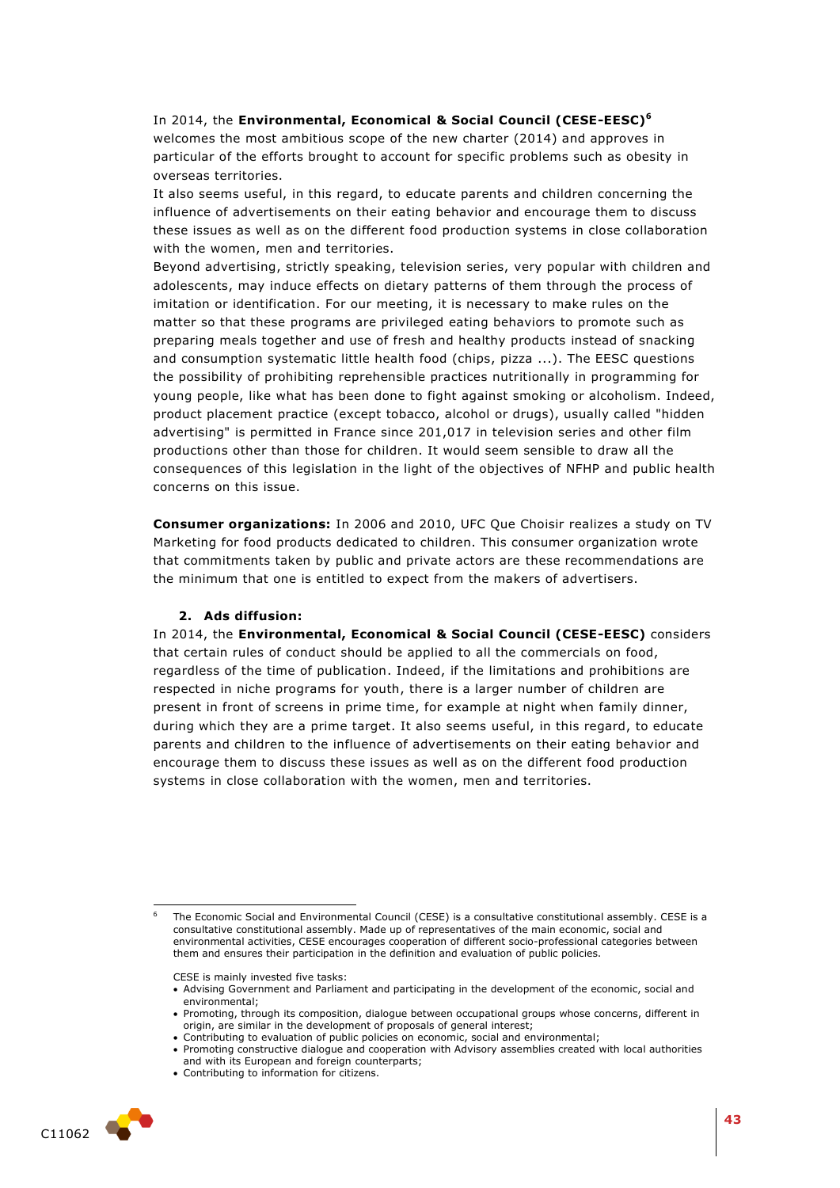In 2014, the **Environmental, Economical & Social Council (CESE-EESC)**[6] welcomes the most ambitious scope of the new charter (2014) and approves in particular of the efforts brought to account for specific problems such as obesity in overseas territories.

It also seems useful, in this regard, to educate parents and children concerning the influence of advertisements on their eating behavior and encourage them to discuss these issues as well as on the different food production systems in close collaboration with the women, men and territories.

Beyond advertising, strictly speaking, television series, very popular with children and adolescents, may induce effects on dietary patterns of them through the process of imitation or identification. For our meeting, it is necessary to make rules on the matter so that these programs are privileged eating behaviors to promote such as preparing meals together and use of fresh and healthy products instead of snacking and consumption systematic little health food (chips, pizza ...). The EESC questions the possibility of prohibiting reprehensible practices nutritionally in programming for young people, like what has been done to fight against smoking or alcoholism. Indeed, product placement practice (except tobacco, alcohol or drugs), usually called "hidden advertising" is permitted in France since 201,017 in television series and other film productions other than those for children. It would seem sensible to draw all the consequences of this legislation in the light of the objectives of NFHP and public health concerns on this issue.

**Consumer organizations:** In 2006 and 2010, UFC Que Choisir realizes a study on TV Marketing for food products dedicated to children. This consumer organization wrote that commitments taken by public and private actors are these recommendations are the minimum that one is entitled to expect from the makers of advertisers.

### 2. Ads diffusion:

In 2014, the **Environmental, Economical & Social Council (CESE-EESC)** considers that certain rules of conduct should be applied to all the commercials on food, regardless of the time of publication. Indeed, if the limitations and prohibitions are respected in niche programs for youth, there is a larger number of children are present in front of screens in prime time, for example at night when family dinner, during which they are a prime target. It also seems useful, in this regard, to educate parents and children to the influence of advertisements on their eating behavior and encourage them to discuss these issues as well as on the different food production systems in close collaboration with the women, men and territories.

---

[6] The Economic Social and Environmental Council (CESE) is a consultative constitutional assembly. CESE is a consultative constitutional assembly. Made up of representatives of the main economic, social and environmental activities, CESE encourages cooperation of different socio-professional categories between them and ensures their participation in the definition and evaluation of public policies.

CESE is mainly invested five tasks:

- Advising Government and Parliament and participating in the development of the economic, social and environmental;
- Promoting, through its composition, dialogue between occupational groups whose concerns, different in origin, are similar in the development of proposals of general interest;
- Contributing to evaluation of public policies on economic, social and environmental;
- Promoting constructive dialogue and cooperation with Advisory assemblies created with local authorities and with its European and foreign counterparts;
- Contributing to information for citizens.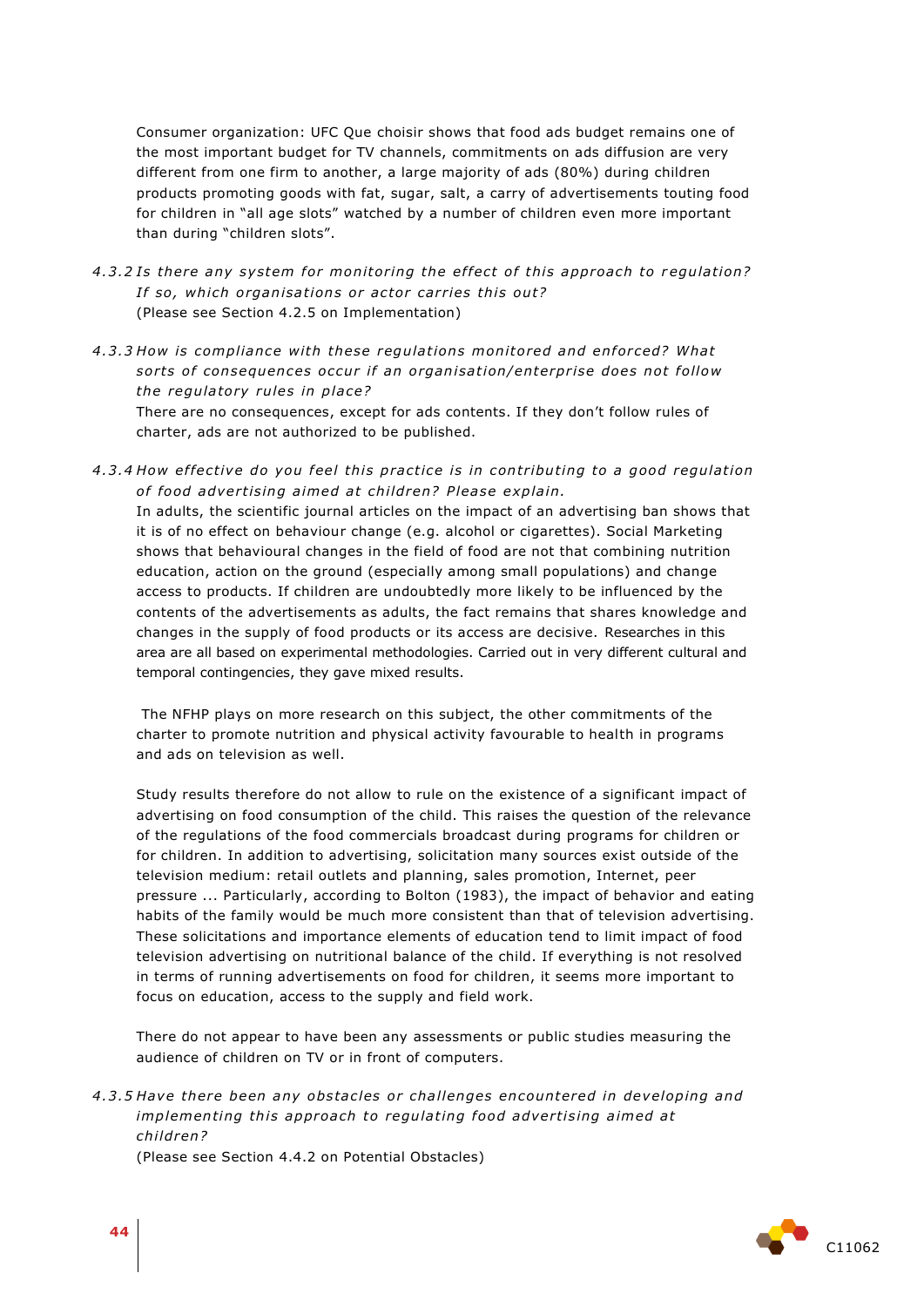Consumer organization: UFC Que choisir shows that food ads budget remains one of the most important budget for TV channels, commitments on ads diffusion are very different from one firm to another, a large majority of ads (80%) during children products promoting goods with fat, sugar, salt, a carry of advertisements touting food for children in "all age slots" watched by a number of children even more important than during "children slots".

*4.3.2 Is there any system for monitoring the effect of this approach to regulation? If so, which organisations or actor carries this out?*

(Please see Section 4.2.5 on Implementation)

*4.3.3 How is compliance with these regulations monitored and enforced? What sorts of consequences occur if an organisation/enterprise does not follow the regulatory rules in place?*

There are no consequences, except for ads contents. If they don't follow rules of charter, ads are not authorized to be published.

*4.3.4 How effective do you feel this practice is in contributing to a good regulation of food advertising aimed at children? Please explain.*

In adults, the scientific journal articles on the impact of an advertising ban shows that it is of no effect on behaviour change (e.g. alcohol or cigarettes). Social Marketing shows that behavioural changes in the field of food are not that combining nutrition education, action on the ground (especially among small populations) and change access to products. If children are undoubtedly more likely to be influenced by the contents of the advertisements as adults, the fact remains that shares knowledge and changes in the supply of food products or its access are decisive. Researches in this area are all based on experimental methodologies. Carried out in very different cultural and temporal contingencies, they gave mixed results.

The NFHP plays on more research on this subject, the other commitments of the charter to promote nutrition and physical activity favourable to health in programs and ads on television as well.

Study results therefore do not allow to rule on the existence of a significant impact of advertising on food consumption of the child. This raises the question of the relevance of the regulations of the food commercials broadcast during programs for children or for children. In addition to advertising, solicitation many sources exist outside of the television medium: retail outlets and planning, sales promotion, Internet, peer pressure ... Particularly, according to Bolton (1983), the impact of behavior and eating habits of the family would be much more consistent than that of television advertising. These solicitations and importance elements of education tend to limit impact of food television advertising on nutritional balance of the child. If everything is not resolved in terms of running advertisements on food for children, it seems more important to focus on education, access to the supply and field work.

There do not appear to have been any assessments or public studies measuring the audience of children on TV or in front of computers.

*4.3.5 Have there been any obstacles or challenges encountered in developing and implementing this approach to regulating food advertising aimed at children?*

(Please see Section 4.4.2 on Potential Obstacles)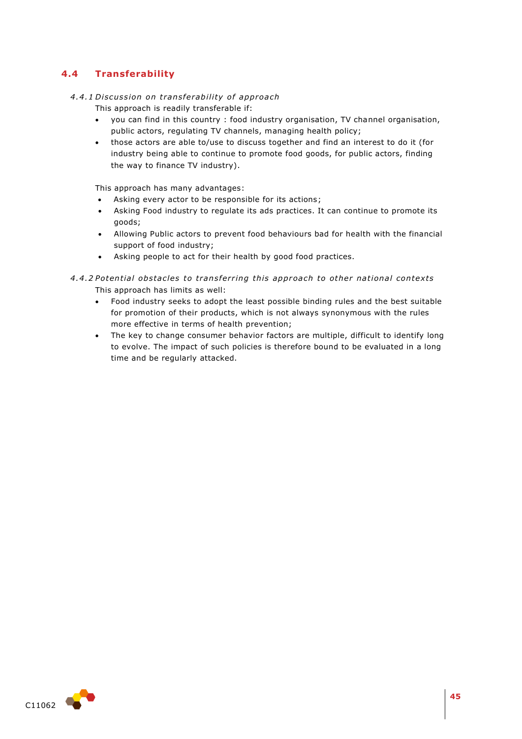## 4.4 Transferability

### *4.4.1 Discussion on transferability of approach*

This approach is readily transferable if:

- you can find in this country : food industry organisation, TV channel organisation, public actors, regulating TV channels, managing health policy;
- those actors are able to/use to discuss together and find an interest to do it (for industry being able to continue to promote food goods, for public actors, finding the way to finance TV industry).

This approach has many advantages:

- Asking every actor to be responsible for its actions;
- Asking Food industry to regulate its ads practices. It can continue to promote its goods;
- Allowing Public actors to prevent food behaviours bad for health with the financial support of food industry;
- Asking people to act for their health by good food practices.

### *4.4.2 Potential obstacles to transferring this approach to other national contexts*

This approach has limits as well:

- Food industry seeks to adopt the least possible binding rules and the best suitable for promotion of their products, which is not always synonymous with the rules more effective in terms of health prevention;
- The key to change consumer behavior factors are multiple, difficult to identify long to evolve. The impact of such policies is therefore bound to be evaluated in a long time and be regularly attacked.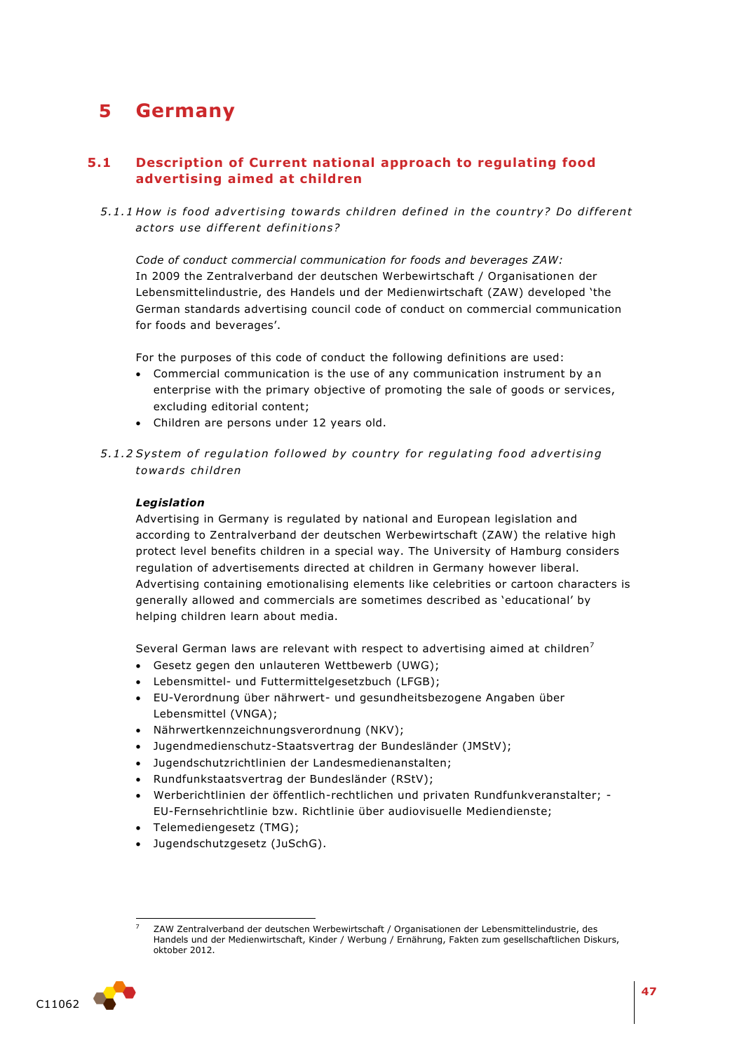# 5 Germany

## 5.1 Description of Current national approach to regulating food advertising aimed at children

### *5.1.1 How is food advertising towards children defined in the country? Do different actors use different definitions?*

*Code of conduct commercial communication for foods and beverages ZAW:*
In 2009 the Zentralverband der deutschen Werbewirtschaft / Organisationen der Lebensmittelindustrie, des Handels und der Medienwirtschaft (ZAW) developed 'the German standards advertising council code of conduct on commercial communication for foods and beverages'.

For the purposes of this code of conduct the following definitions are used:

- Commercial communication is the use of any communication instrument by an enterprise with the primary objective of promoting the sale of goods or services, excluding editorial content;
- Children are persons under 12 years old.

### *5.1.2 System of regulation followed by country for regulating food advertising towards children*

***Legislation***

Advertising in Germany is regulated by national and European legislation and according to Zentralverband der deutschen Werbewirtschaft (ZAW) the relative high protect level benefits children in a special way. The University of Hamburg considers regulation of advertisements directed at children in Germany however liberal. Advertising containing emotionalising elements like celebrities or cartoon characters is generally allowed and commercials are sometimes described as 'educational' by helping children learn about media.

Several German laws are relevant with respect to advertising aimed at children[7]

- Gesetz gegen den unlauteren Wettbewerb (UWG);
- Lebensmittel- und Futtermittelgesetzbuch (LFGB);
- EU-Verordnung über nährwert- und gesundheitsbezogene Angaben über Lebensmittel (VNGA);
- Nährwertkennzeichnungsverordnung (NKV);
- Jugendmedienschutz-Staatsvertrag der Bundesländer (JMStV);
- Jugendschutzrichtlinien der Landesmedienanstalten;
- Rundfunkstaatsvertrag der Bundesländer (RStV);
- Werberichtlinien der öffentlich-rechtlichen und privaten Rundfunkveranstalter; - EU-Fernsehrichtlinie bzw. Richtlinie über audiovisuelle Mediendienste;
- Telemediengesetz (TMG);
- Jugendschutzgesetz (JuSchG).

[7] ZAW Zentralverband der deutschen Werbewirtschaft / Organisationen der Lebensmittelindustrie, des Handels und der Medienwirtschaft, Kinder / Werbung / Ernährung, Fakten zum gesellschaftlichen Diskurs, oktober 2012.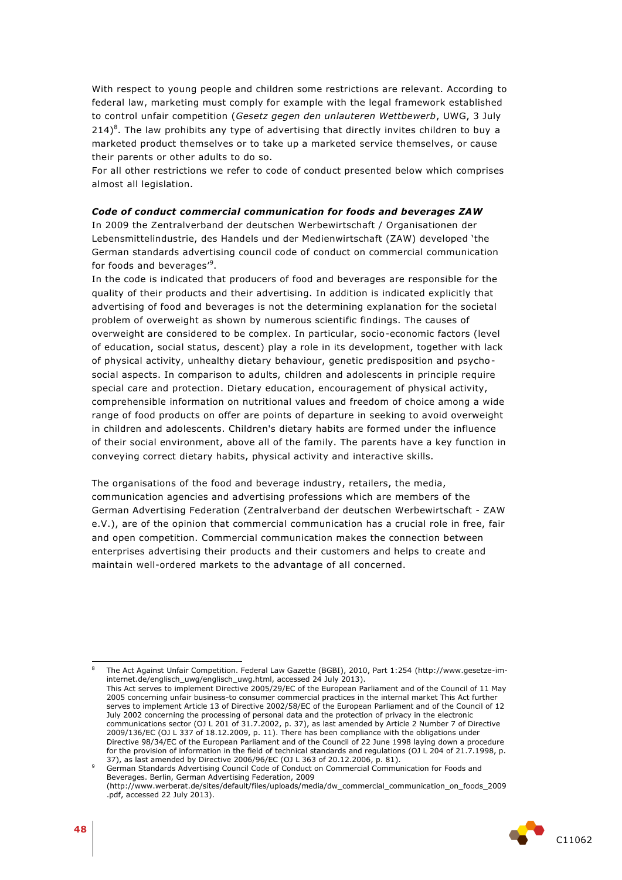With respect to young people and children some restrictions are relevant. According to federal law, marketing must comply for example with the legal framework established to control unfair competition (*Gesetz gegen den unlauteren Wettbewerb*, UWG, 3 July 214)[8]. The law prohibits any type of advertising that directly invites children to buy a marketed product themselves or to take up a marketed service themselves, or cause their parents or other adults to do so.

For all other restrictions we refer to code of conduct presented below which comprises almost all legislation.

***Code of conduct commercial communication for foods and beverages ZAW***

In 2009 the Zentralverband der deutschen Werbewirtschaft / Organisationen der Lebensmittelindustrie, des Handels und der Medienwirtschaft (ZAW) developed 'the German standards advertising council code of conduct on commercial communication for foods and beverages'[9].

In the code is indicated that producers of food and beverages are responsible for the quality of their products and their advertising. In addition is indicated explicitly that advertising of food and beverages is not the determining explanation for the societal problem of overweight as shown by numerous scientific findings. The causes of overweight are considered to be complex. In particular, socio-economic factors (level of education, social status, descent) play a role in its development, together with lack of physical activity, unhealthy dietary behaviour, genetic predisposition and psycho-social aspects. In comparison to adults, children and adolescents in principle require special care and protection. Dietary education, encouragement of physical activity, comprehensible information on nutritional values and freedom of choice among a wide range of food products on offer are points of departure in seeking to avoid overweight in children and adolescents. Children's dietary habits are formed under the influence of their social environment, above all of the family. The parents have a key function in conveying correct dietary habits, physical activity and interactive skills.

The organisations of the food and beverage industry, retailers, the media, communication agencies and advertising professions which are members of the German Advertising Federation (Zentralverband der deutschen Werbewirtschaft - ZAW e.V.), are of the opinion that commercial communication has a crucial role in free, fair and open competition. Commercial communication makes the connection between enterprises advertising their products and their customers and helps to create and maintain well-ordered markets to the advantage of all concerned.

---

[8] The Act Against Unfair Competition. Federal Law Gazette (BGBI), 2010, Part 1:254 (http://www.gesetze-im-internet.de/englisch_uwg/englisch_uwg.html, accessed 24 July 2013).
This Act serves to implement Directive 2005/29/EC of the European Parliament and of the Council of 11 May 2005 concerning unfair business-to consumer commercial practices in the internal market This Act further serves to implement Article 13 of Directive 2002/58/EC of the European Parliament and of the Council of 12 July 2002 concerning the processing of personal data and the protection of privacy in the electronic communications sector (OJ L 201 of 31.7.2002, p. 37), as last amended by Article 2 Number 7 of Directive 2009/136/EC (OJ L 337 of 18.12.2009, p. 11). There has been compliance with the obligations under Directive 98/34/EC of the European Parliament and of the Council of 22 June 1998 laying down a procedure for the provision of information in the field of technical standards and regulations (OJ L 204 of 21.7.1998, p. 37), as last amended by Directive 2006/96/EC (OJ L 363 of 20.12.2006, p. 81).

[9] German Standards Advertising Council Code of Conduct on Commercial Communication for Foods and Beverages. Berlin, German Advertising Federation, 2009 (http://www.werberat.de/sites/default/files/uploads/media/dw_commercial_communication_on_foods_2009.pdf, accessed 22 July 2013).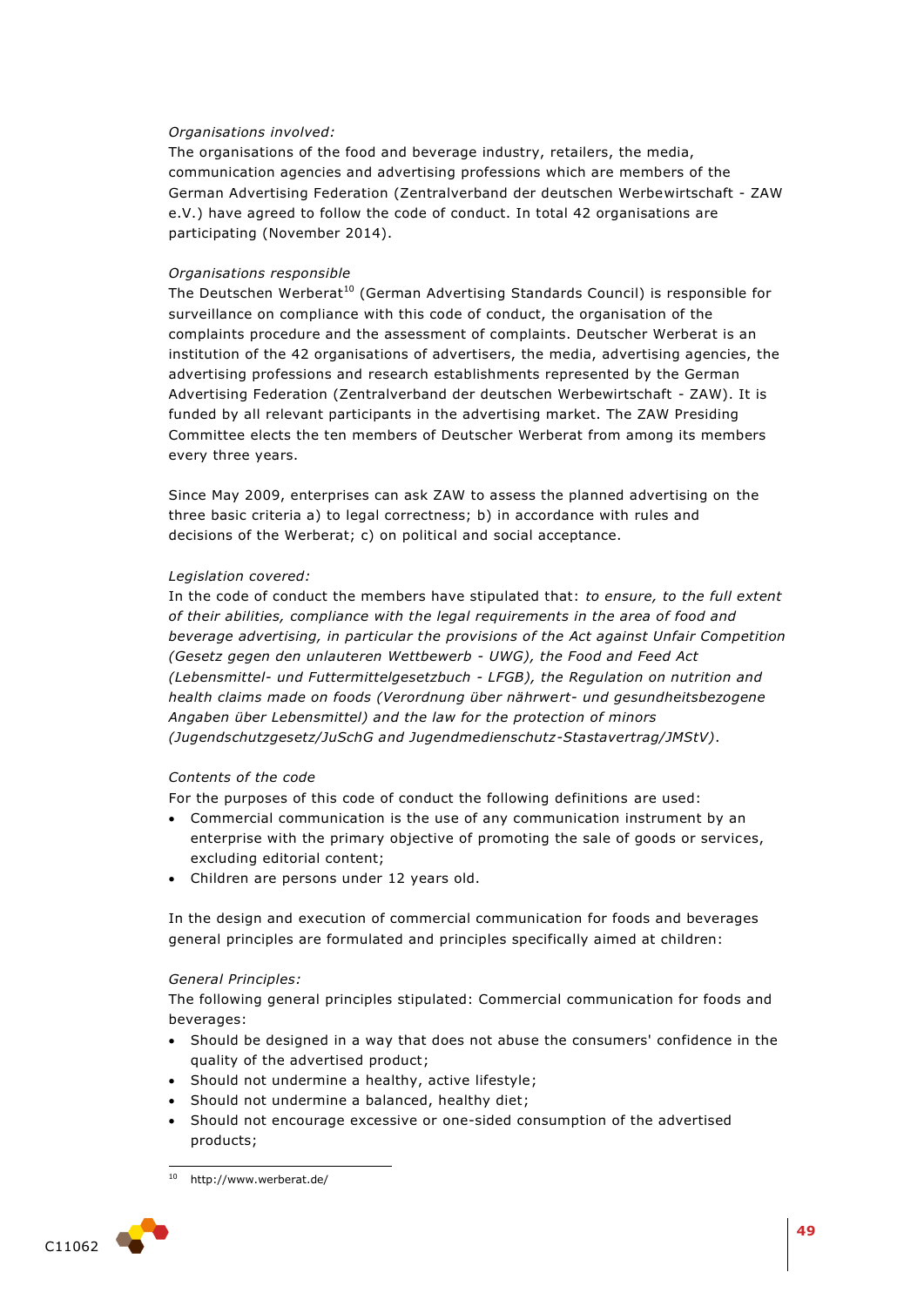*Organisations involved:*
The organisations of the food and beverage industry, retailers, the media, communication agencies and advertising professions which are members of the German Advertising Federation (Zentralverband der deutschen Werbewirtschaft - ZAW e.V.) have agreed to follow the code of conduct. In total 42 organisations are participating (November 2014).

*Organisations responsible*
The Deutschen Werberat[10] (German Advertising Standards Council) is responsible for surveillance on compliance with this code of conduct, the organisation of the complaints procedure and the assessment of complaints. Deutscher Werberat is an institution of the 42 organisations of advertisers, the media, advertising agencies, the advertising professions and research establishments represented by the German Advertising Federation (Zentralverband der deutschen Werbewirtschaft - ZAW). It is funded by all relevant participants in the advertising market. The ZAW Presiding Committee elects the ten members of Deutscher Werberat from among its members every three years.

Since May 2009, enterprises can ask ZAW to assess the planned advertising on the three basic criteria a) to legal correctness; b) in accordance with rules and decisions of the Werberat; c) on political and social acceptance.

*Legislation covered:*
In the code of conduct the members have stipulated that: *to ensure, to the full extent of their abilities, compliance with the legal requirements in the area of food and beverage advertising, in particular the provisions of the Act against Unfair Competition (Gesetz gegen den unlauteren Wettbewerb - UWG), the Food and Feed Act (Lebensmittel- und Futtermittelgesetzbuch - LFGB), the Regulation on nutrition and health claims made on foods (Verordnung über nährwert- und gesundheitsbezogene Angaben über Lebensmittel) and the law for the protection of minors (Jugendschutzgesetz/JuSchG and Jugendmedienschutz-Stastavertrag/JMStV)*.

*Contents of the code*
For the purposes of this code of conduct the following definitions are used:

- Commercial communication is the use of any communication instrument by an enterprise with the primary objective of promoting the sale of goods or services, excluding editorial content;
- Children are persons under 12 years old.

In the design and execution of commercial communication for foods and beverages general principles are formulated and principles specifically aimed at children:

*General Principles:*
The following general principles stipulated: Commercial communication for foods and beverages:

- Should be designed in a way that does not abuse the consumers' confidence in the quality of the advertised product;
- Should not undermine a healthy, active lifestyle;
- Should not undermine a balanced, healthy diet;
- Should not encourage excessive or one-sided consumption of the advertised products;

[10] http://www.werberat.de/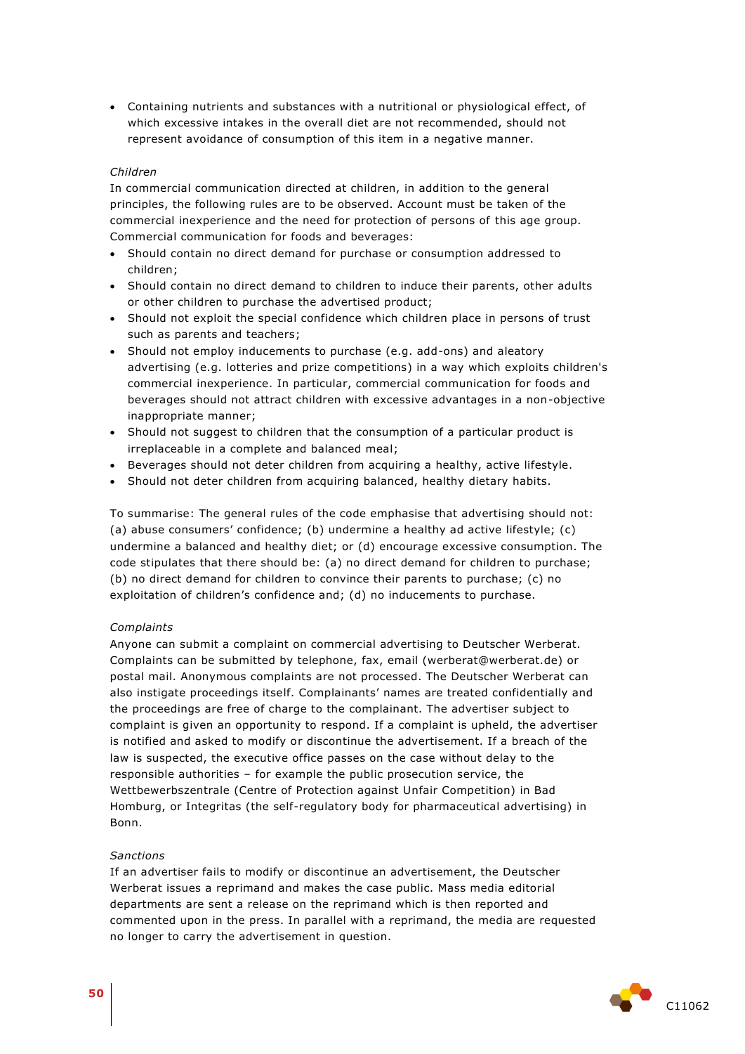- Containing nutrients and substances with a nutritional or physiological effect, of which excessive intakes in the overall diet are not recommended, should not represent avoidance of consumption of this item in a negative manner.

*Children*

In commercial communication directed at children, in addition to the general principles, the following rules are to be observed. Account must be taken of the commercial inexperience and the need for protection of persons of this age group. Commercial communication for foods and beverages:

- Should contain no direct demand for purchase or consumption addressed to children;
- Should contain no direct demand to children to induce their parents, other adults or other children to purchase the advertised product;
- Should not exploit the special confidence which children place in persons of trust such as parents and teachers;
- Should not employ inducements to purchase (e.g. add-ons) and aleatory advertising (e.g. lotteries and prize competitions) in a way which exploits children's commercial inexperience. In particular, commercial communication for foods and beverages should not attract children with excessive advantages in a non-objective inappropriate manner;
- Should not suggest to children that the consumption of a particular product is irreplaceable in a complete and balanced meal;
- Beverages should not deter children from acquiring a healthy, active lifestyle.
- Should not deter children from acquiring balanced, healthy dietary habits.

To summarise: The general rules of the code emphasise that advertising should not: (a) abuse consumers' confidence; (b) undermine a healthy ad active lifestyle; (c) undermine a balanced and healthy diet; or (d) encourage excessive consumption. The code stipulates that there should be: (a) no direct demand for children to purchase; (b) no direct demand for children to convince their parents to purchase; (c) no exploitation of children's confidence and; (d) no inducements to purchase.

*Complaints*

Anyone can submit a complaint on commercial advertising to Deutscher Werberat. Complaints can be submitted by telephone, fax, email (werberat@werberat.de) or postal mail. Anonymous complaints are not processed. The Deutscher Werberat can also instigate proceedings itself. Complainants' names are treated confidentially and the proceedings are free of charge to the complainant. The advertiser subject to complaint is given an opportunity to respond. If a complaint is upheld, the advertiser is notified and asked to modify or discontinue the advertisement. If a breach of the law is suspected, the executive office passes on the case without delay to the responsible authorities – for example the public prosecution service, the Wettbewerbszentrale (Centre of Protection against Unfair Competition) in Bad Homburg, or Integritas (the self-regulatory body for pharmaceutical advertising) in Bonn.

*Sanctions*

If an advertiser fails to modify or discontinue an advertisement, the Deutscher Werberat issues a reprimand and makes the case public. Mass media editorial departments are sent a release on the reprimand which is then reported and commented upon in the press. In parallel with a reprimand, the media are requested no longer to carry the advertisement in question.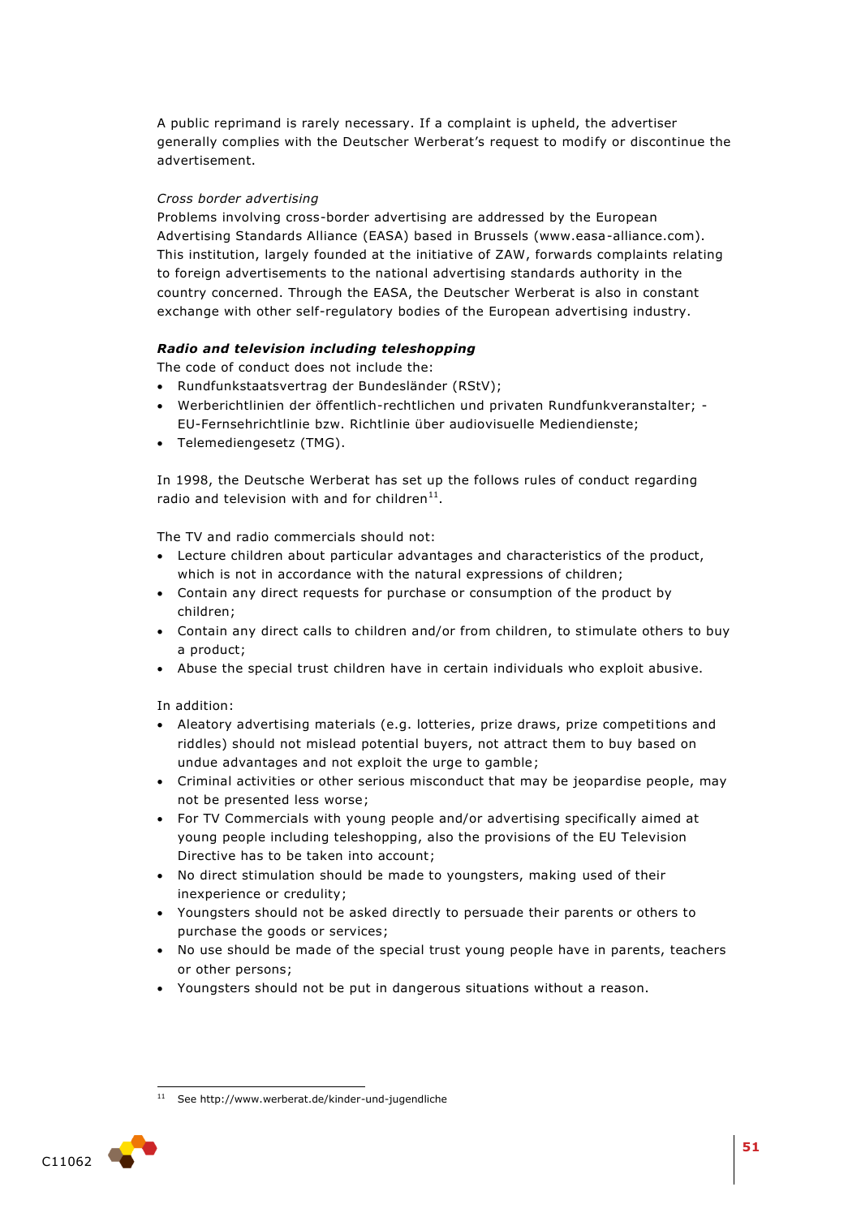A public reprimand is rarely necessary. If a complaint is upheld, the advertiser generally complies with the Deutscher Werberat's request to modify or discontinue the advertisement.

*Cross border advertising*

Problems involving cross-border advertising are addressed by the European Advertising Standards Alliance (EASA) based in Brussels (www.easa-alliance.com). This institution, largely founded at the initiative of ZAW, forwards complaints relating to foreign advertisements to the national advertising standards authority in the country concerned. Through the EASA, the Deutscher Werberat is also in constant exchange with other self-regulatory bodies of the European advertising industry.

***Radio and television including teleshopping***

The code of conduct does not include the:

- Rundfunkstaatsvertrag der Bundesländer (RStV);
- Werberichtlinien der öffentlich-rechtlichen und privaten Rundfunkveranstalter; - EU-Fernsehrichtlinie bzw. Richtlinie über audiovisuelle Mediendienste;
- Telemediengesetz (TMG).

In 1998, the Deutsche Werberat has set up the follows rules of conduct regarding radio and television with and for children[11].

The TV and radio commercials should not:

- Lecture children about particular advantages and characteristics of the product, which is not in accordance with the natural expressions of children;
- Contain any direct requests for purchase or consumption of the product by children;
- Contain any direct calls to children and/or from children, to stimulate others to buy a product;
- Abuse the special trust children have in certain individuals who exploit abusive.

In addition:

- Aleatory advertising materials (e.g. lotteries, prize draws, prize competitions and riddles) should not mislead potential buyers, not attract them to buy based on undue advantages and not exploit the urge to gamble;
- Criminal activities or other serious misconduct that may be jeopardise people, may not be presented less worse;
- For TV Commercials with young people and/or advertising specifically aimed at young people including teleshopping, also the provisions of the EU Television Directive has to be taken into account;
- No direct stimulation should be made to youngsters, making used of their inexperience or credulity;
- Youngsters should not be asked directly to persuade their parents or others to purchase the goods or services;
- No use should be made of the special trust young people have in parents, teachers or other persons;
- Youngsters should not be put in dangerous situations without a reason.

[11] See http://www.werberat.de/kinder-und-jugendliche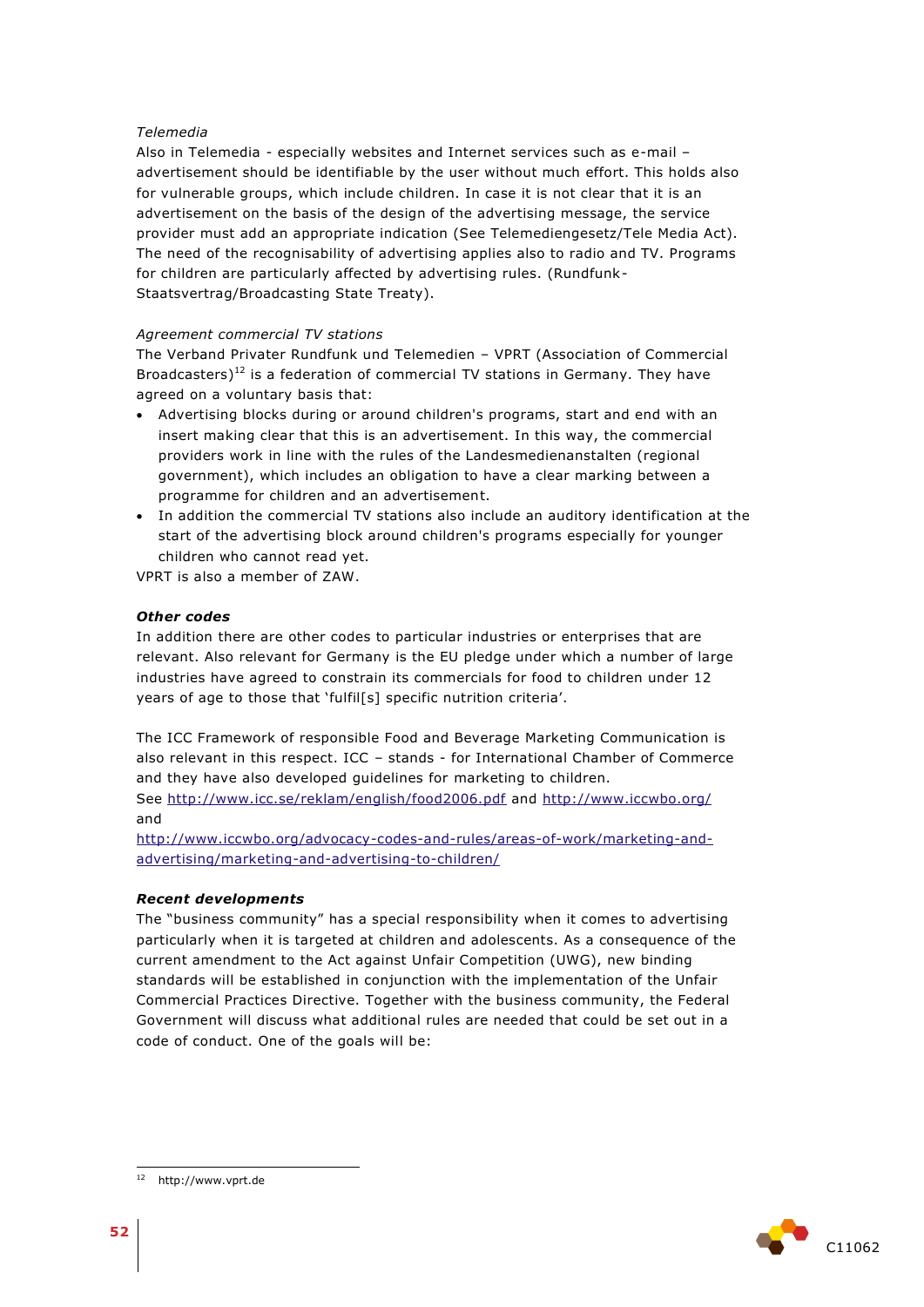*Telemedia*

Also in Telemedia - especially websites and Internet services such as e-mail – advertisement should be identifiable by the user without much effort. This holds also for vulnerable groups, which include children. In case it is not clear that it is an advertisement on the basis of the design of the advertising message, the service provider must add an appropriate indication (See Telemediengesetz/Tele Media Act). The need of the recognisability of advertising applies also to radio and TV. Programs for children are particularly affected by advertising rules. (Rundfunk-Staatsvertrag/Broadcasting State Treaty).

*Agreement commercial TV stations*

The Verband Privater Rundfunk und Telemedien – VPRT (Association of Commercial Broadcasters)[12] is a federation of commercial TV stations in Germany. They have agreed on a voluntary basis that:

- Advertising blocks during or around children's programs, start and end with an insert making clear that this is an advertisement. In this way, the commercial providers work in line with the rules of the Landesmedienanstalten (regional government), which includes an obligation to have a clear marking between a programme for children and an advertisement.
- In addition the commercial TV stations also include an auditory identification at the start of the advertising block around children's programs especially for younger children who cannot read yet.

VPRT is also a member of ZAW.

***Other codes***

In addition there are other codes to particular industries or enterprises that are relevant. Also relevant for Germany is the EU pledge under which a number of large industries have agreed to constrain its commercials for food to children under 12 years of age to those that 'fulfil[s] specific nutrition criteria'.

The ICC Framework of responsible Food and Beverage Marketing Communication is also relevant in this respect. ICC – stands - for International Chamber of Commerce and they have also developed guidelines for marketing to children.
See http://www.icc.se/reklam/english/food2006.pdf and http://www.iccwbo.org/ and
http://www.iccwbo.org/advocacy-codes-and-rules/areas-of-work/marketing-and-advertising/marketing-and-advertising-to-children/

***Recent developments***

The "business community" has a special responsibility when it comes to advertising particularly when it is targeted at children and adolescents. As a consequence of the current amendment to the Act against Unfair Competition (UWG), new binding standards will be established in conjunction with the implementation of the Unfair Commercial Practices Directive. Together with the business community, the Federal Government will discuss what additional rules are needed that could be set out in a code of conduct. One of the goals will be:

[12] http://www.vprt.de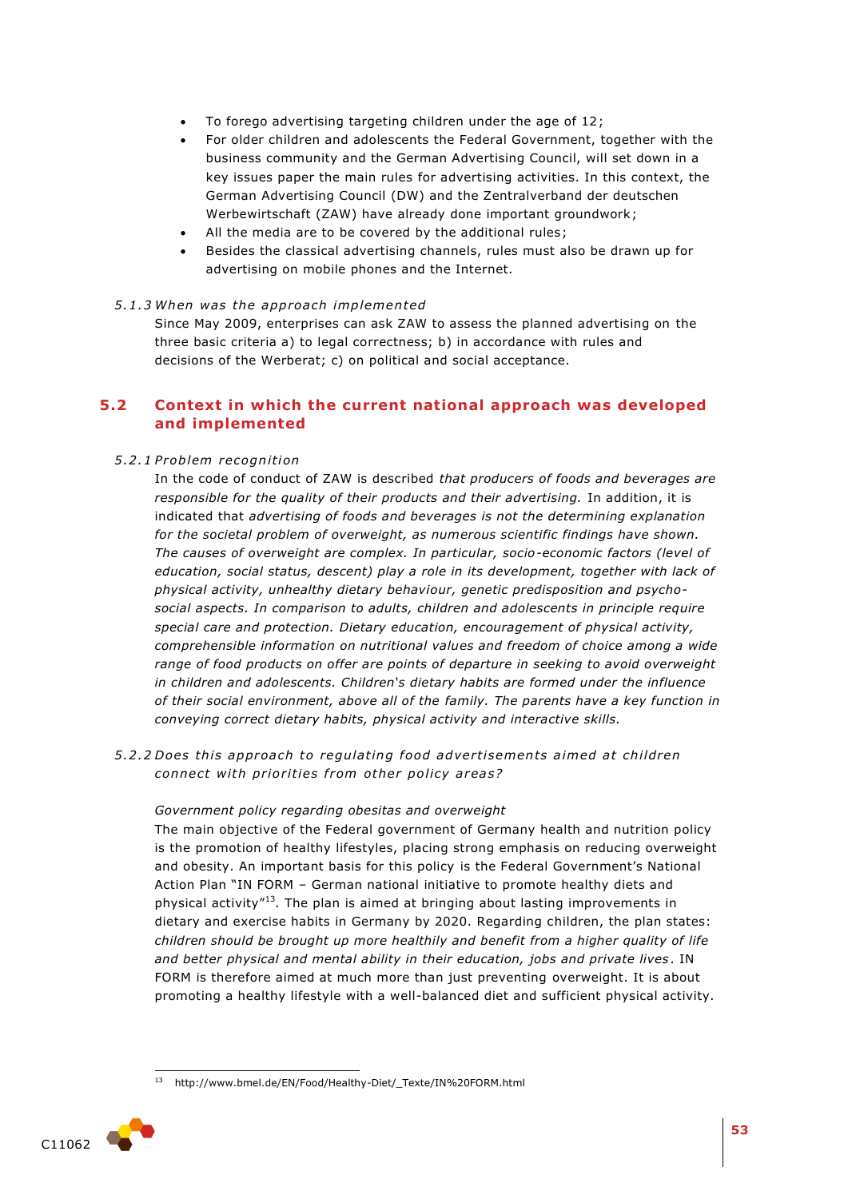- To forego advertising targeting children under the age of 12;
- For older children and adolescents the Federal Government, together with the business community and the German Advertising Council, will set down in a key issues paper the main rules for advertising activities. In this context, the German Advertising Council (DW) and the Zentralverband der deutschen Werbewirtschaft (ZAW) have already done important groundwork;
- All the media are to be covered by the additional rules;
- Besides the classical advertising channels, rules must also be drawn up for advertising on mobile phones and the Internet.

### 5.1.3 When was the approach implemented

Since May 2009, enterprises can ask ZAW to assess the planned advertising on the three basic criteria a) to legal correctness; b) in accordance with rules and decisions of the Werberat; c) on political and social acceptance.

## 5.2 Context in which the current national approach was developed and implemented

### 5.2.1 Problem recognition

In the code of conduct of ZAW is described *that producers of foods and beverages are responsible for the quality of their products and their advertising.* In addition, it is indicated that *advertising of foods and beverages is not the determining explanation for the societal problem of overweight, as numerous scientific findings have shown. The causes of overweight are complex. In particular, socio-economic factors (level of education, social status, descent) play a role in its development, together with lack of physical activity, unhealthy dietary behaviour, genetic predisposition and psycho-social aspects. In comparison to adults, children and adolescents in principle require special care and protection. Dietary education, encouragement of physical activity, comprehensible information on nutritional values and freedom of choice among a wide range of food products on offer are points of departure in seeking to avoid overweight in children and adolescents. Children's dietary habits are formed under the influence of their social environment, above all of the family. The parents have a key function in conveying correct dietary habits, physical activity and interactive skills.*

### 5.2.2 Does this approach to regulating food advertisements aimed at children connect with priorities from other policy areas?

*Government policy regarding obesitas and overweight*

The main objective of the Federal government of Germany health and nutrition policy is the promotion of healthy lifestyles, placing strong emphasis on reducing overweight and obesity. An important basis for this policy is the Federal Government's National Action Plan "IN FORM – German national initiative to promote healthy diets and physical activity"[13]. The plan is aimed at bringing about lasting improvements in dietary and exercise habits in Germany by 2020. Regarding children, the plan states: *children should be brought up more healthily and benefit from a higher quality of life and better physical and mental ability in their education, jobs and private lives*. IN FORM is therefore aimed at much more than just preventing overweight. It is about promoting a healthy lifestyle with a well-balanced diet and sufficient physical activity.

[13] http://www.bmel.de/EN/Food/Healthy-Diet/_Texte/IN%20FORM.html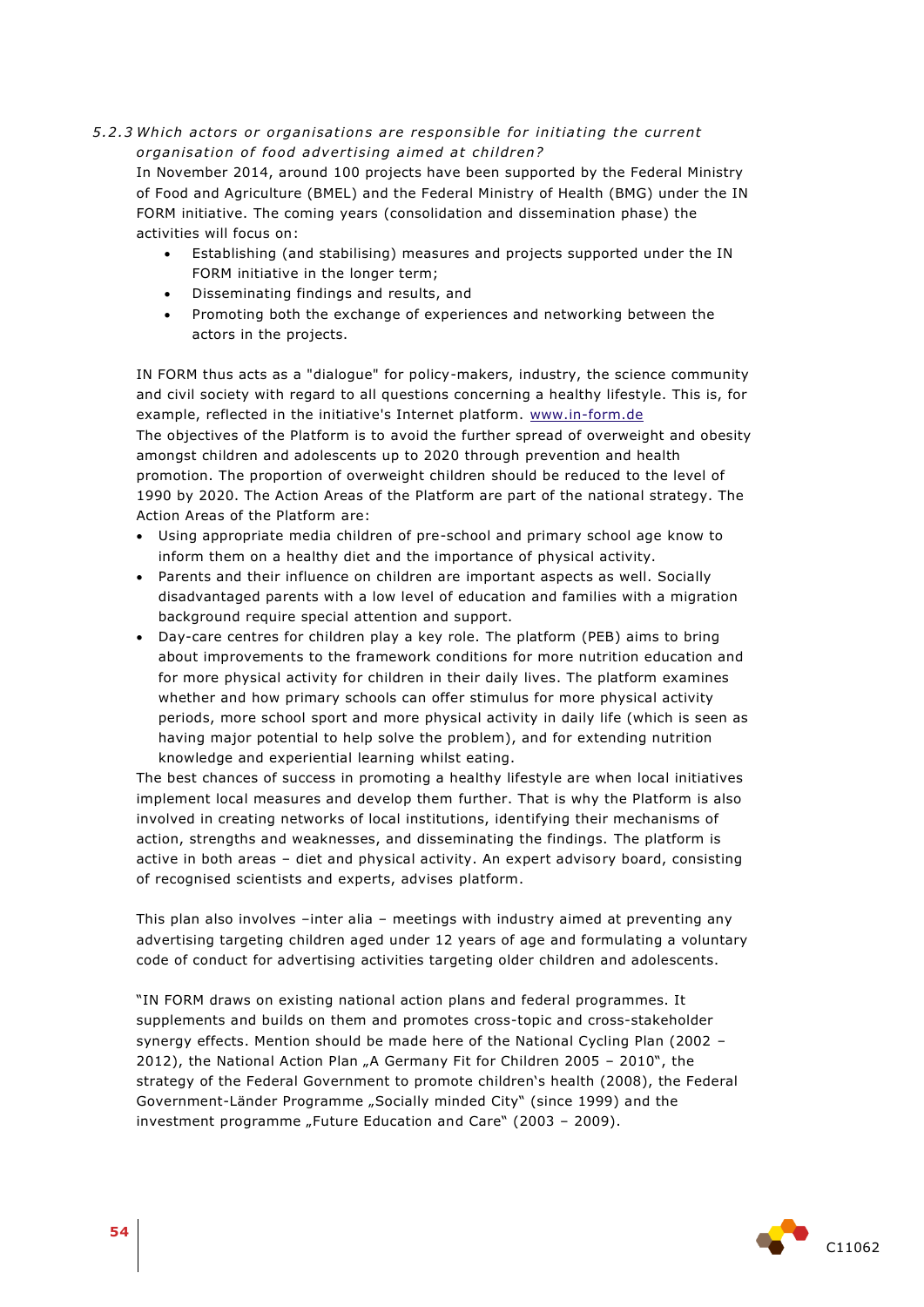### *5.2.3 Which actors or organisations are responsible for initiating the current organisation of food advertising aimed at children?*

In November 2014, around 100 projects have been supported by the Federal Ministry of Food and Agriculture (BMEL) and the Federal Ministry of Health (BMG) under the IN FORM initiative. The coming years (consolidation and dissemination phase) the activities will focus on:

- Establishing (and stabilising) measures and projects supported under the IN FORM initiative in the longer term;
- Disseminating findings and results, and
- Promoting both the exchange of experiences and networking between the actors in the projects.

IN FORM thus acts as a "dialogue" for policy-makers, industry, the science community and civil society with regard to all questions concerning a healthy lifestyle. This is, for example, reflected in the initiative's Internet platform. www.in-form.de

The objectives of the Platform is to avoid the further spread of overweight and obesity amongst children and adolescents up to 2020 through prevention and health promotion. The proportion of overweight children should be reduced to the level of 1990 by 2020. The Action Areas of the Platform are part of the national strategy. The Action Areas of the Platform are:

- Using appropriate media children of pre-school and primary school age know to inform them on a healthy diet and the importance of physical activity.
- Parents and their influence on children are important aspects as well. Socially disadvantaged parents with a low level of education and families with a migration background require special attention and support.
- Day-care centres for children play a key role. The platform (PEB) aims to bring about improvements to the framework conditions for more nutrition education and for more physical activity for children in their daily lives. The platform examines whether and how primary schools can offer stimulus for more physical activity periods, more school sport and more physical activity in daily life (which is seen as having major potential to help solve the problem), and for extending nutrition knowledge and experiential learning whilst eating.

The best chances of success in promoting a healthy lifestyle are when local initiatives implement local measures and develop them further. That is why the Platform is also involved in creating networks of local institutions, identifying their mechanisms of action, strengths and weaknesses, and disseminating the findings. The platform is active in both areas – diet and physical activity. An expert advisory board, consisting of recognised scientists and experts, advises platform.

This plan also involves –inter alia – meetings with industry aimed at preventing any advertising targeting children aged under 12 years of age and formulating a voluntary code of conduct for advertising activities targeting older children and adolescents.

"IN FORM draws on existing national action plans and federal programmes. It supplements and builds on them and promotes cross-topic and cross-stakeholder synergy effects. Mention should be made here of the National Cycling Plan (2002 – 2012), the National Action Plan „A Germany Fit for Children 2005 – 2010", the strategy of the Federal Government to promote children's health (2008), the Federal Government-Länder Programme „Socially minded City" (since 1999) and the investment programme „Future Education and Care" (2003 – 2009).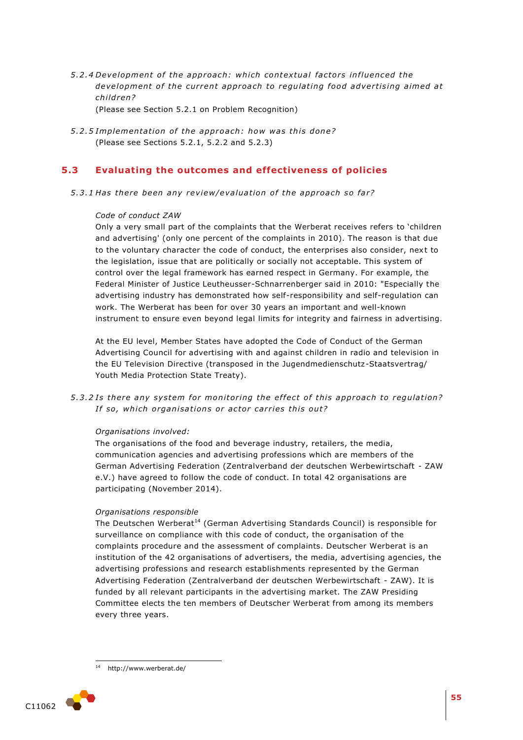*5.2.4 Development of the approach: which contextual factors influenced the development of the current approach to regulating food advertising aimed at children?*

(Please see Section 5.2.1 on Problem Recognition)

*5.2.5 Implementation of the approach: how was this done?*

(Please see Sections 5.2.1, 5.2.2 and 5.2.3)

## 5.3 Evaluating the outcomes and effectiveness of policies

*5.3.1 Has there been any review/evaluation of the approach so far?*

*Code of conduct ZAW*

Only a very small part of the complaints that the Werberat receives refers to 'children and advertising' (only one percent of the complaints in 2010). The reason is that due to the voluntary character the code of conduct, the enterprises also consider, next to the legislation, issue that are politically or socially not acceptable. This system of control over the legal framework has earned respect in Germany. For example, the Federal Minister of Justice Leutheusser-Schnarrenberger said in 2010: "Especially the advertising industry has demonstrated how self-responsibility and self-regulation can work. The Werberat has been for over 30 years an important and well-known instrument to ensure even beyond legal limits for integrity and fairness in advertising.

At the EU level, Member States have adopted the Code of Conduct of the German Advertising Council for advertising with and against children in radio and television in the EU Television Directive (transposed in the Jugendmedienschutz-Staatsvertrag/ Youth Media Protection State Treaty).

*5.3.2 Is there any system for monitoring the effect of this approach to regulation? If so, which organisations or actor carries this out?*

*Organisations involved:*

The organisations of the food and beverage industry, retailers, the media, communication agencies and advertising professions which are members of the German Advertising Federation (Zentralverband der deutschen Werbewirtschaft - ZAW e.V.) have agreed to follow the code of conduct. In total 42 organisations are participating (November 2014).

*Organisations responsible*

The Deutschen Werberat[14] (German Advertising Standards Council) is responsible for surveillance on compliance with this code of conduct, the organisation of the complaints procedure and the assessment of complaints. Deutscher Werberat is an institution of the 42 organisations of advertisers, the media, advertising agencies, the advertising professions and research establishments represented by the German Advertising Federation (Zentralverband der deutschen Werbewirtschaft - ZAW). It is funded by all relevant participants in the advertising market. The ZAW Presiding Committee elects the ten members of Deutscher Werberat from among its members every three years.

[14] http://www.werberat.de/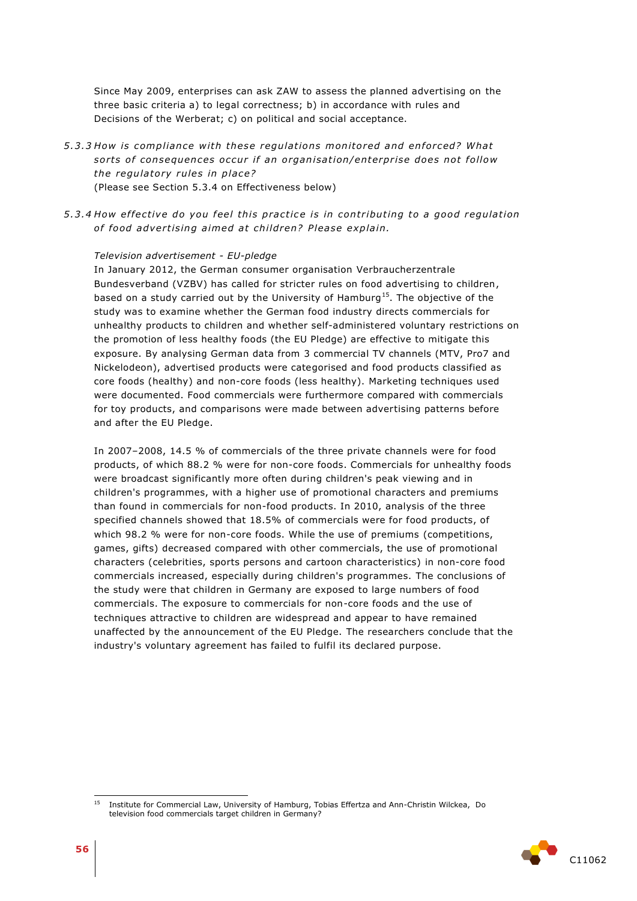Since May 2009, enterprises can ask ZAW to assess the planned advertising on the three basic criteria a) to legal correctness; b) in accordance with rules and Decisions of the Werberat; c) on political and social acceptance.

*5.3.3 How is compliance with these regulations monitored and enforced? What sorts of consequences occur if an organisation/enterprise does not follow the regulatory rules in place?*
(Please see Section 5.3.4 on Effectiveness below)

*5.3.4 How effective do you feel this practice is in contributing to a good regulation of food advertising aimed at children? Please explain.*

*Television advertisement - EU-pledge*
In January 2012, the German consumer organisation Verbraucherzentrale Bundesverband (VZBV) has called for stricter rules on food advertising to children, based on a study carried out by the University of Hamburg[15]. The objective of the study was to examine whether the German food industry directs commercials for unhealthy products to children and whether self-administered voluntary restrictions on the promotion of less healthy foods (the EU Pledge) are effective to mitigate this exposure. By analysing German data from 3 commercial TV channels (MTV, Pro7 and Nickelodeon), advertised products were categorised and food products classified as core foods (healthy) and non-core foods (less healthy). Marketing techniques used were documented. Food commercials were furthermore compared with commercials for toy products, and comparisons were made between advertising patterns before and after the EU Pledge.

In 2007–2008, 14.5 % of commercials of the three private channels were for food products, of which 88.2 % were for non-core foods. Commercials for unhealthy foods were broadcast significantly more often during children's peak viewing and in children's programmes, with a higher use of promotional characters and premiums than found in commercials for non-food products. In 2010, analysis of the three specified channels showed that 18.5% of commercials were for food products, of which 98.2 % were for non-core foods. While the use of premiums (competitions, games, gifts) decreased compared with other commercials, the use of promotional characters (celebrities, sports persons and cartoon characteristics) in non-core food commercials increased, especially during children's programmes. The conclusions of the study were that children in Germany are exposed to large numbers of food commercials. The exposure to commercials for non-core foods and the use of techniques attractive to children are widespread and appear to have remained unaffected by the announcement of the EU Pledge. The researchers conclude that the industry's voluntary agreement has failed to fulfil its declared purpose.

---

[15] Institute for Commercial Law, University of Hamburg, Tobias Effertza and Ann-Christin Wilckea, Do television food commercials target children in Germany?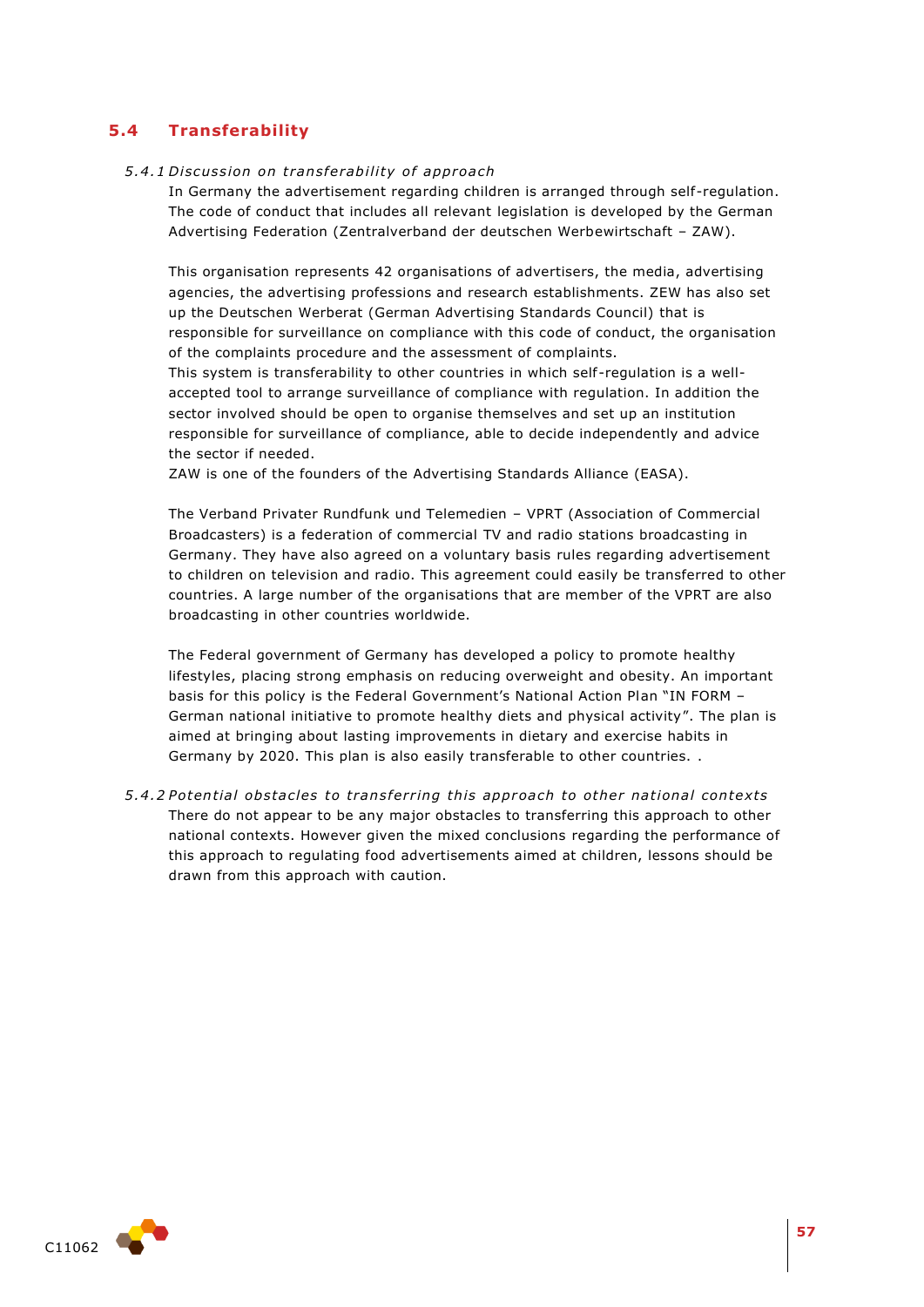## 5.4 Transferability

### *5.4.1 Discussion on transferability of approach*

In Germany the advertisement regarding children is arranged through self-regulation. The code of conduct that includes all relevant legislation is developed by the German Advertising Federation (Zentralverband der deutschen Werbewirtschaft – ZAW).

This organisation represents 42 organisations of advertisers, the media, advertising agencies, the advertising professions and research establishments. ZEW has also set up the Deutschen Werberat (German Advertising Standards Council) that is responsible for surveillance on compliance with this code of conduct, the organisation of the complaints procedure and the assessment of complaints.
This system is transferability to other countries in which self-regulation is a well-accepted tool to arrange surveillance of compliance with regulation. In addition the sector involved should be open to organise themselves and set up an institution responsible for surveillance of compliance, able to decide independently and advice the sector if needed.
ZAW is one of the founders of the Advertising Standards Alliance (EASA).

The Verband Privater Rundfunk und Telemedien – VPRT (Association of Commercial Broadcasters) is a federation of commercial TV and radio stations broadcasting in Germany. They have also agreed on a voluntary basis rules regarding advertisement to children on television and radio. This agreement could easily be transferred to other countries. A large number of the organisations that are member of the VPRT are also broadcasting in other countries worldwide.

The Federal government of Germany has developed a policy to promote healthy lifestyles, placing strong emphasis on reducing overweight and obesity. An important basis for this policy is the Federal Government's National Action Plan "IN FORM – German national initiative to promote healthy diets and physical activity". The plan is aimed at bringing about lasting improvements in dietary and exercise habits in Germany by 2020. This plan is also easily transferable to other countries. .

### *5.4.2 Potential obstacles to transferring this approach to other national contexts*

There do not appear to be any major obstacles to transferring this approach to other national contexts. However given the mixed conclusions regarding the performance of this approach to regulating food advertisements aimed at children, lessons should be drawn from this approach with caution.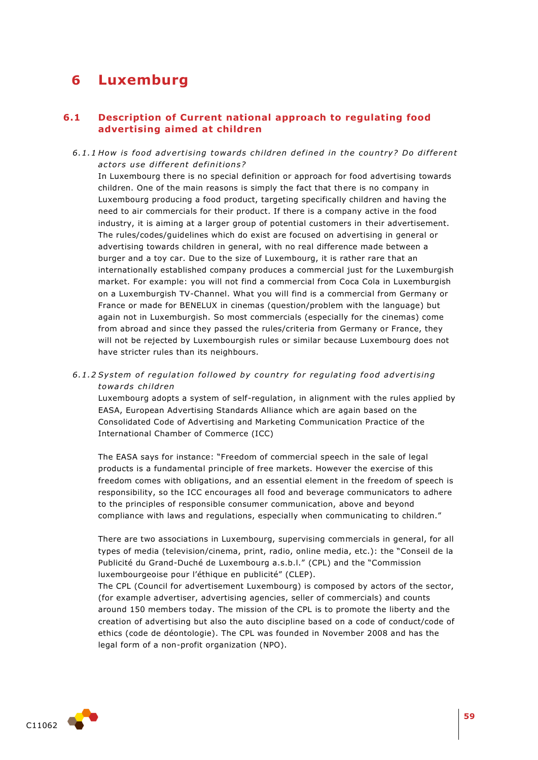# 6 Luxemburg

## 6.1 Description of Current national approach to regulating food advertising aimed at children

### *6.1.1 How is food advertising towards children defined in the country? Do different actors use different definitions?*

In Luxembourg there is no special definition or approach for food advertising towards children. One of the main reasons is simply the fact that there is no company in Luxembourg producing a food product, targeting specifically children and having the need to air commercials for their product. If there is a company active in the food industry, it is aiming at a larger group of potential customers in their advertisement. The rules/codes/guidelines which do exist are focused on advertising in general or advertising towards children in general, with no real difference made between a burger and a toy car. Due to the size of Luxembourg, it is rather rare that an internationally established company produces a commercial just for the Luxemburgish market. For example: you will not find a commercial from Coca Cola in Luxemburgish on a Luxemburgish TV-Channel. What you will find is a commercial from Germany or France or made for BENELUX in cinemas (question/problem with the language) but again not in Luxemburgish. So most commercials (especially for the cinemas) come from abroad and since they passed the rules/criteria from Germany or France, they will not be rejected by Luxembourgish rules or similar because Luxembourg does not have stricter rules than its neighbours.

### *6.1.2 System of regulation followed by country for regulating food advertising towards children*

Luxembourg adopts a system of self-regulation, in alignment with the rules applied by EASA, European Advertising Standards Alliance which are again based on the Consolidated Code of Advertising and Marketing Communication Practice of the International Chamber of Commerce (ICC)

The EASA says for instance: "Freedom of commercial speech in the sale of legal products is a fundamental principle of free markets. However the exercise of this freedom comes with obligations, and an essential element in the freedom of speech is responsibility, so the ICC encourages all food and beverage communicators to adhere to the principles of responsible consumer communication, above and beyond compliance with laws and regulations, especially when communicating to children."

There are two associations in Luxembourg, supervising commercials in general, for all types of media (television/cinema, print, radio, online media, etc.): the "Conseil de la Publicité du Grand-Duché de Luxembourg a.s.b.l." (CPL) and the "Commission luxembourgeoise pour l'éthique en publicité" (CLEP).

The CPL (Council for advertisement Luxembourg) is composed by actors of the sector, (for example advertiser, advertising agencies, seller of commercials) and counts around 150 members today. The mission of the CPL is to promote the liberty and the creation of advertising but also the auto discipline based on a code of conduct/code of ethics (code de déontologie). The CPL was founded in November 2008 and has the legal form of a non-profit organization (NPO).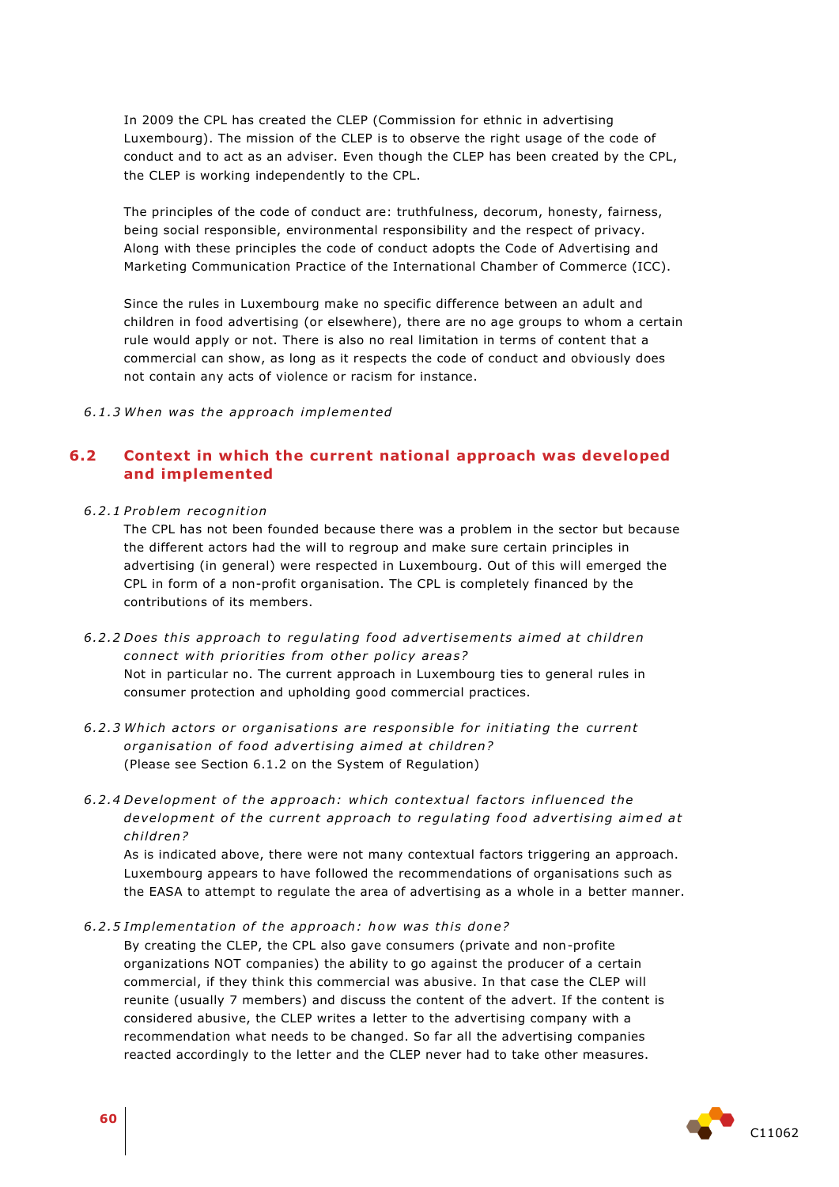In 2009 the CPL has created the CLEP (Commission for ethnic in advertising Luxembourg). The mission of the CLEP is to observe the right usage of the code of conduct and to act as an adviser. Even though the CLEP has been created by the CPL, the CLEP is working independently to the CPL.

The principles of the code of conduct are: truthfulness, decorum, honesty, fairness, being social responsible, environmental responsibility and the respect of privacy. Along with these principles the code of conduct adopts the Code of Advertising and Marketing Communication Practice of the International Chamber of Commerce (ICC).

Since the rules in Luxembourg make no specific difference between an adult and children in food advertising (or elsewhere), there are no age groups to whom a certain rule would apply or not. There is also no real limitation in terms of content that a commercial can show, as long as it respects the code of conduct and obviously does not contain any acts of violence or racism for instance.

*6.1.3 When was the approach implemented*

## 6.2 Context in which the current national approach was developed and implemented

*6.2.1 Problem recognition*

The CPL has not been founded because there was a problem in the sector but because the different actors had the will to regroup and make sure certain principles in advertising (in general) were respected in Luxembourg. Out of this will emerged the CPL in form of a non-profit organisation. The CPL is completely financed by the contributions of its members.

*6.2.2 Does this approach to regulating food advertisements aimed at children connect with priorities from other policy areas?*

Not in particular no. The current approach in Luxembourg ties to general rules in consumer protection and upholding good commercial practices.

*6.2.3 Which actors or organisations are responsible for initiating the current organisation of food advertising aimed at children?*

(Please see Section 6.1.2 on the System of Regulation)

*6.2.4 Development of the approach: which contextual factors influenced the development of the current approach to regulating food advertising aimed at children?*

As is indicated above, there were not many contextual factors triggering an approach. Luxembourg appears to have followed the recommendations of organisations such as the EASA to attempt to regulate the area of advertising as a whole in a better manner.

*6.2.5 Implementation of the approach: how was this done?*

By creating the CLEP, the CPL also gave consumers (private and non-profite organizations NOT companies) the ability to go against the producer of a certain commercial, if they think this commercial was abusive. In that case the CLEP will reunite (usually 7 members) and discuss the content of the advert. If the content is considered abusive, the CLEP writes a letter to the advertising company with a recommendation what needs to be changed. So far all the advertising companies reacted accordingly to the letter and the CLEP never had to take other measures.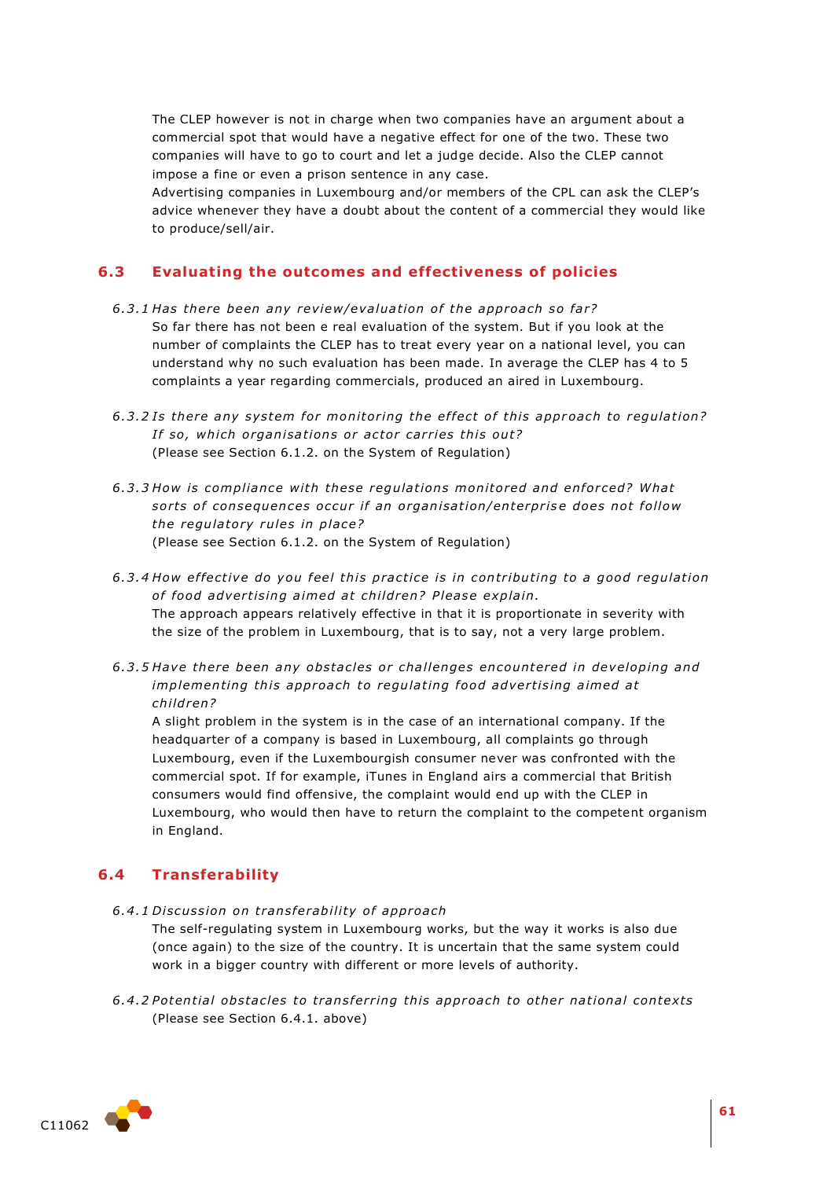The CLEP however is not in charge when two companies have an argument about a commercial spot that would have a negative effect for one of the two. These two companies will have to go to court and let a judge decide. Also the CLEP cannot impose a fine or even a prison sentence in any case.
Advertising companies in Luxembourg and/or members of the CPL can ask the CLEP's advice whenever they have a doubt about the content of a commercial they would like to produce/sell/air.

## 6.3 Evaluating the outcomes and effectiveness of policies

*6.3.1 Has there been any review/evaluation of the approach so far?*

So far there has not been e real evaluation of the system. But if you look at the number of complaints the CLEP has to treat every year on a national level, you can understand why no such evaluation has been made. In average the CLEP has 4 to 5 complaints a year regarding commercials, produced an aired in Luxembourg.

*6.3.2 Is there any system for monitoring the effect of this approach to regulation? If so, which organisations or actor carries this out?*

(Please see Section 6.1.2. on the System of Regulation)

*6.3.3 How is compliance with these regulations monitored and enforced? What sorts of consequences occur if an organisation/enterprise does not follow the regulatory rules in place?*

(Please see Section 6.1.2. on the System of Regulation)

*6.3.4 How effective do you feel this practice is in contributing to a good regulation of food advertising aimed at children? Please explain.*

The approach appears relatively effective in that it is proportionate in severity with the size of the problem in Luxembourg, that is to say, not a very large problem.

*6.3.5 Have there been any obstacles or challenges encountered in developing and implementing this approach to regulating food advertising aimed at children?*

A slight problem in the system is in the case of an international company. If the headquarter of a company is based in Luxembourg, all complaints go through Luxembourg, even if the Luxembourgish consumer never was confronted with the commercial spot. If for example, iTunes in England airs a commercial that British consumers would find offensive, the complaint would end up with the CLEP in Luxembourg, who would then have to return the complaint to the competent organism in England.

## 6.4 Transferability

*6.4.1 Discussion on transferability of approach*

The self-regulating system in Luxembourg works, but the way it works is also due (once again) to the size of the country. It is uncertain that the same system could work in a bigger country with different or more levels of authority.

*6.4.2 Potential obstacles to transferring this approach to other national contexts*

(Please see Section 6.4.1. above)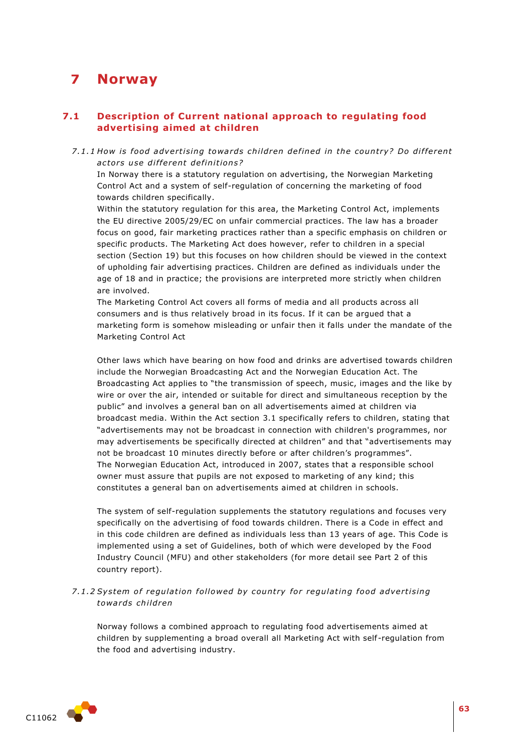# 7 Norway

## 7.1 Description of Current national approach to regulating food advertising aimed at children

### *7.1.1 How is food advertising towards children defined in the country? Do different actors use different definitions?*

In Norway there is a statutory regulation on advertising, the Norwegian Marketing Control Act and a system of self-regulation of concerning the marketing of food towards children specifically.

Within the statutory regulation for this area, the Marketing Control Act, implements the EU directive 2005/29/EC on unfair commercial practices. The law has a broader focus on good, fair marketing practices rather than a specific emphasis on children or specific products. The Marketing Act does however, refer to children in a special section (Section 19) but this focuses on how children should be viewed in the context of upholding fair advertising practices. Children are defined as individuals under the age of 18 and in practice; the provisions are interpreted more strictly when children are involved.

The Marketing Control Act covers all forms of media and all products across all consumers and is thus relatively broad in its focus. If it can be argued that a marketing form is somehow misleading or unfair then it falls under the mandate of the Marketing Control Act

Other laws which have bearing on how food and drinks are advertised towards children include the Norwegian Broadcasting Act and the Norwegian Education Act. The Broadcasting Act applies to "the transmission of speech, music, images and the like by wire or over the air, intended or suitable for direct and simultaneous reception by the public" and involves a general ban on all advertisements aimed at children via broadcast media. Within the Act section 3.1 specifically refers to children, stating that "advertisements may not be broadcast in connection with children's programmes, nor may advertisements be specifically directed at children" and that "advertisements may not be broadcast 10 minutes directly before or after children's programmes".

The Norwegian Education Act, introduced in 2007, states that a responsible school owner must assure that pupils are not exposed to marketing of any kind; this constitutes a general ban on advertisements aimed at children in schools.

The system of self-regulation supplements the statutory regulations and focuses very specifically on the advertising of food towards children. There is a Code in effect and in this code children are defined as individuals less than 13 years of age. This Code is implemented using a set of Guidelines, both of which were developed by the Food Industry Council (MFU) and other stakeholders (for more detail see Part 2 of this country report).

### *7.1.2 System of regulation followed by country for regulating food advertising towards children*

Norway follows a combined approach to regulating food advertisements aimed at children by supplementing a broad overall all Marketing Act with self-regulation from the food and advertising industry.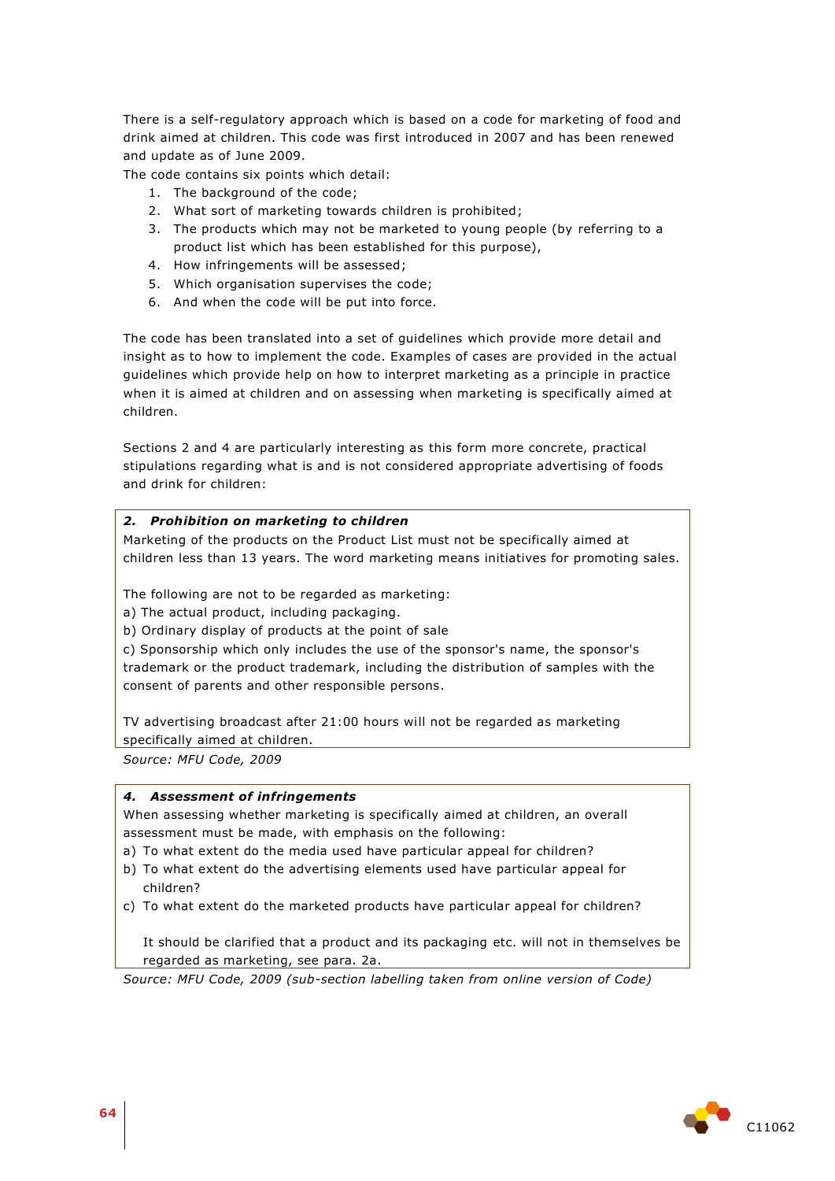There is a self-regulatory approach which is based on a code for marketing of food and drink aimed at children. This code was first introduced in 2007 and has been renewed and update as of June 2009.

The code contains six points which detail:

1. The background of the code;
2. What sort of marketing towards children is prohibited;
3. The products which may not be marketed to young people (by referring to a product list which has been established for this purpose),
4. How infringements will be assessed;
5. Which organisation supervises the code;
6. And when the code will be put into force.

The code has been translated into a set of guidelines which provide more detail and insight as to how to implement the code. Examples of cases are provided in the actual guidelines which provide help on how to interpret marketing as a principle in practice when it is aimed at children and on assessing when marketing is specifically aimed at children.

Sections 2 and 4 are particularly interesting as this form more concrete, practical stipulations regarding what is and is not considered appropriate advertising of foods and drink for children:

> ***2. Prohibition on marketing to children***
>
> Marketing of the products on the Product List must not be specifically aimed at children less than 13 years. The word marketing means initiatives for promoting sales.
>
> The following are not to be regarded as marketing:
>
> a) The actual product, including packaging.
>
> b) Ordinary display of products at the point of sale
>
> c) Sponsorship which only includes the use of the sponsor's name, the sponsor's trademark or the product trademark, including the distribution of samples with the consent of parents and other responsible persons.
>
> TV advertising broadcast after 21:00 hours will not be regarded as marketing specifically aimed at children.

*Source: MFU Code, 2009*

> ***4. Assessment of infringements***
>
> When assessing whether marketing is specifically aimed at children, an overall assessment must be made, with emphasis on the following:
>
> a) To what extent do the media used have particular appeal for children?
>
> b) To what extent do the advertising elements used have particular appeal for children?
>
> c) To what extent do the marketed products have particular appeal for children?
>
> It should be clarified that a product and its packaging etc. will not in themselves be regarded as marketing, see para. 2a.

*Source: MFU Code, 2009 (sub-section labelling taken from online version of Code)*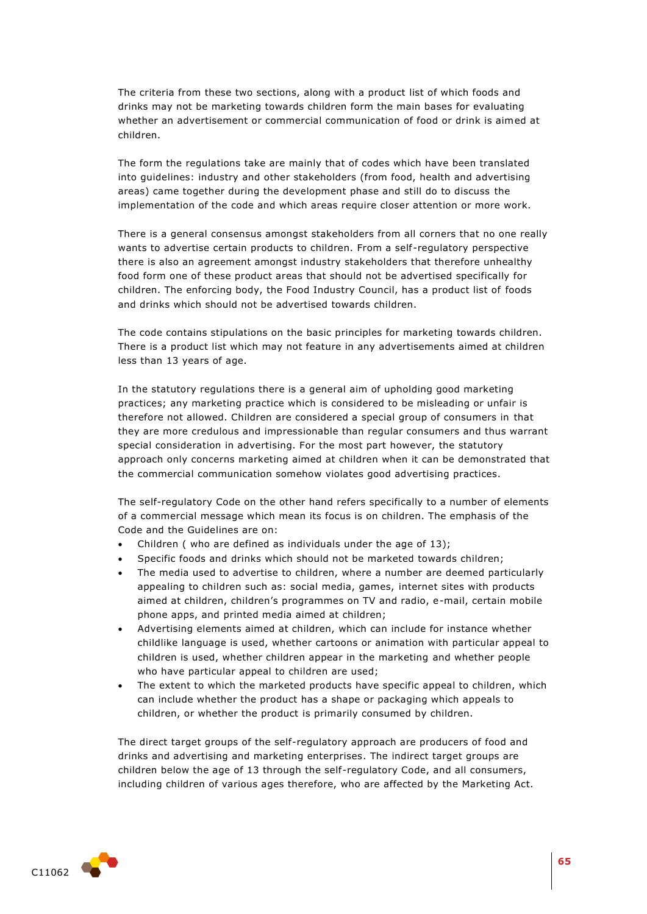The criteria from these two sections, along with a product list of which foods and drinks may not be marketing towards children form the main bases for evaluating whether an advertisement or commercial communication of food or drink is aimed at children.

The form the regulations take are mainly that of codes which have been translated into guidelines: industry and other stakeholders (from food, health and advertising areas) came together during the development phase and still do to discuss the implementation of the code and which areas require closer attention or more work.

There is a general consensus amongst stakeholders from all corners that no one really wants to advertise certain products to children. From a self-regulatory perspective there is also an agreement amongst industry stakeholders that therefore unhealthy food form one of these product areas that should not be advertised specifically for children. The enforcing body, the Food Industry Council, has a product list of foods and drinks which should not be advertised towards children.

The code contains stipulations on the basic principles for marketing towards children. There is a product list which may not feature in any advertisements aimed at children less than 13 years of age.

In the statutory regulations there is a general aim of upholding good marketing practices; any marketing practice which is considered to be misleading or unfair is therefore not allowed. Children are considered a special group of consumers in that they are more credulous and impressionable than regular consumers and thus warrant special consideration in advertising. For the most part however, the statutory approach only concerns marketing aimed at children when it can be demonstrated that the commercial communication somehow violates good advertising practices.

The self-regulatory Code on the other hand refers specifically to a number of elements of a commercial message which mean its focus is on children. The emphasis of the Code and the Guidelines are on:

- Children ( who are defined as individuals under the age of 13);
- Specific foods and drinks which should not be marketed towards children;
- The media used to advertise to children, where a number are deemed particularly appealing to children such as: social media, games, internet sites with products aimed at children, children's programmes on TV and radio, e-mail, certain mobile phone apps, and printed media aimed at children;
- Advertising elements aimed at children, which can include for instance whether childlike language is used, whether cartoons or animation with particular appeal to children is used, whether children appear in the marketing and whether people who have particular appeal to children are used;
- The extent to which the marketed products have specific appeal to children, which can include whether the product has a shape or packaging which appeals to children, or whether the product is primarily consumed by children.

The direct target groups of the self-regulatory approach are producers of food and drinks and advertising and marketing enterprises. The indirect target groups are children below the age of 13 through the self-regulatory Code, and all consumers, including children of various ages therefore, who are affected by the Marketing Act.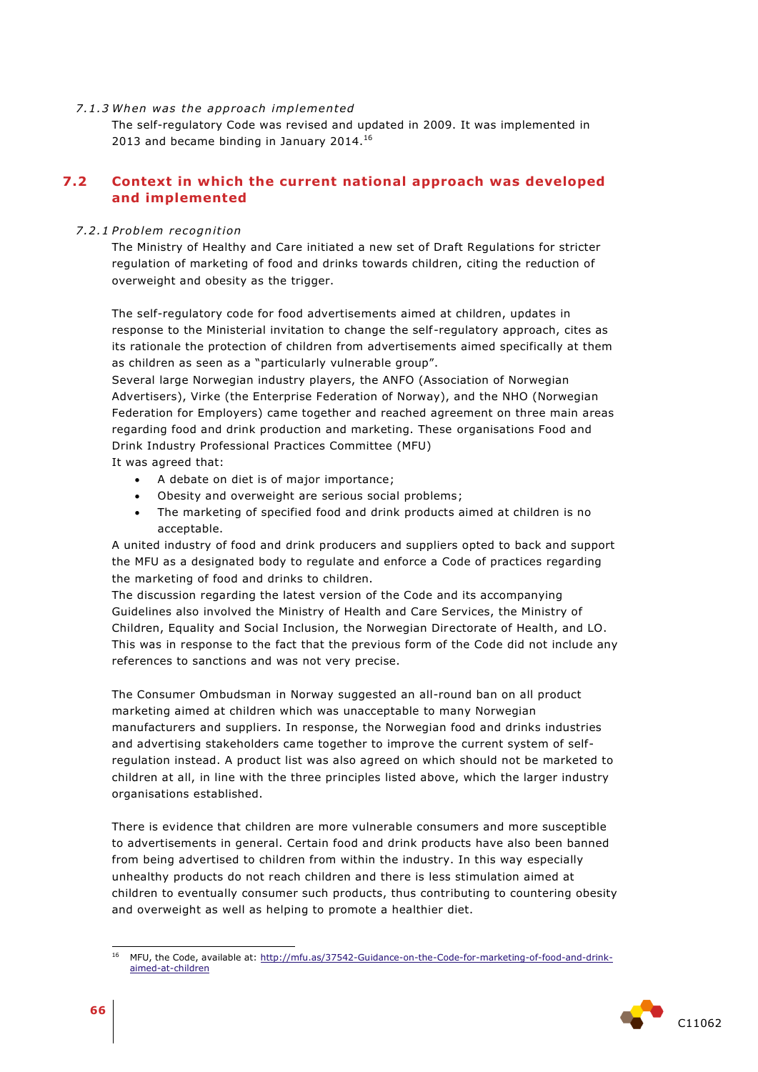#### *7.1.3 When was the approach implemented*

The self-regulatory Code was revised and updated in 2009. It was implemented in 2013 and became binding in January 2014.[16]

## 7.2 Context in which the current national approach was developed and implemented

#### *7.2.1 Problem recognition*

The Ministry of Healthy and Care initiated a new set of Draft Regulations for stricter regulation of marketing of food and drinks towards children, citing the reduction of overweight and obesity as the trigger.

The self-regulatory code for food advertisements aimed at children, updates in response to the Ministerial invitation to change the self-regulatory approach, cites as its rationale the protection of children from advertisements aimed specifically at them as children as seen as a "particularly vulnerable group".

Several large Norwegian industry players, the ANFO (Association of Norwegian Advertisers), Virke (the Enterprise Federation of Norway), and the NHO (Norwegian Federation for Employers) came together and reached agreement on three main areas regarding food and drink production and marketing. These organisations Food and Drink Industry Professional Practices Committee (MFU)

It was agreed that:

- A debate on diet is of major importance;
- Obesity and overweight are serious social problems;
- The marketing of specified food and drink products aimed at children is no acceptable.

A united industry of food and drink producers and suppliers opted to back and support the MFU as a designated body to regulate and enforce a Code of practices regarding the marketing of food and drinks to children.

The discussion regarding the latest version of the Code and its accompanying Guidelines also involved the Ministry of Health and Care Services, the Ministry of Children, Equality and Social Inclusion, the Norwegian Directorate of Health, and LO. This was in response to the fact that the previous form of the Code did not include any references to sanctions and was not very precise.

The Consumer Ombudsman in Norway suggested an all-round ban on all product marketing aimed at children which was unacceptable to many Norwegian manufacturers and suppliers. In response, the Norwegian food and drinks industries and advertising stakeholders came together to improve the current system of self-regulation instead. A product list was also agreed on which should not be marketed to children at all, in line with the three principles listed above, which the larger industry organisations established.

There is evidence that children are more vulnerable consumers and more susceptible to advertisements in general. Certain food and drink products have also been banned from being advertised to children from within the industry. In this way especially unhealthy products do not reach children and there is less stimulation aimed at children to eventually consumer such products, thus contributing to countering obesity and overweight as well as helping to promote a healthier diet.

---

[16] MFU, the Code, available at: http://mfu.as/37542-Guidance-on-the-Code-for-marketing-of-food-and-drink-aimed-at-children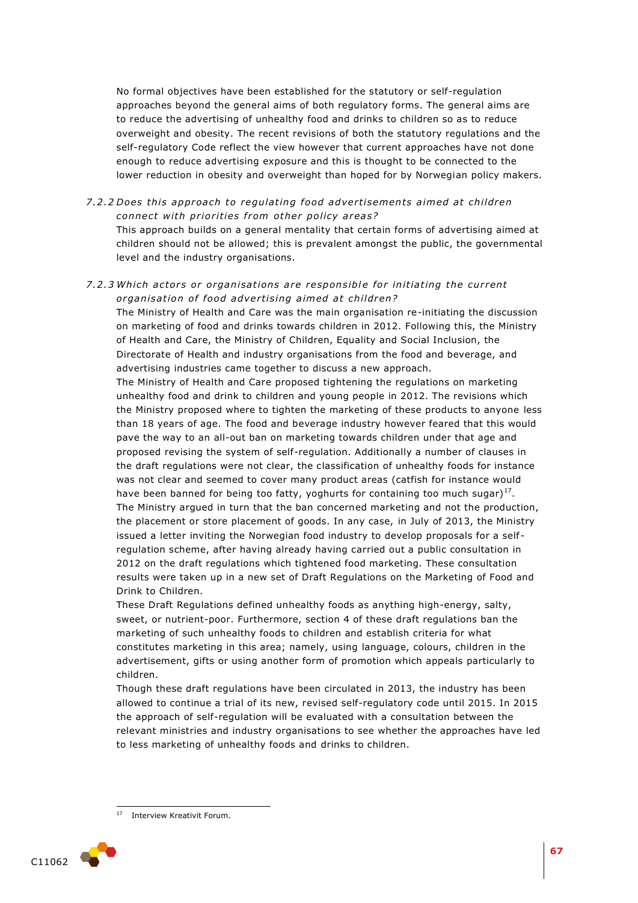No formal objectives have been established for the statutory or self-regulation approaches beyond the general aims of both regulatory forms. The general aims are to reduce the advertising of unhealthy food and drinks to children so as to reduce overweight and obesity. The recent revisions of both the statutory regulations and the self-regulatory Code reflect the view however that current approaches have not done enough to reduce advertising exposure and this is thought to be connected to the lower reduction in obesity and overweight than hoped for by Norwegian policy makers.

#### *7.2.2 Does this approach to regulating food advertisements aimed at children connect with priorities from other policy areas?*

This approach builds on a general mentality that certain forms of advertising aimed at children should not be allowed; this is prevalent amongst the public, the governmental level and the industry organisations.

#### *7.2.3 Which actors or organisations are responsible for initiating the current organisation of food advertising aimed at children?*

The Ministry of Health and Care was the main organisation re-initiating the discussion on marketing of food and drinks towards children in 2012. Following this, the Ministry of Health and Care, the Ministry of Children, Equality and Social Inclusion, the Directorate of Health and industry organisations from the food and beverage, and advertising industries came together to discuss a new approach.

The Ministry of Health and Care proposed tightening the regulations on marketing unhealthy food and drink to children and young people in 2012. The revisions which the Ministry proposed where to tighten the marketing of these products to anyone less than 18 years of age. The food and beverage industry however feared that this would pave the way to an all-out ban on marketing towards children under that age and proposed revising the system of self-regulation. Additionally a number of clauses in the draft regulations were not clear, the classification of unhealthy foods for instance was not clear and seemed to cover many product areas (catfish for instance would have been banned for being too fatty, yoghurts for containing too much sugar)[17]. The Ministry argued in turn that the ban concerned marketing and not the production, the placement or store placement of goods. In any case, in July of 2013, the Ministry issued a letter inviting the Norwegian food industry to develop proposals for a self-regulation scheme, after having already having carried out a public consultation in 2012 on the draft regulations which tightened food marketing. These consultation results were taken up in a new set of Draft Regulations on the Marketing of Food and Drink to Children.

These Draft Regulations defined unhealthy foods as anything high-energy, salty, sweet, or nutrient-poor. Furthermore, section 4 of these draft regulations ban the marketing of such unhealthy foods to children and establish criteria for what constitutes marketing in this area; namely, using language, colours, children in the advertisement, gifts or using another form of promotion which appeals particularly to children.

Though these draft regulations have been circulated in 2013, the industry has been allowed to continue a trial of its new, revised self-regulatory code until 2015. In 2015 the approach of self-regulation will be evaluated with a consultation between the relevant ministries and industry organisations to see whether the approaches have led to less marketing of unhealthy foods and drinks to children.

---

[17] Interview Kreativit Forum.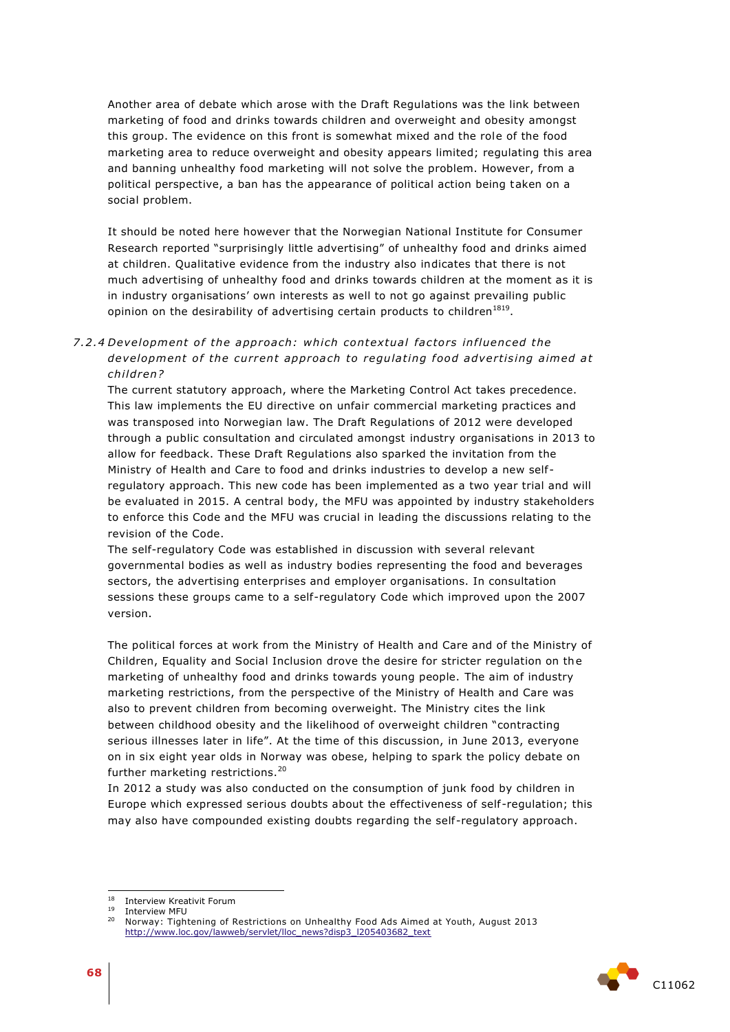Another area of debate which arose with the Draft Regulations was the link between marketing of food and drinks towards children and overweight and obesity amongst this group. The evidence on this front is somewhat mixed and the role of the food marketing area to reduce overweight and obesity appears limited; regulating this area and banning unhealthy food marketing will not solve the problem. However, from a political perspective, a ban has the appearance of political action being taken on a social problem.

It should be noted here however that the Norwegian National Institute for Consumer Research reported "surprisingly little advertising" of unhealthy food and drinks aimed at children. Qualitative evidence from the industry also indicates that there is not much advertising of unhealthy food and drinks towards children at the moment as it is in industry organisations' own interests as well to not go against prevailing public opinion on the desirability of advertising certain products to children[18][19].

### 7.2.4 *Development of the approach: which contextual factors influenced the development of the current approach to regulating food advertising aimed at children?*

The current statutory approach, where the Marketing Control Act takes precedence. This law implements the EU directive on unfair commercial marketing practices and was transposed into Norwegian law. The Draft Regulations of 2012 were developed through a public consultation and circulated amongst industry organisations in 2013 to allow for feedback. These Draft Regulations also sparked the invitation from the Ministry of Health and Care to food and drinks industries to develop a new self-regulatory approach. This new code has been implemented as a two year trial and will be evaluated in 2015. A central body, the MFU was appointed by industry stakeholders to enforce this Code and the MFU was crucial in leading the discussions relating to the revision of the Code.

The self-regulatory Code was established in discussion with several relevant governmental bodies as well as industry bodies representing the food and beverages sectors, the advertising enterprises and employer organisations. In consultation sessions these groups came to a self-regulatory Code which improved upon the 2007 version.

The political forces at work from the Ministry of Health and Care and of the Ministry of Children, Equality and Social Inclusion drove the desire for stricter regulation on the marketing of unhealthy food and drinks towards young people. The aim of industry marketing restrictions, from the perspective of the Ministry of Health and Care was also to prevent children from becoming overweight. The Ministry cites the link between childhood obesity and the likelihood of overweight children "contracting serious illnesses later in life". At the time of this discussion, in June 2013, everyone on in six eight year olds in Norway was obese, helping to spark the policy debate on further marketing restrictions.[20]

In 2012 a study was also conducted on the consumption of junk food by children in Europe which expressed serious doubts about the effectiveness of self-regulation; this may also have compounded existing doubts regarding the self-regulatory approach.

---

[18] Interview Kreativit Forum

[19] Interview MFU

[20] Norway: Tightening of Restrictions on Unhealthy Food Ads Aimed at Youth, August 2013 http://www.loc.gov/lawweb/servlet/lloc_news?disp3_l205403682_text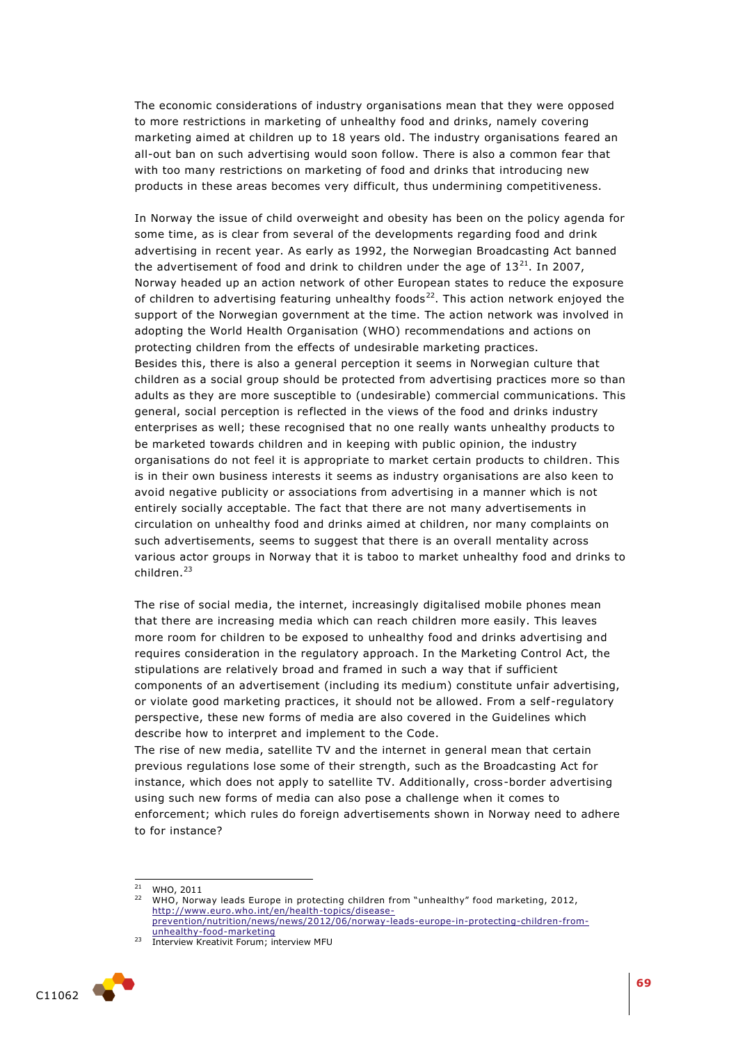The economic considerations of industry organisations mean that they were opposed to more restrictions in marketing of unhealthy food and drinks, namely covering marketing aimed at children up to 18 years old. The industry organisations feared an all-out ban on such advertising would soon follow. There is also a common fear that with too many restrictions on marketing of food and drinks that introducing new products in these areas becomes very difficult, thus undermining competitiveness.

In Norway the issue of child overweight and obesity has been on the policy agenda for some time, as is clear from several of the developments regarding food and drink advertising in recent year. As early as 1992, the Norwegian Broadcasting Act banned the advertisement of food and drink to children under the age of 13[21]. In 2007, Norway headed up an action network of other European states to reduce the exposure of children to advertising featuring unhealthy foods[22]. This action network enjoyed the support of the Norwegian government at the time. The action network was involved in adopting the World Health Organisation (WHO) recommendations and actions on protecting children from the effects of undesirable marketing practices.
Besides this, there is also a general perception it seems in Norwegian culture that children as a social group should be protected from advertising practices more so than adults as they are more susceptible to (undesirable) commercial communications. This general, social perception is reflected in the views of the food and drinks industry enterprises as well; these recognised that no one really wants unhealthy products to be marketed towards children and in keeping with public opinion, the industry organisations do not feel it is appropriate to market certain products to children. This is in their own business interests it seems as industry organisations are also keen to avoid negative publicity or associations from advertising in a manner which is not entirely socially acceptable. The fact that there are not many advertisements in circulation on unhealthy food and drinks aimed at children, nor many complaints on such advertisements, seems to suggest that there is an overall mentality across various actor groups in Norway that it is taboo to market unhealthy food and drinks to children.[23]

The rise of social media, the internet, increasingly digitalised mobile phones mean that there are increasing media which can reach children more easily. This leaves more room for children to be exposed to unhealthy food and drinks advertising and requires consideration in the regulatory approach. In the Marketing Control Act, the stipulations are relatively broad and framed in such a way that if sufficient components of an advertisement (including its medium) constitute unfair advertising, or violate good marketing practices, it should not be allowed. From a self-regulatory perspective, these new forms of media are also covered in the Guidelines which describe how to interpret and implement to the Code.
The rise of new media, satellite TV and the internet in general mean that certain previous regulations lose some of their strength, such as the Broadcasting Act for instance, which does not apply to satellite TV. Additionally, cross-border advertising using such new forms of media can also pose a challenge when it comes to enforcement; which rules do foreign advertisements shown in Norway need to adhere to for instance?

---

[21] WHO, 2011

[22] WHO, Norway leads Europe in protecting children from "unhealthy" food marketing, 2012, http://www.euro.who.int/en/health-topics/disease-prevention/nutrition/news/news/2012/06/norway-leads-europe-in-protecting-children-from-unhealthy-food-marketing

[23] Interview Kreativit Forum; interview MFU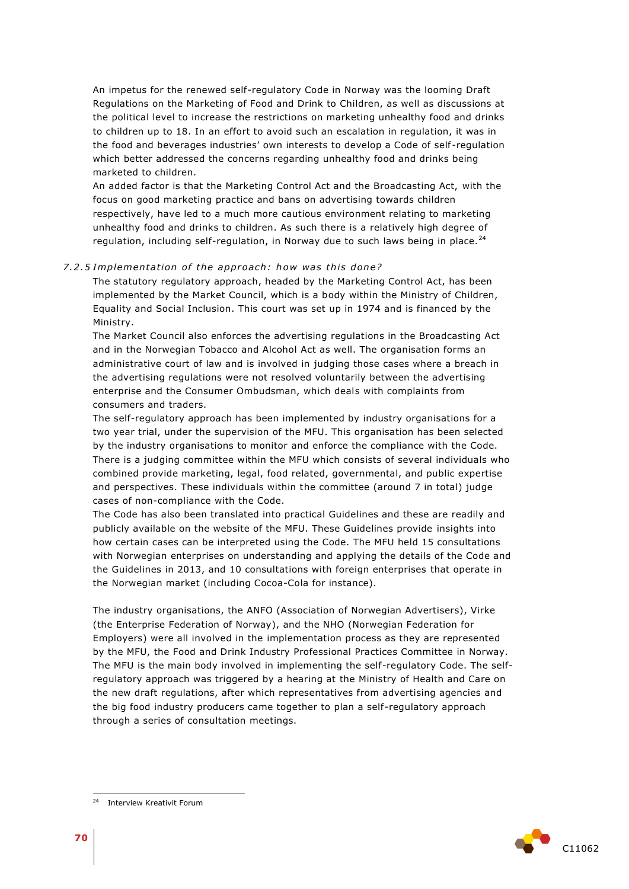An impetus for the renewed self-regulatory Code in Norway was the looming Draft Regulations on the Marketing of Food and Drink to Children, as well as discussions at the political level to increase the restrictions on marketing unhealthy food and drinks to children up to 18. In an effort to avoid such an escalation in regulation, it was in the food and beverages industries' own interests to develop a Code of self-regulation which better addressed the concerns regarding unhealthy food and drinks being marketed to children.

An added factor is that the Marketing Control Act and the Broadcasting Act, with the focus on good marketing practice and bans on advertising towards children respectively, have led to a much more cautious environment relating to marketing unhealthy food and drinks to children. As such there is a relatively high degree of regulation, including self-regulation, in Norway due to such laws being in place.[24]

### *7.2.5 Implementation of the approach: how was this done?*

The statutory regulatory approach, headed by the Marketing Control Act, has been implemented by the Market Council, which is a body within the Ministry of Children, Equality and Social Inclusion. This court was set up in 1974 and is financed by the Ministry.

The Market Council also enforces the advertising regulations in the Broadcasting Act and in the Norwegian Tobacco and Alcohol Act as well. The organisation forms an administrative court of law and is involved in judging those cases where a breach in the advertising regulations were not resolved voluntarily between the advertising enterprise and the Consumer Ombudsman, which deals with complaints from consumers and traders.

The self-regulatory approach has been implemented by industry organisations for a two year trial, under the supervision of the MFU. This organisation has been selected by the industry organisations to monitor and enforce the compliance with the Code. There is a judging committee within the MFU which consists of several individuals who combined provide marketing, legal, food related, governmental, and public expertise and perspectives. These individuals within the committee (around 7 in total) judge cases of non-compliance with the Code.

The Code has also been translated into practical Guidelines and these are readily and publicly available on the website of the MFU. These Guidelines provide insights into how certain cases can be interpreted using the Code. The MFU held 15 consultations with Norwegian enterprises on understanding and applying the details of the Code and the Guidelines in 2013, and 10 consultations with foreign enterprises that operate in the Norwegian market (including Cocoa-Cola for instance).

The industry organisations, the ANFO (Association of Norwegian Advertisers), Virke (the Enterprise Federation of Norway), and the NHO (Norwegian Federation for Employers) were all involved in the implementation process as they are represented by the MFU, the Food and Drink Industry Professional Practices Committee in Norway. The MFU is the main body involved in implementing the self-regulatory Code. The self-regulatory approach was triggered by a hearing at the Ministry of Health and Care on the new draft regulations, after which representatives from advertising agencies and the big food industry producers came together to plan a self-regulatory approach through a series of consultation meetings.

---

[24] Interview Kreativit Forum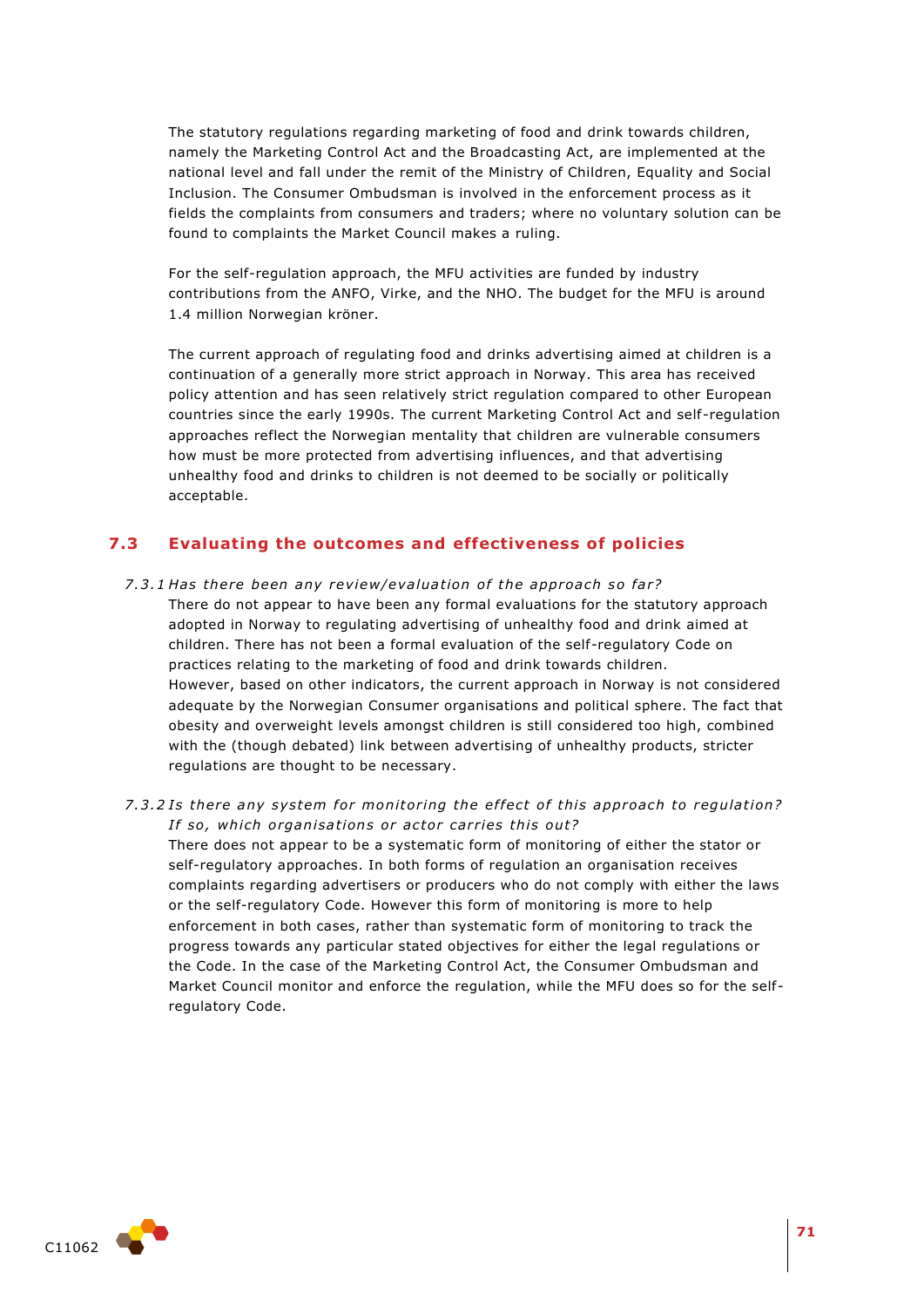The statutory regulations regarding marketing of food and drink towards children, namely the Marketing Control Act and the Broadcasting Act, are implemented at the national level and fall under the remit of the Ministry of Children, Equality and Social Inclusion. The Consumer Ombudsman is involved in the enforcement process as it fields the complaints from consumers and traders; where no voluntary solution can be found to complaints the Market Council makes a ruling.

For the self-regulation approach, the MFU activities are funded by industry contributions from the ANFO, Virke, and the NHO. The budget for the MFU is around 1.4 million Norwegian kröner.

The current approach of regulating food and drinks advertising aimed at children is a continuation of a generally more strict approach in Norway. This area has received policy attention and has seen relatively strict regulation compared to other European countries since the early 1990s. The current Marketing Control Act and self-regulation approaches reflect the Norwegian mentality that children are vulnerable consumers how must be more protected from advertising influences, and that advertising unhealthy food and drinks to children is not deemed to be socially or politically acceptable.

## 7.3 Evaluating the outcomes and effectiveness of policies

*7.3.1 Has there been any review/evaluation of the approach so far?*

There do not appear to have been any formal evaluations for the statutory approach adopted in Norway to regulating advertising of unhealthy food and drink aimed at children. There has not been a formal evaluation of the self-regulatory Code on practices relating to the marketing of food and drink towards children.
However, based on other indicators, the current approach in Norway is not considered adequate by the Norwegian Consumer organisations and political sphere. The fact that obesity and overweight levels amongst children is still considered too high, combined with the (though debated) link between advertising of unhealthy products, stricter regulations are thought to be necessary.

*7.3.2 Is there any system for monitoring the effect of this approach to regulation? If so, which organisations or actor carries this out?*

There does not appear to be a systematic form of monitoring of either the stator or self-regulatory approaches. In both forms of regulation an organisation receives complaints regarding advertisers or producers who do not comply with either the laws or the self-regulatory Code. However this form of monitoring is more to help enforcement in both cases, rather than systematic form of monitoring to track the progress towards any particular stated objectives for either the legal regulations or the Code. In the case of the Marketing Control Act, the Consumer Ombudsman and Market Council monitor and enforce the regulation, while the MFU does so for the self-regulatory Code.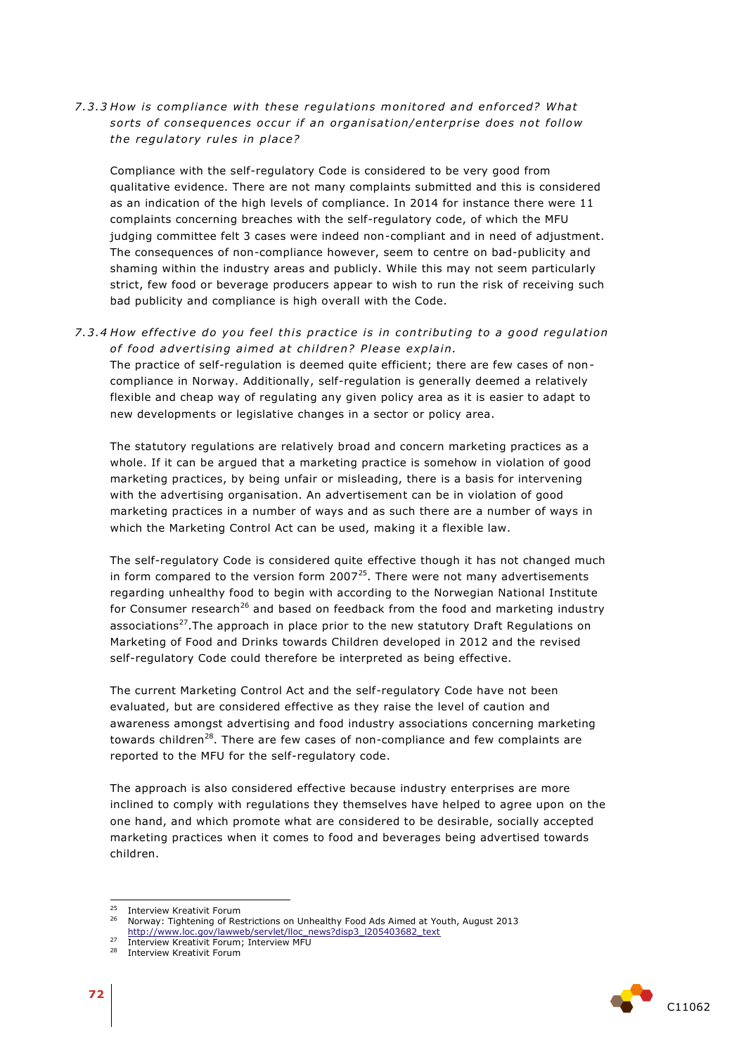### 7.3.3 *How is compliance with these regulations monitored and enforced? What sorts of consequences occur if an organisation/enterprise does not follow the regulatory rules in place?*

Compliance with the self-regulatory Code is considered to be very good from qualitative evidence. There are not many complaints submitted and this is considered as an indication of the high levels of compliance. In 2014 for instance there were 11 complaints concerning breaches with the self-regulatory code, of which the MFU judging committee felt 3 cases were indeed non-compliant and in need of adjustment. The consequences of non-compliance however, seem to centre on bad-publicity and shaming within the industry areas and publicly. While this may not seem particularly strict, few food or beverage producers appear to wish to run the risk of receiving such bad publicity and compliance is high overall with the Code.

### 7.3.4 *How effective do you feel this practice is in contributing to a good regulation of food advertising aimed at children? Please explain.*

The practice of self-regulation is deemed quite efficient; there are few cases of non-compliance in Norway. Additionally, self-regulation is generally deemed a relatively flexible and cheap way of regulating any given policy area as it is easier to adapt to new developments or legislative changes in a sector or policy area.

The statutory regulations are relatively broad and concern marketing practices as a whole. If it can be argued that a marketing practice is somehow in violation of good marketing practices, by being unfair or misleading, there is a basis for intervening with the advertising organisation. An advertisement can be in violation of good marketing practices in a number of ways and as such there are a number of ways in which the Marketing Control Act can be used, making it a flexible law.

The self-regulatory Code is considered quite effective though it has not changed much in form compared to the version form 2007[25]. There were not many advertisements regarding unhealthy food to begin with according to the Norwegian National Institute for Consumer research[26] and based on feedback from the food and marketing industry associations[27].The approach in place prior to the new statutory Draft Regulations on Marketing of Food and Drinks towards Children developed in 2012 and the revised self-regulatory Code could therefore be interpreted as being effective.

The current Marketing Control Act and the self-regulatory Code have not been evaluated, but are considered effective as they raise the level of caution and awareness amongst advertising and food industry associations concerning marketing towards children[28]. There are few cases of non-compliance and few complaints are reported to the MFU for the self-regulatory code.

The approach is also considered effective because industry enterprises are more inclined to comply with regulations they themselves have helped to agree upon on the one hand, and which promote what are considered to be desirable, socially accepted marketing practices when it comes to food and beverages being advertised towards children.

---

[25] Interview Kreativit Forum

[26] Norway: Tightening of Restrictions on Unhealthy Food Ads Aimed at Youth, August 2013 http://www.loc.gov/lawweb/servlet/lloc_news?disp3_l205403682_text

[27] Interview Kreativit Forum; Interview MFU

[28] Interview Kreativit Forum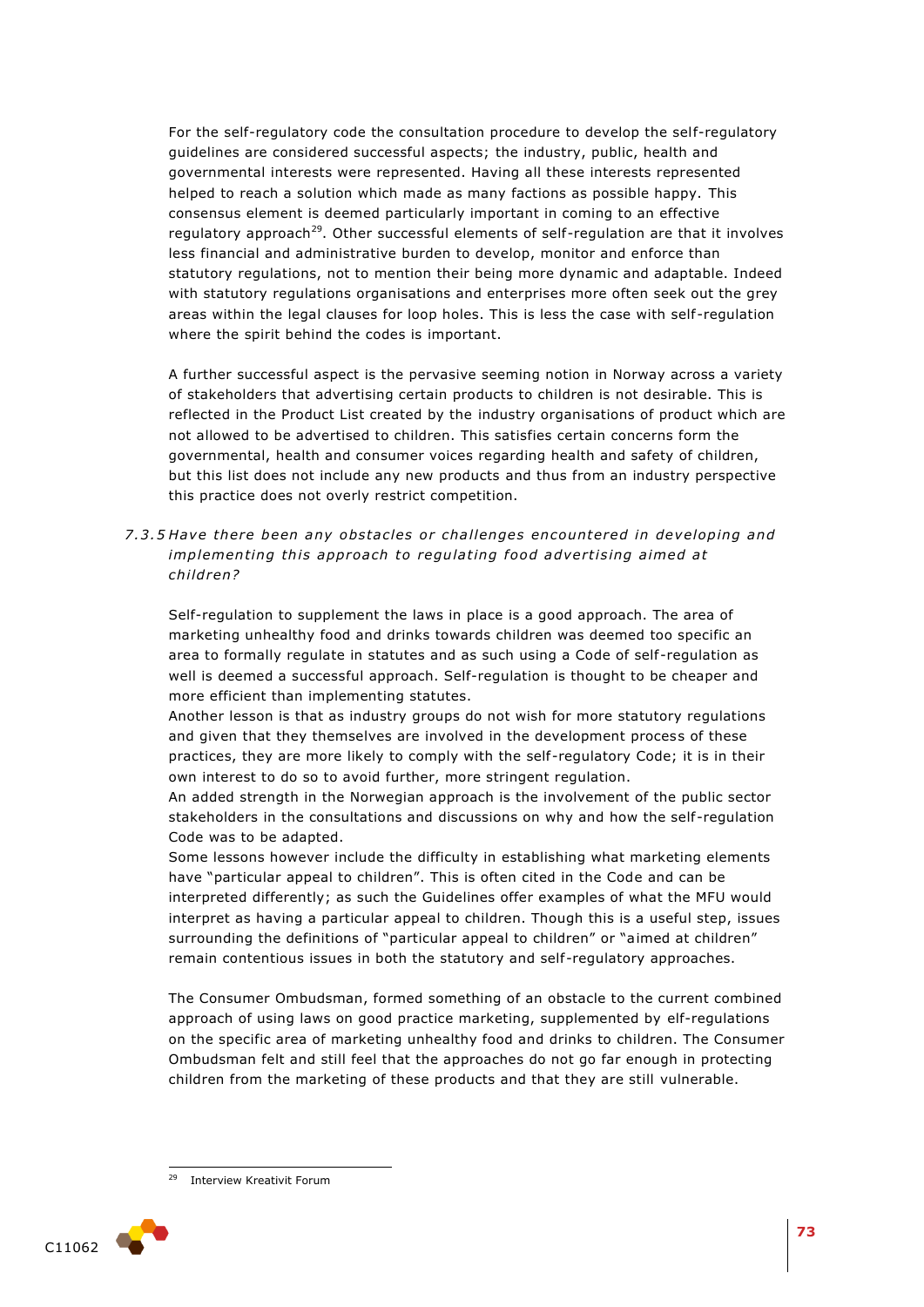For the self-regulatory code the consultation procedure to develop the self-regulatory guidelines are considered successful aspects; the industry, public, health and governmental interests were represented. Having all these interests represented helped to reach a solution which made as many factions as possible happy. This consensus element is deemed particularly important in coming to an effective regulatory approach[29]. Other successful elements of self-regulation are that it involves less financial and administrative burden to develop, monitor and enforce than statutory regulations, not to mention their being more dynamic and adaptable. Indeed with statutory regulations organisations and enterprises more often seek out the grey areas within the legal clauses for loop holes. This is less the case with self-regulation where the spirit behind the codes is important.

A further successful aspect is the pervasive seeming notion in Norway across a variety of stakeholders that advertising certain products to children is not desirable. This is reflected in the Product List created by the industry organisations of product which are not allowed to be advertised to children. This satisfies certain concerns form the governmental, health and consumer voices regarding health and safety of children, but this list does not include any new products and thus from an industry perspective this practice does not overly restrict competition.

### *7.3.5 Have there been any obstacles or challenges encountered in developing and implementing this approach to regulating food advertising aimed at children?*

Self-regulation to supplement the laws in place is a good approach. The area of marketing unhealthy food and drinks towards children was deemed too specific an area to formally regulate in statutes and as such using a Code of self-regulation as well is deemed a successful approach. Self-regulation is thought to be cheaper and more efficient than implementing statutes.

Another lesson is that as industry groups do not wish for more statutory regulations and given that they themselves are involved in the development process of these practices, they are more likely to comply with the self-regulatory Code; it is in their own interest to do so to avoid further, more stringent regulation.

An added strength in the Norwegian approach is the involvement of the public sector stakeholders in the consultations and discussions on why and how the self-regulation Code was to be adapted.

Some lessons however include the difficulty in establishing what marketing elements have "particular appeal to children". This is often cited in the Code and can be interpreted differently; as such the Guidelines offer examples of what the MFU would interpret as having a particular appeal to children. Though this is a useful step, issues surrounding the definitions of "particular appeal to children" or "aimed at children" remain contentious issues in both the statutory and self-regulatory approaches.

The Consumer Ombudsman, formed something of an obstacle to the current combined approach of using laws on good practice marketing, supplemented by elf-regulations on the specific area of marketing unhealthy food and drinks to children. The Consumer Ombudsman felt and still feel that the approaches do not go far enough in protecting children from the marketing of these products and that they are still vulnerable.

---

[29] Interview Kreativit Forum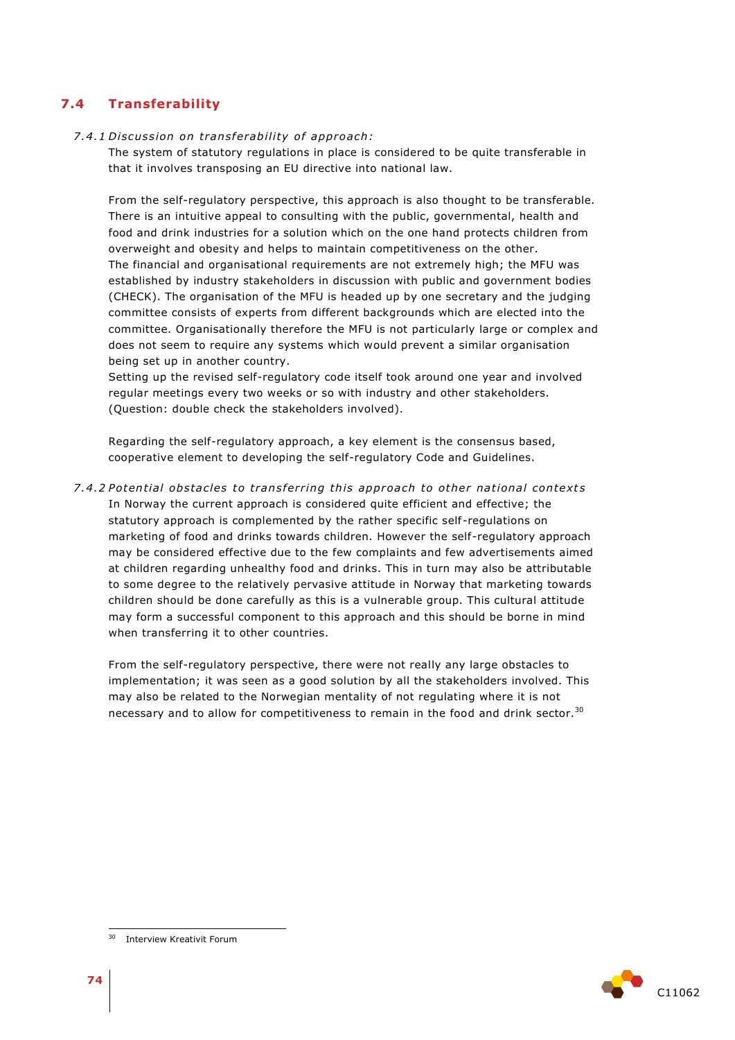## 7.4 Transferability

*7.4.1 Discussion on transferability of approach:*

The system of statutory regulations in place is considered to be quite transferable in that it involves transposing an EU directive into national law.

From the self-regulatory perspective, this approach is also thought to be transferable. There is an intuitive appeal to consulting with the public, governmental, health and food and drink industries for a solution which on the one hand protects children from overweight and obesity and helps to maintain competitiveness on the other.
The financial and organisational requirements are not extremely high; the MFU was established by industry stakeholders in discussion with public and government bodies (CHECK). The organisation of the MFU is headed up by one secretary and the judging committee consists of experts from different backgrounds which are elected into the committee. Organisationally therefore the MFU is not particularly large or complex and does not seem to require any systems which would prevent a similar organisation being set up in another country.
Setting up the revised self-regulatory code itself took around one year and involved regular meetings every two weeks or so with industry and other stakeholders. (Question: double check the stakeholders involved).

Regarding the self-regulatory approach, a key element is the consensus based, cooperative element to developing the self-regulatory Code and Guidelines.

*7.4.2 Potential obstacles to transferring this approach to other national contexts*

In Norway the current approach is considered quite efficient and effective; the statutory approach is complemented by the rather specific self-regulations on marketing of food and drinks towards children. However the self-regulatory approach may be considered effective due to the few complaints and few advertisements aimed at children regarding unhealthy food and drinks. This in turn may also be attributable to some degree to the relatively pervasive attitude in Norway that marketing towards children should be done carefully as this is a vulnerable group. This cultural attitude may form a successful component to this approach and this should be borne in mind when transferring it to other countries.

From the self-regulatory perspective, there were not really any large obstacles to implementation; it was seen as a good solution by all the stakeholders involved. This may also be related to the Norwegian mentality of not regulating where it is not necessary and to allow for competitiveness to remain in the food and drink sector.[30]

---

[30] Interview Kreativit Forum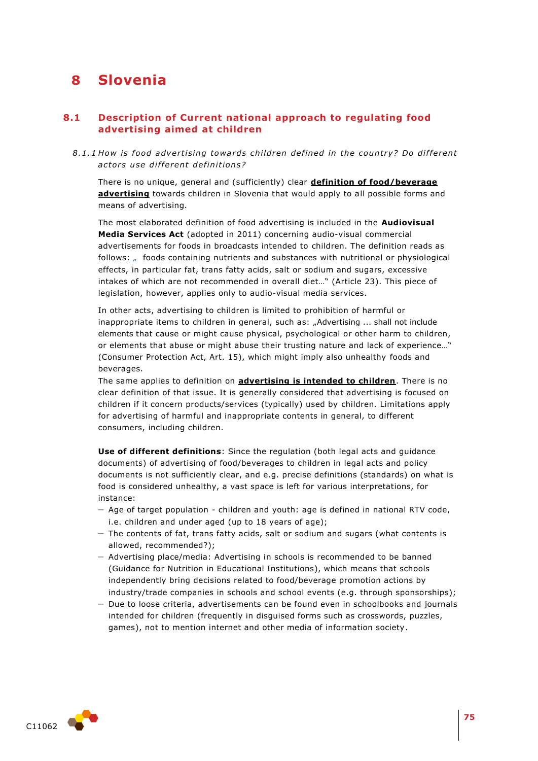# 8 Slovenia

## 8.1 Description of Current national approach to regulating food advertising aimed at children

### *8.1.1 How is food advertising towards children defined in the country? Do different actors use different definitions?*

There is no unique, general and (sufficiently) clear **definition of food/beverage advertising** towards children in Slovenia that would apply to all possible forms and means of advertising.

The most elaborated definition of food advertising is included in the **Audiovisual Media Services Act** (adopted in 2011) concerning audio-visual commercial advertisements for foods in broadcasts intended to children. The definition reads as follows: „ foods containing nutrients and substances with nutritional or physiological effects, in particular fat, trans fatty acids, salt or sodium and sugars, excessive intakes of which are not recommended in overall diet…" (Article 23). This piece of legislation, however, applies only to audio-visual media services.

In other acts, advertising to children is limited to prohibition of harmful or inappropriate items to children in general, such as: „Advertising ... shall not include elements that cause or might cause physical, psychological or other harm to children, or elements that abuse or might abuse their trusting nature and lack of experience…" (Consumer Protection Act, Art. 15), which might imply also unhealthy foods and beverages.

The same applies to definition on **advertising is intended to children**. There is no clear definition of that issue. It is generally considered that advertising is focused on children if it concern products/services (typically) used by children. Limitations apply for advertising of harmful and inappropriate contents in general, to different consumers, including children.

**Use of different definitions**: Since the regulation (both legal acts and guidance documents) of advertising of food/beverages to children in legal acts and policy documents is not sufficiently clear, and e.g. precise definitions (standards) on what is food is considered unhealthy, a vast space is left for various interpretations, for instance:

- Age of target population - children and youth: age is defined in national RTV code, i.e. children and under aged (up to 18 years of age);
- The contents of fat, trans fatty acids, salt or sodium and sugars (what contents is allowed, recommended?);
- Advertising place/media: Advertising in schools is recommended to be banned (Guidance for Nutrition in Educational Institutions), which means that schools independently bring decisions related to food/beverage promotion actions by industry/trade companies in schools and school events (e.g. through sponsorships);
- Due to loose criteria, advertisements can be found even in schoolbooks and journals intended for children (frequently in disguised forms such as crosswords, puzzles, games), not to mention internet and other media of information society.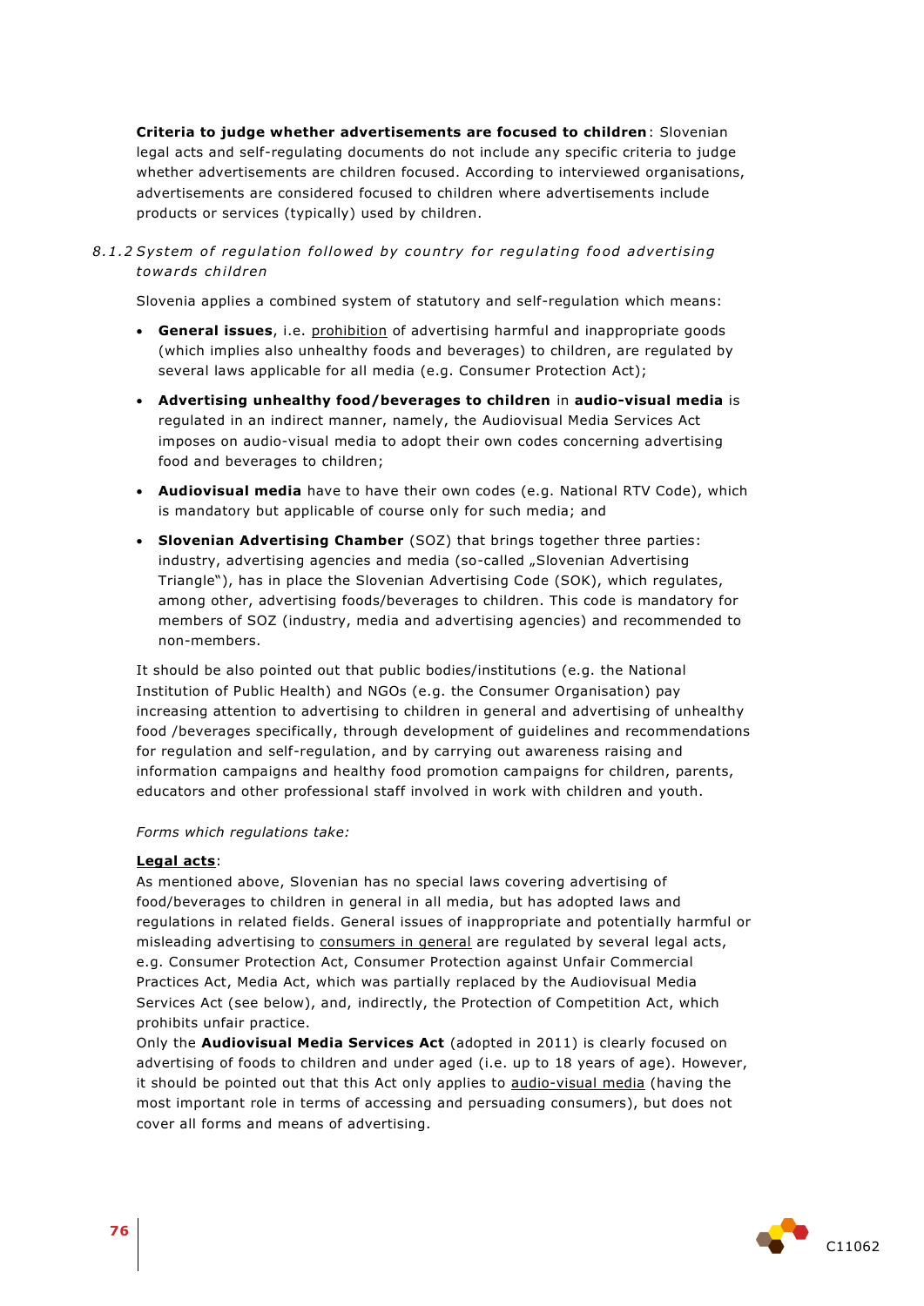**Criteria to judge whether advertisements are focused to children**: Slovenian legal acts and self-regulating documents do not include any specific criteria to judge whether advertisements are children focused. According to interviewed organisations, advertisements are considered focused to children where advertisements include products or services (typically) used by children.

### *8.1.2 System of regulation followed by country for regulating food advertising towards children*

Slovenia applies a combined system of statutory and self-regulation which means:

- **General issues**, i.e. prohibition of advertising harmful and inappropriate goods (which implies also unhealthy foods and beverages) to children, are regulated by several laws applicable for all media (e.g. Consumer Protection Act);
- **Advertising unhealthy food/beverages to children** in **audio-visual media** is regulated in an indirect manner, namely, the Audiovisual Media Services Act imposes on audio-visual media to adopt their own codes concerning advertising food and beverages to children;
- **Audiovisual media** have to have their own codes (e.g. National RTV Code), which is mandatory but applicable of course only for such media; and
- **Slovenian Advertising Chamber** (SOZ) that brings together three parties: industry, advertising agencies and media (so-called „Slovenian Advertising Triangle"), has in place the Slovenian Advertising Code (SOK), which regulates, among other, advertising foods/beverages to children. This code is mandatory for members of SOZ (industry, media and advertising agencies) and recommended to non-members.

It should be also pointed out that public bodies/institutions (e.g. the National Institution of Public Health) and NGOs (e.g. the Consumer Organisation) pay increasing attention to advertising to children in general and advertising of unhealthy food /beverages specifically, through development of guidelines and recommendations for regulation and self-regulation, and by carrying out awareness raising and information campaigns and healthy food promotion campaigns for children, parents, educators and other professional staff involved in work with children and youth.

*Forms which regulations take:*

**Legal acts**:

As mentioned above, Slovenian has no special laws covering advertising of food/beverages to children in general in all media, but has adopted laws and regulations in related fields. General issues of inappropriate and potentially harmful or misleading advertising to consumers in general are regulated by several legal acts, e.g. Consumer Protection Act, Consumer Protection against Unfair Commercial Practices Act, Media Act, which was partially replaced by the Audiovisual Media Services Act (see below), and, indirectly, the Protection of Competition Act, which prohibits unfair practice.

Only the **Audiovisual Media Services Act** (adopted in 2011) is clearly focused on advertising of foods to children and under aged (i.e. up to 18 years of age). However, it should be pointed out that this Act only applies to audio-visual media (having the most important role in terms of accessing and persuading consumers), but does not cover all forms and means of advertising.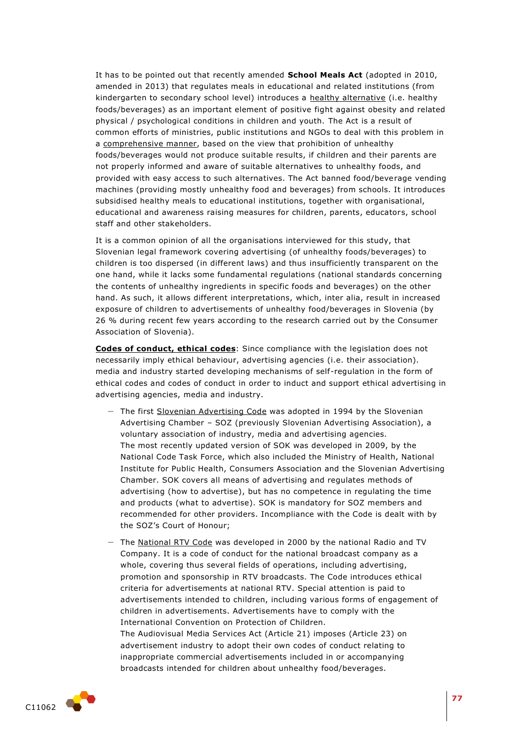It has to be pointed out that recently amended **School Meals Act** (adopted in 2010, amended in 2013) that regulates meals in educational and related institutions (from kindergarten to secondary school level) introduces a healthy alternative (i.e. healthy foods/beverages) as an important element of positive fight against obesity and related physical / psychological conditions in children and youth. The Act is a result of common efforts of ministries, public institutions and NGOs to deal with this problem in a comprehensive manner, based on the view that prohibition of unhealthy foods/beverages would not produce suitable results, if children and their parents are not properly informed and aware of suitable alternatives to unhealthy foods, and provided with easy access to such alternatives. The Act banned food/beverage vending machines (providing mostly unhealthy food and beverages) from schools. It introduces subsidised healthy meals to educational institutions, together with organisational, educational and awareness raising measures for children, parents, educators, school staff and other stakeholders.

It is a common opinion of all the organisations interviewed for this study, that Slovenian legal framework covering advertising (of unhealthy foods/beverages) to children is too dispersed (in different laws) and thus insufficiently transparent on the one hand, while it lacks some fundamental regulations (national standards concerning the contents of unhealthy ingredients in specific foods and beverages) on the other hand. As such, it allows different interpretations, which, inter alia, result in increased exposure of children to advertisements of unhealthy food/beverages in Slovenia (by 26 % during recent few years according to the research carried out by the Consumer Association of Slovenia).

**Codes of conduct, ethical codes**: Since compliance with the legislation does not necessarily imply ethical behaviour, advertising agencies (i.e. their association). media and industry started developing mechanisms of self-regulation in the form of ethical codes and codes of conduct in order to induct and support ethical advertising in advertising agencies, media and industry.

- The first Slovenian Advertising Code was adopted in 1994 by the Slovenian Advertising Chamber – SOZ (previously Slovenian Advertising Association), a voluntary association of industry, media and advertising agencies.
  The most recently updated version of SOK was developed in 2009, by the National Code Task Force, which also included the Ministry of Health, National Institute for Public Health, Consumers Association and the Slovenian Advertising Chamber. SOK covers all means of advertising and regulates methods of advertising (how to advertise), but has no competence in regulating the time and products (what to advertise). SOK is mandatory for SOZ members and recommended for other providers. Incompliance with the Code is dealt with by the SOZ's Court of Honour;
- The National RTV Code was developed in 2000 by the national Radio and TV Company. It is a code of conduct for the national broadcast company as a whole, covering thus several fields of operations, including advertising, promotion and sponsorship in RTV broadcasts. The Code introduces ethical criteria for advertisements at national RTV. Special attention is paid to advertisements intended to children, including various forms of engagement of children in advertisements. Advertisements have to comply with the International Convention on Protection of Children.
  The Audiovisual Media Services Act (Article 21) imposes (Article 23) on advertisement industry to adopt their own codes of conduct relating to inappropriate commercial advertisements included in or accompanying broadcasts intended for children about unhealthy food/beverages.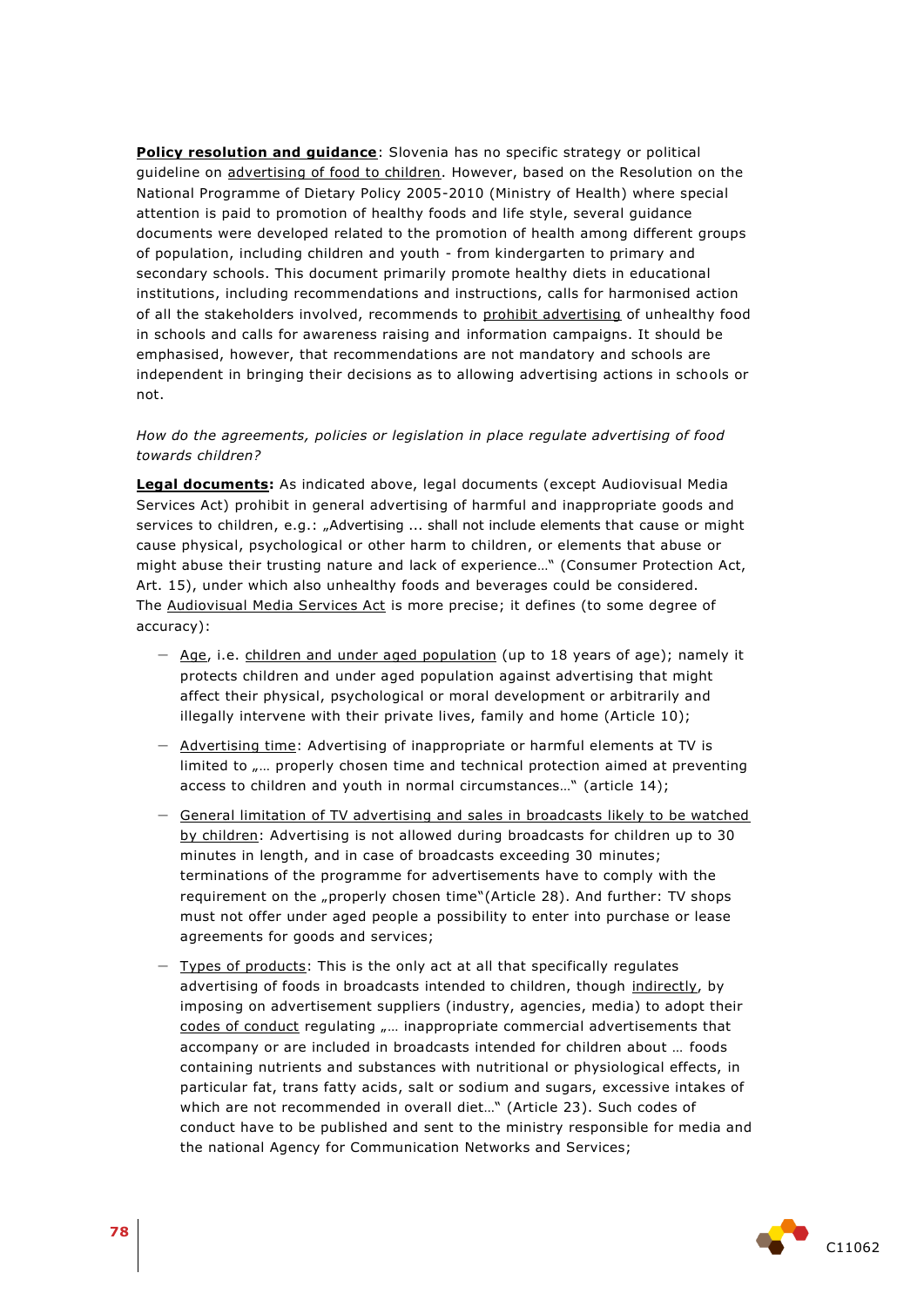**Policy resolution and guidance**: Slovenia has no specific strategy or political guideline on advertising of food to children. However, based on the Resolution on the National Programme of Dietary Policy 2005-2010 (Ministry of Health) where special attention is paid to promotion of healthy foods and life style, several guidance documents were developed related to the promotion of health among different groups of population, including children and youth - from kindergarten to primary and secondary schools. This document primarily promote healthy diets in educational institutions, including recommendations and instructions, calls for harmonised action of all the stakeholders involved, recommends to prohibit advertising of unhealthy food in schools and calls for awareness raising and information campaigns. It should be emphasised, however, that recommendations are not mandatory and schools are independent in bringing their decisions as to allowing advertising actions in schools or not.

*How do the agreements, policies or legislation in place regulate advertising of food towards children?*

**Legal documents:** As indicated above, legal documents (except Audiovisual Media Services Act) prohibit in general advertising of harmful and inappropriate goods and services to children, e.g.: „Advertising ... shall not include elements that cause or might cause physical, psychological or other harm to children, or elements that abuse or might abuse their trusting nature and lack of experience…" (Consumer Protection Act, Art. 15), under which also unhealthy foods and beverages could be considered. The Audiovisual Media Services Act is more precise; it defines (to some degree of accuracy):

- Age, i.e. children and under aged population (up to 18 years of age); namely it protects children and under aged population against advertising that might affect their physical, psychological or moral development or arbitrarily and illegally intervene with their private lives, family and home (Article 10);
- Advertising time: Advertising of inappropriate or harmful elements at TV is limited to „… properly chosen time and technical protection aimed at preventing access to children and youth in normal circumstances…" (article 14);
- General limitation of TV advertising and sales in broadcasts likely to be watched by children: Advertising is not allowed during broadcasts for children up to 30 minutes in length, and in case of broadcasts exceeding 30 minutes; terminations of the programme for advertisements have to comply with the requirement on the „properly chosen time"(Article 28). And further: TV shops must not offer under aged people a possibility to enter into purchase or lease agreements for goods and services;
- Types of products: This is the only act at all that specifically regulates advertising of foods in broadcasts intended to children, though indirectly, by imposing on advertisement suppliers (industry, agencies, media) to adopt their codes of conduct regulating „… inappropriate commercial advertisements that accompany or are included in broadcasts intended for children about … foods containing nutrients and substances with nutritional or physiological effects, in particular fat, trans fatty acids, salt or sodium and sugars, excessive intakes of which are not recommended in overall diet…" (Article 23). Such codes of conduct have to be published and sent to the ministry responsible for media and the national Agency for Communication Networks and Services;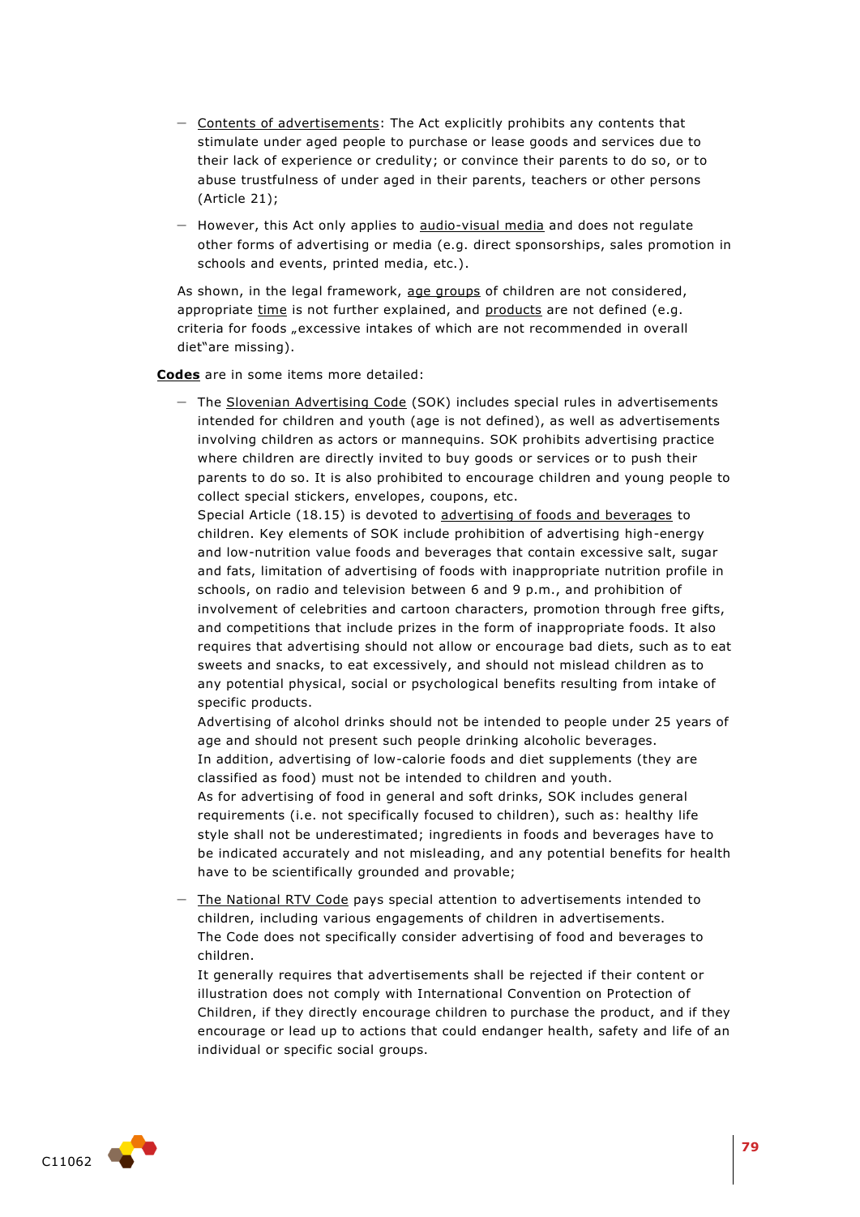- Contents of advertisements: The Act explicitly prohibits any contents that stimulate under aged people to purchase or lease goods and services due to their lack of experience or credulity; or convince their parents to do so, or to abuse trustfulness of under aged in their parents, teachers or other persons (Article 21);
- However, this Act only applies to audio-visual media and does not regulate other forms of advertising or media (e.g. direct sponsorships, sales promotion in schools and events, printed media, etc.).

As shown, in the legal framework, age groups of children are not considered, appropriate time is not further explained, and products are not defined (e.g. criteria for foods „excessive intakes of which are not recommended in overall diet"are missing).

**Codes** are in some items more detailed:

- The Slovenian Advertising Code (SOK) includes special rules in advertisements intended for children and youth (age is not defined), as well as advertisements involving children as actors or mannequins. SOK prohibits advertising practice where children are directly invited to buy goods or services or to push their parents to do so. It is also prohibited to encourage children and young people to collect special stickers, envelopes, coupons, etc.
  Special Article (18.15) is devoted to advertising of foods and beverages to children. Key elements of SOK include prohibition of advertising high-energy and low-nutrition value foods and beverages that contain excessive salt, sugar and fats, limitation of advertising of foods with inappropriate nutrition profile in schools, on radio and television between 6 and 9 p.m., and prohibition of involvement of celebrities and cartoon characters, promotion through free gifts, and competitions that include prizes in the form of inappropriate foods. It also requires that advertising should not allow or encourage bad diets, such as to eat sweets and snacks, to eat excessively, and should not mislead children as to any potential physical, social or psychological benefits resulting from intake of specific products.
  Advertising of alcohol drinks should not be intended to people under 25 years of age and should not present such people drinking alcoholic beverages.
  In addition, advertising of low-calorie foods and diet supplements (they are classified as food) must not be intended to children and youth.
  As for advertising of food in general and soft drinks, SOK includes general requirements (i.e. not specifically focused to children), such as: healthy life style shall not be underestimated; ingredients in foods and beverages have to be indicated accurately and not misleading, and any potential benefits for health have to be scientifically grounded and provable;
- The National RTV Code pays special attention to advertisements intended to children, including various engagements of children in advertisements.
  The Code does not specifically consider advertising of food and beverages to children.
  It generally requires that advertisements shall be rejected if their content or illustration does not comply with International Convention on Protection of Children, if they directly encourage children to purchase the product, and if they encourage or lead up to actions that could endanger health, safety and life of an individual or specific social groups.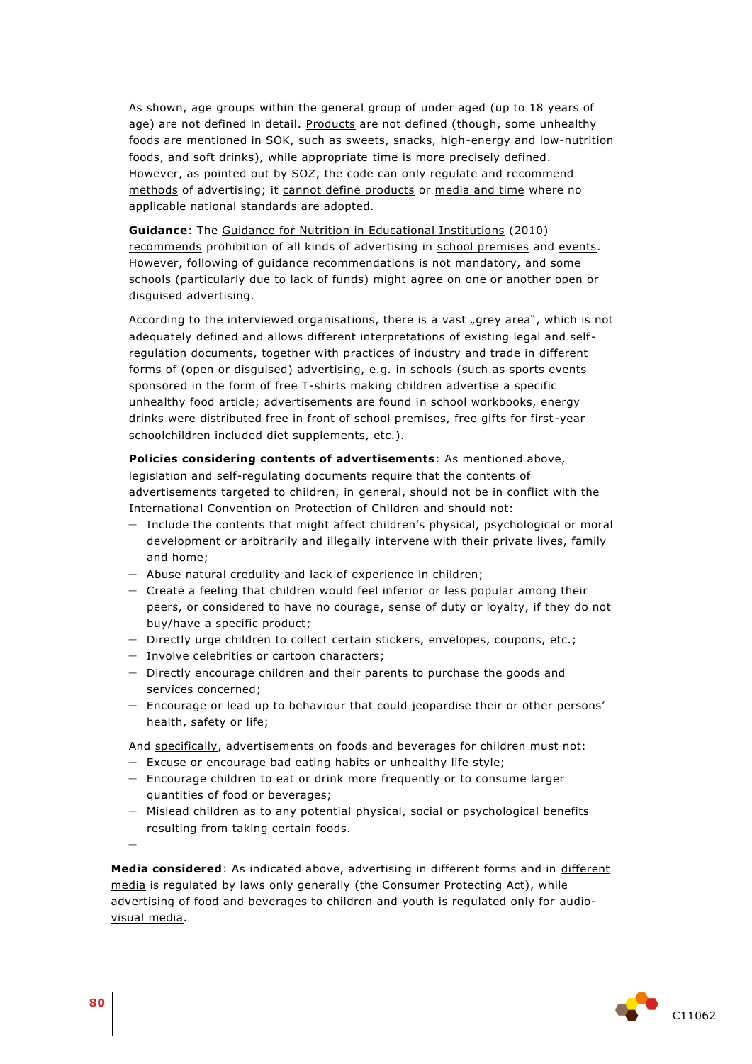As shown, age groups within the general group of under aged (up to 18 years of age) are not defined in detail. Products are not defined (though, some unhealthy foods are mentioned in SOK, such as sweets, snacks, high-energy and low-nutrition foods, and soft drinks), while appropriate time is more precisely defined. However, as pointed out by SOZ, the code can only regulate and recommend methods of advertising; it cannot define products or media and time where no applicable national standards are adopted.

**Guidance**: The Guidance for Nutrition in Educational Institutions (2010) recommends prohibition of all kinds of advertising in school premises and events. However, following of guidance recommendations is not mandatory, and some schools (particularly due to lack of funds) might agree on one or another open or disguised advertising.

According to the interviewed organisations, there is a vast „grey area", which is not adequately defined and allows different interpretations of existing legal and self-regulation documents, together with practices of industry and trade in different forms of (open or disguised) advertising, e.g. in schools (such as sports events sponsored in the form of free T-shirts making children advertise a specific unhealthy food article; advertisements are found in school workbooks, energy drinks were distributed free in front of school premises, free gifts for first-year schoolchildren included diet supplements, etc.).

**Policies considering contents of advertisements**: As mentioned above, legislation and self-regulating documents require that the contents of advertisements targeted to children, in general, should not be in conflict with the International Convention on Protection of Children and should not:

- Include the contents that might affect children's physical, psychological or moral development or arbitrarily and illegally intervene with their private lives, family and home;
- Abuse natural credulity and lack of experience in children;
- Create a feeling that children would feel inferior or less popular among their peers, or considered to have no courage, sense of duty or loyalty, if they do not buy/have a specific product;
- Directly urge children to collect certain stickers, envelopes, coupons, etc.;
- Involve celebrities or cartoon characters;
- Directly encourage children and their parents to purchase the goods and services concerned;
- Encourage or lead up to behaviour that could jeopardise their or other persons' health, safety or life;

And specifically, advertisements on foods and beverages for children must not:

- Excuse or encourage bad eating habits or unhealthy life style;
- Encourage children to eat or drink more frequently or to consume larger quantities of food or beverages;
- Mislead children as to any potential physical, social or psychological benefits resulting from taking certain foods.

**Media considered**: As indicated above, advertising in different forms and in different media is regulated by laws only generally (the Consumer Protecting Act), while advertising of food and beverages to children and youth is regulated only for audio-visual media.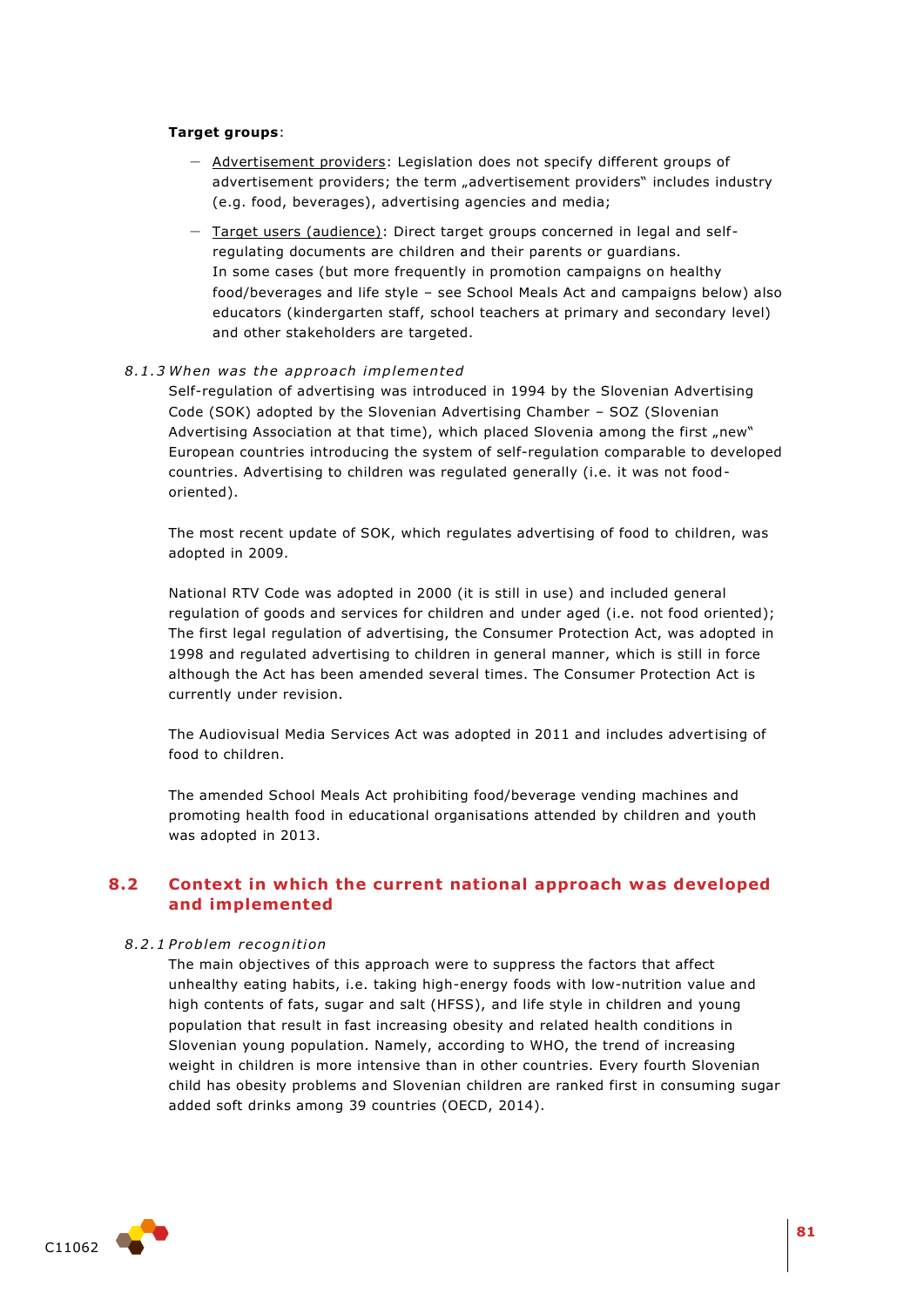**Target groups**:

- Advertisement providers: Legislation does not specify different groups of advertisement providers; the term „advertisement providers“ includes industry (e.g. food, beverages), advertising agencies and media;
- Target users (audience): Direct target groups concerned in legal and self-regulating documents are children and their parents or guardians.
  In some cases (but more frequently in promotion campaigns on healthy food/beverages and life style – see School Meals Act and campaigns below) also educators (kindergarten staff, school teachers at primary and secondary level) and other stakeholders are targeted.

#### *8.1.3 When was the approach implemented*

Self-regulation of advertising was introduced in 1994 by the Slovenian Advertising Code (SOK) adopted by the Slovenian Advertising Chamber – SOZ (Slovenian Advertising Association at that time), which placed Slovenia among the first „new“ European countries introducing the system of self-regulation comparable to developed countries. Advertising to children was regulated generally (i.e. it was not food-oriented).

The most recent update of SOK, which regulates advertising of food to children, was adopted in 2009.

National RTV Code was adopted in 2000 (it is still in use) and included general regulation of goods and services for children and under aged (i.e. not food oriented); The first legal regulation of advertising, the Consumer Protection Act, was adopted in 1998 and regulated advertising to children in general manner, which is still in force although the Act has been amended several times. The Consumer Protection Act is currently under revision.

The Audiovisual Media Services Act was adopted in 2011 and includes advertising of food to children.

The amended School Meals Act prohibiting food/beverage vending machines and promoting health food in educational organisations attended by children and youth was adopted in 2013.

## 8.2 Context in which the current national approach was developed and implemented

#### *8.2.1 Problem recognition*

The main objectives of this approach were to suppress the factors that affect unhealthy eating habits, i.e. taking high-energy foods with low-nutrition value and high contents of fats, sugar and salt (HFSS), and life style in children and young population that result in fast increasing obesity and related health conditions in Slovenian young population. Namely, according to WHO, the trend of increasing weight in children is more intensive than in other countries. Every fourth Slovenian child has obesity problems and Slovenian children are ranked first in consuming sugar added soft drinks among 39 countries (OECD, 2014).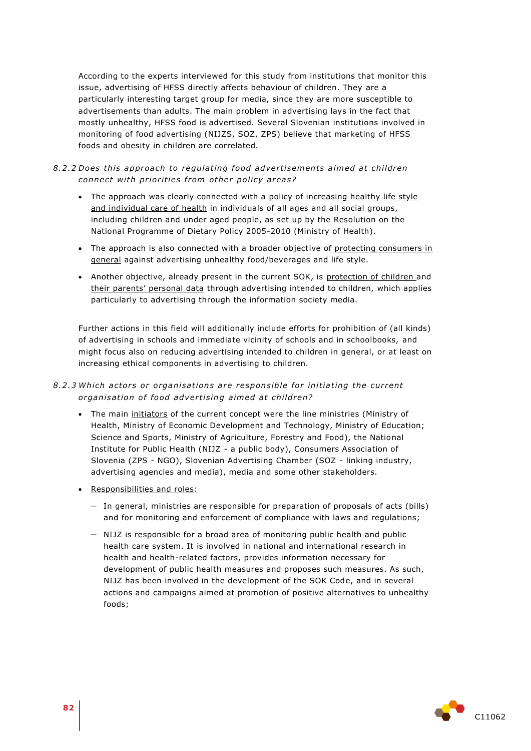According to the experts interviewed for this study from institutions that monitor this issue, advertising of HFSS directly affects behaviour of children. They are a particularly interesting target group for media, since they are more susceptible to advertisements than adults. The main problem in advertising lays in the fact that mostly unhealthy, HFSS food is advertised. Several Slovenian institutions involved in monitoring of food advertising (NIJZS, SOZ, ZPS) believe that marketing of HFSS foods and obesity in children are correlated.

### *8.2.2 Does this approach to regulating food advertisements aimed at children connect with priorities from other policy areas?*

- The approach was clearly connected with a policy of increasing healthy life style and individual care of health in individuals of all ages and all social groups, including children and under aged people, as set up by the Resolution on the National Programme of Dietary Policy 2005-2010 (Ministry of Health).
- The approach is also connected with a broader objective of protecting consumers in general against advertising unhealthy food/beverages and life style.
- Another objective, already present in the current SOK, is protection of children and their parents' personal data through advertising intended to children, which applies particularly to advertising through the information society media.

Further actions in this field will additionally include efforts for prohibition of (all kinds) of advertising in schools and immediate vicinity of schools and in schoolbooks, and might focus also on reducing advertising intended to children in general, or at least on increasing ethical components in advertising to children.

### *8.2.3 Which actors or organisations are responsible for initiating the current organisation of food advertising aimed at children?*

- The main initiators of the current concept were the line ministries (Ministry of Health, Ministry of Economic Development and Technology, Ministry of Education; Science and Sports, Ministry of Agriculture, Forestry and Food), the National Institute for Public Health (NIJZ - a public body), Consumers Association of Slovenia (ZPS - NGO), Slovenian Advertising Chamber (SOZ - linking industry, advertising agencies and media), media and some other stakeholders.
- Responsibilities and roles:
  - In general, ministries are responsible for preparation of proposals of acts (bills) and for monitoring and enforcement of compliance with laws and regulations;
  - NIJZ is responsible for a broad area of monitoring public health and public health care system. It is involved in national and international research in health and health-related factors, provides information necessary for development of public health measures and proposes such measures. As such, NIJZ has been involved in the development of the SOK Code, and in several actions and campaigns aimed at promotion of positive alternatives to unhealthy foods;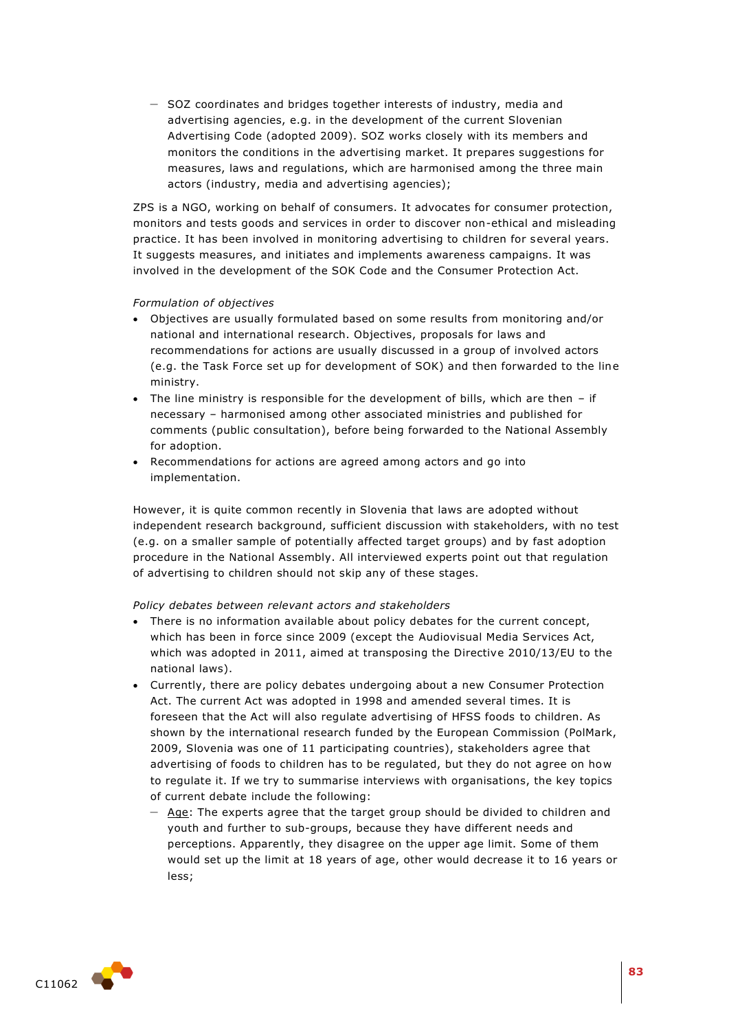- SOZ coordinates and bridges together interests of industry, media and advertising agencies, e.g. in the development of the current Slovenian Advertising Code (adopted 2009). SOZ works closely with its members and monitors the conditions in the advertising market. It prepares suggestions for measures, laws and regulations, which are harmonised among the three main actors (industry, media and advertising agencies);

ZPS is a NGO, working on behalf of consumers. It advocates for consumer protection, monitors and tests goods and services in order to discover non-ethical and misleading practice. It has been involved in monitoring advertising to children for several years. It suggests measures, and initiates and implements awareness campaigns. It was involved in the development of the SOK Code and the Consumer Protection Act.

*Formulation of objectives*

- Objectives are usually formulated based on some results from monitoring and/or national and international research. Objectives, proposals for laws and recommendations for actions are usually discussed in a group of involved actors (e.g. the Task Force set up for development of SOK) and then forwarded to the line ministry.
- The line ministry is responsible for the development of bills, which are then – if necessary – harmonised among other associated ministries and published for comments (public consultation), before being forwarded to the National Assembly for adoption.
- Recommendations for actions are agreed among actors and go into implementation.

However, it is quite common recently in Slovenia that laws are adopted without independent research background, sufficient discussion with stakeholders, with no test (e.g. on a smaller sample of potentially affected target groups) and by fast adoption procedure in the National Assembly. All interviewed experts point out that regulation of advertising to children should not skip any of these stages.

*Policy debates between relevant actors and stakeholders*

- There is no information available about policy debates for the current concept, which has been in force since 2009 (except the Audiovisual Media Services Act, which was adopted in 2011, aimed at transposing the Directive 2010/13/EU to the national laws).
- Currently, there are policy debates undergoing about a new Consumer Protection Act. The current Act was adopted in 1998 and amended several times. It is foreseen that the Act will also regulate advertising of HFSS foods to children. As shown by the international research funded by the European Commission (PolMark, 2009, Slovenia was one of 11 participating countries), stakeholders agree that advertising of foods to children has to be regulated, but they do not agree on how to regulate it. If we try to summarise interviews with organisations, the key topics of current debate include the following:
  - <u>Age</u>: The experts agree that the target group should be divided to children and youth and further to sub-groups, because they have different needs and perceptions. Apparently, they disagree on the upper age limit. Some of them would set up the limit at 18 years of age, other would decrease it to 16 years or less;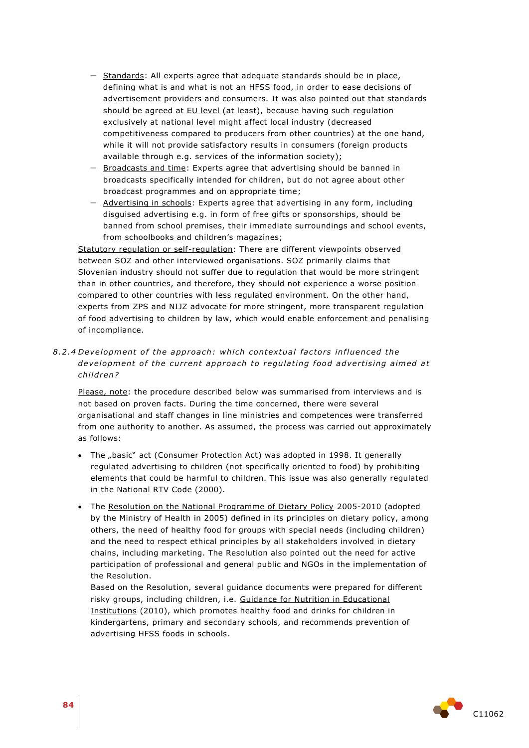- Standards: All experts agree that adequate standards should be in place, defining what is and what is not an HFSS food, in order to ease decisions of advertisement providers and consumers. It was also pointed out that standards should be agreed at EU level (at least), because having such regulation exclusively at national level might affect local industry (decreased competitiveness compared to producers from other countries) at the one hand, while it will not provide satisfactory results in consumers (foreign products available through e.g. services of the information society);
- Broadcasts and time: Experts agree that advertising should be banned in broadcasts specifically intended for children, but do not agree about other broadcast programmes and on appropriate time;
- Advertising in schools: Experts agree that advertising in any form, including disguised advertising e.g. in form of free gifts or sponsorships, should be banned from school premises, their immediate surroundings and school events, from schoolbooks and children's magazines;

Statutory regulation or self-regulation: There are different viewpoints observed between SOZ and other interviewed organisations. SOZ primarily claims that Slovenian industry should not suffer due to regulation that would be more stringent than in other countries, and therefore, they should not experience a worse position compared to other countries with less regulated environment. On the other hand, experts from ZPS and NIJZ advocate for more stringent, more transparent regulation of food advertising to children by law, which would enable enforcement and penalising of incompliance.

### 8.2.4 Development of the approach: which contextual factors influenced the development of the current approach to regulating food advertising aimed at children?

Please, note: the procedure described below was summarised from interviews and is not based on proven facts. During the time concerned, there were several organisational and staff changes in line ministries and competences were transferred from one authority to another. As assumed, the process was carried out approximately as follows:

- The „basic" act (Consumer Protection Act) was adopted in 1998. It generally regulated advertising to children (not specifically oriented to food) by prohibiting elements that could be harmful to children. This issue was also generally regulated in the National RTV Code (2000).

- The Resolution on the National Programme of Dietary Policy 2005-2010 (adopted by the Ministry of Health in 2005) defined in its principles on dietary policy, among others, the need of healthy food for groups with special needs (including children) and the need to respect ethical principles by all stakeholders involved in dietary chains, including marketing. The Resolution also pointed out the need for active participation of professional and general public and NGOs in the implementation of the Resolution.
  Based on the Resolution, several guidance documents were prepared for different risky groups, including children, i.e. Guidance for Nutrition in Educational Institutions (2010), which promotes healthy food and drinks for children in kindergartens, primary and secondary schools, and recommends prevention of advertising HFSS foods in schools.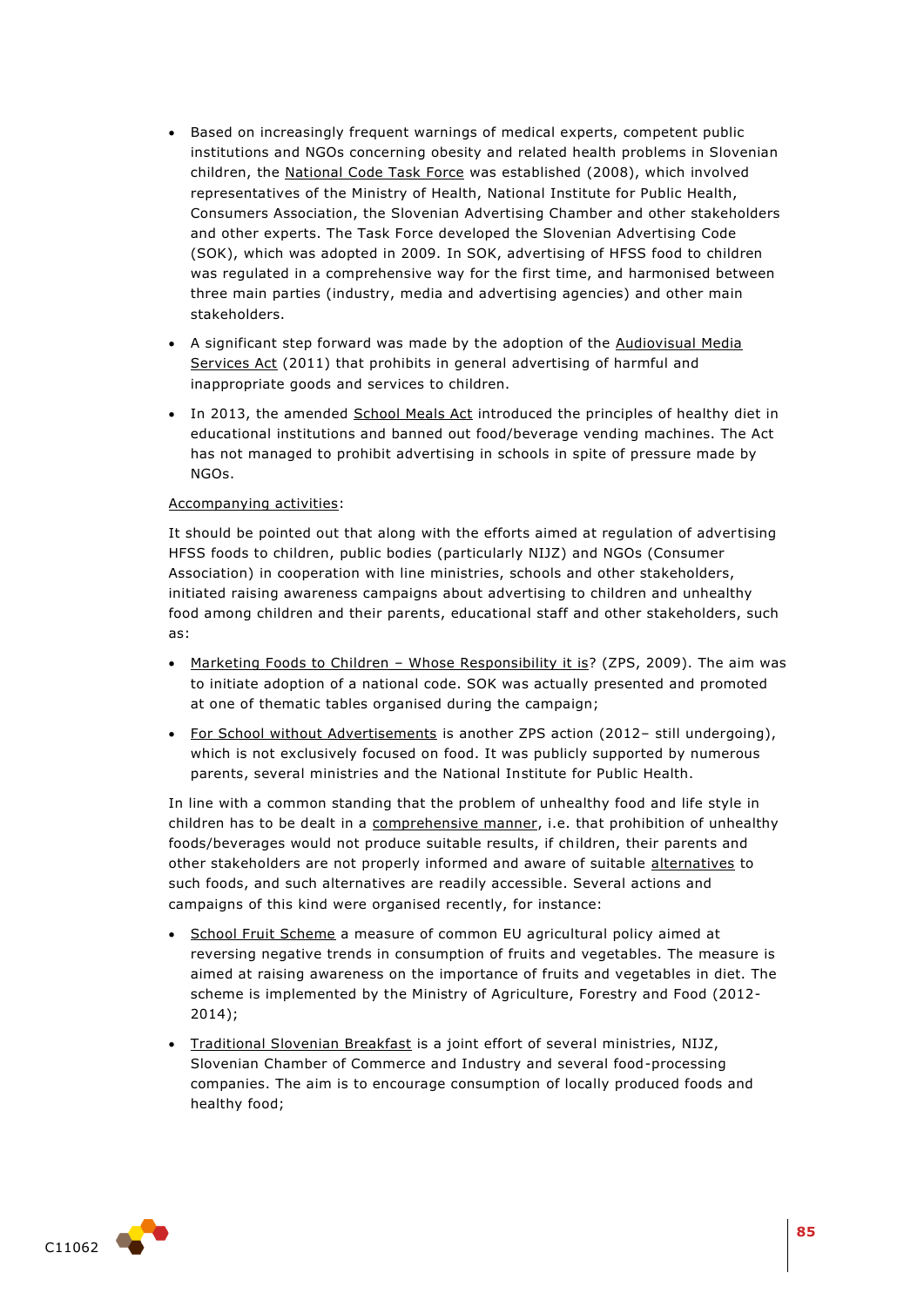- Based on increasingly frequent warnings of medical experts, competent public institutions and NGOs concerning obesity and related health problems in Slovenian children, the National Code Task Force was established (2008), which involved representatives of the Ministry of Health, National Institute for Public Health, Consumers Association, the Slovenian Advertising Chamber and other stakeholders and other experts. The Task Force developed the Slovenian Advertising Code (SOK), which was adopted in 2009. In SOK, advertising of HFSS food to children was regulated in a comprehensive way for the first time, and harmonised between three main parties (industry, media and advertising agencies) and other main stakeholders.
- A significant step forward was made by the adoption of the Audiovisual Media Services Act (2011) that prohibits in general advertising of harmful and inappropriate goods and services to children.
- In 2013, the amended School Meals Act introduced the principles of healthy diet in educational institutions and banned out food/beverage vending machines. The Act has not managed to prohibit advertising in schools in spite of pressure made by NGOs.

Accompanying activities:

It should be pointed out that along with the efforts aimed at regulation of advertising HFSS foods to children, public bodies (particularly NIJZ) and NGOs (Consumer Association) in cooperation with line ministries, schools and other stakeholders, initiated raising awareness campaigns about advertising to children and unhealthy food among children and their parents, educational staff and other stakeholders, such as:

- Marketing Foods to Children – Whose Responsibility it is? (ZPS, 2009). The aim was to initiate adoption of a national code. SOK was actually presented and promoted at one of thematic tables organised during the campaign;
- For School without Advertisements is another ZPS action (2012– still undergoing), which is not exclusively focused on food. It was publicly supported by numerous parents, several ministries and the National Institute for Public Health.

In line with a common standing that the problem of unhealthy food and life style in children has to be dealt in a comprehensive manner, i.e. that prohibition of unhealthy foods/beverages would not produce suitable results, if children, their parents and other stakeholders are not properly informed and aware of suitable alternatives to such foods, and such alternatives are readily accessible. Several actions and campaigns of this kind were organised recently, for instance:

- School Fruit Scheme a measure of common EU agricultural policy aimed at reversing negative trends in consumption of fruits and vegetables. The measure is aimed at raising awareness on the importance of fruits and vegetables in diet. The scheme is implemented by the Ministry of Agriculture, Forestry and Food (2012-2014);
- Traditional Slovenian Breakfast is a joint effort of several ministries, NIJZ, Slovenian Chamber of Commerce and Industry and several food-processing companies. The aim is to encourage consumption of locally produced foods and healthy food;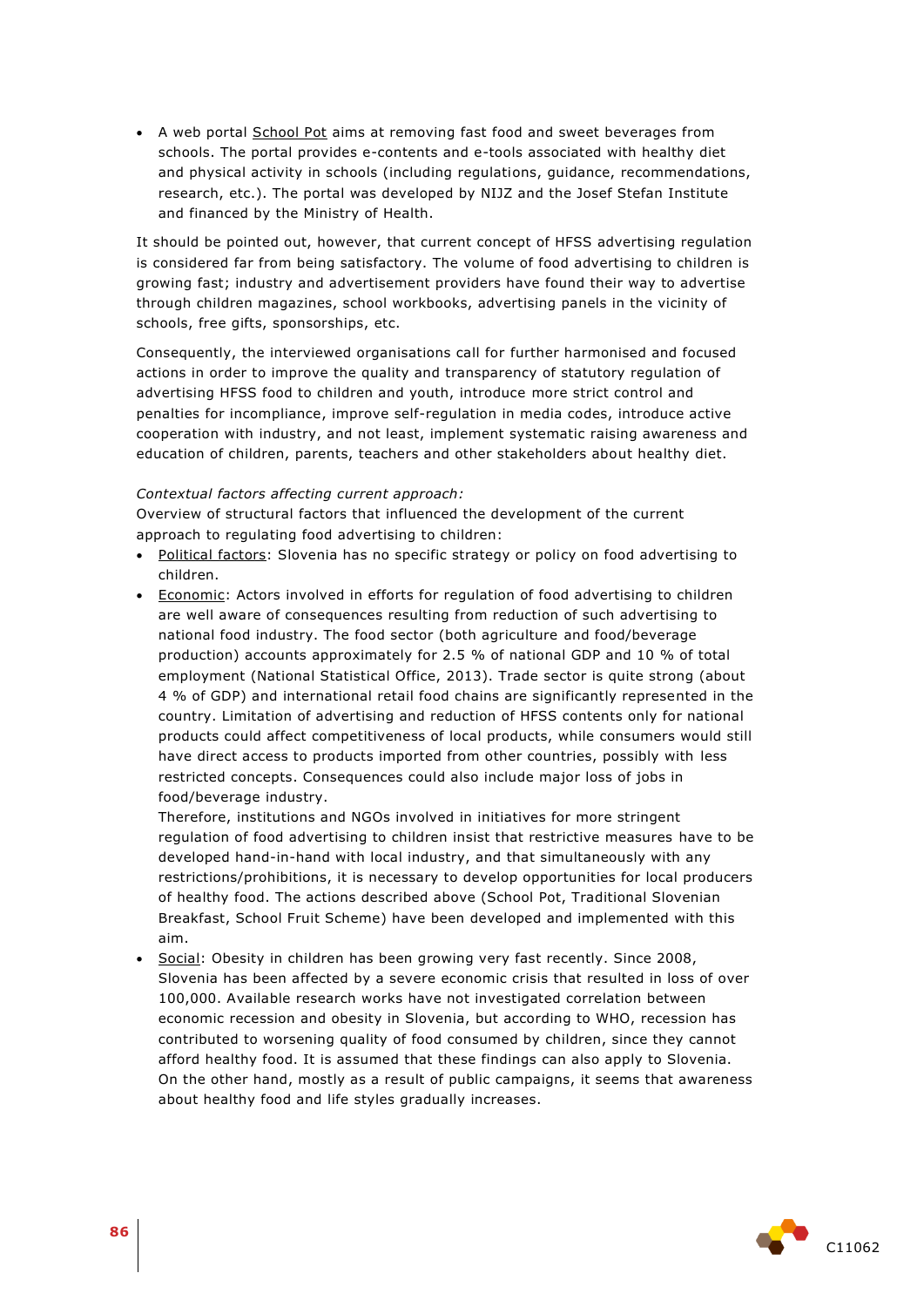- A web portal School Pot aims at removing fast food and sweet beverages from schools. The portal provides e-contents and e-tools associated with healthy diet and physical activity in schools (including regulations, guidance, recommendations, research, etc.). The portal was developed by NIJZ and the Josef Stefan Institute and financed by the Ministry of Health.

It should be pointed out, however, that current concept of HFSS advertising regulation is considered far from being satisfactory. The volume of food advertising to children is growing fast; industry and advertisement providers have found their way to advertise through children magazines, school workbooks, advertising panels in the vicinity of schools, free gifts, sponsorships, etc.

Consequently, the interviewed organisations call for further harmonised and focused actions in order to improve the quality and transparency of statutory regulation of advertising HFSS food to children and youth, introduce more strict control and penalties for incompliance, improve self-regulation in media codes, introduce active cooperation with industry, and not least, implement systematic raising awareness and education of children, parents, teachers and other stakeholders about healthy diet.

*Contextual factors affecting current approach:*
Overview of structural factors that influenced the development of the current approach to regulating food advertising to children:

- Political factors: Slovenia has no specific strategy or policy on food advertising to children.
- Economic: Actors involved in efforts for regulation of food advertising to children are well aware of consequences resulting from reduction of such advertising to national food industry. The food sector (both agriculture and food/beverage production) accounts approximately for 2.5 % of national GDP and 10 % of total employment (National Statistical Office, 2013). Trade sector is quite strong (about 4 % of GDP) and international retail food chains are significantly represented in the country. Limitation of advertising and reduction of HFSS contents only for national products could affect competitiveness of local products, while consumers would still have direct access to products imported from other countries, possibly with less restricted concepts. Consequences could also include major loss of jobs in food/beverage industry.
  Therefore, institutions and NGOs involved in initiatives for more stringent regulation of food advertising to children insist that restrictive measures have to be developed hand-in-hand with local industry, and that simultaneously with any restrictions/prohibitions, it is necessary to develop opportunities for local producers of healthy food. The actions described above (School Pot, Traditional Slovenian Breakfast, School Fruit Scheme) have been developed and implemented with this aim.
- Social: Obesity in children has been growing very fast recently. Since 2008, Slovenia has been affected by a severe economic crisis that resulted in loss of over 100,000. Available research works have not investigated correlation between economic recession and obesity in Slovenia, but according to WHO, recession has contributed to worsening quality of food consumed by children, since they cannot afford healthy food. It is assumed that these findings can also apply to Slovenia. On the other hand, mostly as a result of public campaigns, it seems that awareness about healthy food and life styles gradually increases.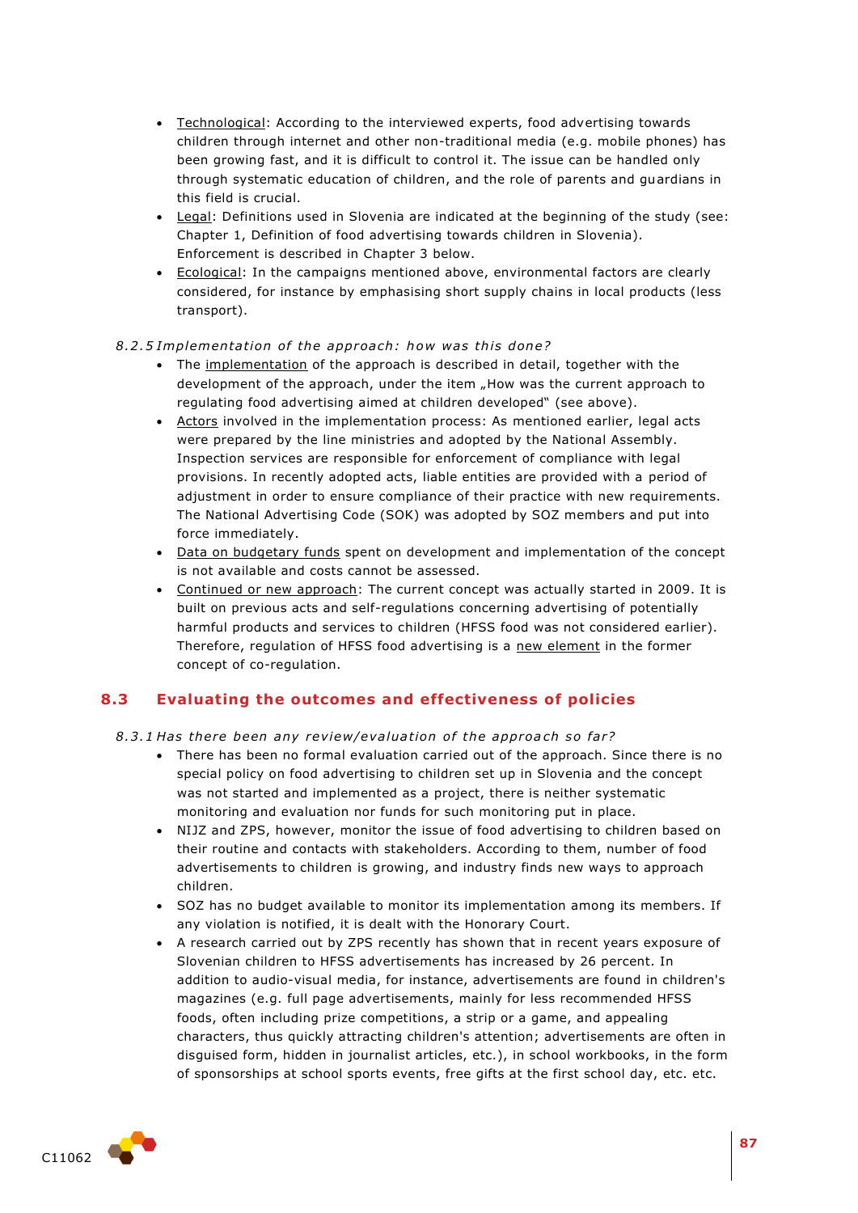- Technological: According to the interviewed experts, food advertising towards children through internet and other non-traditional media (e.g. mobile phones) has been growing fast, and it is difficult to control it. The issue can be handled only through systematic education of children, and the role of parents and guardians in this field is crucial.
- Legal: Definitions used in Slovenia are indicated at the beginning of the study (see: Chapter 1, Definition of food advertising towards children in Slovenia). Enforcement is described in Chapter 3 below.
- Ecological: In the campaigns mentioned above, environmental factors are clearly considered, for instance by emphasising short supply chains in local products (less transport).

#### *8.2.5 Implementation of the approach: how was this done?*

- The implementation of the approach is described in detail, together with the development of the approach, under the item „How was the current approach to regulating food advertising aimed at children developed" (see above).
- Actors involved in the implementation process: As mentioned earlier, legal acts were prepared by the line ministries and adopted by the National Assembly. Inspection services are responsible for enforcement of compliance with legal provisions. In recently adopted acts, liable entities are provided with a period of adjustment in order to ensure compliance of their practice with new requirements. The National Advertising Code (SOK) was adopted by SOZ members and put into force immediately.
- Data on budgetary funds spent on development and implementation of the concept is not available and costs cannot be assessed.
- Continued or new approach: The current concept was actually started in 2009. It is built on previous acts and self-regulations concerning advertising of potentially harmful products and services to children (HFSS food was not considered earlier). Therefore, regulation of HFSS food advertising is a new element in the former concept of co-regulation.

## 8.3 Evaluating the outcomes and effectiveness of policies

#### *8.3.1 Has there been any review/evaluation of the approach so far?*

- There has been no formal evaluation carried out of the approach. Since there is no special policy on food advertising to children set up in Slovenia and the concept was not started and implemented as a project, there is neither systematic monitoring and evaluation nor funds for such monitoring put in place.
- NIJZ and ZPS, however, monitor the issue of food advertising to children based on their routine and contacts with stakeholders. According to them, number of food advertisements to children is growing, and industry finds new ways to approach children.
- SOZ has no budget available to monitor its implementation among its members. If any violation is notified, it is dealt with the Honorary Court.
- A research carried out by ZPS recently has shown that in recent years exposure of Slovenian children to HFSS advertisements has increased by 26 percent. In addition to audio-visual media, for instance, advertisements are found in children's magazines (e.g. full page advertisements, mainly for less recommended HFSS foods, often including prize competitions, a strip or a game, and appealing characters, thus quickly attracting children's attention; advertisements are often in disguised form, hidden in journalist articles, etc.), in school workbooks, in the form of sponsorships at school sports events, free gifts at the first school day, etc. etc.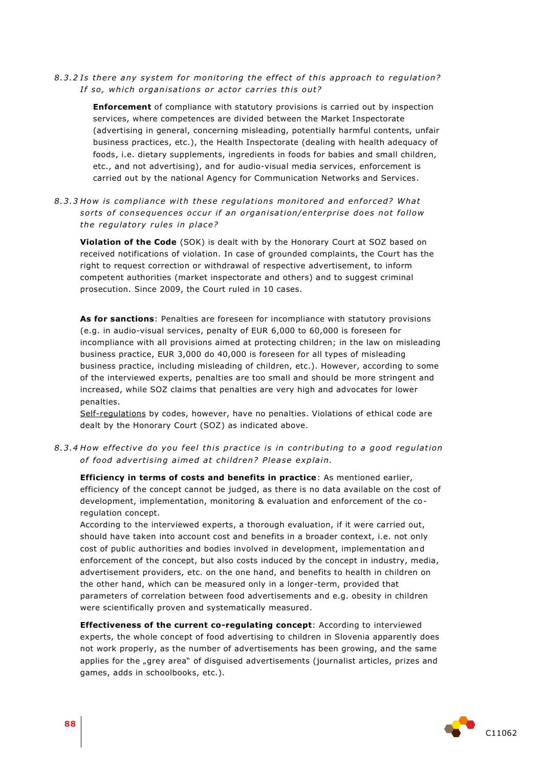*8.3.2 Is there any system for monitoring the effect of this approach to regulation? If so, which organisations or actor carries this out?*

**Enforcement** of compliance with statutory provisions is carried out by inspection services, where competences are divided between the Market Inspectorate (advertising in general, concerning misleading, potentially harmful contents, unfair business practices, etc.), the Health Inspectorate (dealing with health adequacy of foods, i.e. dietary supplements, ingredients in foods for babies and small children, etc., and not advertising), and for audio-visual media services, enforcement is carried out by the national Agency for Communication Networks and Services.

*8.3.3 How is compliance with these regulations monitored and enforced? What sorts of consequences occur if an organisation/enterprise does not follow the regulatory rules in place?*

**Violation of the Code** (SOK) is dealt with by the Honorary Court at SOZ based on received notifications of violation. In case of grounded complaints, the Court has the right to request correction or withdrawal of respective advertisement, to inform competent authorities (market inspectorate and others) and to suggest criminal prosecution. Since 2009, the Court ruled in 10 cases.

**As for sanctions**: Penalties are foreseen for incompliance with statutory provisions (e.g. in audio-visual services, penalty of EUR 6,000 to 60,000 is foreseen for incompliance with all provisions aimed at protecting children; in the law on misleading business practice, EUR 3,000 do 40,000 is foreseen for all types of misleading business practice, including misleading of children, etc.). However, according to some of the interviewed experts, penalties are too small and should be more stringent and increased, while SOZ claims that penalties are very high and advocates for lower penalties.

Self-regulations by codes, however, have no penalties. Violations of ethical code are dealt by the Honorary Court (SOZ) as indicated above.

*8.3.4 How effective do you feel this practice is in contributing to a good regulation of food advertising aimed at children? Please explain.*

**Efficiency in terms of costs and benefits in practice**: As mentioned earlier, efficiency of the concept cannot be judged, as there is no data available on the cost of development, implementation, monitoring & evaluation and enforcement of the co-regulation concept.

According to the interviewed experts, a thorough evaluation, if it were carried out, should have taken into account cost and benefits in a broader context, i.e. not only cost of public authorities and bodies involved in development, implementation and enforcement of the concept, but also costs induced by the concept in industry, media, advertisement providers, etc. on the one hand, and benefits to health in children on the other hand, which can be measured only in a longer-term, provided that parameters of correlation between food advertisements and e.g. obesity in children were scientifically proven and systematically measured.

**Effectiveness of the current co-regulating concept**: According to interviewed experts, the whole concept of food advertising to children in Slovenia apparently does not work properly, as the number of advertisements has been growing, and the same applies for the „grey area" of disguised advertisements (journalist articles, prizes and games, adds in schoolbooks, etc.).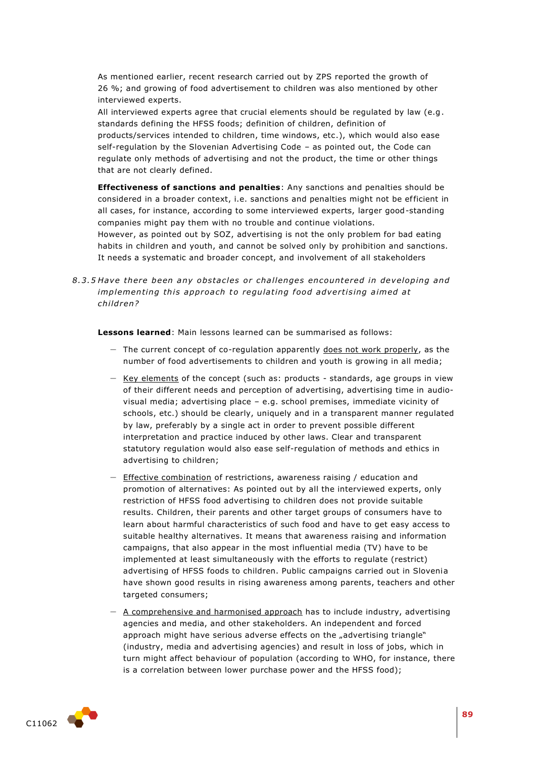As mentioned earlier, recent research carried out by ZPS reported the growth of 26 %; and growing of food advertisement to children was also mentioned by other interviewed experts.
All interviewed experts agree that crucial elements should be regulated by law (e.g. standards defining the HFSS foods; definition of children, definition of products/services intended to children, time windows, etc.), which would also ease self-regulation by the Slovenian Advertising Code – as pointed out, the Code can regulate only methods of advertising and not the product, the time or other things that are not clearly defined.

**Effectiveness of sanctions and penalties**: Any sanctions and penalties should be considered in a broader context, i.e. sanctions and penalties might not be efficient in all cases, for instance, according to some interviewed experts, larger good-standing companies might pay them with no trouble and continue violations.
However, as pointed out by SOZ, advertising is not the only problem for bad eating habits in children and youth, and cannot be solved only by prohibition and sanctions. It needs a systematic and broader concept, and involvement of all stakeholders

### *8.3.5 Have there been any obstacles or challenges encountered in developing and implementing this approach to regulating food advertising aimed at children?*

**Lessons learned**: Main lessons learned can be summarised as follows:

- The current concept of co-regulation apparently does not work properly, as the number of food advertisements to children and youth is growing in all media;
- Key elements of the concept (such as: products - standards, age groups in view of their different needs and perception of advertising, advertising time in audio-visual media; advertising place – e.g. school premises, immediate vicinity of schools, etc.) should be clearly, uniquely and in a transparent manner regulated by law, preferably by a single act in order to prevent possible different interpretation and practice induced by other laws. Clear and transparent statutory regulation would also ease self-regulation of methods and ethics in advertising to children;
- Effective combination of restrictions, awareness raising / education and promotion of alternatives: As pointed out by all the interviewed experts, only restriction of HFSS food advertising to children does not provide suitable results. Children, their parents and other target groups of consumers have to learn about harmful characteristics of such food and have to get easy access to suitable healthy alternatives. It means that awareness raising and information campaigns, that also appear in the most influential media (TV) have to be implemented at least simultaneously with the efforts to regulate (restrict) advertising of HFSS foods to children. Public campaigns carried out in Slovenia have shown good results in rising awareness among parents, teachers and other targeted consumers;
- A comprehensive and harmonised approach has to include industry, advertising agencies and media, and other stakeholders. An independent and forced approach might have serious adverse effects on the „advertising triangle" (industry, media and advertising agencies) and result in loss of jobs, which in turn might affect behaviour of population (according to WHO, for instance, there is a correlation between lower purchase power and the HFSS food);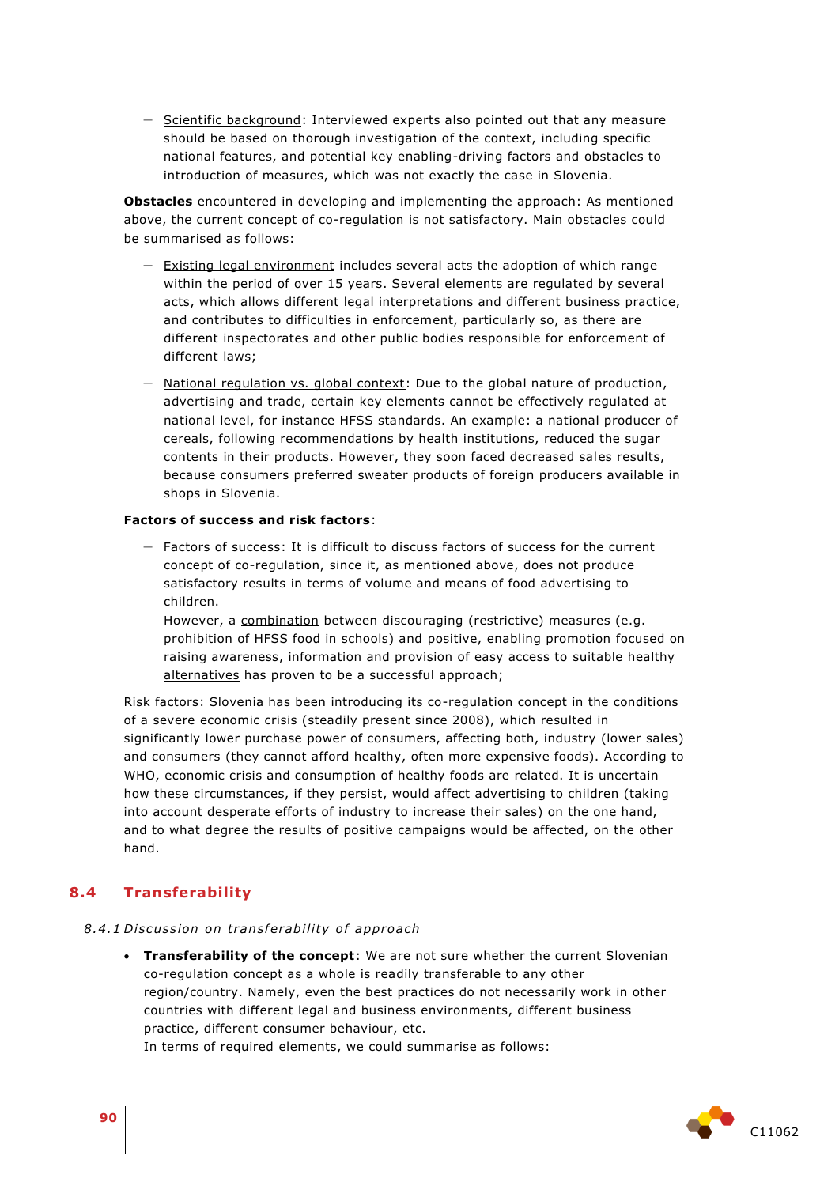- Scientific background: Interviewed experts also pointed out that any measure should be based on thorough investigation of the context, including specific national features, and potential key enabling-driving factors and obstacles to introduction of measures, which was not exactly the case in Slovenia.

**Obstacles** encountered in developing and implementing the approach: As mentioned above, the current concept of co-regulation is not satisfactory. Main obstacles could be summarised as follows:

- Existing legal environment includes several acts the adoption of which range within the period of over 15 years. Several elements are regulated by several acts, which allows different legal interpretations and different business practice, and contributes to difficulties in enforcement, particularly so, as there are different inspectorates and other public bodies responsible for enforcement of different laws;
- National regulation vs. global context: Due to the global nature of production, advertising and trade, certain key elements cannot be effectively regulated at national level, for instance HFSS standards. An example: a national producer of cereals, following recommendations by health institutions, reduced the sugar contents in their products. However, they soon faced decreased sales results, because consumers preferred sweater products of foreign producers available in shops in Slovenia.

**Factors of success and risk factors**:

- Factors of success: It is difficult to discuss factors of success for the current concept of co-regulation, since it, as mentioned above, does not produce satisfactory results in terms of volume and means of food advertising to children.
  However, a combination between discouraging (restrictive) measures (e.g. prohibition of HFSS food in schools) and positive, enabling promotion focused on raising awareness, information and provision of easy access to suitable healthy alternatives has proven to be a successful approach;

Risk factors: Slovenia has been introducing its co-regulation concept in the conditions of a severe economic crisis (steadily present since 2008), which resulted in significantly lower purchase power of consumers, affecting both, industry (lower sales) and consumers (they cannot afford healthy, often more expensive foods). According to WHO, economic crisis and consumption of healthy foods are related. It is uncertain how these circumstances, if they persist, would affect advertising to children (taking into account desperate efforts of industry to increase their sales) on the one hand, and to what degree the results of positive campaigns would be affected, on the other hand.

## 8.4 Transferability

### *8.4.1 Discussion on transferability of approach*

- **Transferability of the concept**: We are not sure whether the current Slovenian co-regulation concept as a whole is readily transferable to any other region/country. Namely, even the best practices do not necessarily work in other countries with different legal and business environments, different business practice, different consumer behaviour, etc.
  In terms of required elements, we could summarise as follows: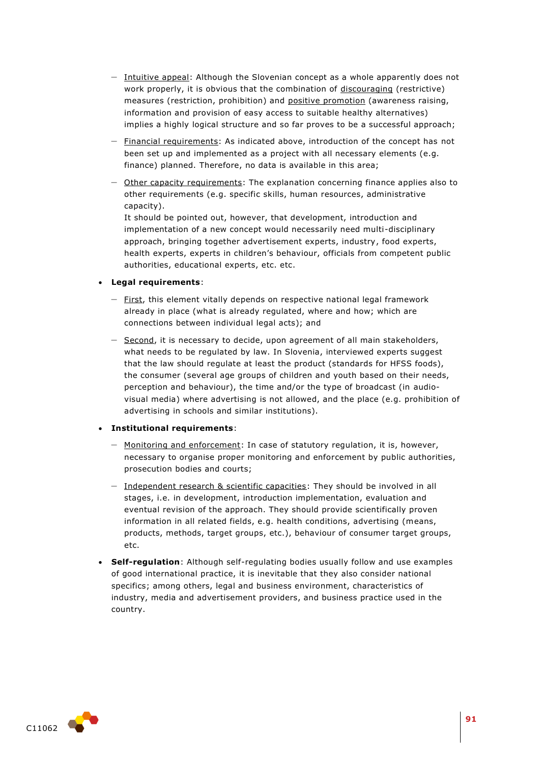- Intuitive appeal: Although the Slovenian concept as a whole apparently does not work properly, it is obvious that the combination of discouraging (restrictive) measures (restriction, prohibition) and positive promotion (awareness raising, information and provision of easy access to suitable healthy alternatives) implies a highly logical structure and so far proves to be a successful approach;

- Financial requirements: As indicated above, introduction of the concept has not been set up and implemented as a project with all necessary elements (e.g. finance) planned. Therefore, no data is available in this area;

- Other capacity requirements: The explanation concerning finance applies also to other requirements (e.g. specific skills, human resources, administrative capacity).
  It should be pointed out, however, that development, introduction and implementation of a new concept would necessarily need multi-disciplinary approach, bringing together advertisement experts, industry, food experts, health experts, experts in children's behaviour, officials from competent public authorities, educational experts, etc. etc.

- **Legal requirements**:

  - First, this element vitally depends on respective national legal framework already in place (what is already regulated, where and how; which are connections between individual legal acts); and

  - Second, it is necessary to decide, upon agreement of all main stakeholders, what needs to be regulated by law. In Slovenia, interviewed experts suggest that the law should regulate at least the product (standards for HFSS foods), the consumer (several age groups of children and youth based on their needs, perception and behaviour), the time and/or the type of broadcast (in audio-visual media) where advertising is not allowed, and the place (e.g. prohibition of advertising in schools and similar institutions).

- **Institutional requirements**:

  - Monitoring and enforcement: In case of statutory regulation, it is, however, necessary to organise proper monitoring and enforcement by public authorities, prosecution bodies and courts;

  - Independent research & scientific capacities: They should be involved in all stages, i.e. in development, introduction implementation, evaluation and eventual revision of the approach. They should provide scientifically proven information in all related fields, e.g. health conditions, advertising (means, products, methods, target groups, etc.), behaviour of consumer target groups, etc.

- **Self-regulation**: Although self-regulating bodies usually follow and use examples of good international practice, it is inevitable that they also consider national specifics; among others, legal and business environment, characteristics of industry, media and advertisement providers, and business practice used in the country.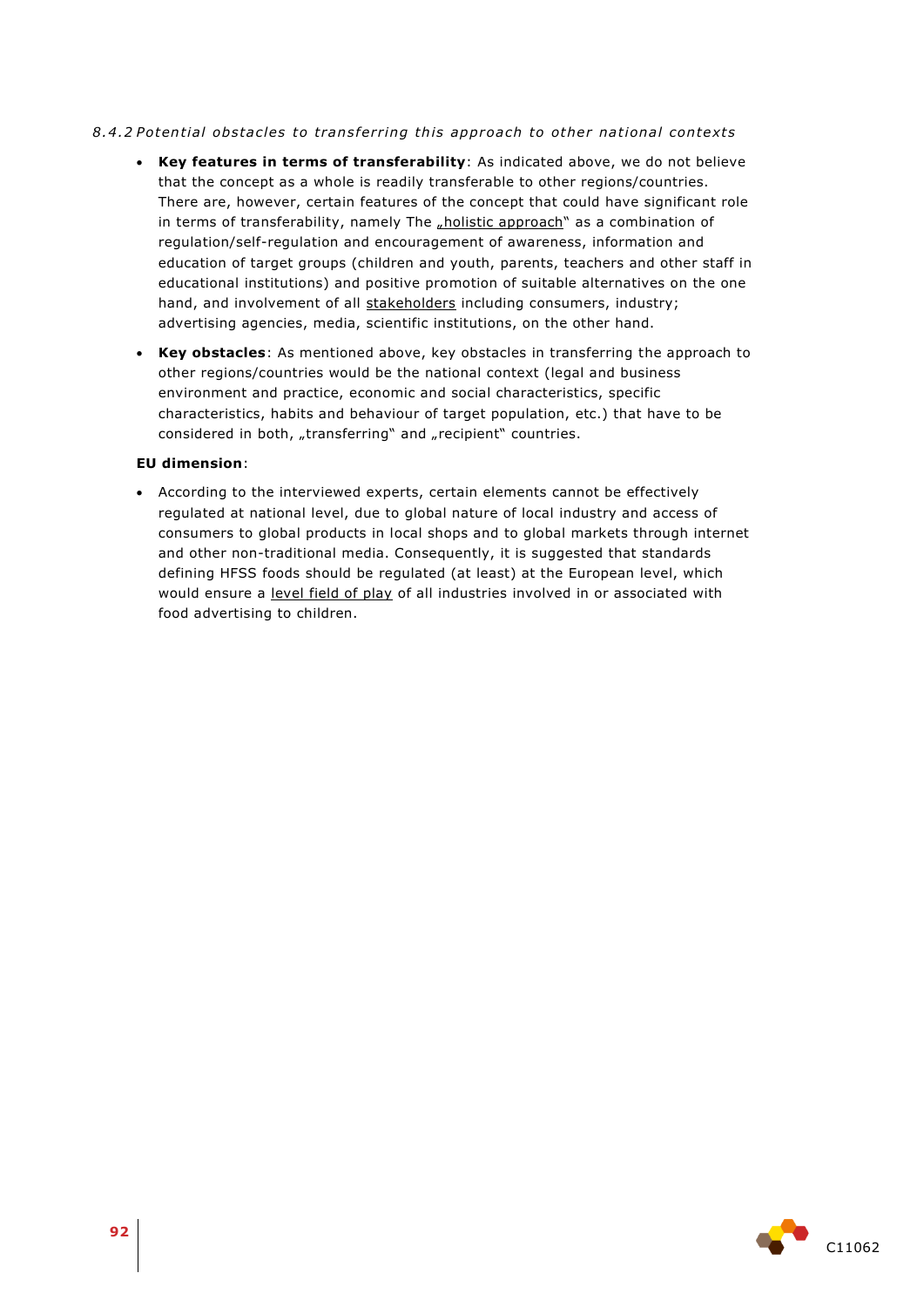#### *8.4.2 Potential obstacles to transferring this approach to other national contexts*

- **Key features in terms of transferability**: As indicated above, we do not believe that the concept as a whole is readily transferable to other regions/countries. There are, however, certain features of the concept that could have significant role in terms of transferability, namely The „holistic approach" as a combination of regulation/self-regulation and encouragement of awareness, information and education of target groups (children and youth, parents, teachers and other staff in educational institutions) and positive promotion of suitable alternatives on the one hand, and involvement of all stakeholders including consumers, industry; advertising agencies, media, scientific institutions, on the other hand.
- **Key obstacles**: As mentioned above, key obstacles in transferring the approach to other regions/countries would be the national context (legal and business environment and practice, economic and social characteristics, specific characteristics, habits and behaviour of target population, etc.) that have to be considered in both, „transferring" and „recipient" countries.

**EU dimension**:

- According to the interviewed experts, certain elements cannot be effectively regulated at national level, due to global nature of local industry and access of consumers to global products in local shops and to global markets through internet and other non-traditional media. Consequently, it is suggested that standards defining HFSS foods should be regulated (at least) at the European level, which would ensure a level field of play of all industries involved in or associated with food advertising to children.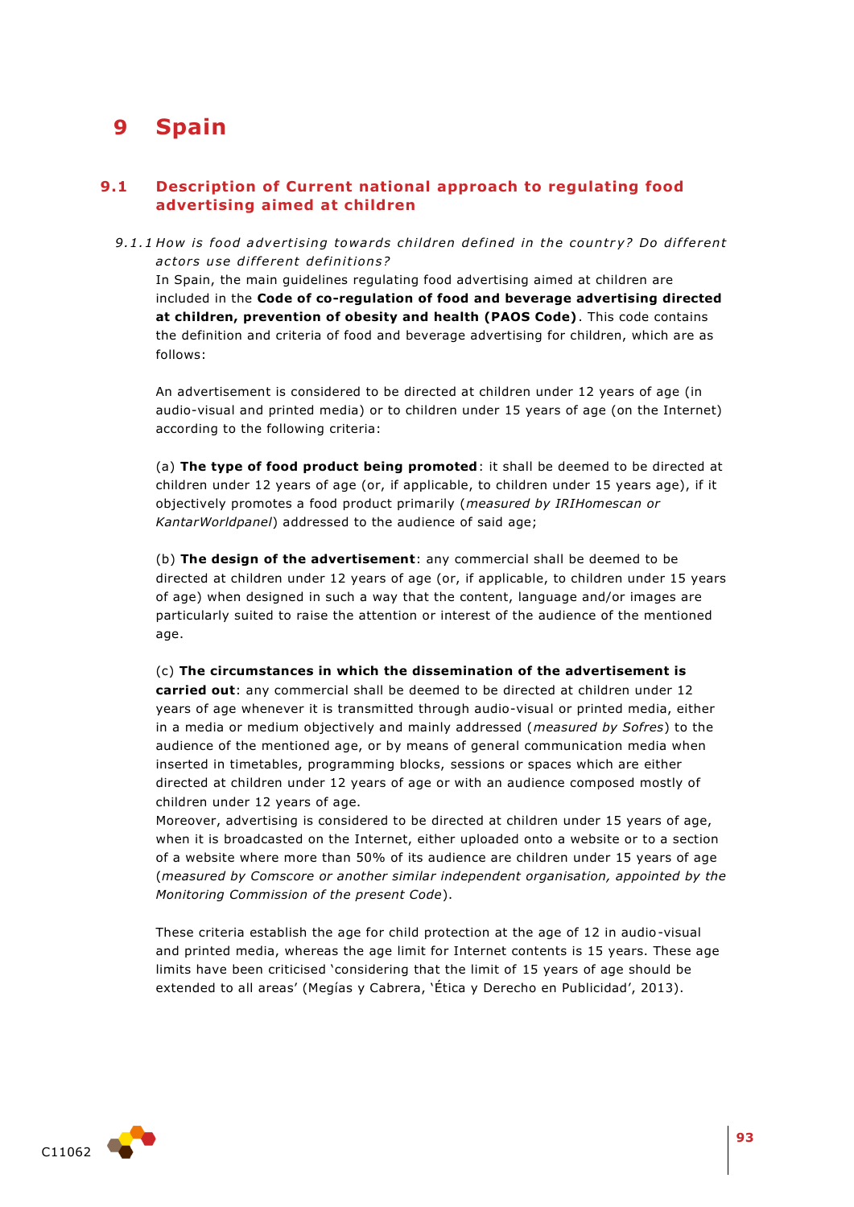# 9 Spain

## 9.1 Description of Current national approach to regulating food advertising aimed at children

### *9.1.1 How is food advertising towards children defined in the country? Do different actors use different definitions?*

In Spain, the main guidelines regulating food advertising aimed at children are included in the **Code of co-regulation of food and beverage advertising directed at children, prevention of obesity and health (PAOS Code)**. This code contains the definition and criteria of food and beverage advertising for children, which are as follows:

An advertisement is considered to be directed at children under 12 years of age (in audio-visual and printed media) or to children under 15 years of age (on the Internet) according to the following criteria:

(a) **The type of food product being promoted**: it shall be deemed to be directed at children under 12 years of age (or, if applicable, to children under 15 years age), if it objectively promotes a food product primarily (*measured by IRIHomescan or KantarWorldpanel*) addressed to the audience of said age;

(b) **The design of the advertisement**: any commercial shall be deemed to be directed at children under 12 years of age (or, if applicable, to children under 15 years of age) when designed in such a way that the content, language and/or images are particularly suited to raise the attention or interest of the audience of the mentioned age.

(c) **The circumstances in which the dissemination of the advertisement is carried out**: any commercial shall be deemed to be directed at children under 12 years of age whenever it is transmitted through audio-visual or printed media, either in a media or medium objectively and mainly addressed (*measured by Sofres*) to the audience of the mentioned age, or by means of general communication media when inserted in timetables, programming blocks, sessions or spaces which are either directed at children under 12 years of age or with an audience composed mostly of children under 12 years of age.

Moreover, advertising is considered to be directed at children under 15 years of age, when it is broadcasted on the Internet, either uploaded onto a website or to a section of a website where more than 50% of its audience are children under 15 years of age (*measured by Comscore or another similar independent organisation, appointed by the Monitoring Commission of the present Code*).

These criteria establish the age for child protection at the age of 12 in audio-visual and printed media, whereas the age limit for Internet contents is 15 years. These age limits have been criticised 'considering that the limit of 15 years of age should be extended to all areas' (Megías y Cabrera, 'Ética y Derecho en Publicidad', 2013).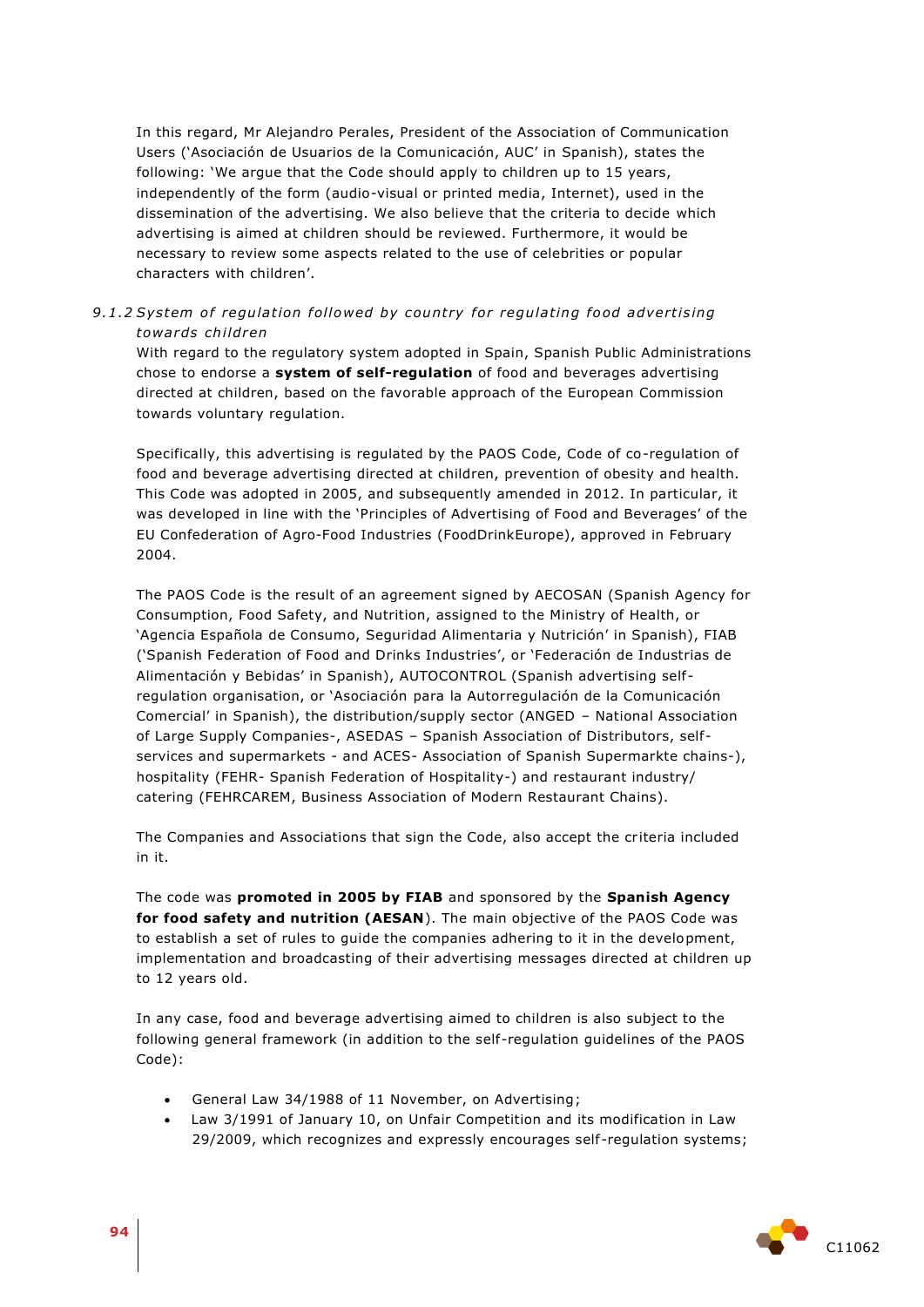In this regard, Mr Alejandro Perales, President of the Association of Communication Users ('Asociación de Usuarios de la Comunicación, AUC' in Spanish), states the following: 'We argue that the Code should apply to children up to 15 years, independently of the form (audio-visual or printed media, Internet), used in the dissemination of the advertising. We also believe that the criteria to decide which advertising is aimed at children should be reviewed. Furthermore, it would be necessary to review some aspects related to the use of celebrities or popular characters with children'.

#### *9.1.2 System of regulation followed by country for regulating food advertising towards children*

With regard to the regulatory system adopted in Spain, Spanish Public Administrations chose to endorse a **system of self-regulation** of food and beverages advertising directed at children, based on the favorable approach of the European Commission towards voluntary regulation.

Specifically, this advertising is regulated by the PAOS Code, Code of co-regulation of food and beverage advertising directed at children, prevention of obesity and health. This Code was adopted in 2005, and subsequently amended in 2012. In particular, it was developed in line with the 'Principles of Advertising of Food and Beverages' of the EU Confederation of Agro-Food Industries (FoodDrinkEurope), approved in February 2004.

The PAOS Code is the result of an agreement signed by AECOSAN (Spanish Agency for Consumption, Food Safety, and Nutrition, assigned to the Ministry of Health, or 'Agencia Española de Consumo, Seguridad Alimentaria y Nutrición' in Spanish), FIAB ('Spanish Federation of Food and Drinks Industries', or 'Federación de Industrias de Alimentación y Bebidas' in Spanish), AUTOCONTROL (Spanish advertising self-regulation organisation, or 'Asociación para la Autorregulación de la Comunicación Comercial' in Spanish), the distribution/supply sector (ANGED – National Association of Large Supply Companies-, ASEDAS – Spanish Association of Distributors, self-services and supermarkets - and ACES- Association of Spanish Supermarkte chains-), hospitality (FEHR- Spanish Federation of Hospitality-) and restaurant industry/ catering (FEHRCAREM, Business Association of Modern Restaurant Chains).

The Companies and Associations that sign the Code, also accept the criteria included in it.

The code was **promoted in 2005 by FIAB** and sponsored by the **Spanish Agency for food safety and nutrition (AESAN**). The main objective of the PAOS Code was to establish a set of rules to guide the companies adhering to it in the development, implementation and broadcasting of their advertising messages directed at children up to 12 years old.

In any case, food and beverage advertising aimed to children is also subject to the following general framework (in addition to the self-regulation guidelines of the PAOS Code):

- General Law 34/1988 of 11 November, on Advertising;
- Law 3/1991 of January 10, on Unfair Competition and its modification in Law 29/2009, which recognizes and expressly encourages self-regulation systems;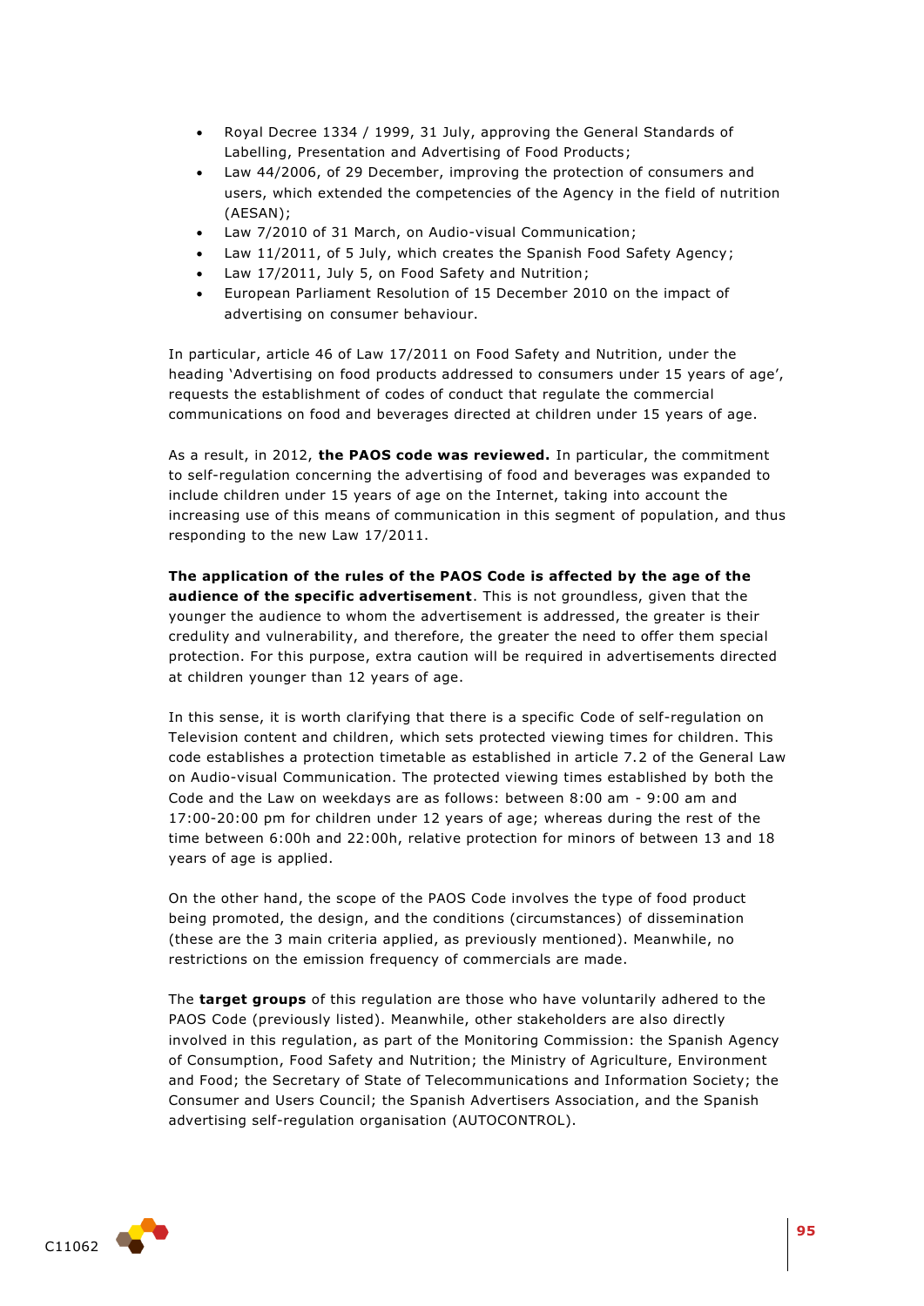- Royal Decree 1334 / 1999, 31 July, approving the General Standards of Labelling, Presentation and Advertising of Food Products;
- Law 44/2006, of 29 December, improving the protection of consumers and users, which extended the competencies of the Agency in the field of nutrition (AESAN);
- Law 7/2010 of 31 March, on Audio-visual Communication;
- Law 11/2011, of 5 July, which creates the Spanish Food Safety Agency;
- Law 17/2011, July 5, on Food Safety and Nutrition;
- European Parliament Resolution of 15 December 2010 on the impact of advertising on consumer behaviour.

In particular, article 46 of Law 17/2011 on Food Safety and Nutrition, under the heading 'Advertising on food products addressed to consumers under 15 years of age', requests the establishment of codes of conduct that regulate the commercial communications on food and beverages directed at children under 15 years of age.

As a result, in 2012, **the PAOS code was reviewed.** In particular, the commitment to self-regulation concerning the advertising of food and beverages was expanded to include children under 15 years of age on the Internet, taking into account the increasing use of this means of communication in this segment of population, and thus responding to the new Law 17/2011.

**The application of the rules of the PAOS Code is affected by the age of the audience of the specific advertisement**. This is not groundless, given that the younger the audience to whom the advertisement is addressed, the greater is their credulity and vulnerability, and therefore, the greater the need to offer them special protection. For this purpose, extra caution will be required in advertisements directed at children younger than 12 years of age.

In this sense, it is worth clarifying that there is a specific Code of self-regulation on Television content and children, which sets protected viewing times for children. This code establishes a protection timetable as established in article 7.2 of the General Law on Audio-visual Communication. The protected viewing times established by both the Code and the Law on weekdays are as follows: between 8:00 am - 9:00 am and 17:00-20:00 pm for children under 12 years of age; whereas during the rest of the time between 6:00h and 22:00h, relative protection for minors of between 13 and 18 years of age is applied.

On the other hand, the scope of the PAOS Code involves the type of food product being promoted, the design, and the conditions (circumstances) of dissemination (these are the 3 main criteria applied, as previously mentioned). Meanwhile, no restrictions on the emission frequency of commercials are made.

The **target groups** of this regulation are those who have voluntarily adhered to the PAOS Code (previously listed). Meanwhile, other stakeholders are also directly involved in this regulation, as part of the Monitoring Commission: the Spanish Agency of Consumption, Food Safety and Nutrition; the Ministry of Agriculture, Environment and Food; the Secretary of State of Telecommunications and Information Society; the Consumer and Users Council; the Spanish Advertisers Association, and the Spanish advertising self-regulation organisation (AUTOCONTROL).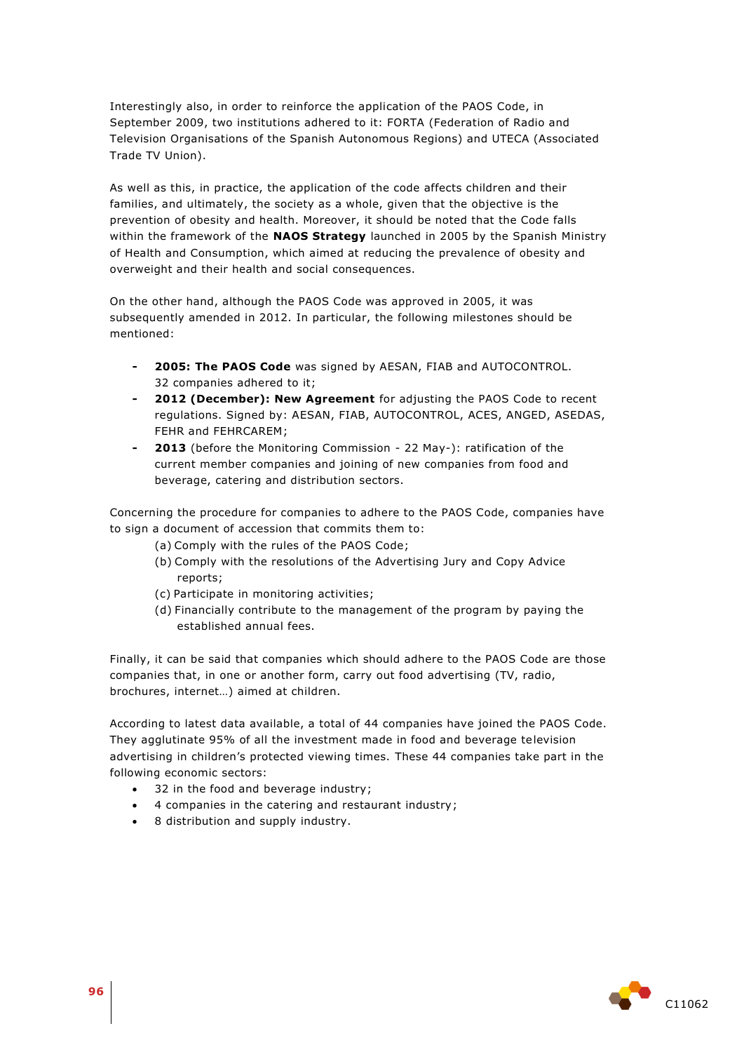Interestingly also, in order to reinforce the application of the PAOS Code, in September 2009, two institutions adhered to it: FORTA (Federation of Radio and Television Organisations of the Spanish Autonomous Regions) and UTECA (Associated Trade TV Union).

As well as this, in practice, the application of the code affects children and their families, and ultimately, the society as a whole, given that the objective is the prevention of obesity and health. Moreover, it should be noted that the Code falls within the framework of the **NAOS Strategy** launched in 2005 by the Spanish Ministry of Health and Consumption, which aimed at reducing the prevalence of obesity and overweight and their health and social consequences.

On the other hand, although the PAOS Code was approved in 2005, it was subsequently amended in 2012. In particular, the following milestones should be mentioned:

- **2005: The PAOS Code** was signed by AESAN, FIAB and AUTOCONTROL. 32 companies adhered to it;
- **2012 (December): New Agreement** for adjusting the PAOS Code to recent regulations. Signed by: AESAN, FIAB, AUTOCONTROL, ACES, ANGED, ASEDAS, FEHR and FEHRCAREM;
- **2013** (before the Monitoring Commission - 22 May-): ratification of the current member companies and joining of new companies from food and beverage, catering and distribution sectors.

Concerning the procedure for companies to adhere to the PAOS Code, companies have to sign a document of accession that commits them to:

(a) Comply with the rules of the PAOS Code;
(b) Comply with the resolutions of the Advertising Jury and Copy Advice reports;
(c) Participate in monitoring activities;
(d) Financially contribute to the management of the program by paying the established annual fees.

Finally, it can be said that companies which should adhere to the PAOS Code are those companies that, in one or another form, carry out food advertising (TV, radio, brochures, internet…) aimed at children.

According to latest data available, a total of 44 companies have joined the PAOS Code. They agglutinate 95% of all the investment made in food and beverage television advertising in children's protected viewing times. These 44 companies take part in the following economic sectors:

- 32 in the food and beverage industry;
- 4 companies in the catering and restaurant industry;
- 8 distribution and supply industry.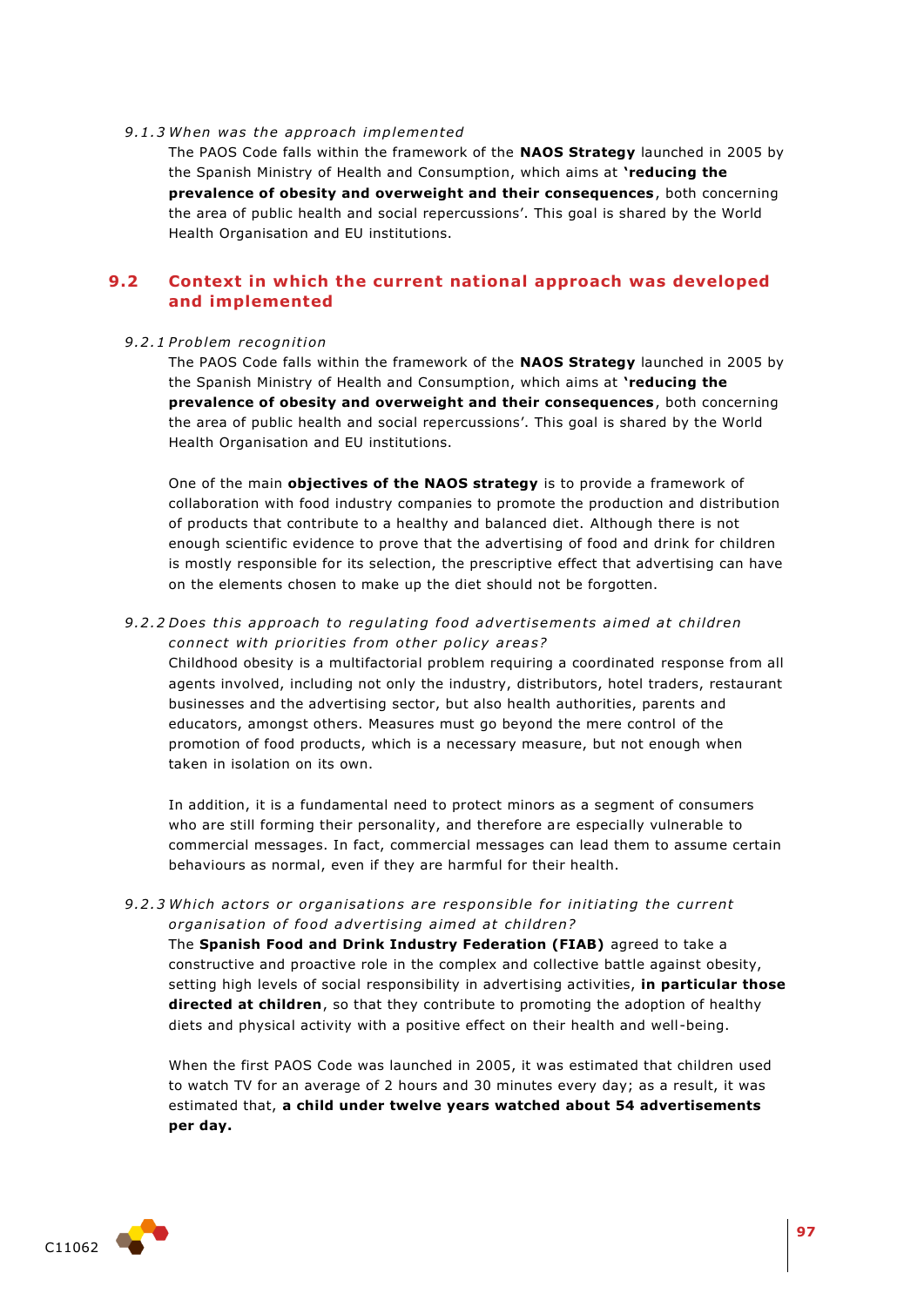*9.1.3 When was the approach implemented*

The PAOS Code falls within the framework of the **NAOS Strategy** launched in 2005 by the Spanish Ministry of Health and Consumption, which aims at **'reducing the prevalence of obesity and overweight and their consequences**, both concerning the area of public health and social repercussions'. This goal is shared by the World Health Organisation and EU institutions.

## 9.2 Context in which the current national approach was developed and implemented

*9.2.1 Problem recognition*

The PAOS Code falls within the framework of the **NAOS Strategy** launched in 2005 by the Spanish Ministry of Health and Consumption, which aims at **'reducing the prevalence of obesity and overweight and their consequences**, both concerning the area of public health and social repercussions'. This goal is shared by the World Health Organisation and EU institutions.

One of the main **objectives of the NAOS strategy** is to provide a framework of collaboration with food industry companies to promote the production and distribution of products that contribute to a healthy and balanced diet. Although there is not enough scientific evidence to prove that the advertising of food and drink for children is mostly responsible for its selection, the prescriptive effect that advertising can have on the elements chosen to make up the diet should not be forgotten.

*9.2.2 Does this approach to regulating food advertisements aimed at children connect with priorities from other policy areas?*

Childhood obesity is a multifactorial problem requiring a coordinated response from all agents involved, including not only the industry, distributors, hotel traders, restaurant businesses and the advertising sector, but also health authorities, parents and educators, amongst others. Measures must go beyond the mere control of the promotion of food products, which is a necessary measure, but not enough when taken in isolation on its own.

In addition, it is a fundamental need to protect minors as a segment of consumers who are still forming their personality, and therefore are especially vulnerable to commercial messages. In fact, commercial messages can lead them to assume certain behaviours as normal, even if they are harmful for their health.

*9.2.3 Which actors or organisations are responsible for initiating the current organisation of food advertising aimed at children?*

The **Spanish Food and Drink Industry Federation (FIAB)** agreed to take a constructive and proactive role in the complex and collective battle against obesity, setting high levels of social responsibility in advertising activities, **in particular those directed at children**, so that they contribute to promoting the adoption of healthy diets and physical activity with a positive effect on their health and well-being.

When the first PAOS Code was launched in 2005, it was estimated that children used to watch TV for an average of 2 hours and 30 minutes every day; as a result, it was estimated that, **a child under twelve years watched about 54 advertisements per day.**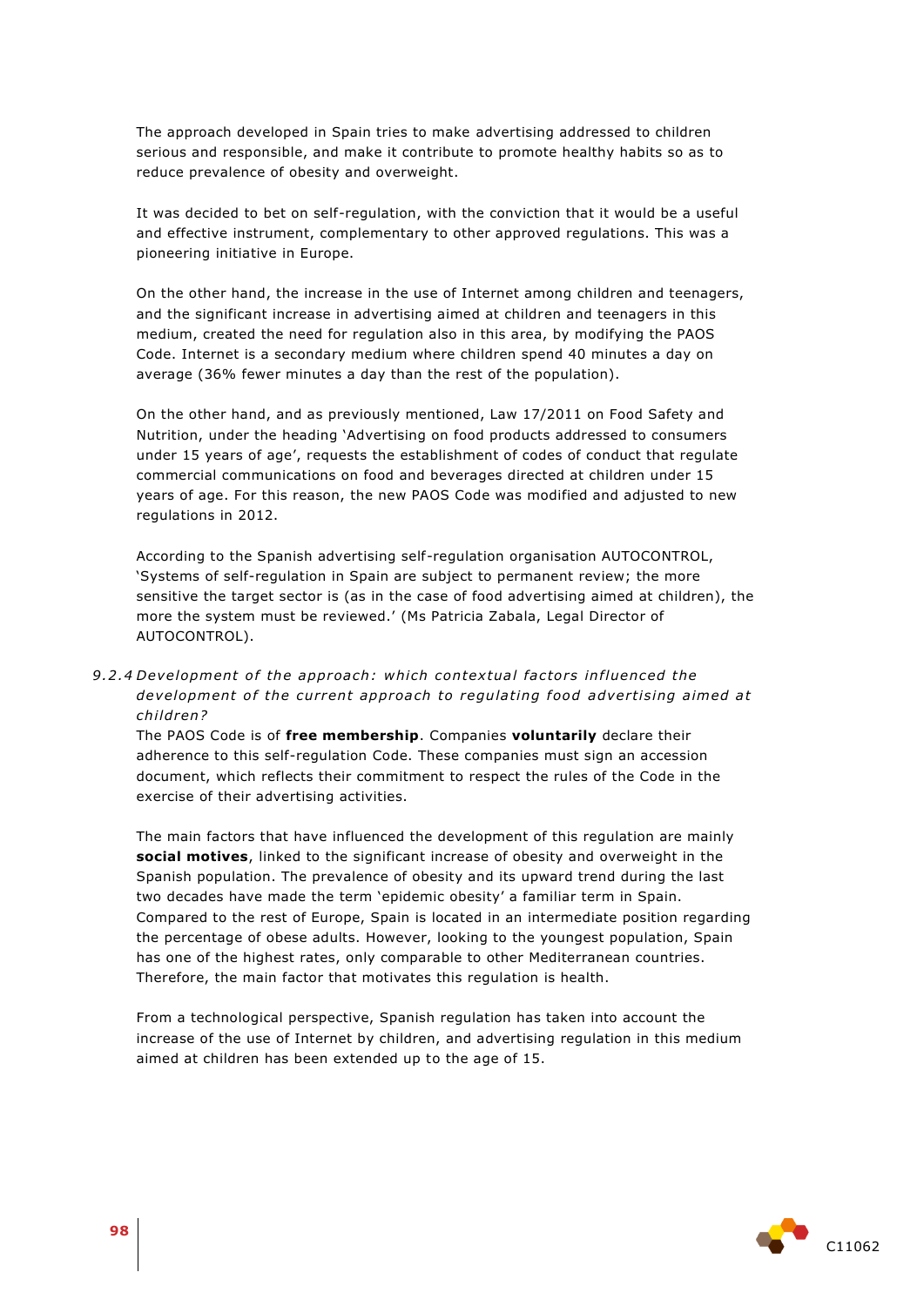The approach developed in Spain tries to make advertising addressed to children serious and responsible, and make it contribute to promote healthy habits so as to reduce prevalence of obesity and overweight.

It was decided to bet on self-regulation, with the conviction that it would be a useful and effective instrument, complementary to other approved regulations. This was a pioneering initiative in Europe.

On the other hand, the increase in the use of Internet among children and teenagers, and the significant increase in advertising aimed at children and teenagers in this medium, created the need for regulation also in this area, by modifying the PAOS Code. Internet is a secondary medium where children spend 40 minutes a day on average (36% fewer minutes a day than the rest of the population).

On the other hand, and as previously mentioned, Law 17/2011 on Food Safety and Nutrition, under the heading 'Advertising on food products addressed to consumers under 15 years of age', requests the establishment of codes of conduct that regulate commercial communications on food and beverages directed at children under 15 years of age. For this reason, the new PAOS Code was modified and adjusted to new regulations in 2012.

According to the Spanish advertising self-regulation organisation AUTOCONTROL, 'Systems of self-regulation in Spain are subject to permanent review; the more sensitive the target sector is (as in the case of food advertising aimed at children), the more the system must be reviewed.' (Ms Patricia Zabala, Legal Director of AUTOCONTROL).

#### *9.2.4 Development of the approach: which contextual factors influenced the development of the current approach to regulating food advertising aimed at children?*

The PAOS Code is of **free membership**. Companies **voluntarily** declare their adherence to this self-regulation Code. These companies must sign an accession document, which reflects their commitment to respect the rules of the Code in the exercise of their advertising activities.

The main factors that have influenced the development of this regulation are mainly **social motives**, linked to the significant increase of obesity and overweight in the Spanish population. The prevalence of obesity and its upward trend during the last two decades have made the term 'epidemic obesity' a familiar term in Spain. Compared to the rest of Europe, Spain is located in an intermediate position regarding the percentage of obese adults. However, looking to the youngest population, Spain has one of the highest rates, only comparable to other Mediterranean countries. Therefore, the main factor that motivates this regulation is health.

From a technological perspective, Spanish regulation has taken into account the increase of the use of Internet by children, and advertising regulation in this medium aimed at children has been extended up to the age of 15.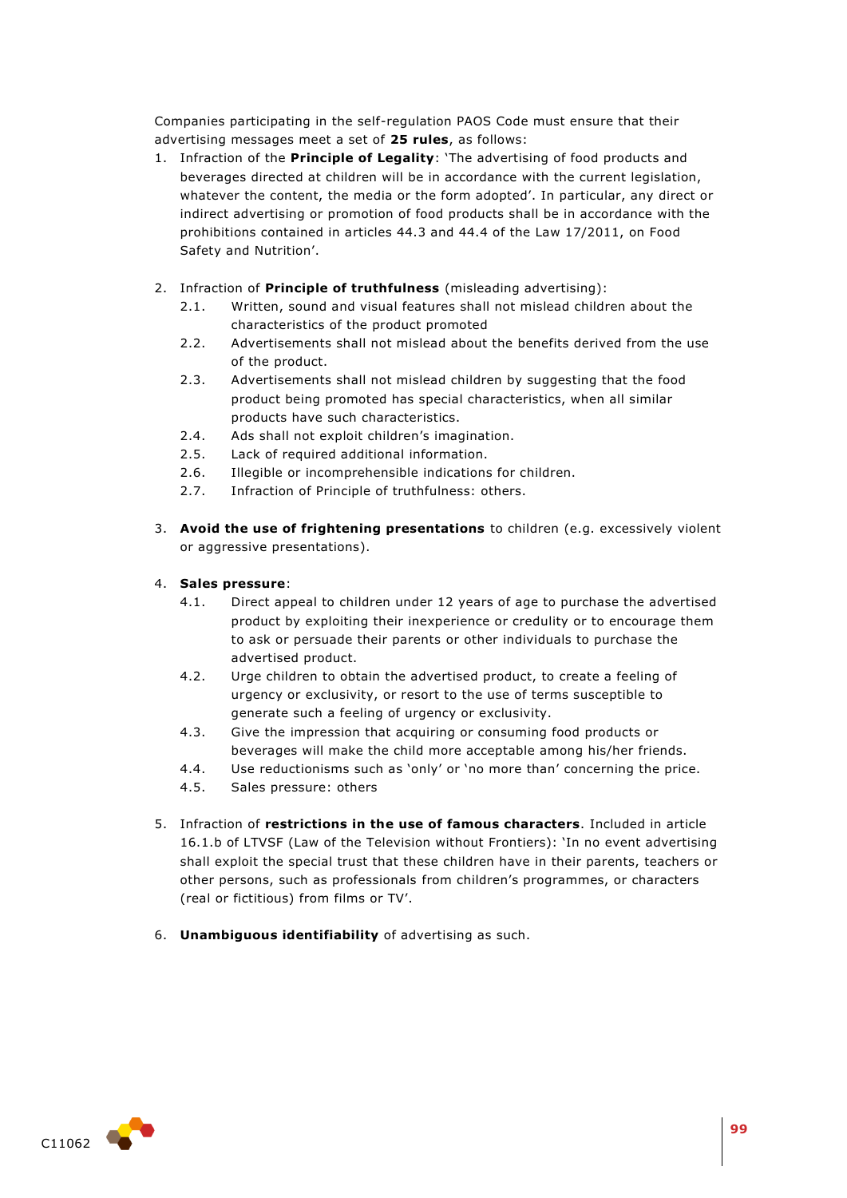Companies participating in the self-regulation PAOS Code must ensure that their advertising messages meet a set of **25 rules**, as follows:

1. Infraction of the **Principle of Legality**: 'The advertising of food products and beverages directed at children will be in accordance with the current legislation, whatever the content, the media or the form adopted'. In particular, any direct or indirect advertising or promotion of food products shall be in accordance with the prohibitions contained in articles 44.3 and 44.4 of the Law 17/2011, on Food Safety and Nutrition'.

2. Infraction of **Principle of truthfulness** (misleading advertising):
   - 2.1. Written, sound and visual features shall not mislead children about the characteristics of the product promoted
   - 2.2. Advertisements shall not mislead about the benefits derived from the use of the product.
   - 2.3. Advertisements shall not mislead children by suggesting that the food product being promoted has special characteristics, when all similar products have such characteristics.
   - 2.4. Ads shall not exploit children's imagination.
   - 2.5. Lack of required additional information.
   - 2.6. Illegible or incomprehensible indications for children.
   - 2.7. Infraction of Principle of truthfulness: others.

3. **Avoid the use of frightening presentations** to children (e.g. excessively violent or aggressive presentations).

4. **Sales pressure**:
   - 4.1. Direct appeal to children under 12 years of age to purchase the advertised product by exploiting their inexperience or credulity or to encourage them to ask or persuade their parents or other individuals to purchase the advertised product.
   - 4.2. Urge children to obtain the advertised product, to create a feeling of urgency or exclusivity, or resort to the use of terms susceptible to generate such a feeling of urgency or exclusivity.
   - 4.3. Give the impression that acquiring or consuming food products or beverages will make the child more acceptable among his/her friends.
   - 4.4. Use reductionisms such as 'only' or 'no more than' concerning the price.
   - 4.5. Sales pressure: others

5. Infraction of **restrictions in the use of famous characters**. Included in article 16.1.b of LTVSF (Law of the Television without Frontiers): 'In no event advertising shall exploit the special trust that these children have in their parents, teachers or other persons, such as professionals from children's programmes, or characters (real or fictitious) from films or TV'.

6. **Unambiguous identifiability** of advertising as such.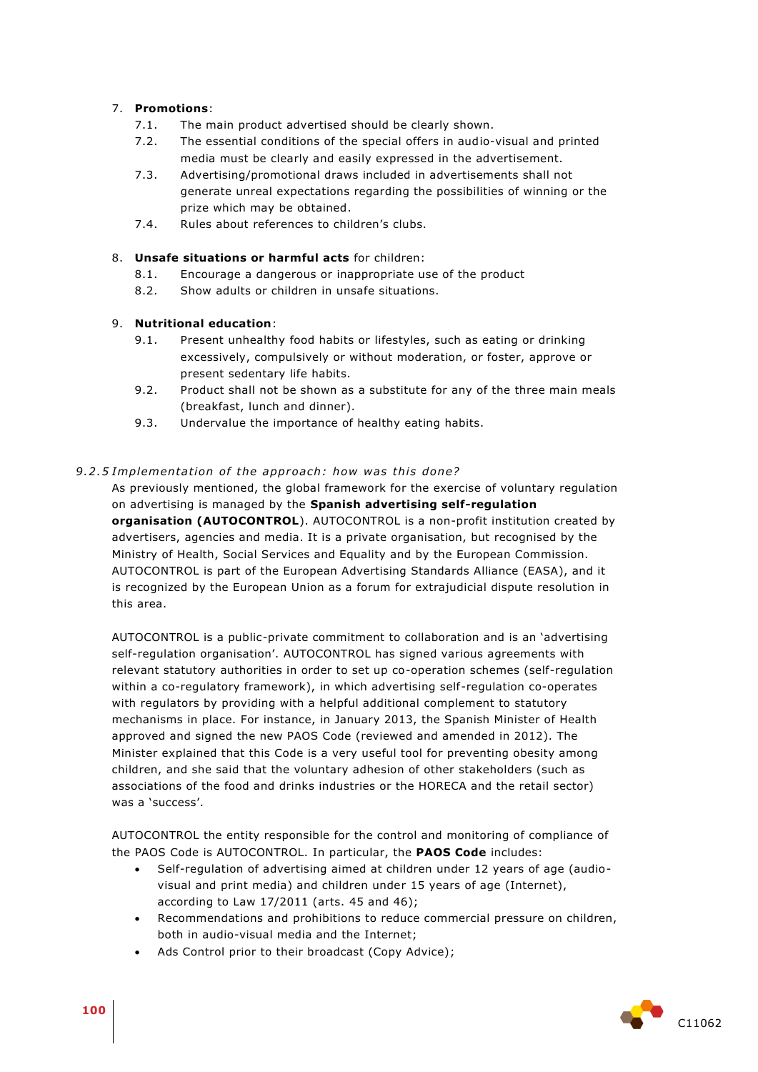7. **Promotions**:
    7.1. The main product advertised should be clearly shown.
    7.2. The essential conditions of the special offers in audio-visual and printed media must be clearly and easily expressed in the advertisement.
    7.3. Advertising/promotional draws included in advertisements shall not generate unreal expectations regarding the possibilities of winning or the prize which may be obtained.
    7.4. Rules about references to children's clubs.

8. **Unsafe situations or harmful acts** for children:
    8.1. Encourage a dangerous or inappropriate use of the product
    8.2. Show adults or children in unsafe situations.

9. **Nutritional education**:
    9.1. Present unhealthy food habits or lifestyles, such as eating or drinking excessively, compulsively or without moderation, or foster, approve or present sedentary life habits.
    9.2. Product shall not be shown as a substitute for any of the three main meals (breakfast, lunch and dinner).
    9.3. Undervalue the importance of healthy eating habits.

### *9.2.5 Implementation of the approach: how was this done?*

As previously mentioned, the global framework for the exercise of voluntary regulation on advertising is managed by the **Spanish advertising self-regulation organisation (AUTOCONTROL**). AUTOCONTROL is a non-profit institution created by advertisers, agencies and media. It is a private organisation, but recognised by the Ministry of Health, Social Services and Equality and by the European Commission. AUTOCONTROL is part of the European Advertising Standards Alliance (EASA), and it is recognized by the European Union as a forum for extrajudicial dispute resolution in this area.

AUTOCONTROL is a public-private commitment to collaboration and is an 'advertising self-regulation organisation'. AUTOCONTROL has signed various agreements with relevant statutory authorities in order to set up co-operation schemes (self-regulation within a co-regulatory framework), in which advertising self-regulation co-operates with regulators by providing with a helpful additional complement to statutory mechanisms in place. For instance, in January 2013, the Spanish Minister of Health approved and signed the new PAOS Code (reviewed and amended in 2012). The Minister explained that this Code is a very useful tool for preventing obesity among children, and she said that the voluntary adhesion of other stakeholders (such as associations of the food and drinks industries or the HORECA and the retail sector) was a 'success'.

AUTOCONTROL the entity responsible for the control and monitoring of compliance of the PAOS Code is AUTOCONTROL. In particular, the **PAOS Code** includes:

- Self-regulation of advertising aimed at children under 12 years of age (audio-visual and print media) and children under 15 years of age (Internet), according to Law 17/2011 (arts. 45 and 46);
- Recommendations and prohibitions to reduce commercial pressure on children, both in audio-visual media and the Internet;
- Ads Control prior to their broadcast (Copy Advice);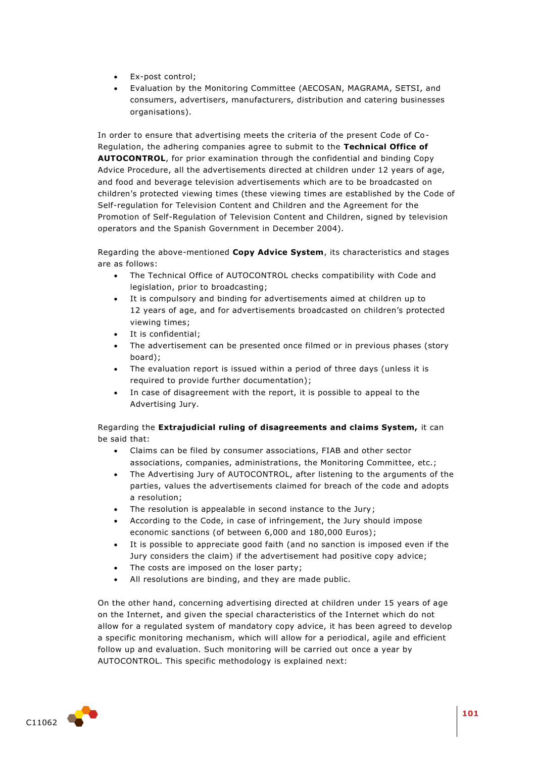- Ex-post control;
- Evaluation by the Monitoring Committee (AECOSAN, MAGRAMA, SETSI, and consumers, advertisers, manufacturers, distribution and catering businesses organisations).

In order to ensure that advertising meets the criteria of the present Code of Co-Regulation, the adhering companies agree to submit to the **Technical Office of AUTOCONTROL**, for prior examination through the confidential and binding Copy Advice Procedure, all the advertisements directed at children under 12 years of age, and food and beverage television advertisements which are to be broadcasted on children's protected viewing times (these viewing times are established by the Code of Self-regulation for Television Content and Children and the Agreement for the Promotion of Self-Regulation of Television Content and Children, signed by television operators and the Spanish Government in December 2004).

Regarding the above-mentioned **Copy Advice System**, its characteristics and stages are as follows:

- The Technical Office of AUTOCONTROL checks compatibility with Code and legislation, prior to broadcasting;
- It is compulsory and binding for advertisements aimed at children up to 12 years of age, and for advertisements broadcasted on children's protected viewing times;
- It is confidential;
- The advertisement can be presented once filmed or in previous phases (story board);
- The evaluation report is issued within a period of three days (unless it is required to provide further documentation);
- In case of disagreement with the report, it is possible to appeal to the Advertising Jury.

Regarding the **Extrajudicial ruling of disagreements and claims System,** it can be said that:

- Claims can be filed by consumer associations, FIAB and other sector associations, companies, administrations, the Monitoring Committee, etc.;
- The Advertising Jury of AUTOCONTROL, after listening to the arguments of the parties, values the advertisements claimed for breach of the code and adopts a resolution;
- The resolution is appealable in second instance to the Jury;
- According to the Code, in case of infringement, the Jury should impose economic sanctions (of between 6,000 and 180,000 Euros);
- It is possible to appreciate good faith (and no sanction is imposed even if the Jury considers the claim) if the advertisement had positive copy advice;
- The costs are imposed on the loser party;
- All resolutions are binding, and they are made public.

On the other hand, concerning advertising directed at children under 15 years of age on the Internet, and given the special characteristics of the Internet which do not allow for a regulated system of mandatory copy advice, it has been agreed to develop a specific monitoring mechanism, which will allow for a periodical, agile and efficient follow up and evaluation. Such monitoring will be carried out once a year by AUTOCONTROL. This specific methodology is explained next: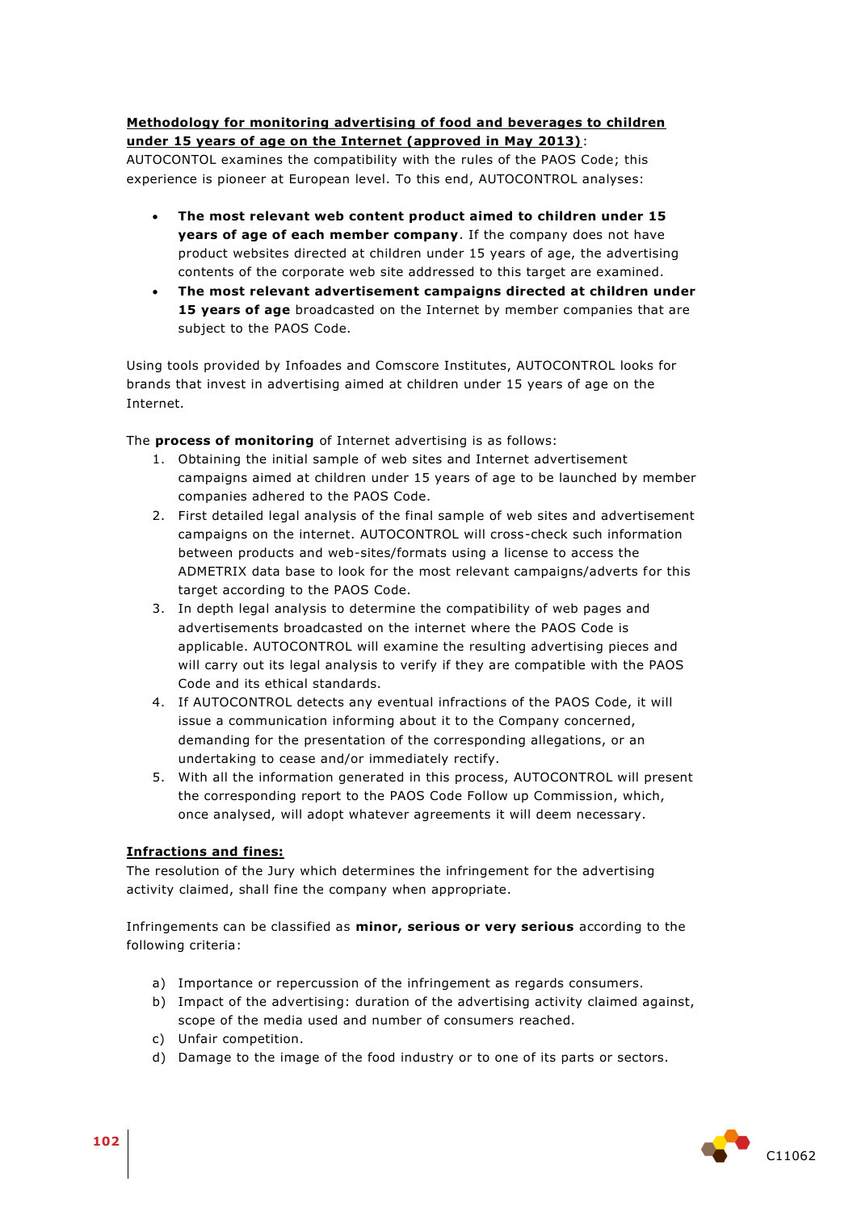**Methodology for monitoring advertising of food and beverages to children under 15 years of age on the Internet (approved in May 2013)**:
AUTOCONTOL examines the compatibility with the rules of the PAOS Code; this experience is pioneer at European level. To this end, AUTOCONTROL analyses:

- **The most relevant web content product aimed to children under 15 years of age of each member company**. If the company does not have product websites directed at children under 15 years of age, the advertising contents of the corporate web site addressed to this target are examined.
- **The most relevant advertisement campaigns directed at children under 15 years of age** broadcasted on the Internet by member companies that are subject to the PAOS Code.

Using tools provided by Infoades and Comscore Institutes, AUTOCONTROL looks for brands that invest in advertising aimed at children under 15 years of age on the Internet.

The **process of monitoring** of Internet advertising is as follows:

1. Obtaining the initial sample of web sites and Internet advertisement campaigns aimed at children under 15 years of age to be launched by member companies adhered to the PAOS Code.
2. First detailed legal analysis of the final sample of web sites and advertisement campaigns on the internet. AUTOCONTROL will cross-check such information between products and web-sites/formats using a license to access the ADMETRIX data base to look for the most relevant campaigns/adverts for this target according to the PAOS Code.
3. In depth legal analysis to determine the compatibility of web pages and advertisements broadcasted on the internet where the PAOS Code is applicable. AUTOCONTROL will examine the resulting advertising pieces and will carry out its legal analysis to verify if they are compatible with the PAOS Code and its ethical standards.
4. If AUTOCONTROL detects any eventual infractions of the PAOS Code, it will issue a communication informing about it to the Company concerned, demanding for the presentation of the corresponding allegations, or an undertaking to cease and/or immediately rectify.
5. With all the information generated in this process, AUTOCONTROL will present the corresponding report to the PAOS Code Follow up Commission, which, once analysed, will adopt whatever agreements it will deem necessary.

**Infractions and fines:**
The resolution of the Jury which determines the infringement for the advertising activity claimed, shall fine the company when appropriate.

Infringements can be classified as **minor, serious or very serious** according to the following criteria:

a) Importance or repercussion of the infringement as regards consumers.
b) Impact of the advertising: duration of the advertising activity claimed against, scope of the media used and number of consumers reached.
c) Unfair competition.
d) Damage to the image of the food industry or to one of its parts or sectors.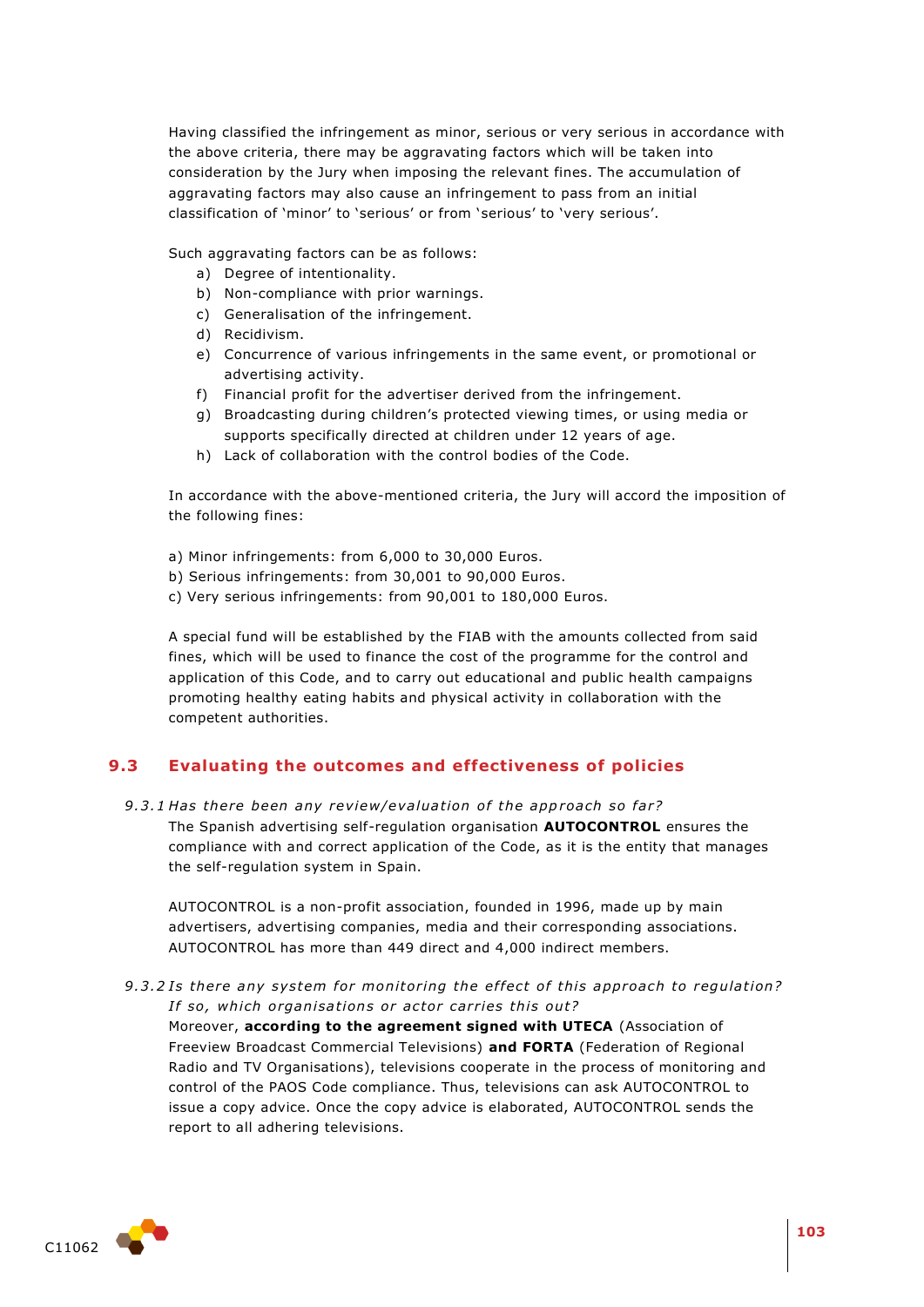Having classified the infringement as minor, serious or very serious in accordance with the above criteria, there may be aggravating factors which will be taken into consideration by the Jury when imposing the relevant fines. The accumulation of aggravating factors may also cause an infringement to pass from an initial classification of 'minor' to 'serious' or from 'serious' to 'very serious'.

Such aggravating factors can be as follows:

a) Degree of intentionality.
b) Non-compliance with prior warnings.
c) Generalisation of the infringement.
d) Recidivism.
e) Concurrence of various infringements in the same event, or promotional or advertising activity.
f) Financial profit for the advertiser derived from the infringement.
g) Broadcasting during children's protected viewing times, or using media or supports specifically directed at children under 12 years of age.
h) Lack of collaboration with the control bodies of the Code.

In accordance with the above-mentioned criteria, the Jury will accord the imposition of the following fines:

a) Minor infringements: from 6,000 to 30,000 Euros.
b) Serious infringements: from 30,001 to 90,000 Euros.
c) Very serious infringements: from 90,001 to 180,000 Euros.

A special fund will be established by the FIAB with the amounts collected from said fines, which will be used to finance the cost of the programme for the control and application of this Code, and to carry out educational and public health campaigns promoting healthy eating habits and physical activity in collaboration with the competent authorities.

## 9.3 Evaluating the outcomes and effectiveness of policies

*9.3.1 Has there been any review/evaluation of the approach so far?*

The Spanish advertising self-regulation organisation **AUTOCONTROL** ensures the compliance with and correct application of the Code, as it is the entity that manages the self-regulation system in Spain.

AUTOCONTROL is a non-profit association, founded in 1996, made up by main advertisers, advertising companies, media and their corresponding associations. AUTOCONTROL has more than 449 direct and 4,000 indirect members.

*9.3.2 Is there any system for monitoring the effect of this approach to regulation? If so, which organisations or actor carries this out?*

Moreover, **according to the agreement signed with UTECA** (Association of Freeview Broadcast Commercial Televisions) **and FORTA** (Federation of Regional Radio and TV Organisations), televisions cooperate in the process of monitoring and control of the PAOS Code compliance. Thus, televisions can ask AUTOCONTROL to issue a copy advice. Once the copy advice is elaborated, AUTOCONTROL sends the report to all adhering televisions.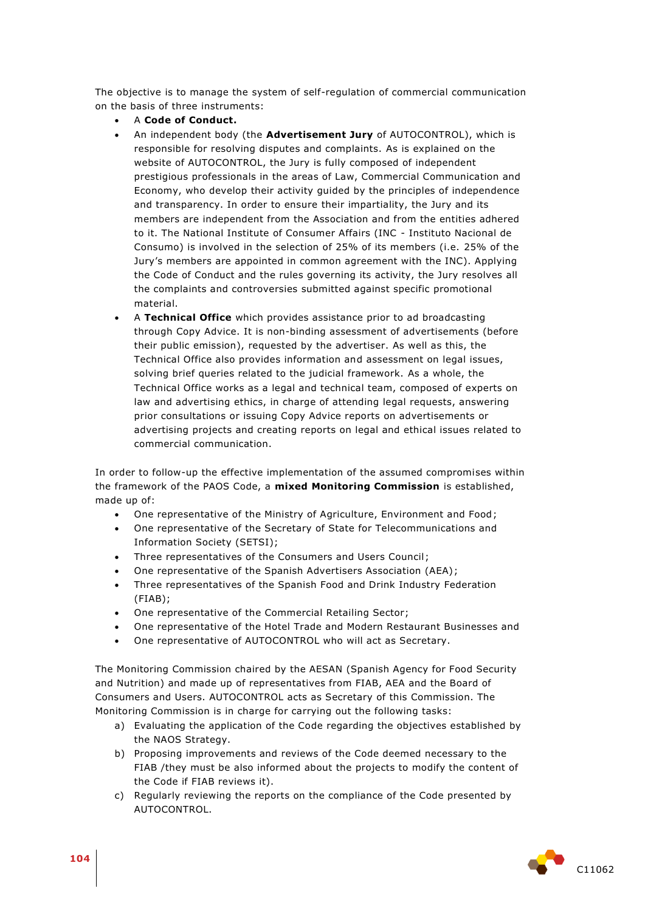The objective is to manage the system of self-regulation of commercial communication on the basis of three instruments:

- A **Code of Conduct.**
- An independent body (the **Advertisement Jury** of AUTOCONTROL), which is responsible for resolving disputes and complaints. As is explained on the website of AUTOCONTROL, the Jury is fully composed of independent prestigious professionals in the areas of Law, Commercial Communication and Economy, who develop their activity guided by the principles of independence and transparency. In order to ensure their impartiality, the Jury and its members are independent from the Association and from the entities adhered to it. The National Institute of Consumer Affairs (INC - Instituto Nacional de Consumo) is involved in the selection of 25% of its members (i.e. 25% of the Jury's members are appointed in common agreement with the INC). Applying the Code of Conduct and the rules governing its activity, the Jury resolves all the complaints and controversies submitted against specific promotional material.
- A **Technical Office** which provides assistance prior to ad broadcasting through Copy Advice. It is non-binding assessment of advertisements (before their public emission), requested by the advertiser. As well as this, the Technical Office also provides information and assessment on legal issues, solving brief queries related to the judicial framework. As a whole, the Technical Office works as a legal and technical team, composed of experts on law and advertising ethics, in charge of attending legal requests, answering prior consultations or issuing Copy Advice reports on advertisements or advertising projects and creating reports on legal and ethical issues related to commercial communication.

In order to follow-up the effective implementation of the assumed compromises within the framework of the PAOS Code, a **mixed Monitoring Commission** is established, made up of:

- One representative of the Ministry of Agriculture, Environment and Food;
- One representative of the Secretary of State for Telecommunications and Information Society (SETSI);
- Three representatives of the Consumers and Users Council;
- One representative of the Spanish Advertisers Association (AEA);
- Three representatives of the Spanish Food and Drink Industry Federation (FIAB);
- One representative of the Commercial Retailing Sector;
- One representative of the Hotel Trade and Modern Restaurant Businesses and
- One representative of AUTOCONTROL who will act as Secretary.

The Monitoring Commission chaired by the AESAN (Spanish Agency for Food Security and Nutrition) and made up of representatives from FIAB, AEA and the Board of Consumers and Users. AUTOCONTROL acts as Secretary of this Commission. The Monitoring Commission is in charge for carrying out the following tasks:

a) Evaluating the application of the Code regarding the objectives established by the NAOS Strategy.
b) Proposing improvements and reviews of the Code deemed necessary to the FIAB /they must be also informed about the projects to modify the content of the Code if FIAB reviews it).
c) Regularly reviewing the reports on the compliance of the Code presented by AUTOCONTROL.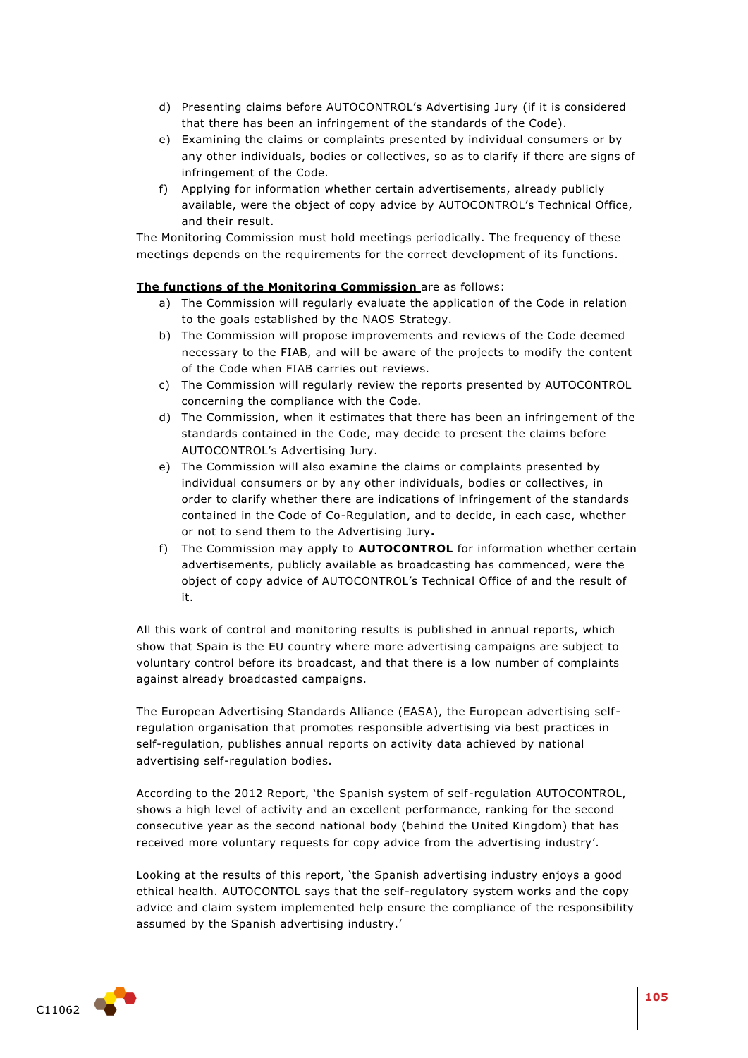d) Presenting claims before AUTOCONTROL's Advertising Jury (if it is considered that there has been an infringement of the standards of the Code).
e) Examining the claims or complaints presented by individual consumers or by any other individuals, bodies or collectives, so as to clarify if there are signs of infringement of the Code.
f) Applying for information whether certain advertisements, already publicly available, were the object of copy advice by AUTOCONTROL's Technical Office, and their result.

The Monitoring Commission must hold meetings periodically. The frequency of these meetings depends on the requirements for the correct development of its functions.

**The functions of the Monitoring Commission** are as follows:

a) The Commission will regularly evaluate the application of the Code in relation to the goals established by the NAOS Strategy.
b) The Commission will propose improvements and reviews of the Code deemed necessary to the FIAB, and will be aware of the projects to modify the content of the Code when FIAB carries out reviews.
c) The Commission will regularly review the reports presented by AUTOCONTROL concerning the compliance with the Code.
d) The Commission, when it estimates that there has been an infringement of the standards contained in the Code, may decide to present the claims before AUTOCONTROL's Advertising Jury.
e) The Commission will also examine the claims or complaints presented by individual consumers or by any other individuals, bodies or collectives, in order to clarify whether there are indications of infringement of the standards contained in the Code of Co-Regulation, and to decide, in each case, whether or not to send them to the Advertising Jury**.**
f) The Commission may apply to **AUTOCONTROL** for information whether certain advertisements, publicly available as broadcasting has commenced, were the object of copy advice of AUTOCONTROL's Technical Office of and the result of it.

All this work of control and monitoring results is published in annual reports, which show that Spain is the EU country where more advertising campaigns are subject to voluntary control before its broadcast, and that there is a low number of complaints against already broadcasted campaigns.

The European Advertising Standards Alliance (EASA), the European advertising self-regulation organisation that promotes responsible advertising via best practices in self-regulation, publishes annual reports on activity data achieved by national advertising self-regulation bodies.

According to the 2012 Report, 'the Spanish system of self-regulation AUTOCONTROL, shows a high level of activity and an excellent performance, ranking for the second consecutive year as the second national body (behind the United Kingdom) that has received more voluntary requests for copy advice from the advertising industry'.

Looking at the results of this report, 'the Spanish advertising industry enjoys a good ethical health. AUTOCONTOL says that the self-regulatory system works and the copy advice and claim system implemented help ensure the compliance of the responsibility assumed by the Spanish advertising industry.'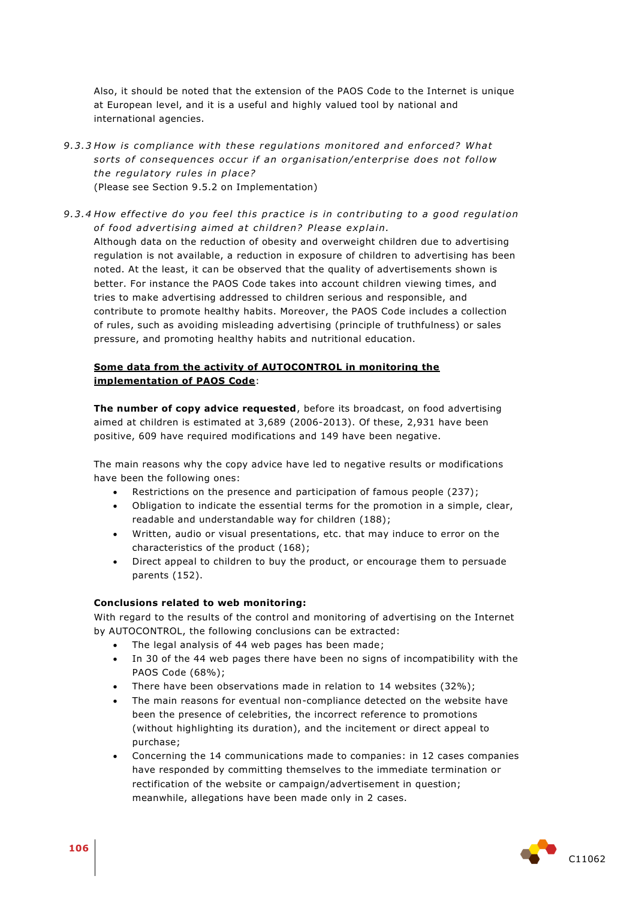Also, it should be noted that the extension of the PAOS Code to the Internet is unique at European level, and it is a useful and highly valued tool by national and international agencies.

9.3.3 *How is compliance with these regulations monitored and enforced? What sorts of consequences occur if an organisation/enterprise does not follow the regulatory rules in place?*
(Please see Section 9.5.2 on Implementation)

9.3.4 *How effective do you feel this practice is in contributing to a good regulation of food advertising aimed at children? Please explain.*
Although data on the reduction of obesity and overweight children due to advertising regulation is not available, a reduction in exposure of children to advertising has been noted. At the least, it can be observed that the quality of advertisements shown is better. For instance the PAOS Code takes into account children viewing times, and tries to make advertising addressed to children serious and responsible, and contribute to promote healthy habits. Moreover, the PAOS Code includes a collection of rules, such as avoiding misleading advertising (principle of truthfulness) or sales pressure, and promoting healthy habits and nutritional education.

**Some data from the activity of AUTOCONTROL in monitoring the implementation of PAOS Code**:

**The number of copy advice requested**, before its broadcast, on food advertising aimed at children is estimated at 3,689 (2006-2013). Of these, 2,931 have been positive, 609 have required modifications and 149 have been negative.

The main reasons why the copy advice have led to negative results or modifications have been the following ones:

- Restrictions on the presence and participation of famous people (237);
- Obligation to indicate the essential terms for the promotion in a simple, clear, readable and understandable way for children (188);
- Written, audio or visual presentations, etc. that may induce to error on the characteristics of the product (168);
- Direct appeal to children to buy the product, or encourage them to persuade parents (152).

**Conclusions related to web monitoring:**
With regard to the results of the control and monitoring of advertising on the Internet by AUTOCONTROL, the following conclusions can be extracted:

- The legal analysis of 44 web pages has been made;
- In 30 of the 44 web pages there have been no signs of incompatibility with the PAOS Code (68%);
- There have been observations made in relation to 14 websites (32%);
- The main reasons for eventual non-compliance detected on the website have been the presence of celebrities, the incorrect reference to promotions (without highlighting its duration), and the incitement or direct appeal to purchase;
- Concerning the 14 communications made to companies: in 12 cases companies have responded by committing themselves to the immediate termination or rectification of the website or campaign/advertisement in question; meanwhile, allegations have been made only in 2 cases.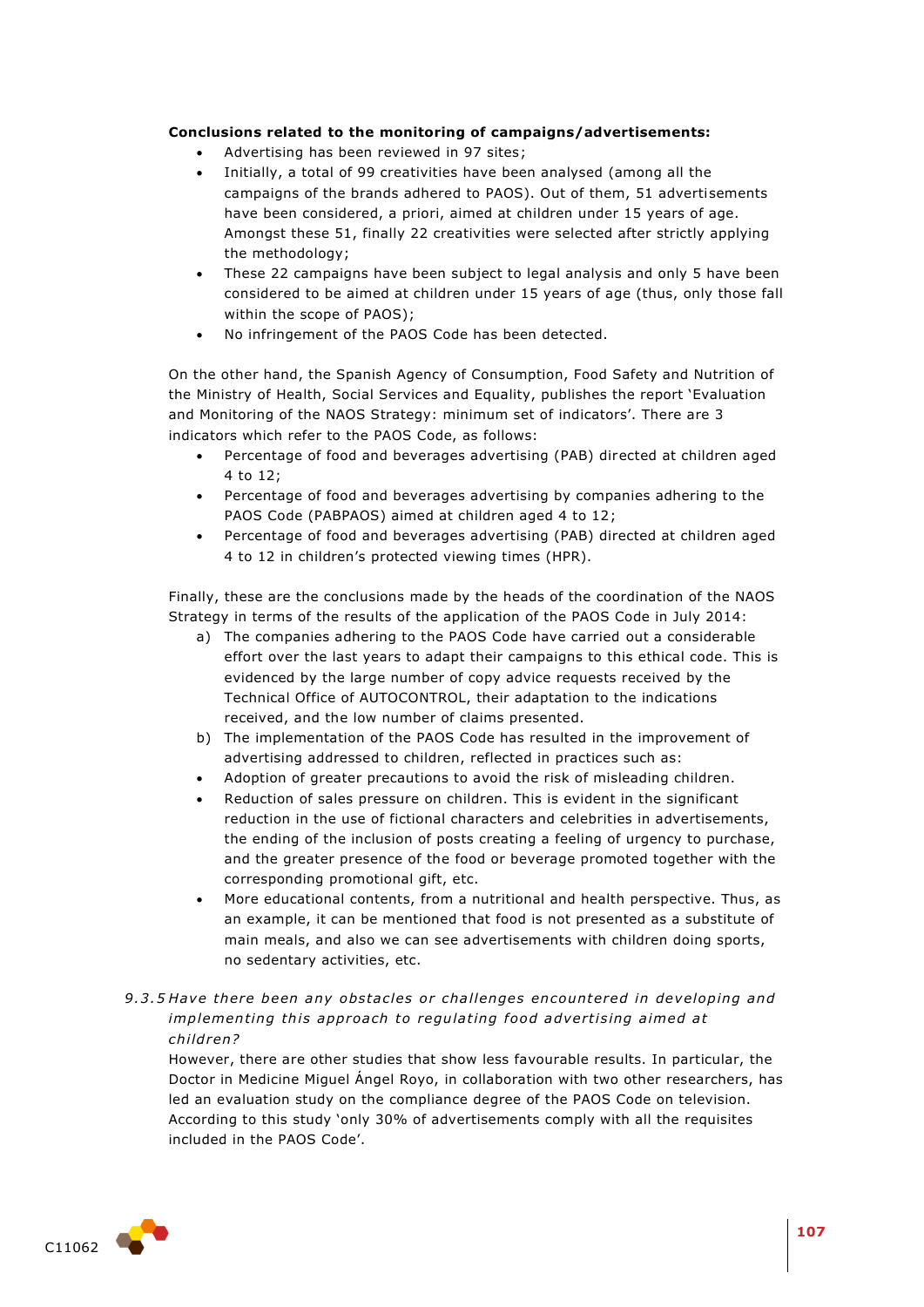**Conclusions related to the monitoring of campaigns/advertisements:**

- Advertising has been reviewed in 97 sites;
- Initially, a total of 99 creativities have been analysed (among all the campaigns of the brands adhered to PAOS). Out of them, 51 advertisements have been considered, a priori, aimed at children under 15 years of age. Amongst these 51, finally 22 creativities were selected after strictly applying the methodology;
- These 22 campaigns have been subject to legal analysis and only 5 have been considered to be aimed at children under 15 years of age (thus, only those fall within the scope of PAOS);
- No infringement of the PAOS Code has been detected.

On the other hand, the Spanish Agency of Consumption, Food Safety and Nutrition of the Ministry of Health, Social Services and Equality, publishes the report 'Evaluation and Monitoring of the NAOS Strategy: minimum set of indicators'. There are 3 indicators which refer to the PAOS Code, as follows:

- Percentage of food and beverages advertising (PAB) directed at children aged 4 to 12;
- Percentage of food and beverages advertising by companies adhering to the PAOS Code (PABPAOS) aimed at children aged 4 to 12;
- Percentage of food and beverages advertising (PAB) directed at children aged 4 to 12 in children's protected viewing times (HPR).

Finally, these are the conclusions made by the heads of the coordination of the NAOS Strategy in terms of the results of the application of the PAOS Code in July 2014:

a) The companies adhering to the PAOS Code have carried out a considerable effort over the last years to adapt their campaigns to this ethical code. This is evidenced by the large number of copy advice requests received by the Technical Office of AUTOCONTROL, their adaptation to the indications received, and the low number of claims presented.

b) The implementation of the PAOS Code has resulted in the improvement of advertising addressed to children, reflected in practices such as:

- Adoption of greater precautions to avoid the risk of misleading children.
- Reduction of sales pressure on children. This is evident in the significant reduction in the use of fictional characters and celebrities in advertisements, the ending of the inclusion of posts creating a feeling of urgency to purchase, and the greater presence of the food or beverage promoted together with the corresponding promotional gift, etc.
- More educational contents, from a nutritional and health perspective. Thus, as an example, it can be mentioned that food is not presented as a substitute of main meals, and also we can see advertisements with children doing sports, no sedentary activities, etc.

### *9.3.5 Have there been any obstacles or challenges encountered in developing and implementing this approach to regulating food advertising aimed at children?*

However, there are other studies that show less favourable results. In particular, the Doctor in Medicine Miguel Ángel Royo, in collaboration with two other researchers, has led an evaluation study on the compliance degree of the PAOS Code on television. According to this study 'only 30% of advertisements comply with all the requisites included in the PAOS Code'.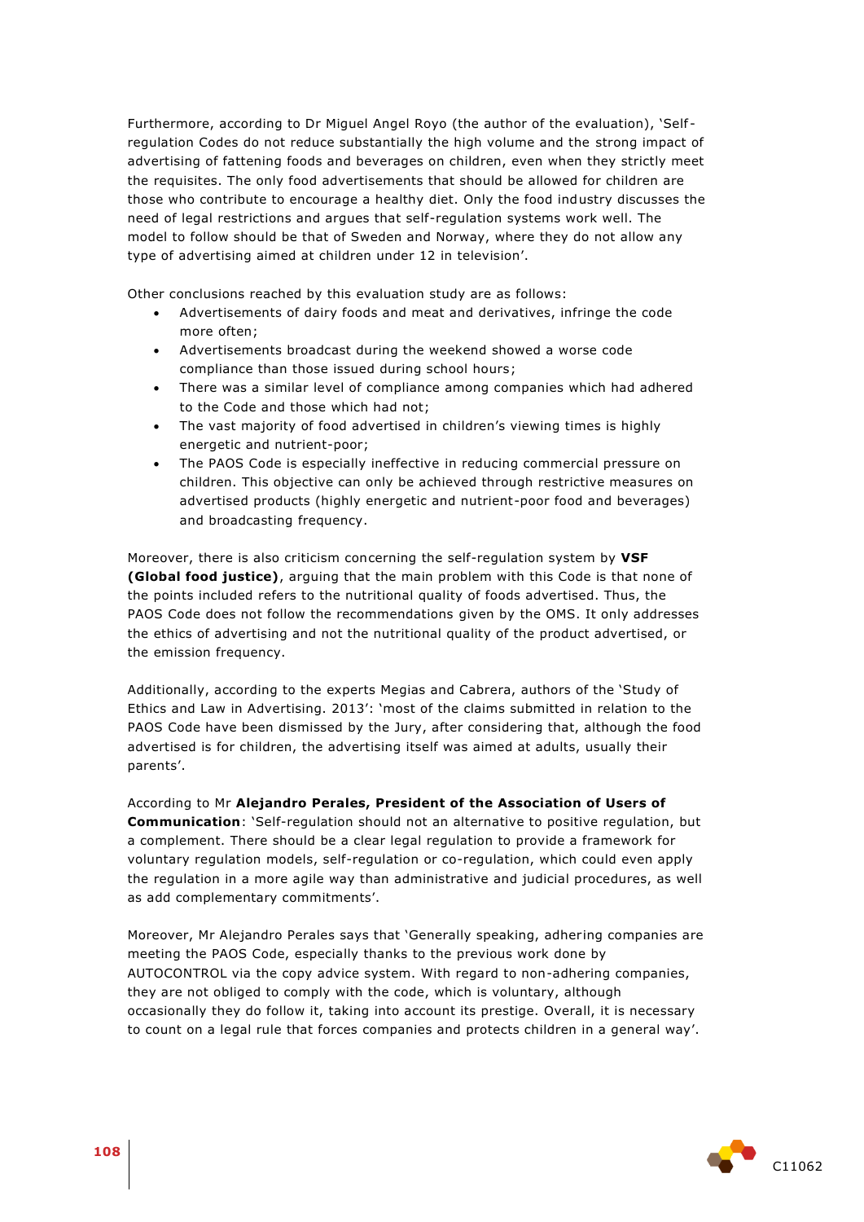Furthermore, according to Dr Miguel Angel Royo (the author of the evaluation), 'Self-regulation Codes do not reduce substantially the high volume and the strong impact of advertising of fattening foods and beverages on children, even when they strictly meet the requisites. The only food advertisements that should be allowed for children are those who contribute to encourage a healthy diet. Only the food industry discusses the need of legal restrictions and argues that self-regulation systems work well. The model to follow should be that of Sweden and Norway, where they do not allow any type of advertising aimed at children under 12 in television'.

Other conclusions reached by this evaluation study are as follows:

- Advertisements of dairy foods and meat and derivatives, infringe the code more often;
- Advertisements broadcast during the weekend showed a worse code compliance than those issued during school hours;
- There was a similar level of compliance among companies which had adhered to the Code and those which had not;
- The vast majority of food advertised in children's viewing times is highly energetic and nutrient-poor;
- The PAOS Code is especially ineffective in reducing commercial pressure on children. This objective can only be achieved through restrictive measures on advertised products (highly energetic and nutrient-poor food and beverages) and broadcasting frequency.

Moreover, there is also criticism concerning the self-regulation system by **VSF (Global food justice)**, arguing that the main problem with this Code is that none of the points included refers to the nutritional quality of foods advertised. Thus, the PAOS Code does not follow the recommendations given by the OMS. It only addresses the ethics of advertising and not the nutritional quality of the product advertised, or the emission frequency.

Additionally, according to the experts Megias and Cabrera, authors of the 'Study of Ethics and Law in Advertising. 2013': 'most of the claims submitted in relation to the PAOS Code have been dismissed by the Jury, after considering that, although the food advertised is for children, the advertising itself was aimed at adults, usually their parents'.

According to Mr **Alejandro Perales, President of the Association of Users of Communication**: 'Self-regulation should not an alternative to positive regulation, but a complement. There should be a clear legal regulation to provide a framework for voluntary regulation models, self-regulation or co-regulation, which could even apply the regulation in a more agile way than administrative and judicial procedures, as well as add complementary commitments'.

Moreover, Mr Alejandro Perales says that 'Generally speaking, adhering companies are meeting the PAOS Code, especially thanks to the previous work done by AUTOCONTROL via the copy advice system. With regard to non-adhering companies, they are not obliged to comply with the code, which is voluntary, although occasionally they do follow it, taking into account its prestige. Overall, it is necessary to count on a legal rule that forces companies and protects children in a general way'.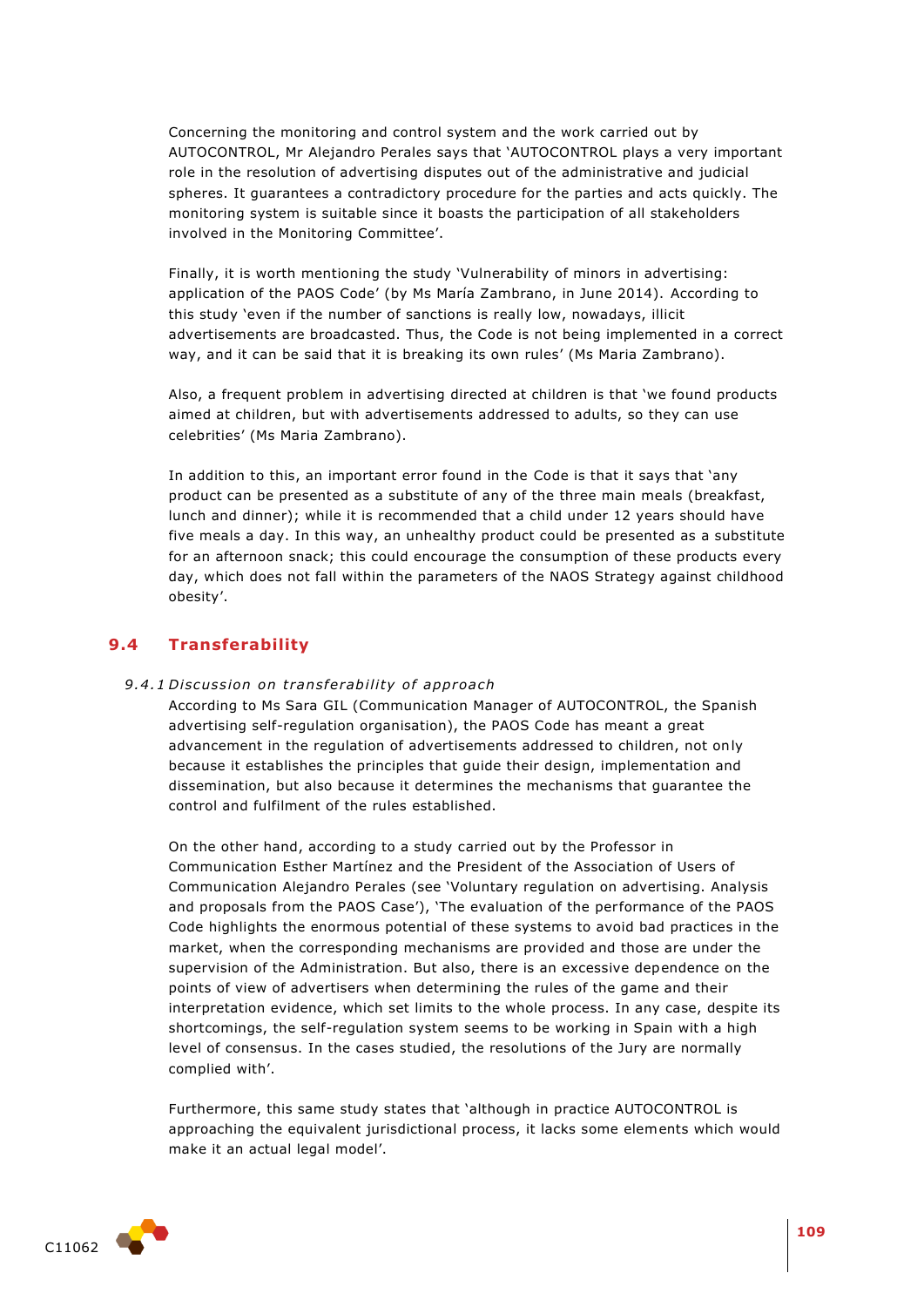Concerning the monitoring and control system and the work carried out by AUTOCONTROL, Mr Alejandro Perales says that 'AUTOCONTROL plays a very important role in the resolution of advertising disputes out of the administrative and judicial spheres. It guarantees a contradictory procedure for the parties and acts quickly. The monitoring system is suitable since it boasts the participation of all stakeholders involved in the Monitoring Committee'.

Finally, it is worth mentioning the study 'Vulnerability of minors in advertising: application of the PAOS Code' (by Ms María Zambrano, in June 2014). According to this study 'even if the number of sanctions is really low, nowadays, illicit advertisements are broadcasted. Thus, the Code is not being implemented in a correct way, and it can be said that it is breaking its own rules' (Ms Maria Zambrano).

Also, a frequent problem in advertising directed at children is that 'we found products aimed at children, but with advertisements addressed to adults, so they can use celebrities' (Ms Maria Zambrano).

In addition to this, an important error found in the Code is that it says that 'any product can be presented as a substitute of any of the three main meals (breakfast, lunch and dinner); while it is recommended that a child under 12 years should have five meals a day. In this way, an unhealthy product could be presented as a substitute for an afternoon snack; this could encourage the consumption of these products every day, which does not fall within the parameters of the NAOS Strategy against childhood obesity'.

## 9.4 Transferability

### *9.4.1 Discussion on transferability of approach*

According to Ms Sara GIL (Communication Manager of AUTOCONTROL, the Spanish advertising self-regulation organisation), the PAOS Code has meant a great advancement in the regulation of advertisements addressed to children, not only because it establishes the principles that guide their design, implementation and dissemination, but also because it determines the mechanisms that guarantee the control and fulfilment of the rules established.

On the other hand, according to a study carried out by the Professor in Communication Esther Martínez and the President of the Association of Users of Communication Alejandro Perales (see 'Voluntary regulation on advertising. Analysis and proposals from the PAOS Case'), 'The evaluation of the performance of the PAOS Code highlights the enormous potential of these systems to avoid bad practices in the market, when the corresponding mechanisms are provided and those are under the supervision of the Administration. But also, there is an excessive dependence on the points of view of advertisers when determining the rules of the game and their interpretation evidence, which set limits to the whole process. In any case, despite its shortcomings, the self-regulation system seems to be working in Spain with a high level of consensus. In the cases studied, the resolutions of the Jury are normally complied with'.

Furthermore, this same study states that 'although in practice AUTOCONTROL is approaching the equivalent jurisdictional process, it lacks some elements which would make it an actual legal model'.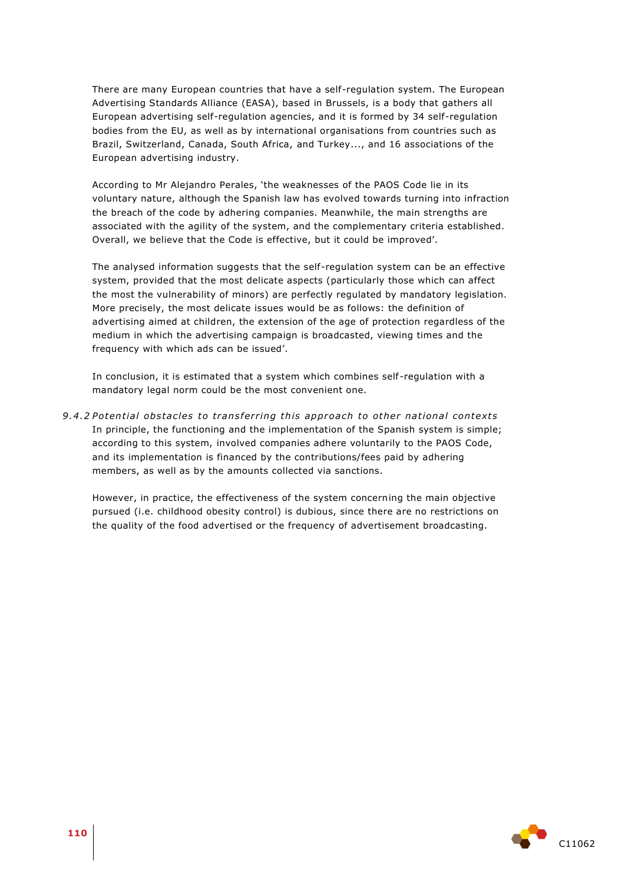There are many European countries that have a self-regulation system. The European Advertising Standards Alliance (EASA), based in Brussels, is a body that gathers all European advertising self-regulation agencies, and it is formed by 34 self-regulation bodies from the EU, as well as by international organisations from countries such as Brazil, Switzerland, Canada, South Africa, and Turkey..., and 16 associations of the European advertising industry.

According to Mr Alejandro Perales, 'the weaknesses of the PAOS Code lie in its voluntary nature, although the Spanish law has evolved towards turning into infraction the breach of the code by adhering companies. Meanwhile, the main strengths are associated with the agility of the system, and the complementary criteria established. Overall, we believe that the Code is effective, but it could be improved'.

The analysed information suggests that the self-regulation system can be an effective system, provided that the most delicate aspects (particularly those which can affect the most the vulnerability of minors) are perfectly regulated by mandatory legislation. More precisely, the most delicate issues would be as follows: the definition of advertising aimed at children, the extension of the age of protection regardless of the medium in which the advertising campaign is broadcasted, viewing times and the frequency with which ads can be issued'.

In conclusion, it is estimated that a system which combines self-regulation with a mandatory legal norm could be the most convenient one.

#### *9.4.2 Potential obstacles to transferring this approach to other national contexts*

In principle, the functioning and the implementation of the Spanish system is simple; according to this system, involved companies adhere voluntarily to the PAOS Code, and its implementation is financed by the contributions/fees paid by adhering members, as well as by the amounts collected via sanctions.

However, in practice, the effectiveness of the system concerning the main objective pursued (i.e. childhood obesity control) is dubious, since there are no restrictions on the quality of the food advertised or the frequency of advertisement broadcasting.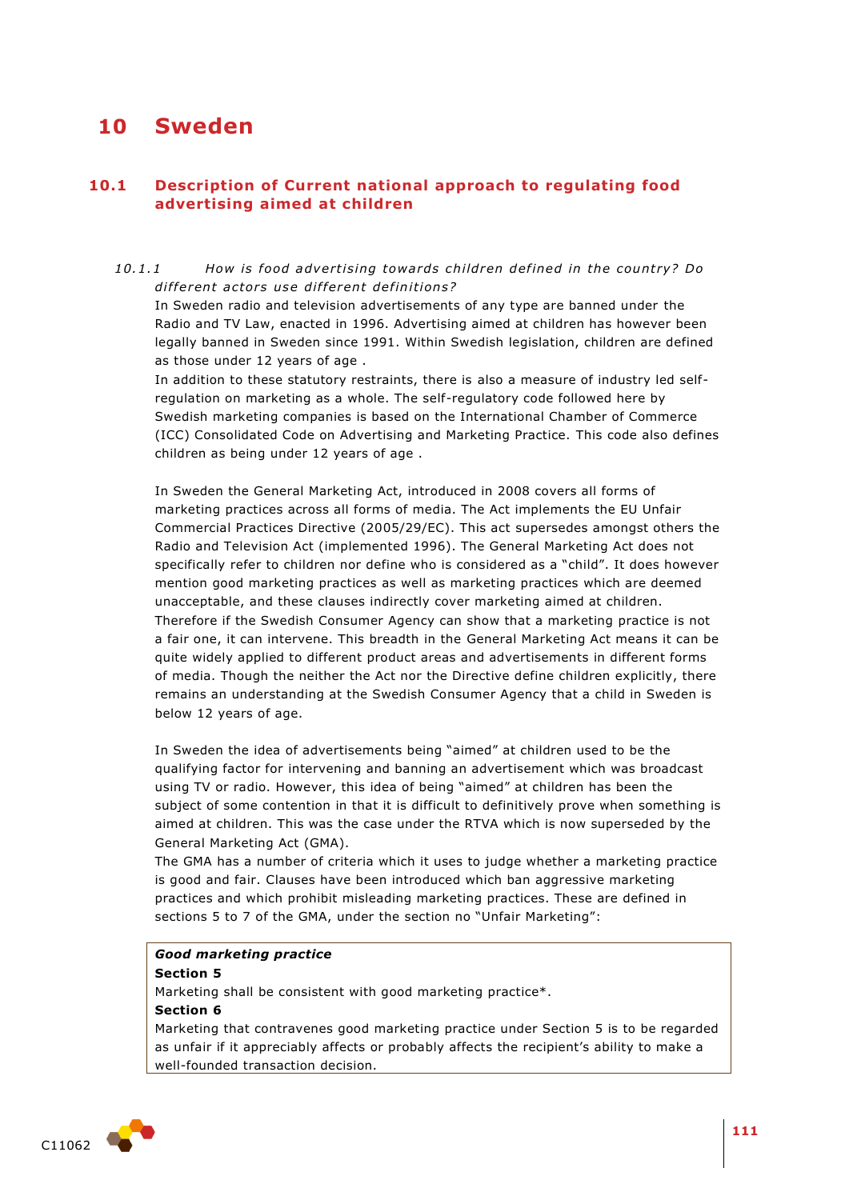# 10 Sweden

## 10.1 Description of Current national approach to regulating food advertising aimed at children

### 10.1.1 *How is food advertising towards children defined in the country? Do different actors use different definitions?*

In Sweden radio and television advertisements of any type are banned under the Radio and TV Law, enacted in 1996. Advertising aimed at children has however been legally banned in Sweden since 1991. Within Swedish legislation, children are defined as those under 12 years of age .

In addition to these statutory restraints, there is also a measure of industry led self-regulation on marketing as a whole. The self-regulatory code followed here by Swedish marketing companies is based on the International Chamber of Commerce (ICC) Consolidated Code on Advertising and Marketing Practice. This code also defines children as being under 12 years of age .

In Sweden the General Marketing Act, introduced in 2008 covers all forms of marketing practices across all forms of media. The Act implements the EU Unfair Commercial Practices Directive (2005/29/EC). This act supersedes amongst others the Radio and Television Act (implemented 1996). The General Marketing Act does not specifically refer to children nor define who is considered as a "child". It does however mention good marketing practices as well as marketing practices which are deemed unacceptable, and these clauses indirectly cover marketing aimed at children. Therefore if the Swedish Consumer Agency can show that a marketing practice is not a fair one, it can intervene. This breadth in the General Marketing Act means it can be quite widely applied to different product areas and advertisements in different forms of media. Though the neither the Act nor the Directive define children explicitly, there remains an understanding at the Swedish Consumer Agency that a child in Sweden is below 12 years of age.

In Sweden the idea of advertisements being "aimed" at children used to be the qualifying factor for intervening and banning an advertisement which was broadcast using TV or radio. However, this idea of being "aimed" at children has been the subject of some contention in that it is difficult to definitively prove when something is aimed at children. This was the case under the RTVA which is now superseded by the General Marketing Act (GMA).

The GMA has a number of criteria which it uses to judge whether a marketing practice is good and fair. Clauses have been introduced which ban aggressive marketing practices and which prohibit misleading marketing practices. These are defined in sections 5 to 7 of the GMA, under the section no "Unfair Marketing":

> ***Good marketing practice***
>
> **Section 5**
>
> Marketing shall be consistent with good marketing practice*.
>
> **Section 6**
>
> Marketing that contravenes good marketing practice under Section 5 is to be regarded as unfair if it appreciably affects or probably affects the recipient's ability to make a well-founded transaction decision.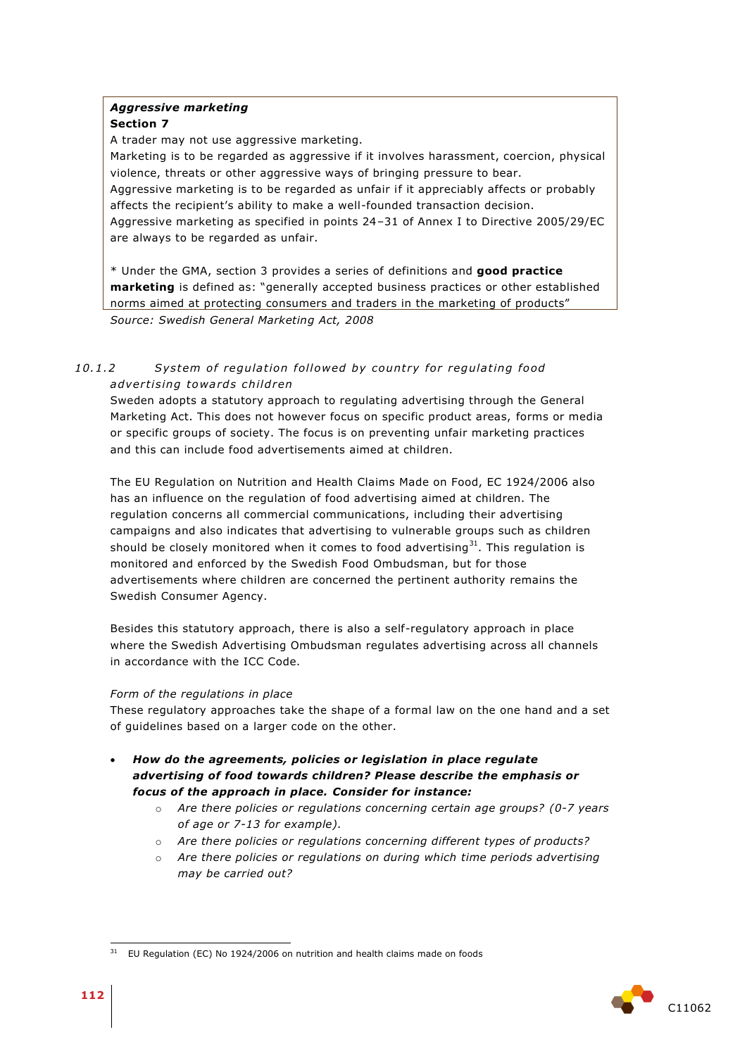**_Aggressive marketing_**
**Section 7**
A trader may not use aggressive marketing.
Marketing is to be regarded as aggressive if it involves harassment, coercion, physical violence, threats or other aggressive ways of bringing pressure to bear.
Aggressive marketing is to be regarded as unfair if it appreciably affects or probably affects the recipient's ability to make a well-founded transaction decision.
Aggressive marketing as specified in points 24–31 of Annex I to Directive 2005/29/EC are always to be regarded as unfair.

* Under the GMA, section 3 provides a series of definitions and **good practice marketing** is defined as: "generally accepted business practices or other established norms aimed at protecting consumers and traders in the marketing of products"

*Source: Swedish General Marketing Act, 2008*

### *10.1.2 System of regulation followed by country for regulating food advertising towards children*

Sweden adopts a statutory approach to regulating advertising through the General Marketing Act. This does not however focus on specific product areas, forms or media or specific groups of society. The focus is on preventing unfair marketing practices and this can include food advertisements aimed at children.

The EU Regulation on Nutrition and Health Claims Made on Food, EC 1924/2006 also has an influence on the regulation of food advertising aimed at children. The regulation concerns all commercial communications, including their advertising campaigns and also indicates that advertising to vulnerable groups such as children should be closely monitored when it comes to food advertising[31]. This regulation is monitored and enforced by the Swedish Food Ombudsman, but for those advertisements where children are concerned the pertinent authority remains the Swedish Consumer Agency.

Besides this statutory approach, there is also a self-regulatory approach in place where the Swedish Advertising Ombudsman regulates advertising across all channels in accordance with the ICC Code.

*Form of the regulations in place*

These regulatory approaches take the shape of a formal law on the one hand and a set of guidelines based on a larger code on the other.

- ***How do the agreements, policies or legislation in place regulate advertising of food towards children? Please describe the emphasis or focus of the approach in place. Consider for instance:***
    - *Are there policies or regulations concerning certain age groups? (0-7 years of age or 7-13 for example).*
    - *Are there policies or regulations concerning different types of products?*
    - *Are there policies or regulations on during which time periods advertising may be carried out?*

[31] EU Regulation (EC) No 1924/2006 on nutrition and health claims made on foods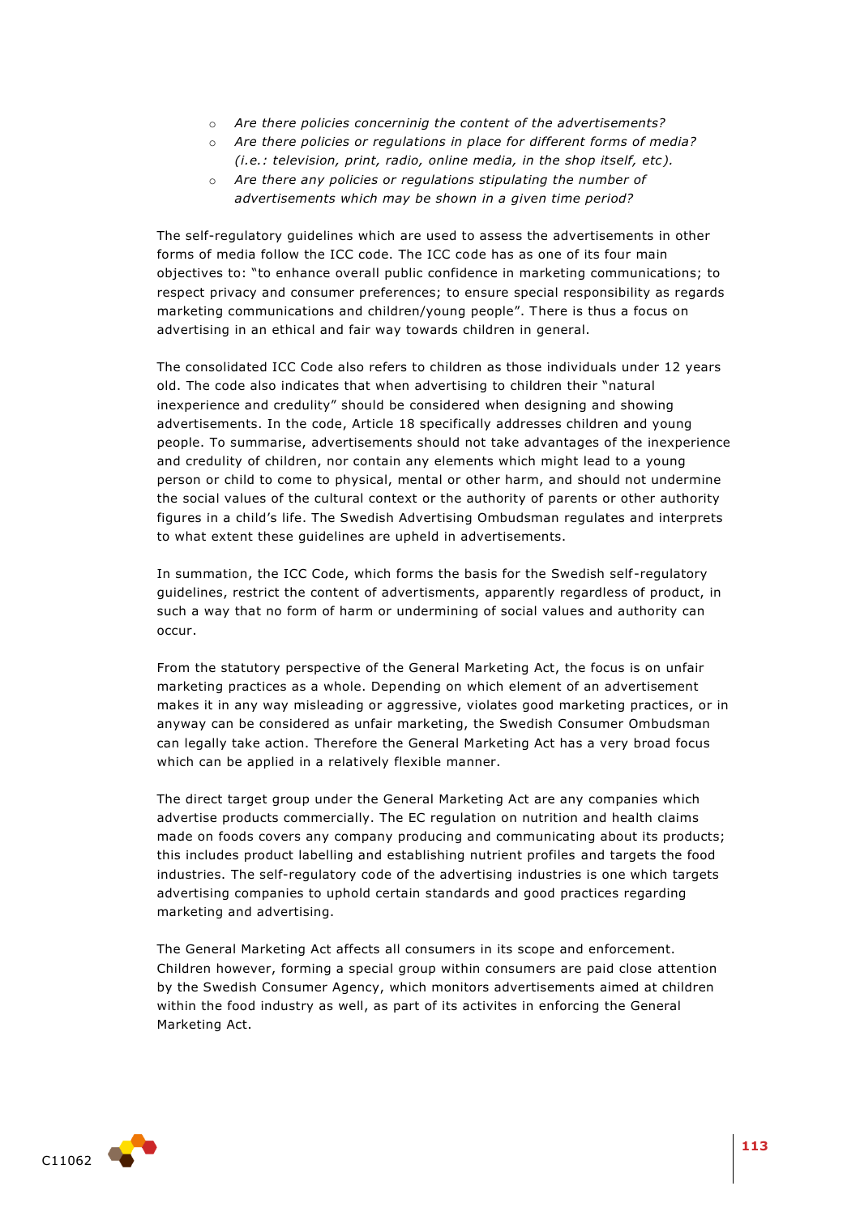- *Are there policies concerninig the content of the advertisements?*
- *Are there policies or regulations in place for different forms of media? (i.e.: television, print, radio, online media, in the shop itself, etc).*
- *Are there any policies or regulations stipulating the number of advertisements which may be shown in a given time period?*

The self-regulatory guidelines which are used to assess the advertisements in other forms of media follow the ICC code. The ICC code has as one of its four main objectives to: "to enhance overall public confidence in marketing communications; to respect privacy and consumer preferences; to ensure special responsibility as regards marketing communications and children/young people". There is thus a focus on advertising in an ethical and fair way towards children in general.

The consolidated ICC Code also refers to children as those individuals under 12 years old. The code also indicates that when advertising to children their "natural inexperience and credulity" should be considered when designing and showing advertisements. In the code, Article 18 specifically addresses children and young people. To summarise, advertisements should not take advantages of the inexperience and credulity of children, nor contain any elements which might lead to a young person or child to come to physical, mental or other harm, and should not undermine the social values of the cultural context or the authority of parents or other authority figures in a child's life. The Swedish Advertising Ombudsman regulates and interprets to what extent these guidelines are upheld in advertisements.

In summation, the ICC Code, which forms the basis for the Swedish self-regulatory guidelines, restrict the content of advertisments, apparently regardless of product, in such a way that no form of harm or undermining of social values and authority can occur.

From the statutory perspective of the General Marketing Act, the focus is on unfair marketing practices as a whole. Depending on which element of an advertisement makes it in any way misleading or aggressive, violates good marketing practices, or in anyway can be considered as unfair marketing, the Swedish Consumer Ombudsman can legally take action. Therefore the General Marketing Act has a very broad focus which can be applied in a relatively flexible manner.

The direct target group under the General Marketing Act are any companies which advertise products commercially. The EC regulation on nutrition and health claims made on foods covers any company producing and communicating about its products; this includes product labelling and establishing nutrient profiles and targets the food industries. The self-regulatory code of the advertising industries is one which targets advertising companies to uphold certain standards and good practices regarding marketing and advertising.

The General Marketing Act affects all consumers in its scope and enforcement. Children however, forming a special group within consumers are paid close attention by the Swedish Consumer Agency, which monitors advertisements aimed at children within the food industry as well, as part of its activites in enforcing the General Marketing Act.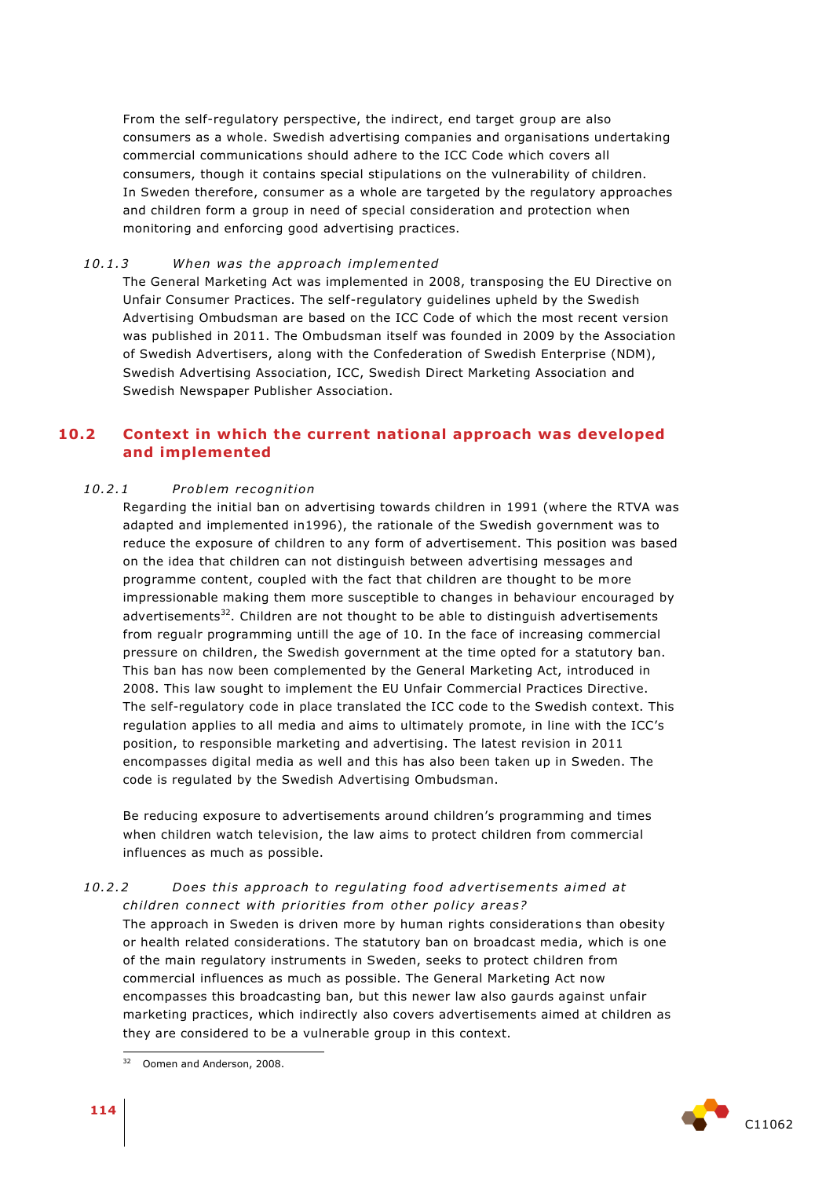From the self-regulatory perspective, the indirect, end target group are also consumers as a whole. Swedish advertising companies and organisations undertaking commercial communications should adhere to the ICC Code which covers all consumers, though it contains special stipulations on the vulnerability of children. In Sweden therefore, consumer as a whole are targeted by the regulatory approaches and children form a group in need of special consideration and protection when monitoring and enforcing good advertising practices.

#### *10.1.3 When was the approach implemented*

The General Marketing Act was implemented in 2008, transposing the EU Directive on Unfair Consumer Practices. The self-regulatory guidelines upheld by the Swedish Advertising Ombudsman are based on the ICC Code of which the most recent version was published in 2011. The Ombudsman itself was founded in 2009 by the Association of Swedish Advertisers, along with the Confederation of Swedish Enterprise (NDM), Swedish Advertising Association, ICC, Swedish Direct Marketing Association and Swedish Newspaper Publisher Association.

## 10.2 Context in which the current national approach was developed and implemented

#### *10.2.1 Problem recognition*

Regarding the initial ban on advertising towards children in 1991 (where the RTVA was adapted and implemented in1996), the rationale of the Swedish government was to reduce the exposure of children to any form of advertisement. This position was based on the idea that children can not distinguish between advertising messages and programme content, coupled with the fact that children are thought to be more impressionable making them more susceptible to changes in behaviour encouraged by advertisements[32]. Children are not thought to be able to distinguish advertisements from regualr programming untill the age of 10. In the face of increasing commercial pressure on children, the Swedish government at the time opted for a statutory ban. This ban has now been complemented by the General Marketing Act, introduced in 2008. This law sought to implement the EU Unfair Commercial Practices Directive. The self-regulatory code in place translated the ICC code to the Swedish context. This regulation applies to all media and aims to ultimately promote, in line with the ICC's position, to responsible marketing and advertising. The latest revision in 2011 encompasses digital media as well and this has also been taken up in Sweden. The code is regulated by the Swedish Advertising Ombudsman.

Be reducing exposure to advertisements around children's programming and times when children watch television, the law aims to protect children from commercial influences as much as possible.

#### *10.2.2 Does this approach to regulating food advertisements aimed at children connect with priorities from other policy areas?*

The approach in Sweden is driven more by human rights considerations than obesity or health related considerations. The statutory ban on broadcast media, which is one of the main regulatory instruments in Sweden, seeks to protect children from commercial influences as much as possible. The General Marketing Act now encompasses this broadcasting ban, but this newer law also gaurds against unfair marketing practices, which indirectly also covers advertisements aimed at children as they are considered to be a vulnerable group in this context.

[32] Oomen and Anderson, 2008.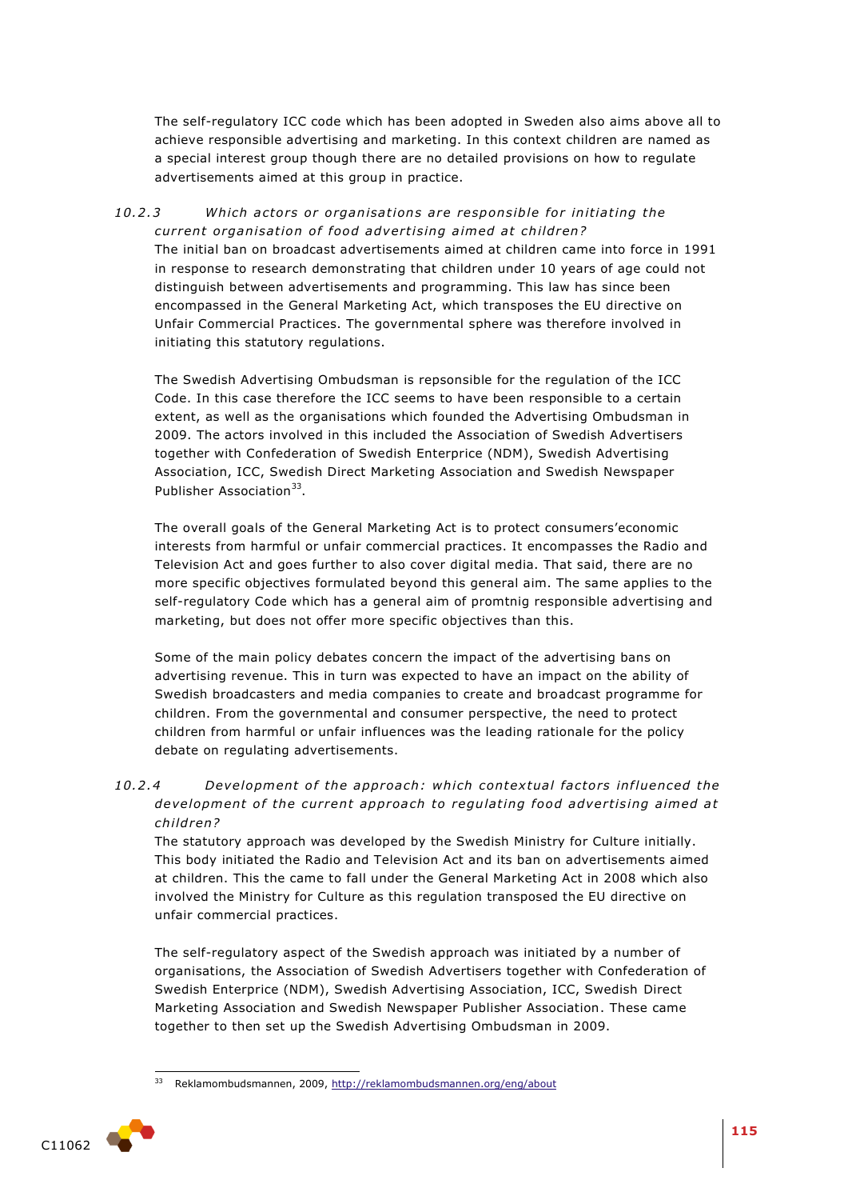The self-regulatory ICC code which has been adopted in Sweden also aims above all to achieve responsible advertising and marketing. In this context children are named as a special interest group though there are no detailed provisions on how to regulate advertisements aimed at this group in practice.

### *10.2.3 Which actors or organisations are responsible for initiating the current organisation of food advertising aimed at children?*

The initial ban on broadcast advertisements aimed at children came into force in 1991 in response to research demonstrating that children under 10 years of age could not distinguish between advertisements and programming. This law has since been encompassed in the General Marketing Act, which transposes the EU directive on Unfair Commercial Practices. The governmental sphere was therefore involved in initiating this statutory regulations.

The Swedish Advertising Ombudsman is repsonsible for the regulation of the ICC Code. In this case therefore the ICC seems to have been responsible to a certain extent, as well as the organisations which founded the Advertising Ombudsman in 2009. The actors involved in this included the Association of Swedish Advertisers together with Confederation of Swedish Enterprice (NDM), Swedish Advertising Association, ICC, Swedish Direct Marketing Association and Swedish Newspaper Publisher Association[33].

The overall goals of the General Marketing Act is to protect consumers'economic interests from harmful or unfair commercial practices. It encompasses the Radio and Television Act and goes further to also cover digital media. That said, there are no more specific objectives formulated beyond this general aim. The same applies to the self-regulatory Code which has a general aim of promtnig responsible advertising and marketing, but does not offer more specific objectives than this.

Some of the main policy debates concern the impact of the advertising bans on advertising revenue. This in turn was expected to have an impact on the ability of Swedish broadcasters and media companies to create and broadcast programme for children. From the governmental and consumer perspective, the need to protect children from harmful or unfair influences was the leading rationale for the policy debate on regulating advertisements.

### *10.2.4 Development of the approach: which contextual factors influenced the development of the current approach to regulating food advertising aimed at children?*

The statutory approach was developed by the Swedish Ministry for Culture initially. This body initiated the Radio and Television Act and its ban on advertisements aimed at children. This the came to fall under the General Marketing Act in 2008 which also involved the Ministry for Culture as this regulation transposed the EU directive on unfair commercial practices.

The self-regulatory aspect of the Swedish approach was initiated by a number of organisations, the Association of Swedish Advertisers together with Confederation of Swedish Enterprice (NDM), Swedish Advertising Association, ICC, Swedish Direct Marketing Association and Swedish Newspaper Publisher Association. These came together to then set up the Swedish Advertising Ombudsman in 2009.

---

[33] Reklamombudsmannen, 2009, http://reklamombudsmannen.org/eng/about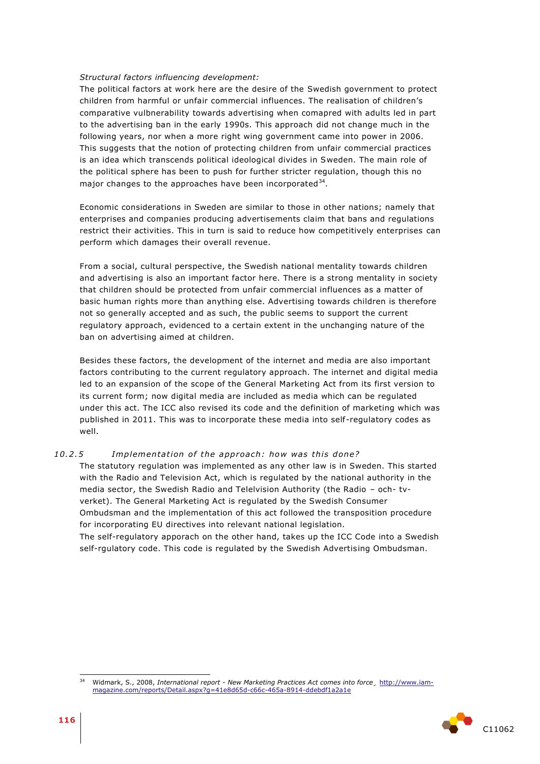*Structural factors influencing development:*

The political factors at work here are the desire of the Swedish government to protect children from harmful or unfair commercial influences. The realisation of children's comparative vulbnerability towards advertising when comapred with adults led in part to the advertising ban in the early 1990s. This approach did not change much in the following years, nor when a more right wing government came into power in 2006. This suggests that the notion of protecting children from unfair commercial practices is an idea which transcends political ideological divides in Sweden. The main role of the political sphere has been to push for further stricter regulation, though this no major changes to the approaches have been incorporated[34].

Economic considerations in Sweden are similar to those in other nations; namely that enterprises and companies producing advertisements claim that bans and regulations restrict their activities. This in turn is said to reduce how competitively enterprises can perform which damages their overall revenue.

From a social, cultural perspective, the Swedish national mentality towards children and advertising is also an important factor here. There is a strong mentality in society that children should be protected from unfair commercial influences as a matter of basic human rights more than anything else. Advertising towards children is therefore not so generally accepted and as such, the public seems to support the current regulatory approach, evidenced to a certain extent in the unchanging nature of the ban on advertising aimed at children.

Besides these factors, the development of the internet and media are also important factors contributing to the current regulatory approach. The internet and digital media led to an expansion of the scope of the General Marketing Act from its first version to its current form; now digital media are included as media which can be regulated under this act. The ICC also revised its code and the definition of marketing which was published in 2011. This was to incorporate these media into self-regulatory codes as well.

### 10.2.5 *Implementation of the approach: how was this done?*

The statutory regulation was implemented as any other law is in Sweden. This started with the Radio and Television Act, which is regulated by the national authority in the media sector, the Swedish Radio and Telelvision Authority (the Radio – och- tv-verket). The General Marketing Act is regulated by the Swedish Consumer Ombudsman and the implementation of this act followed the transposition procedure for incorporating EU directives into relevant national legislation.

The self-regulatory apporach on the other hand, takes up the ICC Code into a Swedish self-rgulatory code. This code is regulated by the Swedish Advertising Ombudsman.

---

[34] Widmark, S., 2008, *International report - New Marketing Practices Act comes into force*¸ http://www.iam-magazine.com/reports/Detail.aspx?g=41e8d65d-c66c-465a-8914-ddebdf1a2a1e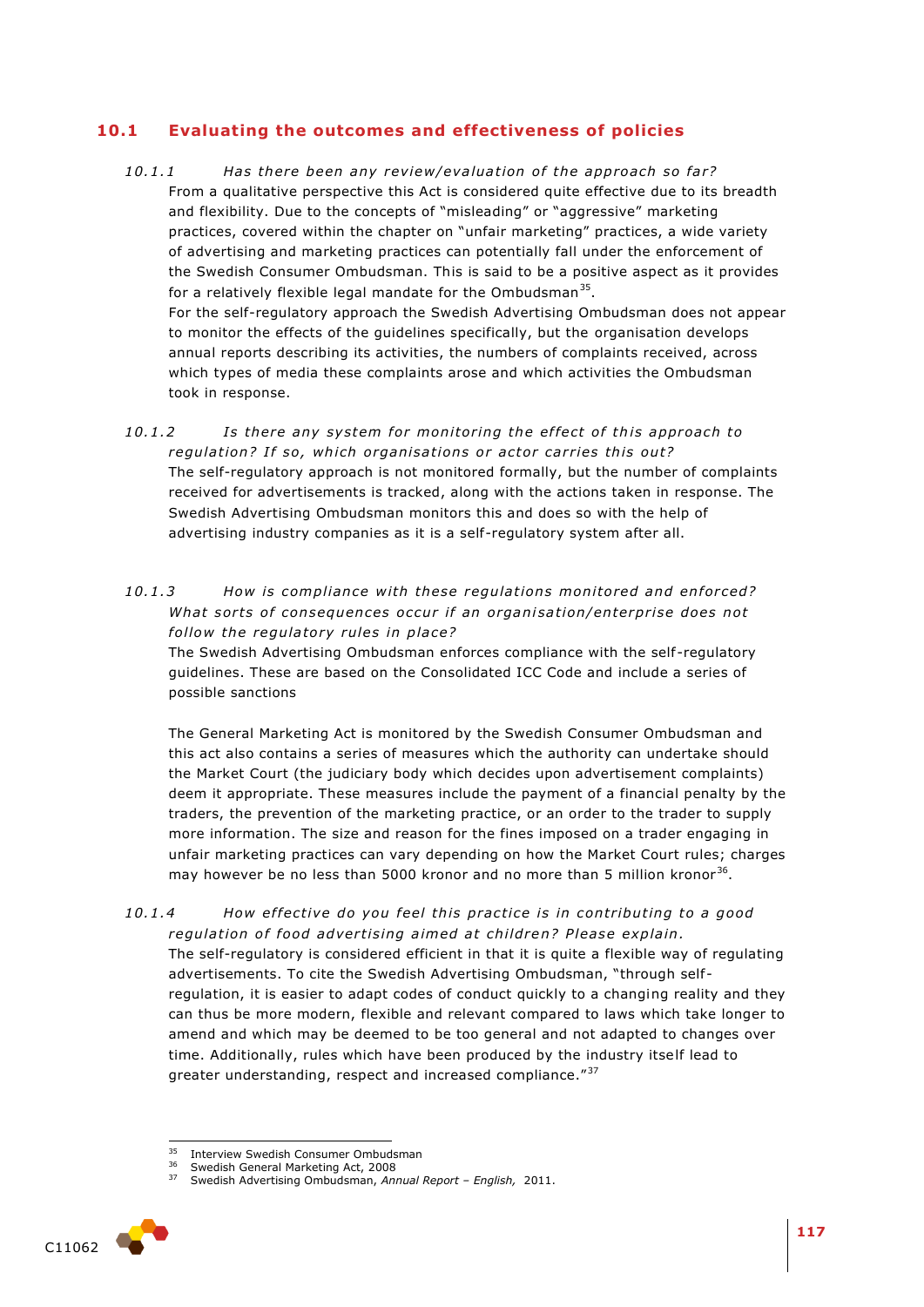## 10.1 Evaluating the outcomes and effectiveness of policies

*10.1.1 Has there been any review/evaluation of the approach so far?*

From a qualitative perspective this Act is considered quite effective due to its breadth and flexibility. Due to the concepts of "misleading" or "aggressive" marketing practices, covered within the chapter on "unfair marketing" practices, a wide variety of advertising and marketing practices can potentially fall under the enforcement of the Swedish Consumer Ombudsman. This is said to be a positive aspect as it provides for a relatively flexible legal mandate for the Ombudsman[35].

For the self-regulatory approach the Swedish Advertising Ombudsman does not appear to monitor the effects of the guidelines specifically, but the organisation develops annual reports describing its activities, the numbers of complaints received, across which types of media these complaints arose and which activities the Ombudsman took in response.

*10.1.2 Is there any system for monitoring the effect of this approach to regulation? If so, which organisations or actor carries this out?*

The self-regulatory approach is not monitored formally, but the number of complaints received for advertisements is tracked, along with the actions taken in response. The Swedish Advertising Ombudsman monitors this and does so with the help of advertising industry companies as it is a self-regulatory system after all.

*10.1.3 How is compliance with these regulations monitored and enforced? What sorts of consequences occur if an organisation/enterprise does not follow the regulatory rules in place?*

The Swedish Advertising Ombudsman enforces compliance with the self-regulatory guidelines. These are based on the Consolidated ICC Code and include a series of possible sanctions

The General Marketing Act is monitored by the Swedish Consumer Ombudsman and this act also contains a series of measures which the authority can undertake should the Market Court (the judiciary body which decides upon advertisement complaints) deem it appropriate. These measures include the payment of a financial penalty by the traders, the prevention of the marketing practice, or an order to the trader to supply more information. The size and reason for the fines imposed on a trader engaging in unfair marketing practices can vary depending on how the Market Court rules; charges may however be no less than 5000 kronor and no more than 5 million kronor[36].

*10.1.4 How effective do you feel this practice is in contributing to a good regulation of food advertising aimed at children? Please explain.*

The self-regulatory is considered efficient in that it is quite a flexible way of regulating advertisements. To cite the Swedish Advertising Ombudsman, "through self-regulation, it is easier to adapt codes of conduct quickly to a changing reality and they can thus be more modern, flexible and relevant compared to laws which take longer to amend and which may be deemed to be too general and not adapted to changes over time. Additionally, rules which have been produced by the industry itself lead to greater understanding, respect and increased compliance."[37]

---

[35] Interview Swedish Consumer Ombudsman

[36] Swedish General Marketing Act, 2008

[37] Swedish Advertising Ombudsman, *Annual Report – English*, 2011.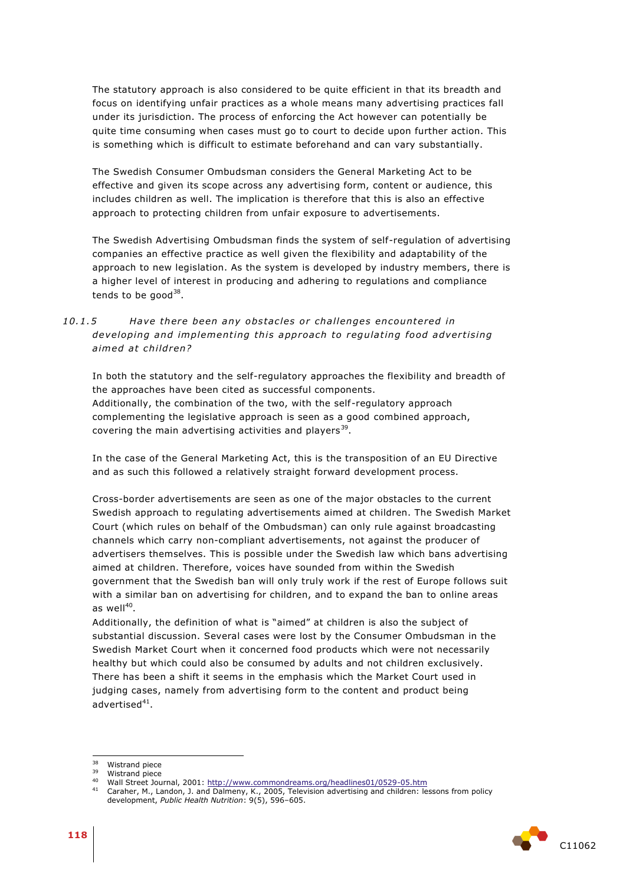The statutory approach is also considered to be quite efficient in that its breadth and focus on identifying unfair practices as a whole means many advertising practices fall under its jurisdiction. The process of enforcing the Act however can potentially be quite time consuming when cases must go to court to decide upon further action. This is something which is difficult to estimate beforehand and can vary substantially.

The Swedish Consumer Ombudsman considers the General Marketing Act to be effective and given its scope across any advertising form, content or audience, this includes children as well. The implication is therefore that this is also an effective approach to protecting children from unfair exposure to advertisements.

The Swedish Advertising Ombudsman finds the system of self-regulation of advertising companies an effective practice as well given the flexibility and adaptability of the approach to new legislation. As the system is developed by industry members, there is a higher level of interest in producing and adhering to regulations and compliance tends to be good[38].

### *10.1.5 Have there been any obstacles or challenges encountered in developing and implementing this approach to regulating food advertising aimed at children?*

In both the statutory and the self-regulatory approaches the flexibility and breadth of the approaches have been cited as successful components.
Additionally, the combination of the two, with the self-regulatory approach complementing the legislative approach is seen as a good combined approach, covering the main advertising activities and players[39].

In the case of the General Marketing Act, this is the transposition of an EU Directive and as such this followed a relatively straight forward development process.

Cross-border advertisements are seen as one of the major obstacles to the current Swedish approach to regulating advertisements aimed at children. The Swedish Market Court (which rules on behalf of the Ombudsman) can only rule against broadcasting channels which carry non-compliant advertisements, not against the producer of advertisers themselves. This is possible under the Swedish law which bans advertising aimed at children. Therefore, voices have sounded from within the Swedish government that the Swedish ban will only truly work if the rest of Europe follows suit with a similar ban on advertising for children, and to expand the ban to online areas as well[40].
Additionally, the definition of what is "aimed" at children is also the subject of substantial discussion. Several cases were lost by the Consumer Ombudsman in the Swedish Market Court when it concerned food products which were not necessarily healthy but which could also be consumed by adults and not children exclusively. There has been a shift it seems in the emphasis which the Market Court used in judging cases, namely from advertising form to the content and product being advertised[41].

---

[38] Wistrand piece

[39] Wistrand piece

[40] Wall Street Journal, 2001: http://www.commondreams.org/headlines01/0529-05.htm

[41] Caraher, M., Landon, J. and Dalmeny, K., 2005, Television advertising and children: lessons from policy development, *Public Health Nutrition*: 9(5), 596–605.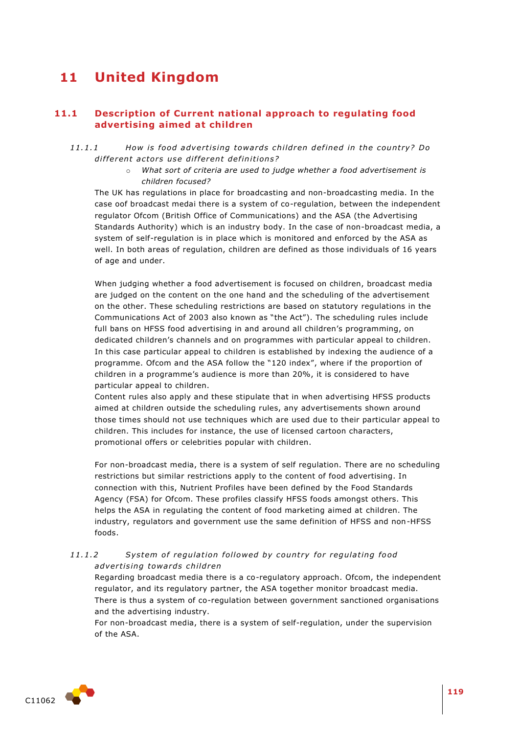# 11 United Kingdom

## 11.1 Description of Current national approach to regulating food advertising aimed at children

### *11.1.1 How is food advertising towards children defined in the country? Do different actors use different definitions?*

- *What sort of criteria are used to judge whether a food advertisement is children focused?*

The UK has regulations in place for broadcasting and non-broadcasting media. In the case oof broadcast medai there is a system of co-regulation, between the independent regulator Ofcom (British Office of Communications) and the ASA (the Advertising Standards Authority) which is an industry body. In the case of non-broadcast media, a system of self-regulation is in place which is monitored and enforced by the ASA as well. In both areas of regulation, children are defined as those individuals of 16 years of age and under.

When judging whether a food advertisement is focused on children, broadcast media are judged on the content on the one hand and the scheduling of the advertisement on the other. These scheduling restrictions are based on statutory regulations in the Communications Act of 2003 also known as "the Act"). The scheduling rules include full bans on HFSS food advertising in and around all children's programming, on dedicated children's channels and on programmes with particular appeal to children. In this case particular appeal to children is established by indexing the audience of a programme. Ofcom and the ASA follow the "120 index", where if the proportion of children in a programme's audience is more than 20%, it is considered to have particular appeal to children.

Content rules also apply and these stipulate that in when advertising HFSS products aimed at children outside the scheduling rules, any advertisements shown around those times should not use techniques which are used due to their particular appeal to children. This includes for instance, the use of licensed cartoon characters, promotional offers or celebrities popular with children.

For non-broadcast media, there is a system of self regulation. There are no scheduling restrictions but similar restrictions apply to the content of food advertising. In connection with this, Nutrient Profiles have been defined by the Food Standards Agency (FSA) for Ofcom. These profiles classify HFSS foods amongst others. This helps the ASA in regulating the content of food marketing aimed at children. The industry, regulators and government use the same definition of HFSS and non-HFSS foods.

### *11.1.2 System of regulation followed by country for regulating food advertising towards children*

Regarding broadcast media there is a co-regulatory approach. Ofcom, the independent regulator, and its regulatory partner, the ASA together monitor broadcast media. There is thus a system of co-regulation between government sanctioned organisations and the advertising industry.

For non-broadcast media, there is a system of self-regulation, under the supervision of the ASA.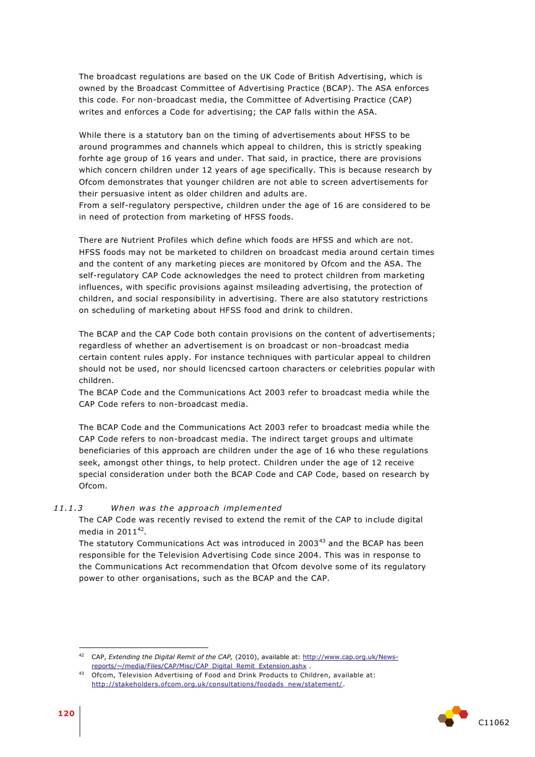The broadcast regulations are based on the UK Code of British Advertising, which is owned by the Broadcast Committee of Advertising Practice (BCAP). The ASA enforces this code. For non-broadcast media, the Committee of Advertising Practice (CAP) writes and enforces a Code for advertising; the CAP falls within the ASA.

While there is a statutory ban on the timing of advertisements about HFSS to be around programmes and channels which appeal to children, this is strictly speaking forhte age group of 16 years and under. That said, in practice, there are provisions which concern children under 12 years of age specifically. This is because research by Ofcom demonstrates that younger children are not able to screen advertisements for their persuasive intent as older children and adults are.
From a self-regulatory perspective, children under the age of 16 are considered to be in need of protection from marketing of HFSS foods.

There are Nutrient Profiles which define which foods are HFSS and which are not. HFSS foods may not be marketed to children on broadcast media around certain times and the content of any marketing pieces are monitored by Ofcom and the ASA. The self-regulatory CAP Code acknowledges the need to protect children from marketing influences, with specific provisions against msileading advertising, the protection of children, and social responsibility in advertising. There are also statutory restrictions on scheduling of marketing about HFSS food and drink to children.

The BCAP and the CAP Code both contain provisions on the content of advertisements; regardless of whether an advertisement is on broadcast or non-broadcast media certain content rules apply. For instance techniques with particular appeal to children should not be used, nor should licencsed cartoon characters or celebrities popular with children.
The BCAP Code and the Communications Act 2003 refer to broadcast media while the CAP Code refers to non-broadcast media.

The BCAP Code and the Communications Act 2003 refer to broadcast media while the CAP Code refers to non-broadcast media. The indirect target groups and ultimate beneficiaries of this approach are children under the age of 16 who these regulations seek, amongst other things, to help protect. Children under the age of 12 receive special consideration under both the BCAP Code and CAP Code, based on research by Ofcom.

#### *11.1.3 When was the approach implemented*

The CAP Code was recently revised to extend the remit of the CAP to include digital media in 2011[42].
The statutory Communications Act was introduced in 2003[43] and the BCAP has been responsible for the Television Advertising Code since 2004. This was in response to the Communications Act recommendation that Ofcom devolve some of its regulatory power to other organisations, such as the BCAP and the CAP.

---

[42] CAP, *Extending the Digital Remit of the CAP,* (2010), available at: http://www.cap.org.uk/News-reports/~/media/Files/CAP/Misc/CAP_Digital_Remit_Extension.ashx .

[43] Ofcom, Television Advertising of Food and Drink Products to Children, available at: http://stakeholders.ofcom.org.uk/consultations/foodads_new/statement/.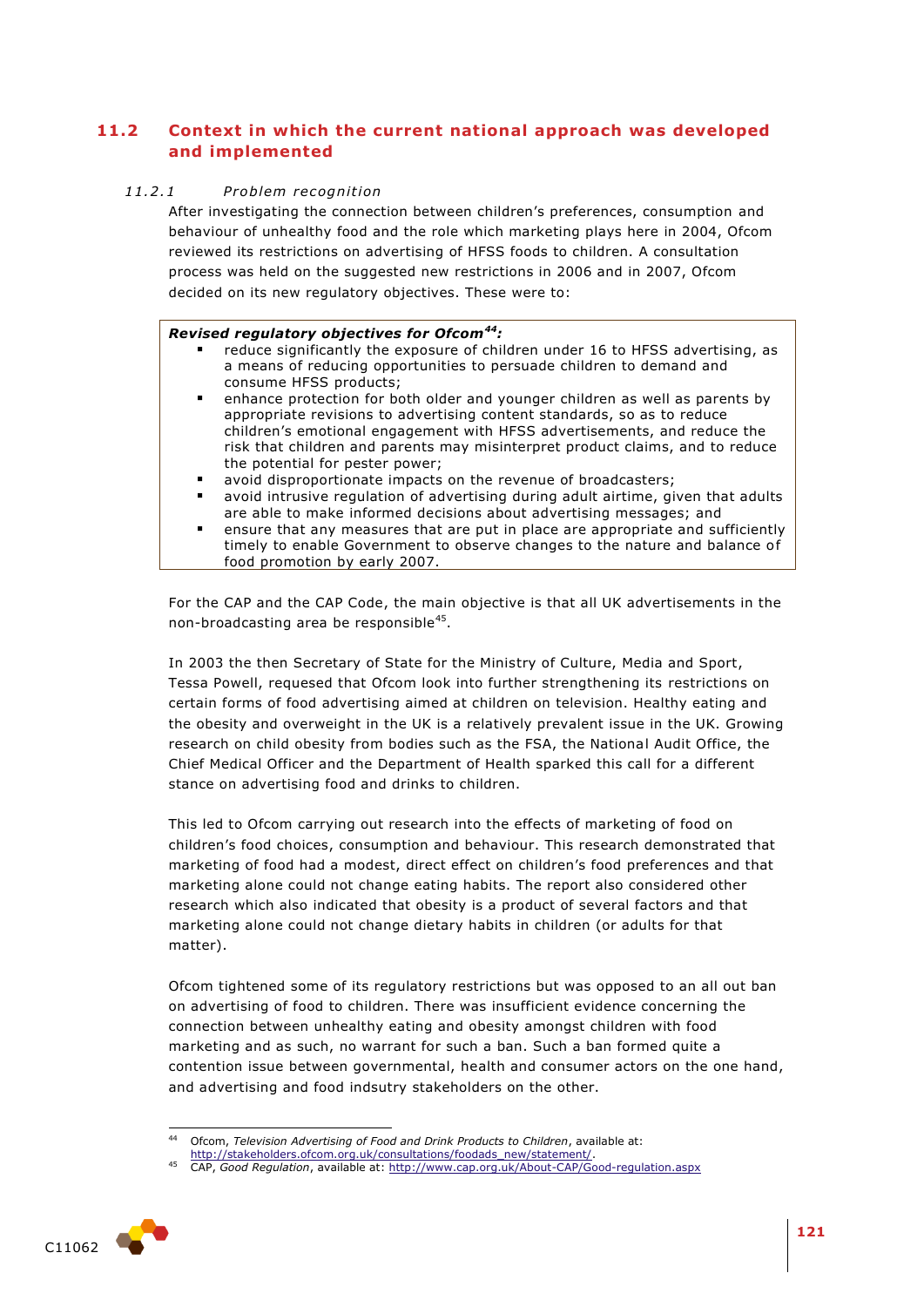## 11.2 Context in which the current national approach was developed and implemented

### *11.2.1 Problem recognition*

After investigating the connection between children's preferences, consumption and behaviour of unhealthy food and the role which marketing plays here in 2004, Ofcom reviewed its restrictions on advertising of HFSS foods to children. A consultation process was held on the suggested new restrictions in 2006 and in 2007, Ofcom decided on its new regulatory objectives. These were to:

> ***Revised regulatory objectives for Ofcom[44]:***
>
> - reduce significantly the exposure of children under 16 to HFSS advertising, as a means of reducing opportunities to persuade children to demand and consume HFSS products;
> - enhance protection for both older and younger children as well as parents by appropriate revisions to advertising content standards, so as to reduce children's emotional engagement with HFSS advertisements, and reduce the risk that children and parents may misinterpret product claims, and to reduce the potential for pester power;
> - avoid disproportionate impacts on the revenue of broadcasters;
> - avoid intrusive regulation of advertising during adult airtime, given that adults are able to make informed decisions about advertising messages; and
> - ensure that any measures that are put in place are appropriate and sufficiently timely to enable Government to observe changes to the nature and balance of food promotion by early 2007.

For the CAP and the CAP Code, the main objective is that all UK advertisements in the non-broadcasting area be responsible[45].

In 2003 the then Secretary of State for the Ministry of Culture, Media and Sport, Tessa Powell, requesed that Ofcom look into further strengthening its restrictions on certain forms of food advertising aimed at children on television. Healthy eating and the obesity and overweight in the UK is a relatively prevalent issue in the UK. Growing research on child obesity from bodies such as the FSA, the National Audit Office, the Chief Medical Officer and the Department of Health sparked this call for a different stance on advertising food and drinks to children.

This led to Ofcom carrying out research into the effects of marketing of food on children's food choices, consumption and behaviour. This research demonstrated that marketing of food had a modest, direct effect on children's food preferences and that marketing alone could not change eating habits. The report also considered other research which also indicated that obesity is a product of several factors and that marketing alone could not change dietary habits in children (or adults for that matter).

Ofcom tightened some of its regulatory restrictions but was opposed to an all out ban on advertising of food to children. There was insufficient evidence concerning the connection between unhealthy eating and obesity amongst children with food marketing and as such, no warrant for such a ban. Such a ban formed quite a contention issue between governmental, health and consumer actors on the one hand, and advertising and food indsutry stakeholders on the other.

---

[44] Ofcom, *Television Advertising of Food and Drink Products to Children*, available at: http://stakeholders.ofcom.org.uk/consultations/foodads_new/statement/.

[45] CAP, *Good Regulation*, available at: http://www.cap.org.uk/About-CAP/Good-regulation.aspx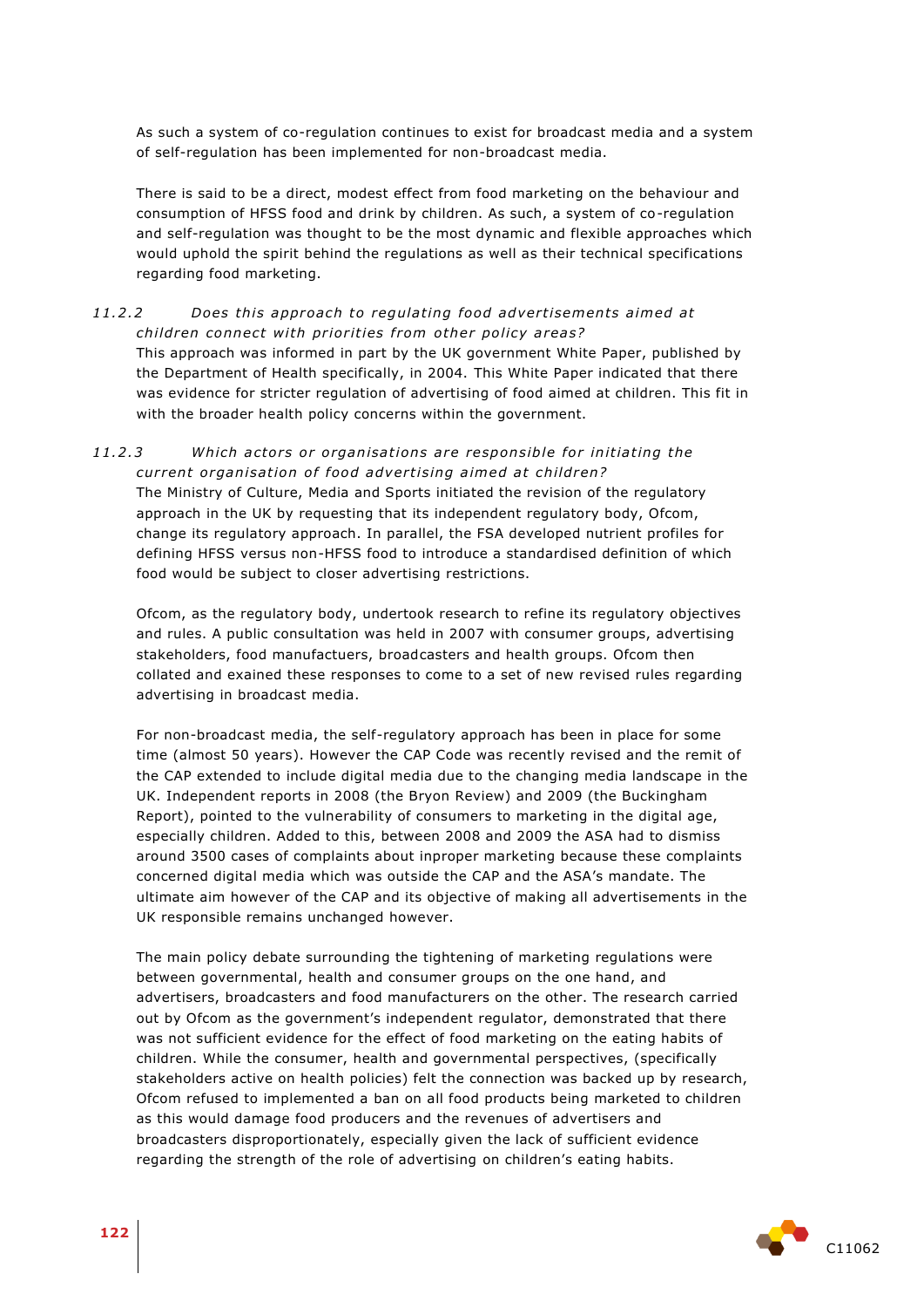As such a system of co-regulation continues to exist for broadcast media and a system of self-regulation has been implemented for non-broadcast media.

There is said to be a direct, modest effect from food marketing on the behaviour and consumption of HFSS food and drink by children. As such, a system of co-regulation and self-regulation was thought to be the most dynamic and flexible approaches which would uphold the spirit behind the regulations as well as their technical specifications regarding food marketing.

#### *11.2.2 Does this approach to regulating food advertisements aimed at children connect with priorities from other policy areas?*

This approach was informed in part by the UK government White Paper, published by the Department of Health specifically, in 2004. This White Paper indicated that there was evidence for stricter regulation of advertising of food aimed at children. This fit in with the broader health policy concerns within the government.

#### *11.2.3 Which actors or organisations are responsible for initiating the current organisation of food advertising aimed at children?*

The Ministry of Culture, Media and Sports initiated the revision of the regulatory approach in the UK by requesting that its independent regulatory body, Ofcom, change its regulatory approach. In parallel, the FSA developed nutrient profiles for defining HFSS versus non-HFSS food to introduce a standardised definition of which food would be subject to closer advertising restrictions.

Ofcom, as the regulatory body, undertook research to refine its regulatory objectives and rules. A public consultation was held in 2007 with consumer groups, advertising stakeholders, food manufactuers, broadcasters and health groups. Ofcom then collated and exained these responses to come to a set of new revised rules regarding advertising in broadcast media.

For non-broadcast media, the self-regulatory approach has been in place for some time (almost 50 years). However the CAP Code was recently revised and the remit of the CAP extended to include digital media due to the changing media landscape in the UK. Independent reports in 2008 (the Bryon Review) and 2009 (the Buckingham Report), pointed to the vulnerability of consumers to marketing in the digital age, especially children. Added to this, between 2008 and 2009 the ASA had to dismiss around 3500 cases of complaints about inproper marketing because these complaints concerned digital media which was outside the CAP and the ASA's mandate. The ultimate aim however of the CAP and its objective of making all advertisements in the UK responsible remains unchanged however.

The main policy debate surrounding the tightening of marketing regulations were between governmental, health and consumer groups on the one hand, and advertisers, broadcasters and food manufacturers on the other. The research carried out by Ofcom as the government's independent regulator, demonstrated that there was not sufficient evidence for the effect of food marketing on the eating habits of children. While the consumer, health and governmental perspectives, (specifically stakeholders active on health policies) felt the connection was backed up by research, Ofcom refused to implemented a ban on all food products being marketed to children as this would damage food producers and the revenues of advertisers and broadcasters disproportionately, especially given the lack of sufficient evidence regarding the strength of the role of advertising on children's eating habits.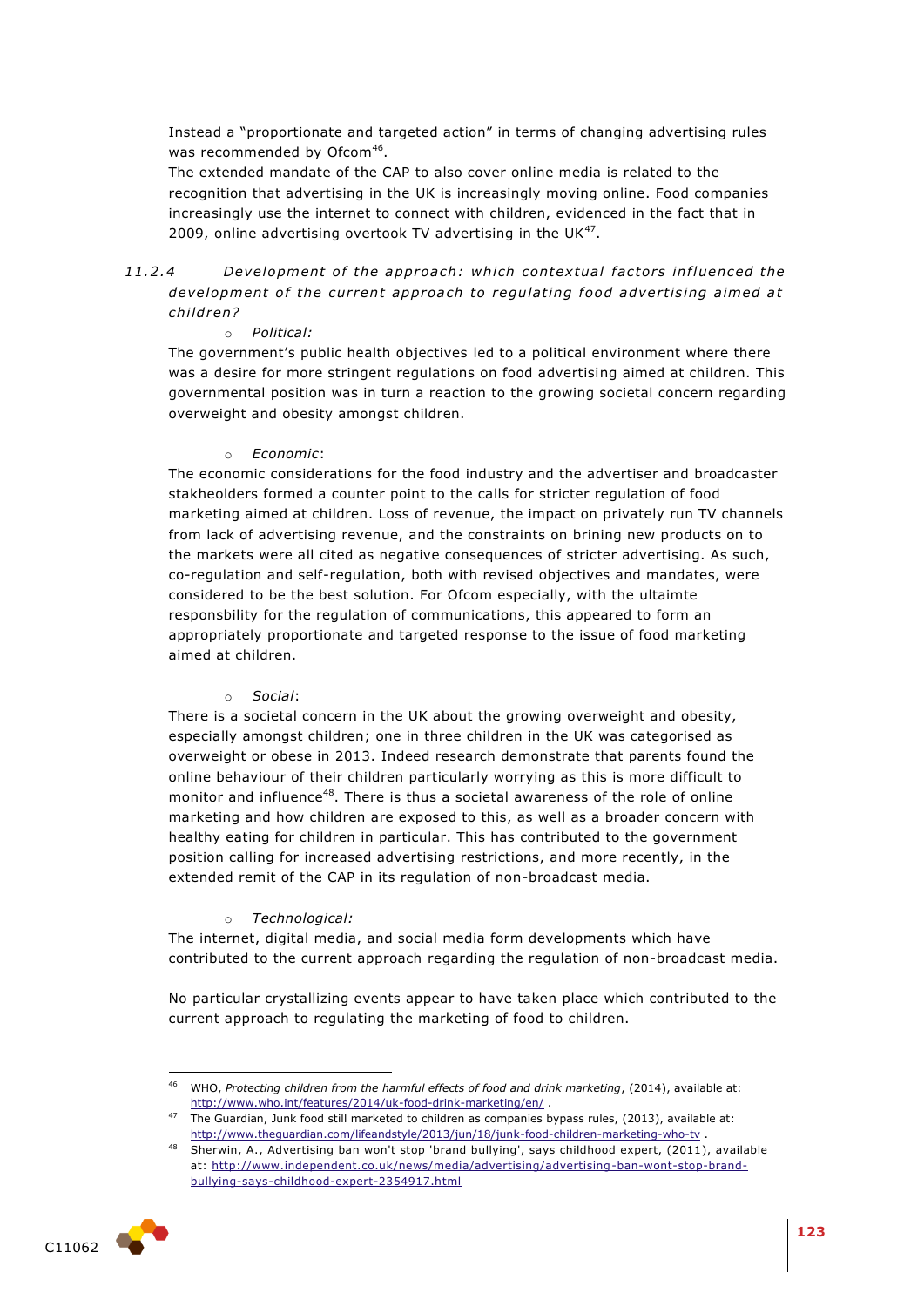Instead a "proportionate and targeted action" in terms of changing advertising rules was recommended by Ofcom[46].

The extended mandate of the CAP to also cover online media is related to the recognition that advertising in the UK is increasingly moving online. Food companies increasingly use the internet to connect with children, evidenced in the fact that in 2009, online advertising overtook TV advertising in the UK[47].

### 11.2.4 *Development of the approach: which contextual factors influenced the development of the current approach to regulating food advertising aimed at children?*

- *Political:*

The government's public health objectives led to a political environment where there was a desire for more stringent regulations on food advertising aimed at children. This governmental position was in turn a reaction to the growing societal concern regarding overweight and obesity amongst children.

- *Economic*:

The economic considerations for the food industry and the advertiser and broadcaster stakheolders formed a counter point to the calls for stricter regulation of food marketing aimed at children. Loss of revenue, the impact on privately run TV channels from lack of advertising revenue, and the constraints on brining new products on to the markets were all cited as negative consequences of stricter advertising. As such, co-regulation and self-regulation, both with revised objectives and mandates, were considered to be the best solution. For Ofcom especially, with the ultaimte responsbility for the regulation of communications, this appeared to form an appropriately proportionate and targeted response to the issue of food marketing aimed at children.

- *Social*:

There is a societal concern in the UK about the growing overweight and obesity, especially amongst children; one in three children in the UK was categorised as overweight or obese in 2013. Indeed research demonstrate that parents found the online behaviour of their children particularly worrying as this is more difficult to monitor and influence[48]. There is thus a societal awareness of the role of online marketing and how children are exposed to this, as well as a broader concern with healthy eating for children in particular. This has contributed to the government position calling for increased advertising restrictions, and more recently, in the extended remit of the CAP in its regulation of non-broadcast media.

- *Technological:*

The internet, digital media, and social media form developments which have contributed to the current approach regarding the regulation of non-broadcast media.

No particular crystallizing events appear to have taken place which contributed to the current approach to regulating the marketing of food to children.

---

[46] WHO, *Protecting children from the harmful effects of food and drink marketing*, (2014), available at: http://www.who.int/features/2014/uk-food-drink-marketing/en/ .

[47] The Guardian, Junk food still marketed to children as companies bypass rules, (2013), available at: http://www.theguardian.com/lifeandstyle/2013/jun/18/junk-food-children-marketing-who-tv .

[48] Sherwin, A., Advertising ban won't stop 'brand bullying', says childhood expert, (2011), available at: http://www.independent.co.uk/news/media/advertising/advertising-ban-wont-stop-brand-bullying-says-childhood-expert-2354917.html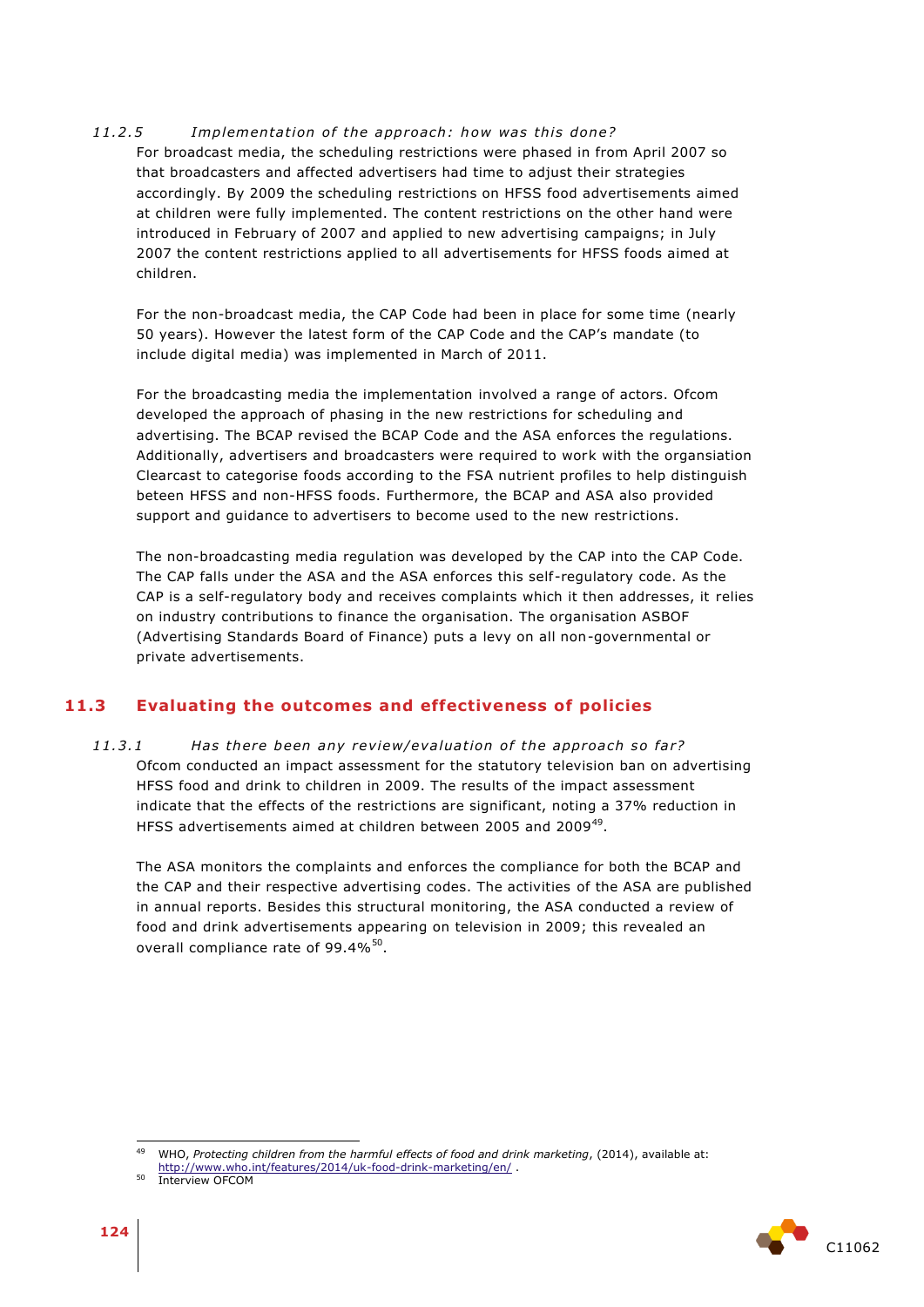#### 11.2.5 *Implementation of the approach: how was this done?*

For broadcast media, the scheduling restrictions were phased in from April 2007 so that broadcasters and affected advertisers had time to adjust their strategies accordingly. By 2009 the scheduling restrictions on HFSS food advertisements aimed at children were fully implemented. The content restrictions on the other hand were introduced in February of 2007 and applied to new advertising campaigns; in July 2007 the content restrictions applied to all advertisements for HFSS foods aimed at children.

For the non-broadcast media, the CAP Code had been in place for some time (nearly 50 years). However the latest form of the CAP Code and the CAP's mandate (to include digital media) was implemented in March of 2011.

For the broadcasting media the implementation involved a range of actors. Ofcom developed the approach of phasing in the new restrictions for scheduling and advertising. The BCAP revised the BCAP Code and the ASA enforces the regulations. Additionally, advertisers and broadcasters were required to work with the organsiation Clearcast to categorise foods according to the FSA nutrient profiles to help distinguish beteen HFSS and non-HFSS foods. Furthermore, the BCAP and ASA also provided support and guidance to advertisers to become used to the new restrictions.

The non-broadcasting media regulation was developed by the CAP into the CAP Code. The CAP falls under the ASA and the ASA enforces this self-regulatory code. As the CAP is a self-regulatory body and receives complaints which it then addresses, it relies on industry contributions to finance the organisation. The organisation ASBOF (Advertising Standards Board of Finance) puts a levy on all non-governmental or private advertisements.

## 11.3 Evaluating the outcomes and effectiveness of policies

#### 11.3.1 *Has there been any review/evaluation of the approach so far?*

Ofcom conducted an impact assessment for the statutory television ban on advertising HFSS food and drink to children in 2009. The results of the impact assessment indicate that the effects of the restrictions are significant, noting a 37% reduction in HFSS advertisements aimed at children between 2005 and 2009[49].

The ASA monitors the complaints and enforces the compliance for both the BCAP and the CAP and their respective advertising codes. The activities of the ASA are published in annual reports. Besides this structural monitoring, the ASA conducted a review of food and drink advertisements appearing on television in 2009; this revealed an overall compliance rate of 99.4%[50].

---

[49] WHO, *Protecting children from the harmful effects of food and drink marketing*, (2014), available at: http://www.who.int/features/2014/uk-food-drink-marketing/en/ .

[50] Interview OFCOM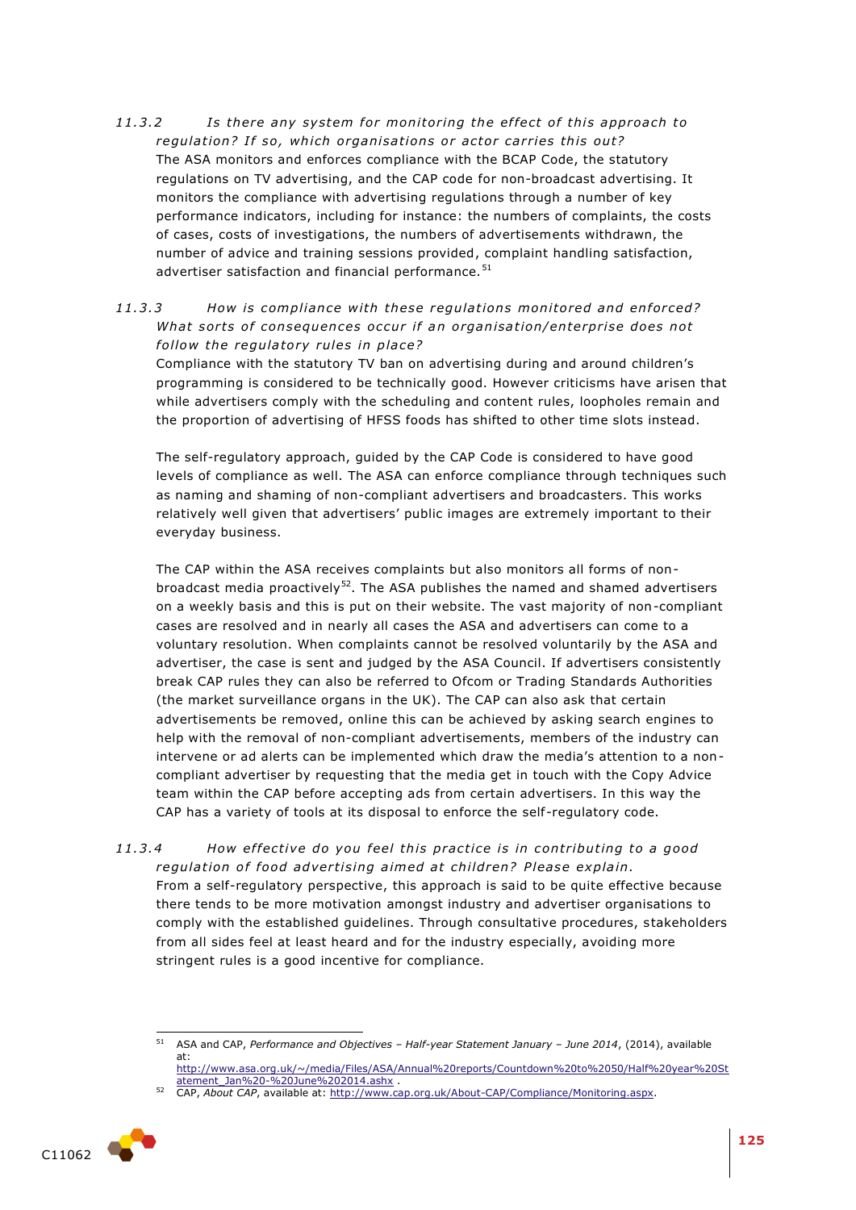#### *11.3.2 Is there any system for monitoring the effect of this approach to regulation? If so, which organisations or actor carries this out?*

The ASA monitors and enforces compliance with the BCAP Code, the statutory regulations on TV advertising, and the CAP code for non-broadcast advertising. It monitors the compliance with advertising regulations through a number of key performance indicators, including for instance: the numbers of complaints, the costs of cases, costs of investigations, the numbers of advertisements withdrawn, the number of advice and training sessions provided, complaint handling satisfaction, advertiser satisfaction and financial performance.[51]

#### *11.3.3 How is compliance with these regulations monitored and enforced? What sorts of consequences occur if an organisation/enterprise does not follow the regulatory rules in place?*

Compliance with the statutory TV ban on advertising during and around children's programming is considered to be technically good. However criticisms have arisen that while advertisers comply with the scheduling and content rules, loopholes remain and the proportion of advertising of HFSS foods has shifted to other time slots instead.

The self-regulatory approach, guided by the CAP Code is considered to have good levels of compliance as well. The ASA can enforce compliance through techniques such as naming and shaming of non-compliant advertisers and broadcasters. This works relatively well given that advertisers' public images are extremely important to their everyday business.

The CAP within the ASA receives complaints but also monitors all forms of non-broadcast media proactively[52]. The ASA publishes the named and shamed advertisers on a weekly basis and this is put on their website. The vast majority of non-compliant cases are resolved and in nearly all cases the ASA and advertisers can come to a voluntary resolution. When complaints cannot be resolved voluntarily by the ASA and advertiser, the case is sent and judged by the ASA Council. If advertisers consistently break CAP rules they can also be referred to Ofcom or Trading Standards Authorities (the market surveillance organs in the UK). The CAP can also ask that certain advertisements be removed, online this can be achieved by asking search engines to help with the removal of non-compliant advertisements, members of the industry can intervene or ad alerts can be implemented which draw the media's attention to a non-compliant advertiser by requesting that the media get in touch with the Copy Advice team within the CAP before accepting ads from certain advertisers. In this way the CAP has a variety of tools at its disposal to enforce the self-regulatory code.

#### *11.3.4 How effective do you feel this practice is in contributing to a good regulation of food advertising aimed at children? Please explain.*

From a self-regulatory perspective, this approach is said to be quite effective because there tends to be more motivation amongst industry and advertiser organisations to comply with the established guidelines. Through consultative procedures, stakeholders from all sides feel at least heard and for the industry especially, avoiding more stringent rules is a good incentive for compliance.

---

[51] ASA and CAP, *Performance and Objectives – Half-year Statement January – June 2014*, (2014), available at: http://www.asa.org.uk/~/media/Files/ASA/Annual%20reports/Countdown%20to%2050/Half%20year%20Statement_Jan%20-%20June%202014.ashx .

[52] CAP, *About CAP*, available at: http://www.cap.org.uk/About-CAP/Compliance/Monitoring.aspx.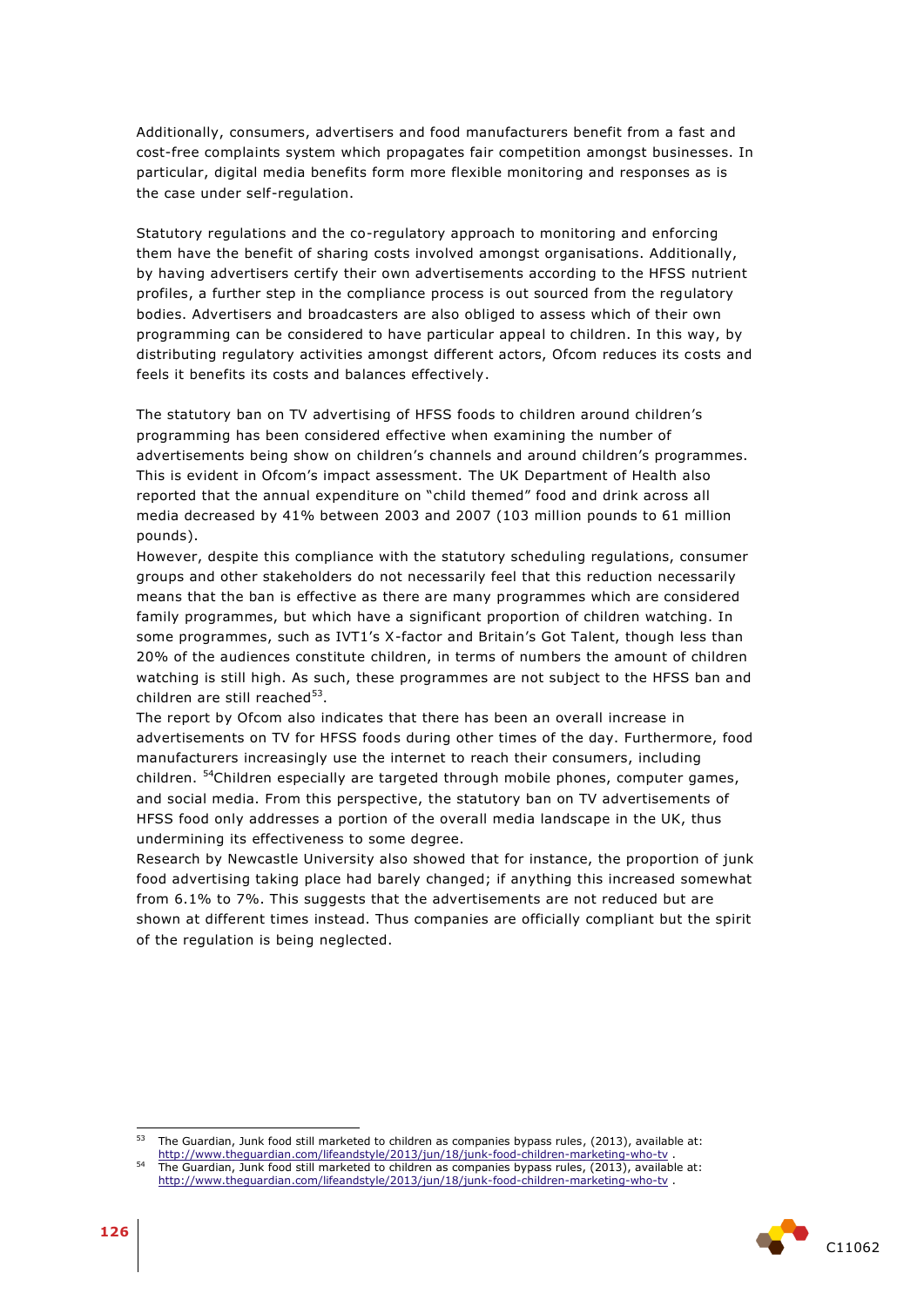Additionally, consumers, advertisers and food manufacturers benefit from a fast and cost-free complaints system which propagates fair competition amongst businesses. In particular, digital media benefits form more flexible monitoring and responses as is the case under self-regulation.

Statutory regulations and the co-regulatory approach to monitoring and enforcing them have the benefit of sharing costs involved amongst organisations. Additionally, by having advertisers certify their own advertisements according to the HFSS nutrient profiles, a further step in the compliance process is out sourced from the regulatory bodies. Advertisers and broadcasters are also obliged to assess which of their own programming can be considered to have particular appeal to children. In this way, by distributing regulatory activities amongst different actors, Ofcom reduces its costs and feels it benefits its costs and balances effectively.

The statutory ban on TV advertising of HFSS foods to children around children's programming has been considered effective when examining the number of advertisements being show on children's channels and around children's programmes. This is evident in Ofcom's impact assessment. The UK Department of Health also reported that the annual expenditure on "child themed" food and drink across all media decreased by 41% between 2003 and 2007 (103 million pounds to 61 million pounds).

However, despite this compliance with the statutory scheduling regulations, consumer groups and other stakeholders do not necessarily feel that this reduction necessarily means that the ban is effective as there are many programmes which are considered family programmes, but which have a significant proportion of children watching. In some programmes, such as IVT1's X-factor and Britain's Got Talent, though less than 20% of the audiences constitute children, in terms of numbers the amount of children watching is still high. As such, these programmes are not subject to the HFSS ban and children are still reached[53].

The report by Ofcom also indicates that there has been an overall increase in advertisements on TV for HFSS foods during other times of the day. Furthermore, food manufacturers increasingly use the internet to reach their consumers, including children. [54]Children especially are targeted through mobile phones, computer games, and social media. From this perspective, the statutory ban on TV advertisements of HFSS food only addresses a portion of the overall media landscape in the UK, thus undermining its effectiveness to some degree.

Research by Newcastle University also showed that for instance, the proportion of junk food advertising taking place had barely changed; if anything this increased somewhat from 6.1% to 7%. This suggests that the advertisements are not reduced but are shown at different times instead. Thus companies are officially compliant but the spirit of the regulation is being neglected.

---

[53] The Guardian, Junk food still marketed to children as companies bypass rules, (2013), available at: http://www.theguardian.com/lifeandstyle/2013/jun/18/junk-food-children-marketing-who-tv .

[54] The Guardian, Junk food still marketed to children as companies bypass rules, (2013), available at: http://www.theguardian.com/lifeandstyle/2013/jun/18/junk-food-children-marketing-who-tv .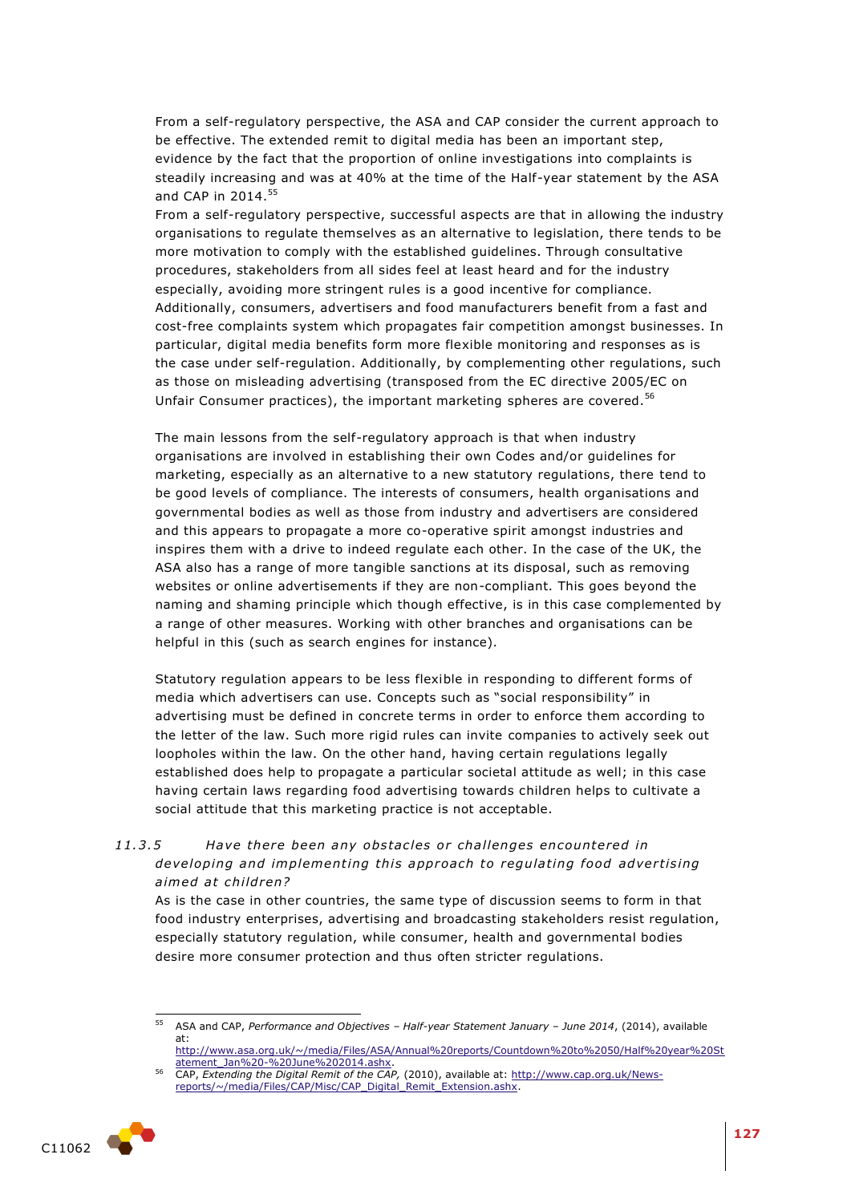From a self-regulatory perspective, the ASA and CAP consider the current approach to be effective. The extended remit to digital media has been an important step, evidence by the fact that the proportion of online investigations into complaints is steadily increasing and was at 40% at the time of the Half-year statement by the ASA and CAP in 2014.[55]

From a self-regulatory perspective, successful aspects are that in allowing the industry organisations to regulate themselves as an alternative to legislation, there tends to be more motivation to comply with the established guidelines. Through consultative procedures, stakeholders from all sides feel at least heard and for the industry especially, avoiding more stringent rules is a good incentive for compliance. Additionally, consumers, advertisers and food manufacturers benefit from a fast and cost-free complaints system which propagates fair competition amongst businesses. In particular, digital media benefits form more flexible monitoring and responses as is the case under self-regulation. Additionally, by complementing other regulations, such as those on misleading advertising (transposed from the EC directive 2005/EC on Unfair Consumer practices), the important marketing spheres are covered.[56]

The main lessons from the self-regulatory approach is that when industry organisations are involved in establishing their own Codes and/or guidelines for marketing, especially as an alternative to a new statutory regulations, there tend to be good levels of compliance. The interests of consumers, health organisations and governmental bodies as well as those from industry and advertisers are considered and this appears to propagate a more co-operative spirit amongst industries and inspires them with a drive to indeed regulate each other. In the case of the UK, the ASA also has a range of more tangible sanctions at its disposal, such as removing websites or online advertisements if they are non-compliant. This goes beyond the naming and shaming principle which though effective, is in this case complemented by a range of other measures. Working with other branches and organisations can be helpful in this (such as search engines for instance).

Statutory regulation appears to be less flexible in responding to different forms of media which advertisers can use. Concepts such as "social responsibility" in advertising must be defined in concrete terms in order to enforce them according to the letter of the law. Such more rigid rules can invite companies to actively seek out loopholes within the law. On the other hand, having certain regulations legally established does help to propagate a particular societal attitude as well; in this case having certain laws regarding food advertising towards children helps to cultivate a social attitude that this marketing practice is not acceptable.

### *11.3.5 Have there been any obstacles or challenges encountered in developing and implementing this approach to regulating food advertising aimed at children?*

As is the case in other countries, the same type of discussion seems to form in that food industry enterprises, advertising and broadcasting stakeholders resist regulation, especially statutory regulation, while consumer, health and governmental bodies desire more consumer protection and thus often stricter regulations.

---

[55] ASA and CAP, *Performance and Objectives – Half-year Statement January – June 2014*, (2014), available at: http://www.asa.org.uk/~/media/Files/ASA/Annual%20reports/Countdown%20to%2050/Half%20year%20Statement_Jan%20-%20June%202014.ashx.

[56] CAP, *Extending the Digital Remit of the CAP,* (2010), available at: http://www.cap.org.uk/News-reports/~/media/Files/CAP/Misc/CAP_Digital_Remit_Extension.ashx.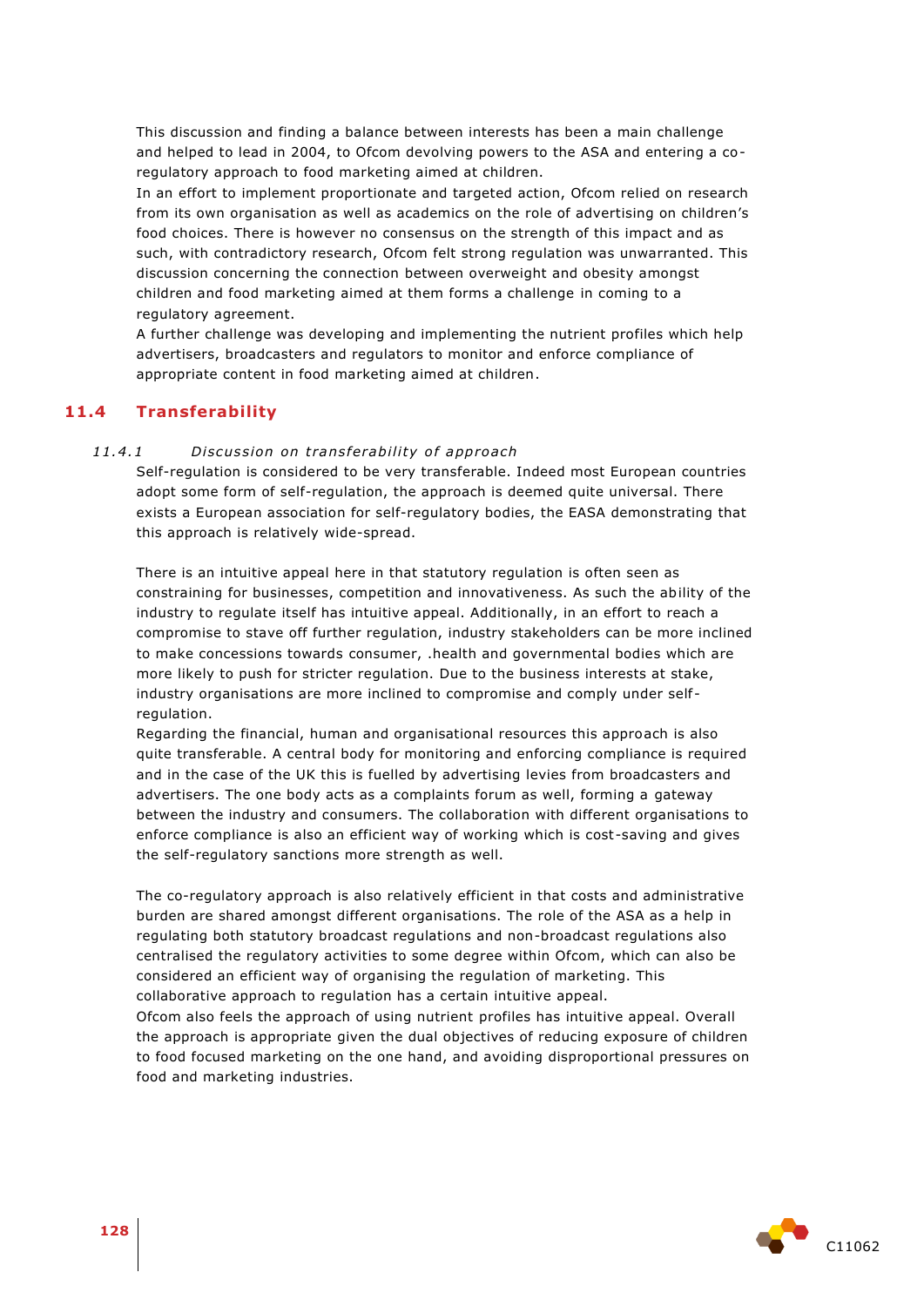This discussion and finding a balance between interests has been a main challenge and helped to lead in 2004, to Ofcom devolving powers to the ASA and entering a co-regulatory approach to food marketing aimed at children.

In an effort to implement proportionate and targeted action, Ofcom relied on research from its own organisation as well as academics on the role of advertising on children's food choices. There is however no consensus on the strength of this impact and as such, with contradictory research, Ofcom felt strong regulation was unwarranted. This discussion concerning the connection between overweight and obesity amongst children and food marketing aimed at them forms a challenge in coming to a regulatory agreement.

A further challenge was developing and implementing the nutrient profiles which help advertisers, broadcasters and regulators to monitor and enforce compliance of appropriate content in food marketing aimed at children.

## 11.4 Transferability

### *11.4.1 Discussion on transferability of approach*

Self-regulation is considered to be very transferable. Indeed most European countries adopt some form of self-regulation, the approach is deemed quite universal. There exists a European association for self-regulatory bodies, the EASA demonstrating that this approach is relatively wide-spread.

There is an intuitive appeal here in that statutory regulation is often seen as constraining for businesses, competition and innovativeness. As such the ability of the industry to regulate itself has intuitive appeal. Additionally, in an effort to reach a compromise to stave off further regulation, industry stakeholders can be more inclined to make concessions towards consumer, .health and governmental bodies which are more likely to push for stricter regulation. Due to the business interests at stake, industry organisations are more inclined to compromise and comply under self-regulation.

Regarding the financial, human and organisational resources this approach is also quite transferable. A central body for monitoring and enforcing compliance is required and in the case of the UK this is fuelled by advertising levies from broadcasters and advertisers. The one body acts as a complaints forum as well, forming a gateway between the industry and consumers. The collaboration with different organisations to enforce compliance is also an efficient way of working which is cost-saving and gives the self-regulatory sanctions more strength as well.

The co-regulatory approach is also relatively efficient in that costs and administrative burden are shared amongst different organisations. The role of the ASA as a help in regulating both statutory broadcast regulations and non-broadcast regulations also centralised the regulatory activities to some degree within Ofcom, which can also be considered an efficient way of organising the regulation of marketing. This collaborative approach to regulation has a certain intuitive appeal.

Ofcom also feels the approach of using nutrient profiles has intuitive appeal. Overall the approach is appropriate given the dual objectives of reducing exposure of children to food focused marketing on the one hand, and avoiding disproportional pressures on food and marketing industries.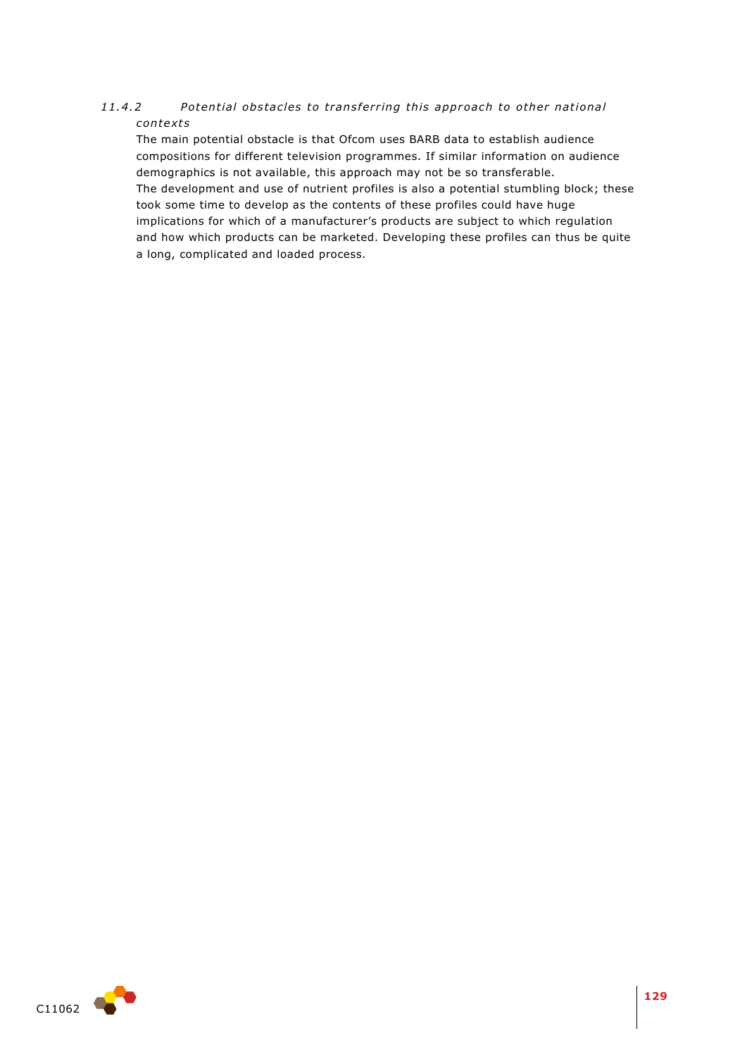#### *11.4.2 Potential obstacles to transferring this approach to other national contexts*

The main potential obstacle is that Ofcom uses BARB data to establish audience compositions for different television programmes. If similar information on audience demographics is not available, this approach may not be so transferable.

The development and use of nutrient profiles is also a potential stumbling block; these took some time to develop as the contents of these profiles could have huge implications for which of a manufacturer's products are subject to which regulation and how which products can be marketed. Developing these profiles can thus be quite a long, complicated and loaded process.